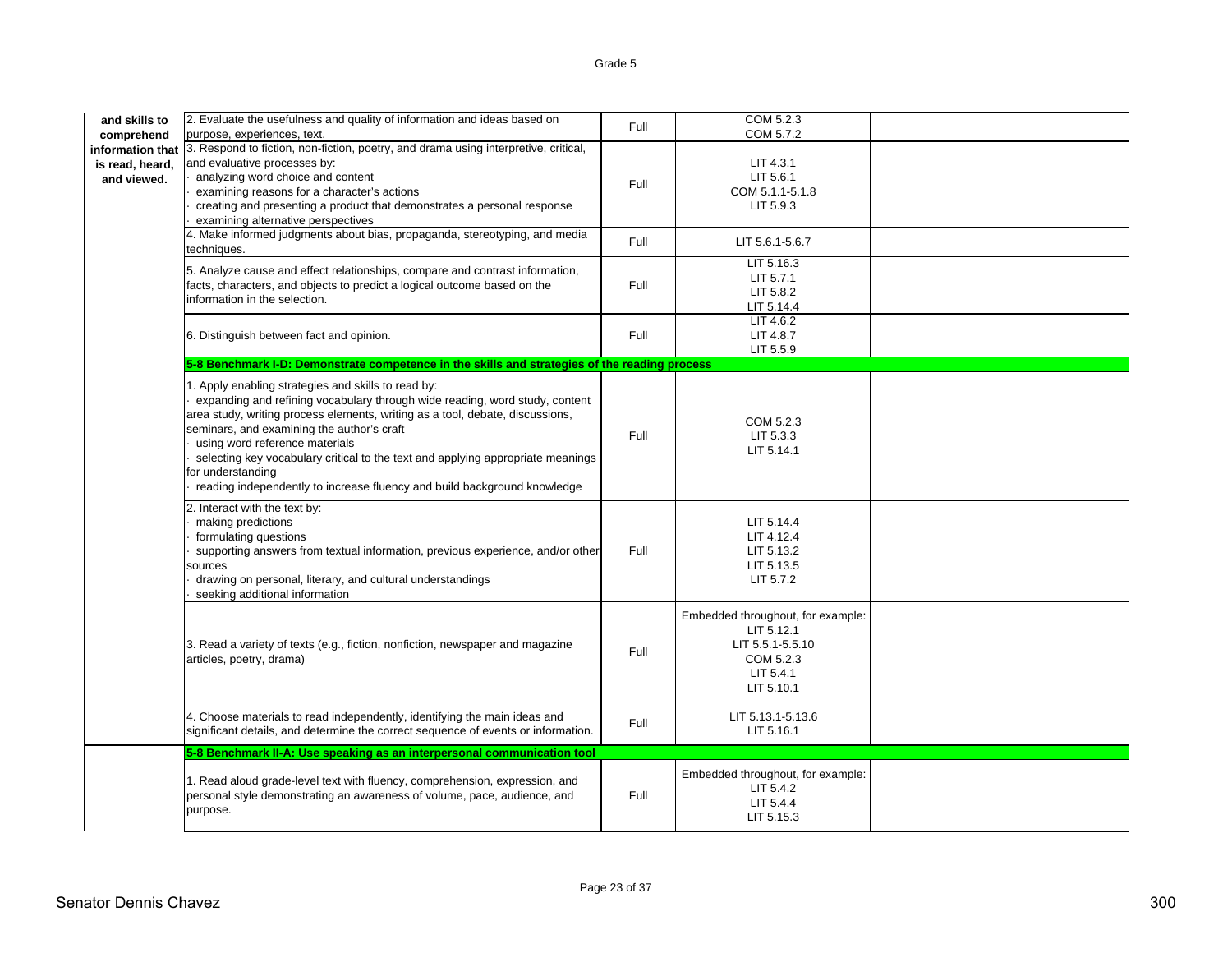| and skills to comprehend information that is read, heard, and viewed. | 2. Evaluate the usefulness and quality of information and ideas based on purpose, experiences, text. | Full | COM 5.2.3<br>COM 5.7.2 | |
|---|---|---|---|---|
| | 3. Respond to fiction, non-fiction, poetry, and drama using interpretive, critical, and evaluative processes by:<br>· analyzing word choice and content<br>· examining reasons for a character's actions<br>· creating and presenting a product that demonstrates a personal response<br>· examining alternative perspectives | Full | LIT 4.3.1<br>LIT 5.6.1<br>COM 5.1.1-5.1.8<br>LIT 5.9.3 | |
| | 4. Make informed judgments about bias, propaganda, stereotyping, and media techniques. | Full | LIT 5.6.1-5.6.7 | |
| | 5. Analyze cause and effect relationships, compare and contrast information, facts, characters, and objects to predict a logical outcome based on the information in the selection. | Full | LIT 5.16.3<br>LIT 5.7.1<br>LIT 5.8.2<br>LIT 5.14.4 | |
| | 6. Distinguish between fact and opinion. | Full | LIT 4.6.2<br>LIT 4.8.7<br>LIT 5.5.9 | |
| | **5-8 Benchmark I-D: Demonstrate competence in the skills and strategies of the reading process** | | | |
| | 1. Apply enabling strategies and skills to read by:<br>· expanding and refining vocabulary through wide reading, word study, content area study, writing process elements, writing as a tool, debate, discussions, seminars, and examining the author's craft<br>· using word reference materials<br>· selecting key vocabulary critical to the text and applying appropriate meanings for understanding<br>· reading independently to increase fluency and build background knowledge | Full | COM 5.2.3<br>LIT 5.3.3<br>LIT 5.14.1 | |
| | 2. Interact with the text by:<br>· making predictions<br>· formulating questions<br>· supporting answers from textual information, previous experience, and/or other sources<br>· drawing on personal, literary, and cultural understandings<br>· seeking additional information | Full | LIT 5.14.4<br>LIT 4.12.4<br>LIT 5.13.2<br>LIT 5.13.5<br>LIT 5.7.2 | |
| | 3. Read a variety of texts (e.g., fiction, nonfiction, newspaper and magazine articles, poetry, drama) | Full | Embedded throughout, for example:<br>LIT 5.12.1<br>LIT 5.5.1-5.5.10<br>COM 5.2.3<br>LIT 5.4.1<br>LIT 5.10.1 | |
| | 4. Choose materials to read independently, identifying the main ideas and significant details, and determine the correct sequence of events or information. | Full | LIT 5.13.1-5.13.6<br>LIT 5.16.1 | |
| | **5-8 Benchmark II-A: Use speaking as an interpersonal communication tool** | | | |
| | 1. Read aloud grade-level text with fluency, comprehension, expression, and personal style demonstrating an awareness of volume, pace, audience, and purpose. | Full | Embedded throughout, for example:<br>LIT 5.4.2<br>LIT 5.4.4<br>LIT 5.15.3 | |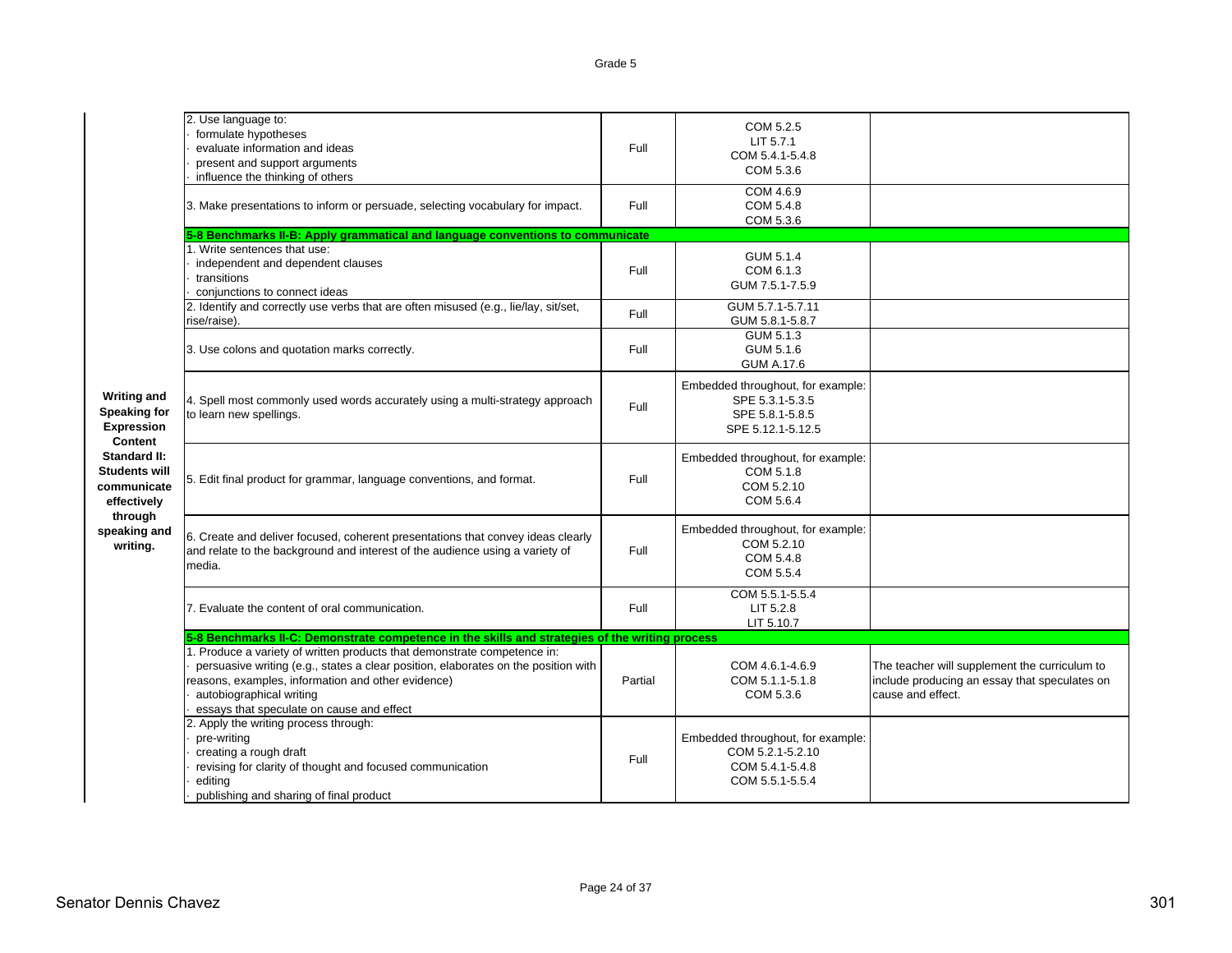| | | | | |
|---|---|---|---|---|
| Writing and Speaking for Expression Content Standard II: Students will communicate effectively through speaking and writing. | 2. Use language to:<br>· formulate hypotheses<br>· evaluate information and ideas<br>· present and support arguments<br>· influence the thinking of others | Full | COM 5.2.5<br>LIT 5.7.1<br>COM 5.4.1-5.4.8<br>COM 5.3.6 | |
| | 3. Make presentations to inform or persuade, selecting vocabulary for impact. | Full | COM 4.6.9<br>COM 5.4.8<br>COM 5.3.6 | |
| | **5-8 Benchmarks II-B: Apply grammatical and language conventions to communicate** | | | |
| | 1. Write sentences that use:<br>· independent and dependent clauses<br>· transitions<br>· conjunctions to connect ideas | Full | GUM 5.1.4<br>COM 6.1.3<br>GUM 7.5.1-7.5.9 | |
| | 2. Identify and correctly use verbs that are often misused (e.g., lie/lay, sit/set, rise/raise). | Full | GUM 5.7.1-5.7.11<br>GUM 5.8.1-5.8.7 | |
| | 3. Use colons and quotation marks correctly. | Full | GUM 5.1.3<br>GUM 5.1.6<br>GUM A.17.6 | |
| | 4. Spell most commonly used words accurately using a multi-strategy approach to learn new spellings. | Full | Embedded throughout, for example:<br>SPE 5.3.1-5.3.5<br>SPE 5.8.1-5.8.5<br>SPE 5.12.1-5.12.5 | |
| | 5. Edit final product for grammar, language conventions, and format. | Full | Embedded throughout, for example:<br>COM 5.1.8<br>COM 5.2.10<br>COM 5.6.4 | |
| | 6. Create and deliver focused, coherent presentations that convey ideas clearly and relate to the background and interest of the audience using a variety of media. | Full | Embedded throughout, for example:<br>COM 5.2.10<br>COM 5.4.8<br>COM 5.5.4 | |
| | 7. Evaluate the content of oral communication. | Full | COM 5.5.1-5.5.4<br>LIT 5.2.8<br>LIT 5.10.7 | |
| | **5-8 Benchmarks II-C: Demonstrate competence in the skills and strategies of the writing process** | | | |
| | 1. Produce a variety of written products that demonstrate competence in:<br>· persuasive writing (e.g., states a clear position, elaborates on the position with reasons, examples, information and other evidence)<br>· autobiographical writing<br>· essays that speculate on cause and effect | Partial | COM 4.6.1-4.6.9<br>COM 5.1.1-5.1.8<br>COM 5.3.6 | The teacher will supplement the curriculum to include producing an essay that speculates on cause and effect. |
| | 2. Apply the writing process through:<br>· pre-writing<br>· creating a rough draft<br>· revising for clarity of thought and focused communication<br>· editing<br>· publishing and sharing of final product | Full | Embedded throughout, for example:<br>COM 5.2.1-5.2.10<br>COM 5.4.1-5.4.8<br>COM 5.5.1-5.5.4 | |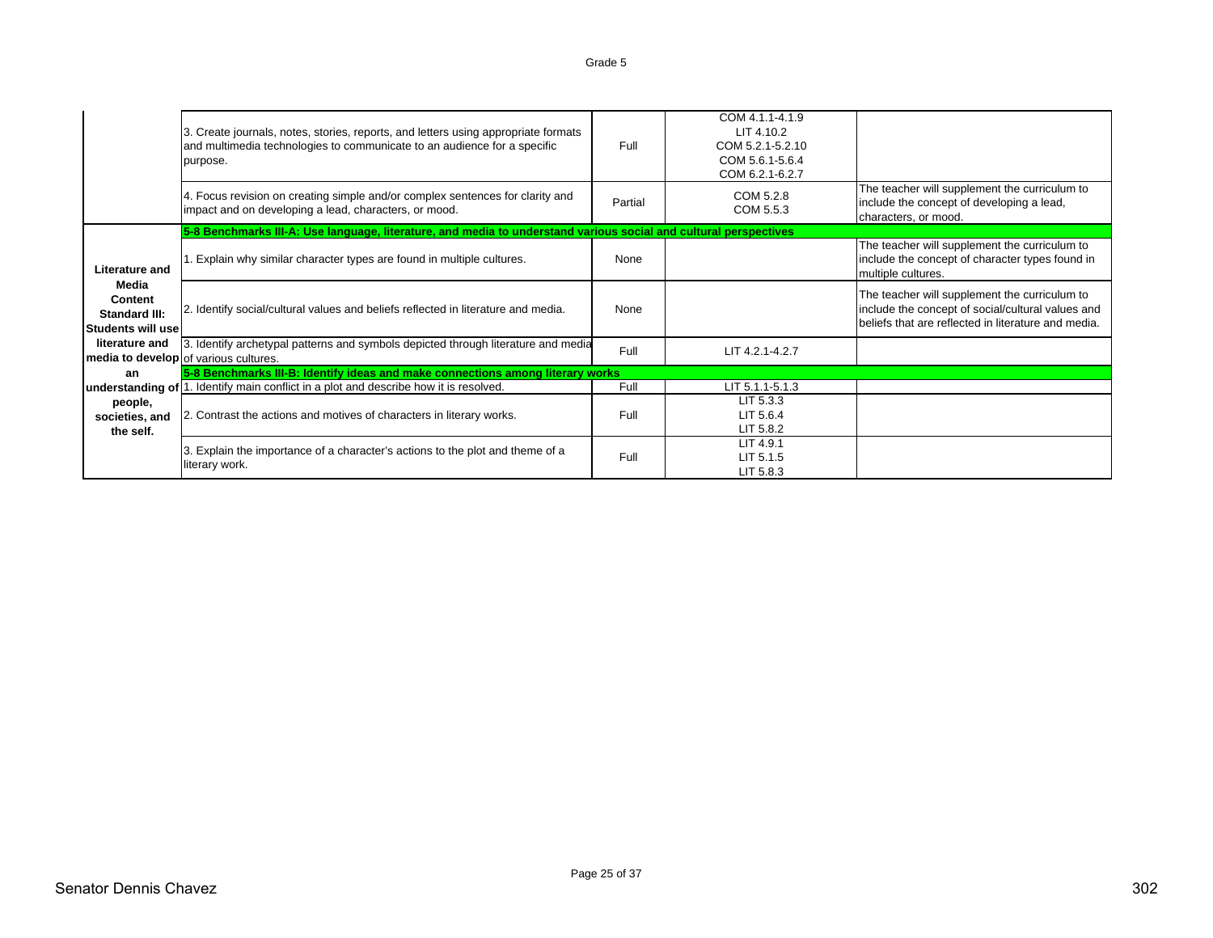Grade 5

| | | | | |
|---|---|---|---|---|
| | 3. Create journals, notes, stories, reports, and letters using appropriate formats and multimedia technologies to communicate to an audience for a specific purpose. | Full | COM 4.1.1-4.1.9<br>LIT 4.10.2<br>COM 5.2.1-5.2.10<br>COM 5.6.1-5.6.4<br>COM 6.2.1-6.2.7 | |
| | 4. Focus revision on creating simple and/or complex sentences for clarity and impact and on developing a lead, characters, or mood. | Partial | COM 5.2.8<br>COM 5.5.3 | The teacher will supplement the curriculum to include the concept of developing a lead, characters, or mood. |
| **Literature and Media Content Standard III: Students will use literature and media to develop an understanding of people, societies, and the self.** | **5-8 Benchmarks III-A: Use language, literature, and media to understand various social and cultural perspectives** | | | |
| | 1. Explain why similar character types are found in multiple cultures. | None | | The teacher will supplement the curriculum to include the concept of character types found in multiple cultures. |
| | 2. Identify social/cultural values and beliefs reflected in literature and media. | None | | The teacher will supplement the curriculum to include the concept of social/cultural values and beliefs that are reflected in literature and media. |
| | 3. Identify archetypal patterns and symbols depicted through literature and media of various cultures. | Full | LIT 4.2.1-4.2.7 | |
| | **5-8 Benchmarks III-B: Identify ideas and make connections among literary works** | | | |
| | 1. Identify main conflict in a plot and describe how it is resolved. | Full | LIT 5.1.1-5.1.3 | |
| | 2. Contrast the actions and motives of characters in literary works. | Full | LIT 5.3.3<br>LIT 5.6.4<br>LIT 5.8.2 | |
| | 3. Explain the importance of a character's actions to the plot and theme of a literary work. | Full | LIT 4.9.1<br>LIT 5.1.5<br>LIT 5.8.3 | |

Senator Dennis Chavez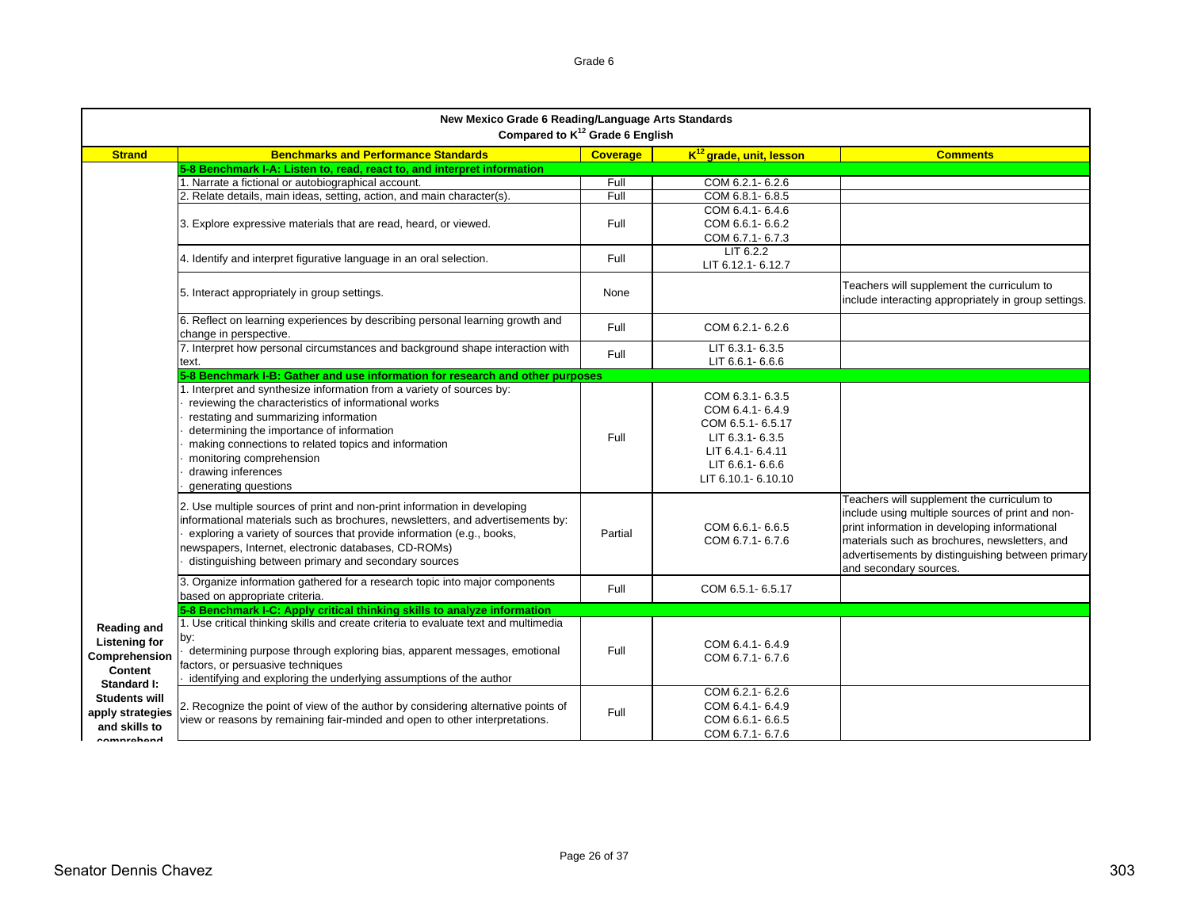Grade 6

| New Mexico Grade 6 Reading/Language Arts Standards<br>Compared to K12 Grade 6 English | | | | |
|---|---|---|---|---|
| **Strand** | **Benchmarks and Performance Standards** | **Coverage** | **K12 grade, unit, lesson** | **Comments** |
| | **5-8 Benchmark I-A: Listen to, read, react to, and interpret information** | | | |
| | 1. Narrate a fictional or autobiographical account. | Full | COM 6.2.1- 6.2.6 | |
| | 2. Relate details, main ideas, setting, action, and main character(s). | Full | COM 6.8.1- 6.8.5 | |
| | 3. Explore expressive materials that are read, heard, or viewed. | Full | COM 6.4.1- 6.4.6<br>COM 6.6.1- 6.6.2<br>COM 6.7.1- 6.7.3 | |
| | 4. Identify and interpret figurative language in an oral selection. | Full | LIT 6.2.2<br>LIT 6.12.1- 6.12.7 | |
| | 5. Interact appropriately in group settings. | None | | Teachers will supplement the curriculum to include interacting appropriately in group settings. |
| | 6. Reflect on learning experiences by describing personal learning growth and change in perspective. | Full | COM 6.2.1- 6.2.6 | |
| | 7. Interpret how personal circumstances and background shape interaction with text. | Full | LIT 6.3.1- 6.3.5<br>LIT 6.6.1- 6.6.6 | |
| | **5-8 Benchmark I-B: Gather and use information for research and other purposes** | | | |
| | 1. Interpret and synthesize information from a variety of sources by:<br>· reviewing the characteristics of informational works<br>· restating and summarizing information<br>· determining the importance of information<br>· making connections to related topics and information<br>· monitoring comprehension<br>· drawing inferences<br>· generating questions | Full | COM 6.3.1- 6.3.5<br>COM 6.4.1- 6.4.9<br>COM 6.5.1- 6.5.17<br>LIT 6.3.1- 6.3.5<br>LIT 6.4.1- 6.4.11<br>LIT 6.6.1- 6.6.6<br>LIT 6.10.1- 6.10.10 | |
| | 2. Use multiple sources of print and non-print information in developing informational materials such as brochures, newsletters, and advertisements by:<br>· exploring a variety of sources that provide information (e.g., books, newspapers, Internet, electronic databases, CD-ROMs)<br>· distinguishing between primary and secondary sources | Partial | COM 6.6.1- 6.6.5<br>COM 6.7.1- 6.7.6 | Teachers will supplement the curriculum to include using multiple sources of print and non-print information in developing informational materials such as brochures, newsletters, and advertisements by distinguishing between primary and secondary sources. |
| | 3. Organize information gathered for a research topic into major components based on appropriate criteria. | Full | COM 6.5.1- 6.5.17 | |
| | **5-8 Benchmark I-C: Apply critical thinking skills to analyze information** | | | |
| **Reading and Listening for Comprehension Content Standard I: Students will apply strategies and skills to comprehend** | 1. Use critical thinking skills and create criteria to evaluate text and multimedia by:<br>· determining purpose through exploring bias, apparent messages, emotional factors, or persuasive techniques<br>· identifying and exploring the underlying assumptions of the author | Full | COM 6.4.1- 6.4.9<br>COM 6.7.1- 6.7.6 | |
| | 2. Recognize the point of view of the author by considering alternative points of view or reasons by remaining fair-minded and open to other interpretations. | Full | COM 6.2.1- 6.2.6<br>COM 6.4.1- 6.4.9<br>COM 6.6.1- 6.6.5<br>COM 6.7.1- 6.7.6 | |

Senator Dennis Chavez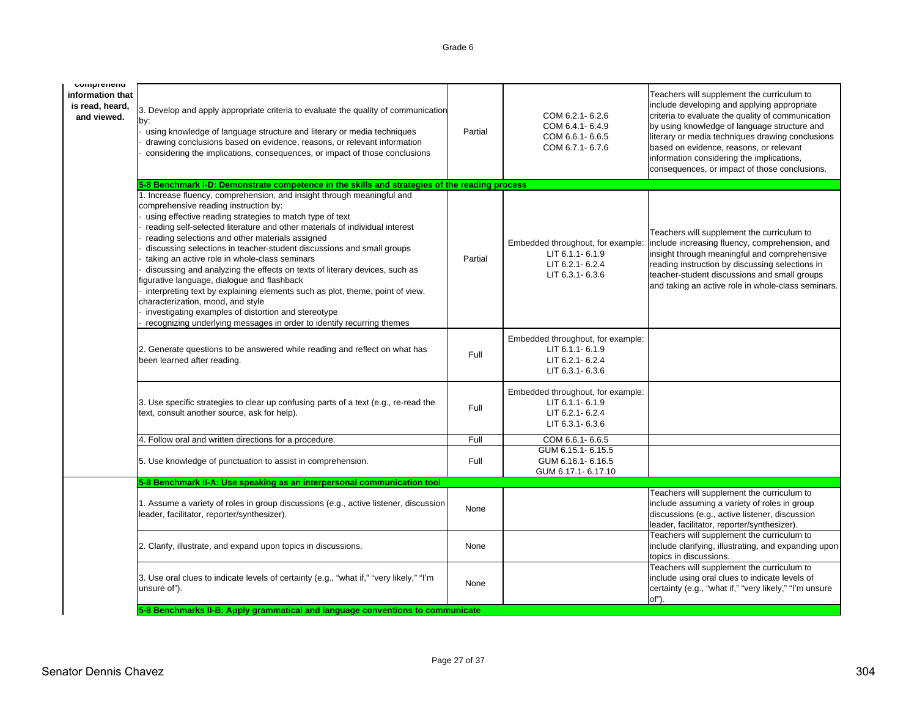| | | | | |
|---|---|---|---|---|
| comprehend information that is read, heard, and viewed. | 3. Develop and apply appropriate criteria to evaluate the quality of communication by:<br>· using knowledge of language structure and literary or media techniques<br>· drawing conclusions based on evidence, reasons, or relevant information<br>· considering the implications, consequences, or impact of those conclusions | Partial | COM 6.2.1- 6.2.6<br>COM 6.4.1- 6.4.9<br>COM 6.6.1- 6.6.5<br>COM 6.7.1- 6.7.6 | Teachers will supplement the curriculum to include developing and applying appropriate criteria to evaluate the quality of communication by using knowledge of language structure and literary or media techniques drawing conclusions based on evidence, reasons, or relevant information considering the implications, consequences, or impact of those conclusions. |
| | **5-8 Benchmark I-D: Demonstrate competence in the skills and strategies of the reading process** | | | |
| | 1. Increase fluency, comprehension, and insight through meaningful and comprehensive reading instruction by:<br>· using effective reading strategies to match type of text<br>· reading self-selected literature and other materials of individual interest<br>· reading selections and other materials assigned<br>· discussing selections in teacher-student discussions and small groups<br>· taking an active role in whole-class seminars<br>· discussing and analyzing the effects on texts of literary devices, such as figurative language, dialogue and flashback<br>· interpreting text by explaining elements such as plot, theme, point of view, characterization, mood, and style<br>· investigating examples of distortion and stereotype<br>· recognizing underlying messages in order to identify recurring themes | Partial | Embedded throughout, for example:<br>LIT 6.1.1- 6.1.9<br>LIT 6.2.1- 6.2.4<br>LIT 6.3.1- 6.3.6 | Teachers will supplement the curriculum to include increasing fluency, comprehension, and insight through meaningful and comprehensive reading instruction by discussing selections in teacher-student discussions and small groups and taking an active role in whole-class seminars. |
| | 2. Generate questions to be answered while reading and reflect on what has been learned after reading. | Full | Embedded throughout, for example:<br>LIT 6.1.1- 6.1.9<br>LIT 6.2.1- 6.2.4<br>LIT 6.3.1- 6.3.6 | |
| | 3. Use specific strategies to clear up confusing parts of a text (e.g., re-read the text, consult another source, ask for help). | Full | Embedded throughout, for example:<br>LIT 6.1.1- 6.1.9<br>LIT 6.2.1- 6.2.4<br>LIT 6.3.1- 6.3.6 | |
| | 4. Follow oral and written directions for a procedure. | Full | COM 6.6.1- 6.6.5 | |
| | 5. Use knowledge of punctuation to assist in comprehension. | Full | GUM 6.15.1- 6.15.5<br>GUM 6.16.1- 6.16.5<br>GUM 6.17.1- 6.17.10 | |
| | **5-8 Benchmark II-A: Use speaking as an interpersonal communication tool** | | | |
| | 1. Assume a variety of roles in group discussions (e.g., active listener, discussion leader, facilitator, reporter/synthesizer). | None | | Teachers will supplement the curriculum to include assuming a variety of roles in group discussions (e.g., active listener, discussion leader, facilitator, reporter/synthesizer). |
| | 2. Clarify, illustrate, and expand upon topics in discussions. | None | | Teachers will supplement the curriculum to include clarifying, illustrating, and expanding upon topics in discussions. |
| | 3. Use oral clues to indicate levels of certainty (e.g., "what if," "very likely," "I'm unsure of"). | None | | Teachers will supplement the curriculum to include using oral clues to indicate levels of certainty (e.g., "what if," "very likely," "I'm unsure of"). |
| | **5-8 Benchmarks II-B: Apply grammatical and language conventions to communicate** | | | |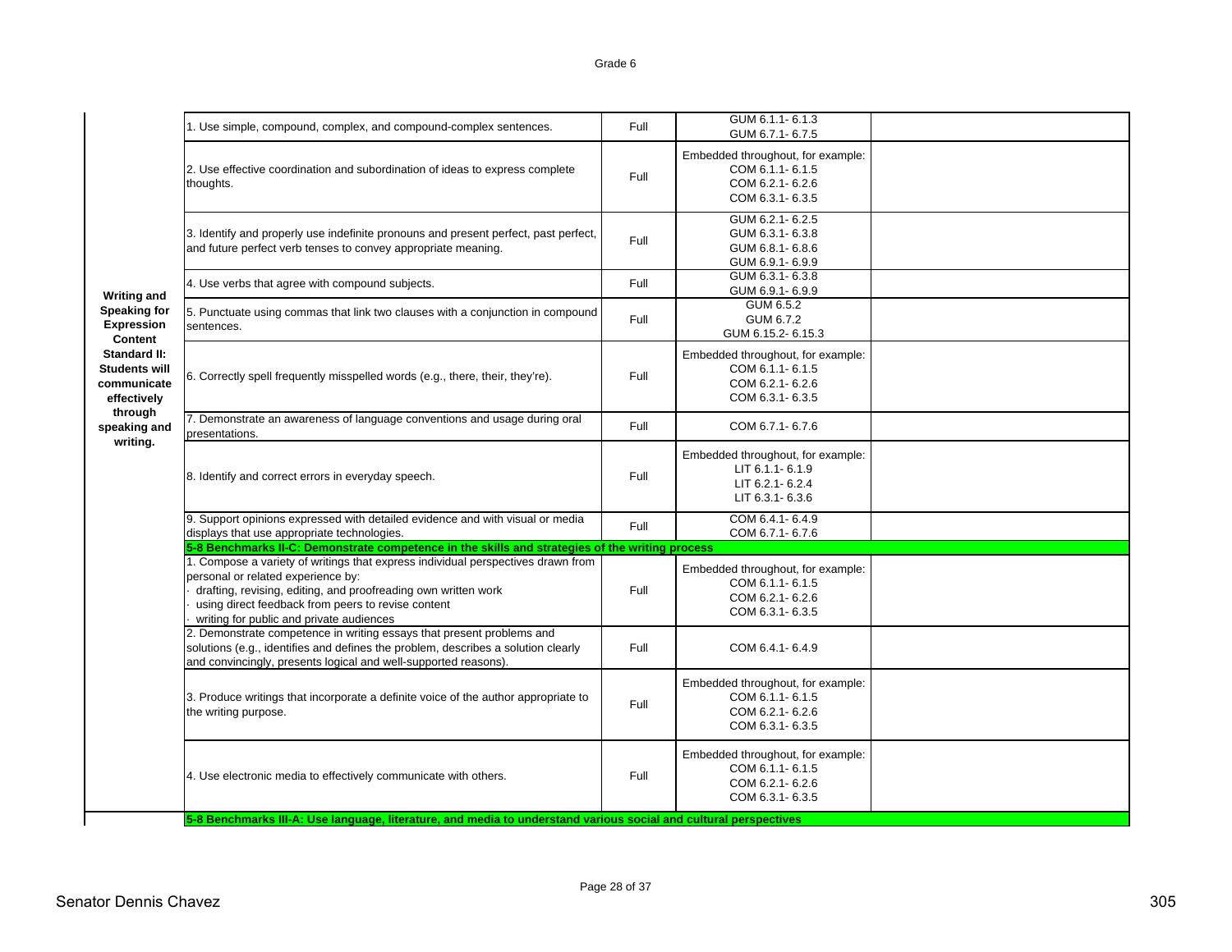Grade 6

| Writing and Speaking for Expression Content Standard II: Students will communicate effectively through speaking and writing. | | | | |
|---|---|---|---|---|
| | 1. Use simple, compound, complex, and compound-complex sentences. | Full | GUM 6.1.1- 6.1.3<br>GUM 6.7.1- 6.7.5 | |
| | 2. Use effective coordination and subordination of ideas to express complete thoughts. | Full | Embedded throughout, for example:<br>COM 6.1.1- 6.1.5<br>COM 6.2.1- 6.2.6<br>COM 6.3.1- 6.3.5 | |
| | 3. Identify and properly use indefinite pronouns and present perfect, past perfect, and future perfect verb tenses to convey appropriate meaning. | Full | GUM 6.2.1- 6.2.5<br>GUM 6.3.1- 6.3.8<br>GUM 6.8.1- 6.8.6<br>GUM 6.9.1- 6.9.9 | |
| | 4. Use verbs that agree with compound subjects. | Full | GUM 6.3.1- 6.3.8<br>GUM 6.9.1- 6.9.9 | |
| | 5. Punctuate using commas that link two clauses with a conjunction in compound sentences. | Full | GUM 6.5.2<br>GUM 6.7.2<br>GUM 6.15.2- 6.15.3 | |
| | 6. Correctly spell frequently misspelled words (e.g., there, their, they're). | Full | Embedded throughout, for example:<br>COM 6.1.1- 6.1.5<br>COM 6.2.1- 6.2.6<br>COM 6.3.1- 6.3.5 | |
| | 7. Demonstrate an awareness of language conventions and usage during oral presentations. | Full | COM 6.7.1- 6.7.6 | |
| | 8. Identify and correct errors in everyday speech. | Full | Embedded throughout, for example:<br>LIT 6.1.1- 6.1.9<br>LIT 6.2.1- 6.2.4<br>LIT 6.3.1- 6.3.6 | |
| | 9. Support opinions expressed with detailed evidence and with visual or media displays that use appropriate technologies. | Full | COM 6.4.1- 6.4.9<br>COM 6.7.1- 6.7.6 | |
| | **5-8 Benchmarks II-C: Demonstrate competence in the skills and strategies of the writing process** | | | |
| | 1. Compose a variety of writings that express individual perspectives drawn from personal or related experience by:<br>· drafting, revising, editing, and proofreading own written work<br>· using direct feedback from peers to revise content<br>· writing for public and private audiences | Full | Embedded throughout, for example:<br>COM 6.1.1- 6.1.5<br>COM 6.2.1- 6.2.6<br>COM 6.3.1- 6.3.5 | |
| | 2. Demonstrate competence in writing essays that present problems and solutions (e.g., identifies and defines the problem, describes a solution clearly and convincingly, presents logical and well-supported reasons). | Full | COM 6.4.1- 6.4.9 | |
| | 3. Produce writings that incorporate a definite voice of the author appropriate to the writing purpose. | Full | Embedded throughout, for example:<br>COM 6.1.1- 6.1.5<br>COM 6.2.1- 6.2.6<br>COM 6.3.1- 6.3.5 | |
| | 4. Use electronic media to effectively communicate with others. | Full | Embedded throughout, for example:<br>COM 6.1.1- 6.1.5<br>COM 6.2.1- 6.2.6<br>COM 6.3.1- 6.3.5 | |
| | **5-8 Benchmarks III-A: Use language, literature, and media to understand various social and cultural perspectives** | | | |

Senator Dennis Chavez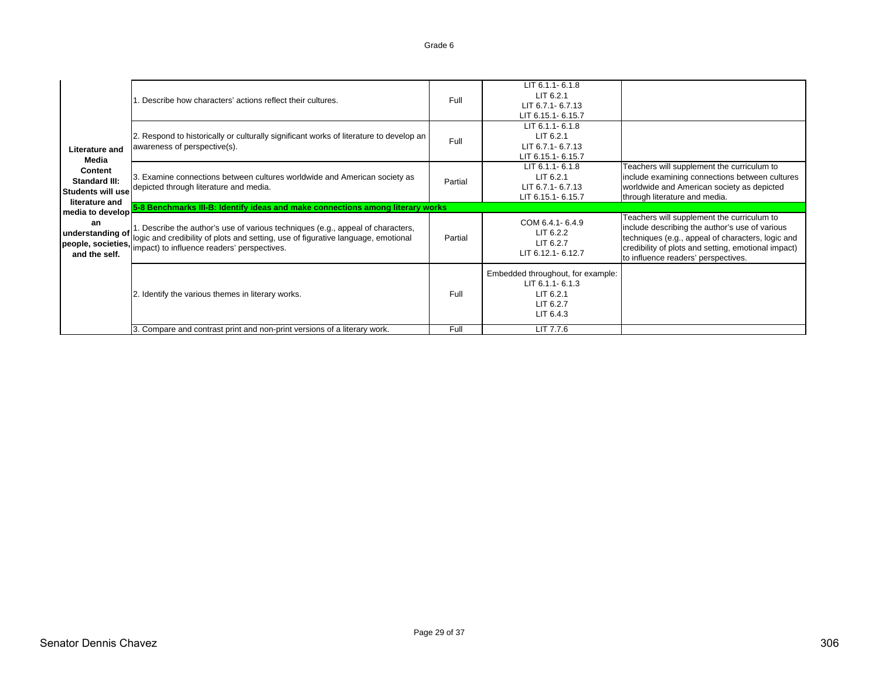| Literature and Media Content Standard III: Students will use literature and media to develop an understanding of people, societies, and the self. | | | | |
|---|---|---|---|---|
| | 1. Describe how characters' actions reflect their cultures. | Full | LIT 6.1.1- 6.1.8<br>LIT 6.2.1<br>LIT 6.7.1- 6.7.13<br>LIT 6.15.1- 6.15.7 | |
| | 2. Respond to historically or culturally significant works of literature to develop an awareness of perspective(s). | Full | LIT 6.1.1- 6.1.8<br>LIT 6.2.1<br>LIT 6.7.1- 6.7.13<br>LIT 6.15.1- 6.15.7 | |
| | 3. Examine connections between cultures worldwide and American society as depicted through literature and media. | Partial | LIT 6.1.1- 6.1.8<br>LIT 6.2.1<br>LIT 6.7.1- 6.7.13<br>LIT 6.15.1- 6.15.7 | Teachers will supplement the curriculum to include examining connections between cultures worldwide and American society as depicted through literature and media. |
| | **5-8 Benchmarks III-B: Identify ideas and make connections among literary works** | | | |
| | 1. Describe the author's use of various techniques (e.g., appeal of characters, logic and credibility of plots and setting, use of figurative language, emotional impact) to influence readers' perspectives. | Partial | COM 6.4.1- 6.4.9<br>LIT 6.2.2<br>LIT 6.2.7<br>LIT 6.12.1- 6.12.7 | Teachers will supplement the curriculum to include describing the author's use of various techniques (e.g., appeal of characters, logic and credibility of plots and setting, emotional impact) to influence readers' perspectives. |
| | 2. Identify the various themes in literary works. | Full | Embedded throughout, for example:<br>LIT 6.1.1- 6.1.3<br>LIT 6.2.1<br>LIT 6.2.7<br>LIT 6.4.3 | |
| | 3. Compare and contrast print and non-print versions of a literary work. | Full | LIT 7.7.6 | |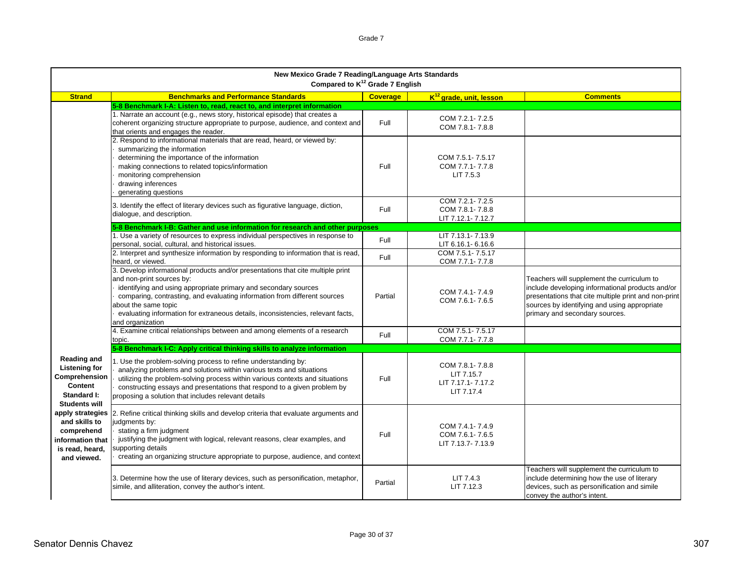## New Mexico Grade 7 Reading/Language Arts Standards
### Compared to K[12] Grade 7 English

| Strand | Benchmarks and Performance Standards | Coverage | K[12] grade, unit, lesson | Comments |
|---|---|---|---|---|
| **Reading and Listening for Comprehension Content Standard I: Students will apply strategies and skills to comprehend information that is read, heard, and viewed.** | **5-8 Benchmark I-A: Listen to, read, react to, and interpret information** | | | |
| | 1. Narrate an account (e.g., news story, historical episode) that creates a coherent organizing structure appropriate to purpose, audience, and context and that orients and engages the reader. | Full | COM 7.2.1- 7.2.5<br>COM 7.8.1- 7.8.8 | |
| | 2. Respond to informational materials that are read, heard, or viewed by:<br>· summarizing the information<br>· determining the importance of the information<br>· making connections to related topics/information<br>· monitoring comprehension<br>· drawing inferences<br>· generating questions | Full | COM 7.5.1- 7.5.17<br>COM 7.7.1- 7.7.8<br>LIT 7.5.3 | |
| | 3. Identify the effect of literary devices such as figurative language, diction, dialogue, and description. | Full | COM 7.2.1- 7.2.5<br>COM 7.8.1- 7.8.8<br>LIT 7.12.1- 7.12.7 | |
| | **5-8 Benchmark I-B: Gather and use information for research and other purposes** | | | |
| | 1. Use a variety of resources to express individual perspectives in response to personal, social, cultural, and historical issues. | Full | LIT 7.13.1- 7.13.9<br>LIT 6.16.1- 6.16.6 | |
| | 2. Interpret and synthesize information by responding to information that is read, heard, or viewed. | Full | COM 7.5.1- 7.5.17<br>COM 7.7.1- 7.7.8 | |
| | 3. Develop informational products and/or presentations that cite multiple print and non-print sources by:<br>· identifying and using appropriate primary and secondary sources<br>· comparing, contrasting, and evaluating information from different sources about the same topic<br>· evaluating information for extraneous details, inconsistencies, relevant facts, and organization | Partial | COM 7.4.1- 7.4.9<br>COM 7.6.1- 7.6.5 | Teachers will supplement the curriculum to include developing informational products and/or presentations that cite multiple print and non-print sources by identifying and using appropriate primary and secondary sources. |
| | 4. Examine critical relationships between and among elements of a research topic. | Full | COM 7.5.1- 7.5.17<br>COM 7.7.1- 7.7.8 | |
| | **5-8 Benchmark I-C: Apply critical thinking skills to analyze information** | | | |
| | 1. Use the problem-solving process to refine understanding by:<br>· analyzing problems and solutions within various texts and situations<br>· utilizing the problem-solving process within various contexts and situations<br>· constructing essays and presentations that respond to a given problem by proposing a solution that includes relevant details | Full | COM 7.8.1- 7.8.8<br>LIT 7.15.7<br>LIT 7.17.1- 7.17.2<br>LIT 7.17.4 | |
| | 2. Refine critical thinking skills and develop criteria that evaluate arguments and judgments by:<br>· stating a firm judgment<br>· justifying the judgment with logical, relevant reasons, clear examples, and supporting details<br>· creating an organizing structure appropriate to purpose, audience, and context | Full | COM 7.4.1- 7.4.9<br>COM 7.6.1- 7.6.5<br>LIT 7.13.7- 7.13.9 | |
| | 3. Determine how the use of literary devices, such as personification, metaphor, simile, and alliteration, convey the author's intent. | Partial | LIT 7.4.3<br>LIT 7.12.3 | Teachers will supplement the curriculum to include determining how the use of literary devices, such as personification and simile convey the author's intent. |

Senator Dennis Chavez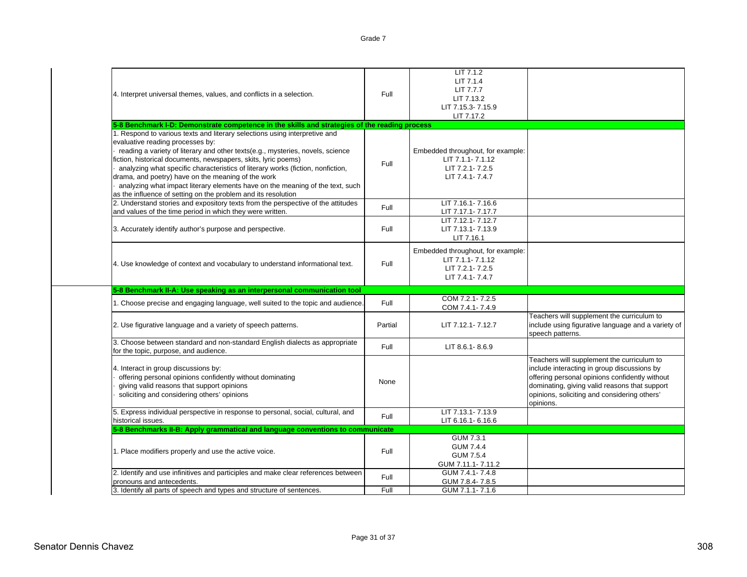| | | | |
|---|---|---|---|
| 4. Interpret universal themes, values, and conflicts in a selection. | Full | LIT 7.1.2<br>LIT 7.1.4<br>LIT 7.7.7<br>LIT 7.13.2<br>LIT 7.15.3- 7.15.9<br>LIT 7.17.2 | |
| **5-8 Benchmark I-D: Demonstrate competence in the skills and strategies of the reading process** | | | |
| 1. Respond to various texts and literary selections using interpretive and evaluative reading processes by:<br>· reading a variety of literary and other texts(e.g., mysteries, novels, science fiction, historical documents, newspapers, skits, lyric poems)<br>· analyzing what specific characteristics of literary works (fiction, nonfiction, drama, and poetry) have on the meaning of the work<br>· analyzing what impact literary elements have on the meaning of the text, such as the influence of setting on the problem and its resolution | Full | Embedded throughout, for example:<br>LIT 7.1.1- 7.1.12<br>LIT 7.2.1- 7.2.5<br>LIT 7.4.1- 7.4.7 | |
| 2. Understand stories and expository texts from the perspective of the attitudes and values of the time period in which they were written. | Full | LIT 7.16.1- 7.16.6<br>LIT 7.17.1- 7.17.7 | |
| 3. Accurately identify author's purpose and perspective. | Full | LIT 7.12.1- 7.12.7<br>LIT 7.13.1- 7.13.9<br>LIT 7.16.1 | |
| 4. Use knowledge of context and vocabulary to understand informational text. | Full | Embedded throughout, for example:<br>LIT 7.1.1- 7.1.12<br>LIT 7.2.1- 7.2.5<br>LIT 7.4.1- 7.4.7 | |
| **5-8 Benchmark II-A: Use speaking as an interpersonal communication tool** | | | |
| 1. Choose precise and engaging language, well suited to the topic and audience. | Full | COM 7.2.1- 7.2.5<br>COM 7.4.1- 7.4.9 | |
| 2. Use figurative language and a variety of speech patterns. | Partial | LIT 7.12.1- 7.12.7 | Teachers will supplement the curriculum to include using figurative language and a variety of speech patterns. |
| 3. Choose between standard and non-standard English dialects as appropriate for the topic, purpose, and audience. | Full | LIT 8.6.1- 8.6.9 | |
| 4. Interact in group discussions by:<br>· offering personal opinions confidently without dominating<br>· giving valid reasons that support opinions<br>· soliciting and considering others' opinions | None | | Teachers will supplement the curriculum to include interacting in group discussions by offering personal opinions confidently without dominating, giving valid reasons that support opinions, soliciting and considering others' opinions. |
| 5. Express individual perspective in response to personal, social, cultural, and historical issues. | Full | LIT 7.13.1- 7.13.9<br>LIT 6.16.1- 6.16.6 | |
| **5-8 Benchmarks II-B: Apply grammatical and language conventions to communicate** | | | |
| 1. Place modifiers properly and use the active voice. | Full | GUM 7.3.1<br>GUM 7.4.4<br>GUM 7.5.4<br>GUM 7.11.1- 7.11.2 | |
| 2. Identify and use infinitives and participles and make clear references between pronouns and antecedents. | Full | GUM 7.4.1- 7.4.8<br>GUM 7.8.4- 7.8.5 | |
| 3. Identify all parts of speech and types and structure of sentences. | Full | GUM 7.1.1- 7.1.6 | |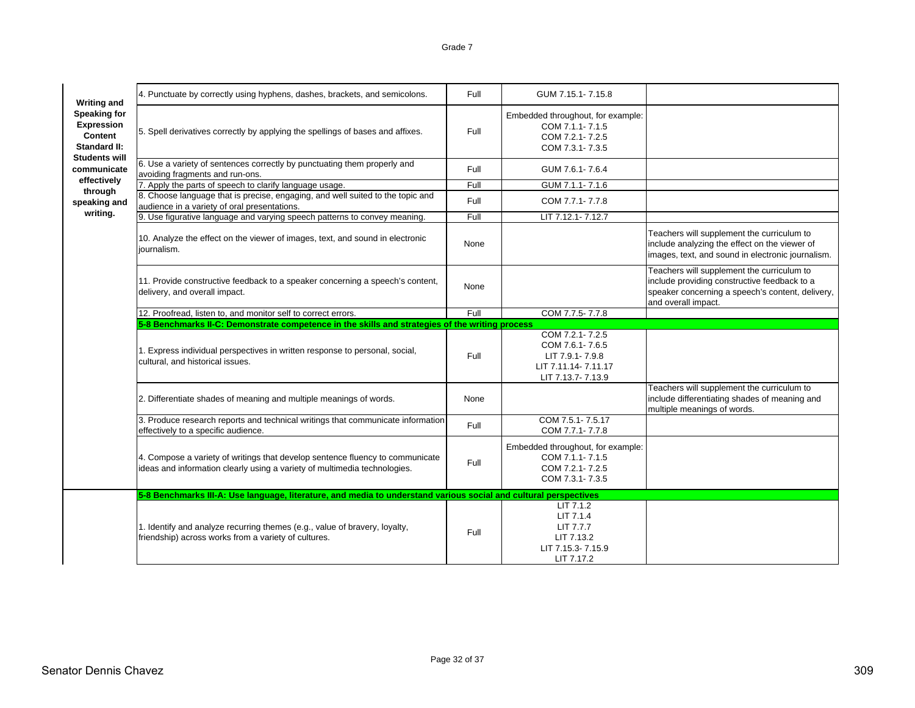Grade 7

| Writing and Speaking for Expression Content Standard II: Students will communicate effectively through speaking and writing. | | | | |
|---|---|---|---|---|
| | 4. Punctuate by correctly using hyphens, dashes, brackets, and semicolons. | Full | GUM 7.15.1- 7.15.8 | |
| | 5. Spell derivatives correctly by applying the spellings of bases and affixes. | Full | Embedded throughout, for example: COM 7.1.1- 7.1.5 COM 7.2.1- 7.2.5 COM 7.3.1- 7.3.5 | |
| | 6. Use a variety of sentences correctly by punctuating them properly and avoiding fragments and run-ons. | Full | GUM 7.6.1- 7.6.4 | |
| | 7. Apply the parts of speech to clarify language usage. | Full | GUM 7.1.1- 7.1.6 | |
| | 8. Choose language that is precise, engaging, and well suited to the topic and audience in a variety of oral presentations. | Full | COM 7.7.1- 7.7.8 | |
| | 9. Use figurative language and varying speech patterns to convey meaning. | Full | LIT 7.12.1- 7.12.7 | |
| | 10. Analyze the effect on the viewer of images, text, and sound in electronic journalism. | None | | Teachers will supplement the curriculum to include analyzing the effect on the viewer of images, text, and sound in electronic journalism. |
| | 11. Provide constructive feedback to a speaker concerning a speech's content, delivery, and overall impact. | None | | Teachers will supplement the curriculum to include providing constructive feedback to a speaker concerning a speech's content, delivery, and overall impact. |
| | 12. Proofread, listen to, and monitor self to correct errors. | Full | COM 7.7.5- 7.7.8 | |
| | **5-8 Benchmarks II-C: Demonstrate competence in the skills and strategies of the writing process** | | | |
| | 1. Express individual perspectives in written response to personal, social, cultural, and historical issues. | Full | COM 7.2.1- 7.2.5 COM 7.6.1- 7.6.5 LIT 7.9.1- 7.9.8 LIT 7.11.14- 7.11.17 LIT 7.13.7- 7.13.9 | |
| | 2. Differentiate shades of meaning and multiple meanings of words. | None | | Teachers will supplement the curriculum to include differentiating shades of meaning and multiple meanings of words. |
| | 3. Produce research reports and technical writings that communicate information effectively to a specific audience. | Full | COM 7.5.1- 7.5.17 COM 7.7.1- 7.7.8 | |
| | 4. Compose a variety of writings that develop sentence fluency to communicate ideas and information clearly using a variety of multimedia technologies. | Full | Embedded throughout, for example: COM 7.1.1- 7.1.5 COM 7.2.1- 7.2.5 COM 7.3.1- 7.3.5 | |
| | **5-8 Benchmarks III-A: Use language, literature, and media to understand various social and cultural perspectives** | | | |
| | 1. Identify and analyze recurring themes (e.g., value of bravery, loyalty, friendship) across works from a variety of cultures. | Full | LIT 7.1.2 LIT 7.1.4 LIT 7.7.7 LIT 7.13.2 LIT 7.15.3- 7.15.9 LIT 7.17.2 | |

Senator Dennis Chavez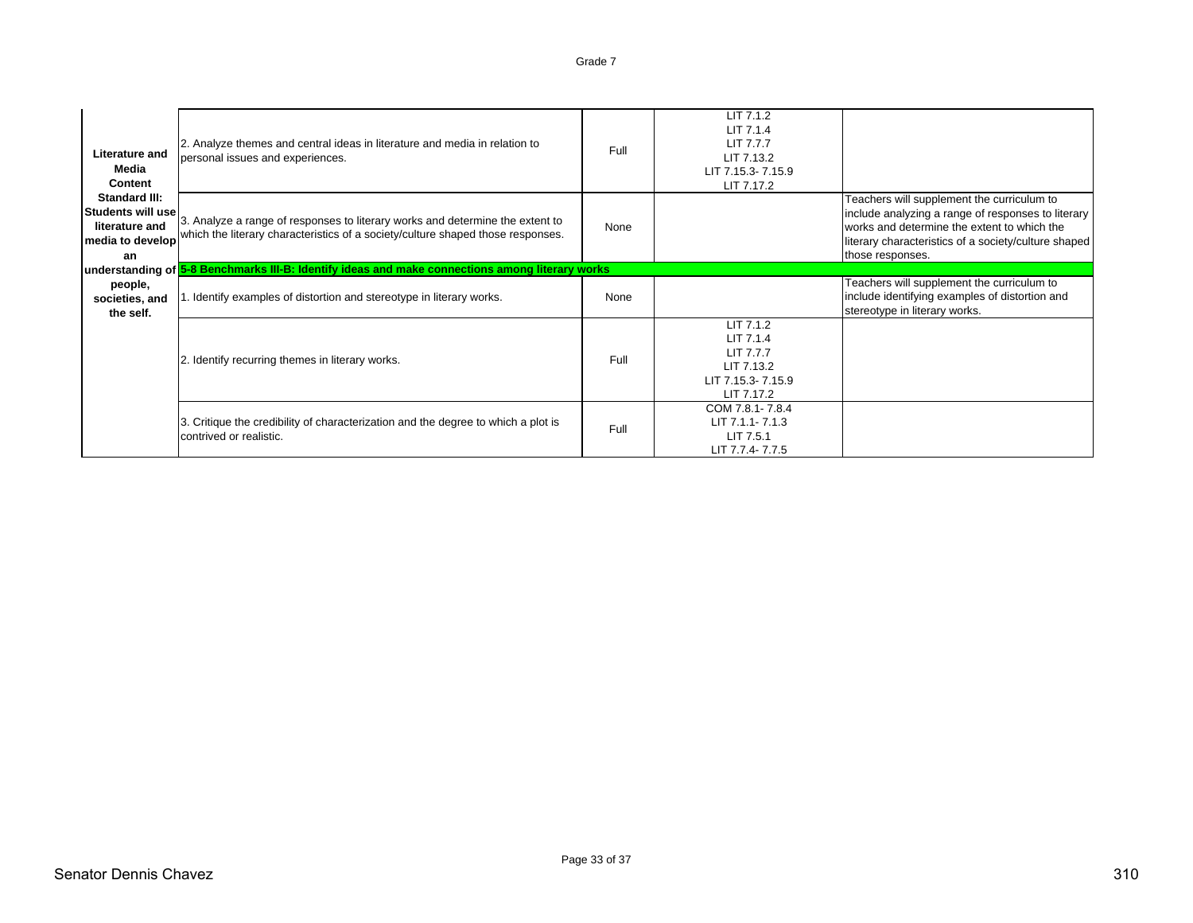Grade 7

| | | | | |
|---|---|---|---|---|
| **Literature and Media Content Standard III: Students will use literature and media to develop an understanding of people, societies, and the self.** | 2. Analyze themes and central ideas in literature and media in relation to personal issues and experiences. | Full | LIT 7.1.2<br>LIT 7.1.4<br>LIT 7.7.7<br>LIT 7.13.2<br>LIT 7.15.3- 7.15.9<br>LIT 7.17.2 | |
| | 3. Analyze a range of responses to literary works and determine the extent to which the literary characteristics of a society/culture shaped those responses. | None | | Teachers will supplement the curriculum to include analyzing a range of responses to literary works and determine the extent to which the literary characteristics of a society/culture shaped those responses. |
| | **5-8 Benchmarks III-B: Identify ideas and make connections among literary works** | | | |
| | 1. Identify examples of distortion and stereotype in literary works. | None | | Teachers will supplement the curriculum to include identifying examples of distortion and stereotype in literary works. |
| | 2. Identify recurring themes in literary works. | Full | LIT 7.1.2<br>LIT 7.1.4<br>LIT 7.7.7<br>LIT 7.13.2<br>LIT 7.15.3- 7.15.9<br>LIT 7.17.2 | |
| | 3. Critique the credibility of characterization and the degree to which a plot is contrived or realistic. | Full | COM 7.8.1- 7.8.4<br>LIT 7.1.1- 7.1.3<br>LIT 7.5.1<br>LIT 7.7.4- 7.7.5 | |

Senator Dennis Chavez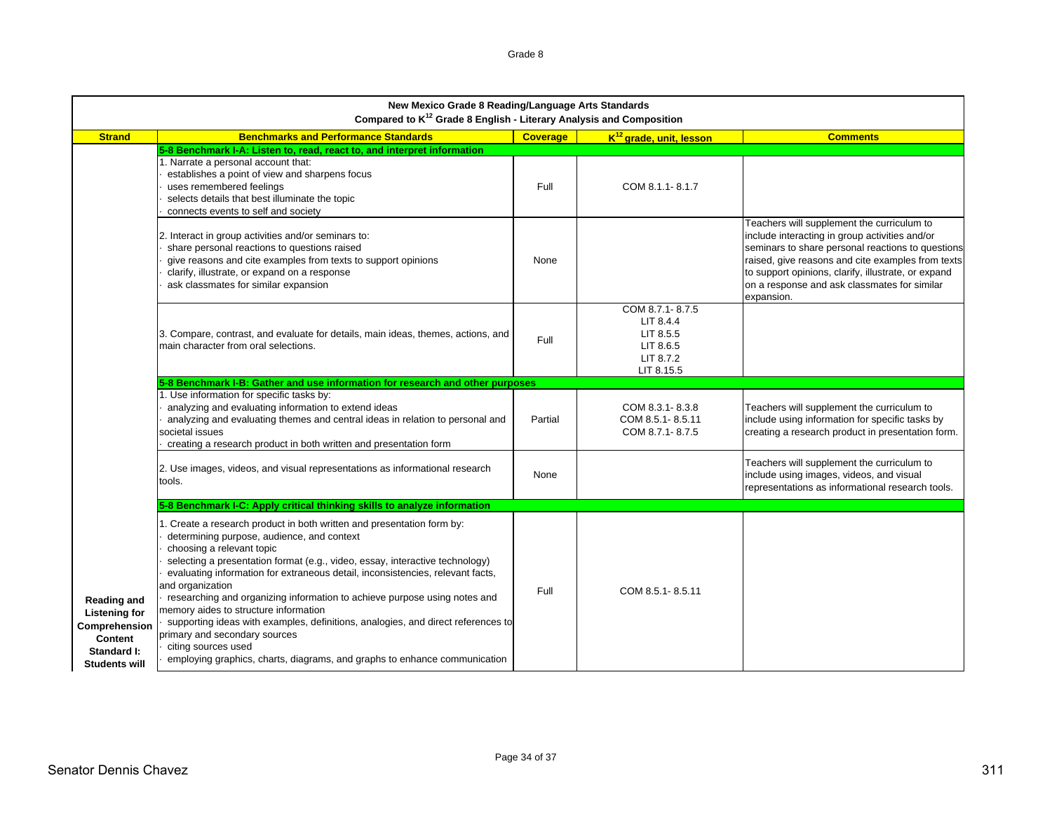Grade 8

| New Mexico Grade 8 Reading/Language Arts Standards<br>Compared to K[12] Grade 8 English - Literary Analysis and Composition | | | | |
|---|---|---|---|---|
| **Strand** | **Benchmarks and Performance Standards** | **Coverage** | **K[12] grade, unit, lesson** | **Comments** |
| | **5-8 Benchmark I-A: Listen to, read, react to, and interpret information** | | | |
| | 1. Narrate a personal account that:<br>· establishes a point of view and sharpens focus<br>· uses remembered feelings<br>· selects details that best illuminate the topic<br>· connects events to self and society | Full | COM 8.1.1- 8.1.7 | |
| | 2. Interact in group activities and/or seminars to:<br>· share personal reactions to questions raised<br>· give reasons and cite examples from texts to support opinions<br>· clarify, illustrate, or expand on a response<br>· ask classmates for similar expansion | None | | Teachers will supplement the curriculum to include interacting in group activities and/or seminars to share personal reactions to questions raised, give reasons and cite examples from texts to support opinions, clarify, illustrate, or expand on a response and ask classmates for similar expansion. |
| | 3. Compare, contrast, and evaluate for details, main ideas, themes, actions, and main character from oral selections. | Full | COM 8.7.1- 8.7.5<br>LIT 8.4.4<br>LIT 8.5.5<br>LIT 8.6.5<br>LIT 8.7.2<br>LIT 8.15.5 | |
| | **5-8 Benchmark I-B: Gather and use information for research and other purposes** | | | |
| | 1. Use information for specific tasks by:<br>· analyzing and evaluating information to extend ideas<br>· analyzing and evaluating themes and central ideas in relation to personal and societal issues<br>· creating a research product in both written and presentation form | Partial | COM 8.3.1- 8.3.8<br>COM 8.5.1- 8.5.11<br>COM 8.7.1- 8.7.5 | Teachers will supplement the curriculum to include using information for specific tasks by creating a research product in presentation form. |
| | 2. Use images, videos, and visual representations as informational research tools. | None | | Teachers will supplement the curriculum to include using images, videos, and visual representations as informational research tools. |
| | **5-8 Benchmark I-C: Apply critical thinking skills to analyze information** | | | |
| **Reading and Listening for Comprehension Content Standard I: Students will** | 1. Create a research product in both written and presentation form by:<br>· determining purpose, audience, and context<br>· choosing a relevant topic<br>· selecting a presentation format (e.g., video, essay, interactive technology)<br>· evaluating information for extraneous detail, inconsistencies, relevant facts, and organization<br>· researching and organizing information to achieve purpose using notes and memory aides to structure information<br>· supporting ideas with examples, definitions, analogies, and direct references to primary and secondary sources<br>· citing sources used<br>· employing graphics, charts, diagrams, and graphs to enhance communication | Full | COM 8.5.1- 8.5.11 | |

Senator Dennis Chavez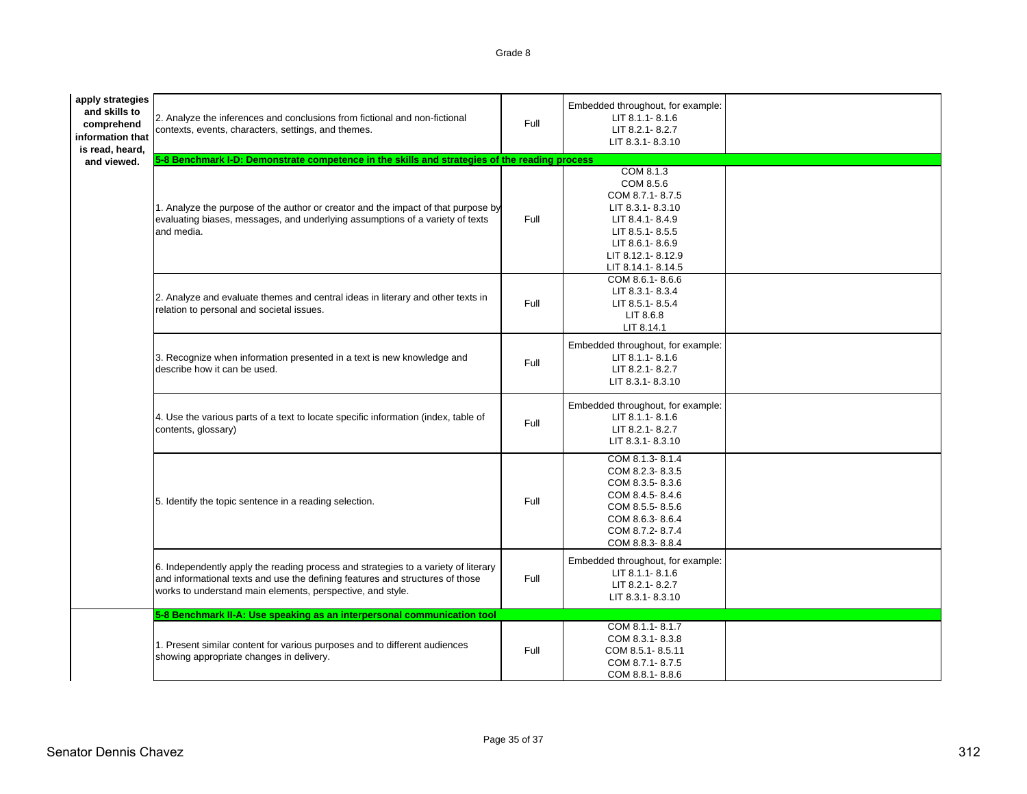| | | | | |
|---|---|---|---|---|
| apply strategies and skills to comprehend information that is read, heard, and viewed. | 2. Analyze the inferences and conclusions from fictional and non-fictional contexts, events, characters, settings, and themes. | Full | Embedded throughout, for example: LIT 8.1.1- 8.1.6 LIT 8.2.1- 8.2.7 LIT 8.3.1- 8.3.10 | |
| | **5-8 Benchmark I-D: Demonstrate competence in the skills and strategies of the reading process** | | | |
| | 1. Analyze the purpose of the author or creator and the impact of that purpose by evaluating biases, messages, and underlying assumptions of a variety of texts and media. | Full | COM 8.1.3 COM 8.5.6 COM 8.7.1- 8.7.5 LIT 8.3.1- 8.3.10 LIT 8.4.1- 8.4.9 LIT 8.5.1- 8.5.5 LIT 8.6.1- 8.6.9 LIT 8.12.1- 8.12.9 LIT 8.14.1- 8.14.5 | |
| | 2. Analyze and evaluate themes and central ideas in literary and other texts in relation to personal and societal issues. | Full | COM 8.6.1- 8.6.6 LIT 8.3.1- 8.3.4 LIT 8.5.1- 8.5.4 LIT 8.6.8 LIT 8.14.1 | |
| | 3. Recognize when information presented in a text is new knowledge and describe how it can be used. | Full | Embedded throughout, for example: LIT 8.1.1- 8.1.6 LIT 8.2.1- 8.2.7 LIT 8.3.1- 8.3.10 | |
| | 4. Use the various parts of a text to locate specific information (index, table of contents, glossary) | Full | Embedded throughout, for example: LIT 8.1.1- 8.1.6 LIT 8.2.1- 8.2.7 LIT 8.3.1- 8.3.10 | |
| | 5. Identify the topic sentence in a reading selection. | Full | COM 8.1.3- 8.1.4 COM 8.2.3- 8.3.5 COM 8.3.5- 8.3.6 COM 8.4.5- 8.4.6 COM 8.5.5- 8.5.6 COM 8.6.3- 8.6.4 COM 8.7.2- 8.7.4 COM 8.8.3- 8.8.4 | |
| | 6. Independently apply the reading process and strategies to a variety of literary and informational texts and use the defining features and structures of those works to understand main elements, perspective, and style. | Full | Embedded throughout, for example: LIT 8.1.1- 8.1.6 LIT 8.2.1- 8.2.7 LIT 8.3.1- 8.3.10 | |
| | **5-8 Benchmark II-A: Use speaking as an interpersonal communication tool** | | | |
| | 1. Present similar content for various purposes and to different audiences showing appropriate changes in delivery. | Full | COM 8.1.1- 8.1.7 COM 8.3.1- 8.3.8 COM 8.5.1- 8.5.11 COM 8.7.1- 8.7.5 COM 8.8.1- 8.8.6 | |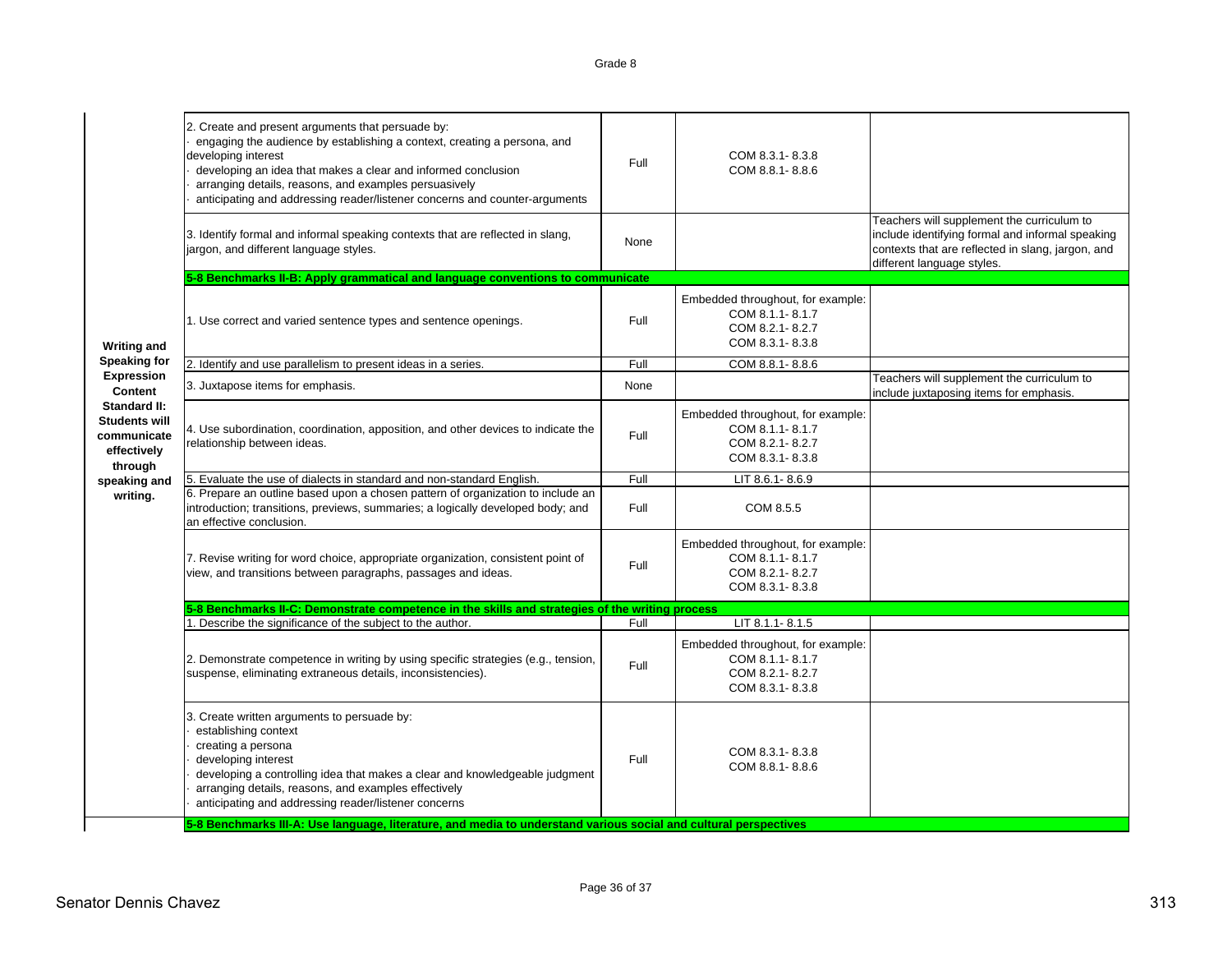Grade 8

| | | | | |
|---|---|---|---|---|
| **Writing and Speaking for Expression Content Standard II: Students will communicate effectively through speaking and writing.** | 2. Create and present arguments that persuade by:<br>· engaging the audience by establishing a context, creating a persona, and developing interest<br>· developing an idea that makes a clear and informed conclusion<br>· arranging details, reasons, and examples persuasively<br>· anticipating and addressing reader/listener concerns and counter-arguments | Full | COM 8.3.1- 8.3.8<br>COM 8.8.1- 8.8.6 | |
| | 3. Identify formal and informal speaking contexts that are reflected in slang, jargon, and different language styles. | None | | Teachers will supplement the curriculum to include identifying formal and informal speaking contexts that are reflected in slang, jargon, and different language styles. |
| | **5-8 Benchmarks II-B: Apply grammatical and language conventions to communicate** | | | |
| | 1. Use correct and varied sentence types and sentence openings. | Full | Embedded throughout, for example:<br>COM 8.1.1- 8.1.7<br>COM 8.2.1- 8.2.7<br>COM 8.3.1- 8.3.8 | |
| | 2. Identify and use parallelism to present ideas in a series. | Full | COM 8.8.1- 8.8.6 | |
| | 3. Juxtapose items for emphasis. | None | | Teachers will supplement the curriculum to include juxtaposing items for emphasis. |
| | 4. Use subordination, coordination, apposition, and other devices to indicate the relationship between ideas. | Full | Embedded throughout, for example:<br>COM 8.1.1- 8.1.7<br>COM 8.2.1- 8.2.7<br>COM 8.3.1- 8.3.8 | |
| | 5. Evaluate the use of dialects in standard and non-standard English. | Full | LIT 8.6.1- 8.6.9 | |
| | 6. Prepare an outline based upon a chosen pattern of organization to include an introduction; transitions, previews, summaries; a logically developed body; and an effective conclusion. | Full | COM 8.5.5 | |
| | 7. Revise writing for word choice, appropriate organization, consistent point of view, and transitions between paragraphs, passages and ideas. | Full | Embedded throughout, for example:<br>COM 8.1.1- 8.1.7<br>COM 8.2.1- 8.2.7<br>COM 8.3.1- 8.3.8 | |
| | **5-8 Benchmarks II-C: Demonstrate competence in the skills and strategies of the writing process** | | | |
| | 1. Describe the significance of the subject to the author. | Full | LIT 8.1.1- 8.1.5 | |
| | 2. Demonstrate competence in writing by using specific strategies (e.g., tension, suspense, eliminating extraneous details, inconsistencies). | Full | Embedded throughout, for example:<br>COM 8.1.1- 8.1.7<br>COM 8.2.1- 8.2.7<br>COM 8.3.1- 8.3.8 | |
| | 3. Create written arguments to persuade by:<br>· establishing context<br>· creating a persona<br>· developing interest<br>· developing a controlling idea that makes a clear and knowledgeable judgment<br>· arranging details, reasons, and examples effectively<br>· anticipating and addressing reader/listener concerns | Full | COM 8.3.1- 8.3.8<br>COM 8.8.1- 8.8.6 | |
| | **5-8 Benchmarks III-A: Use language, literature, and media to understand various social and cultural perspectives** | | | |

Senator Dennis Chavez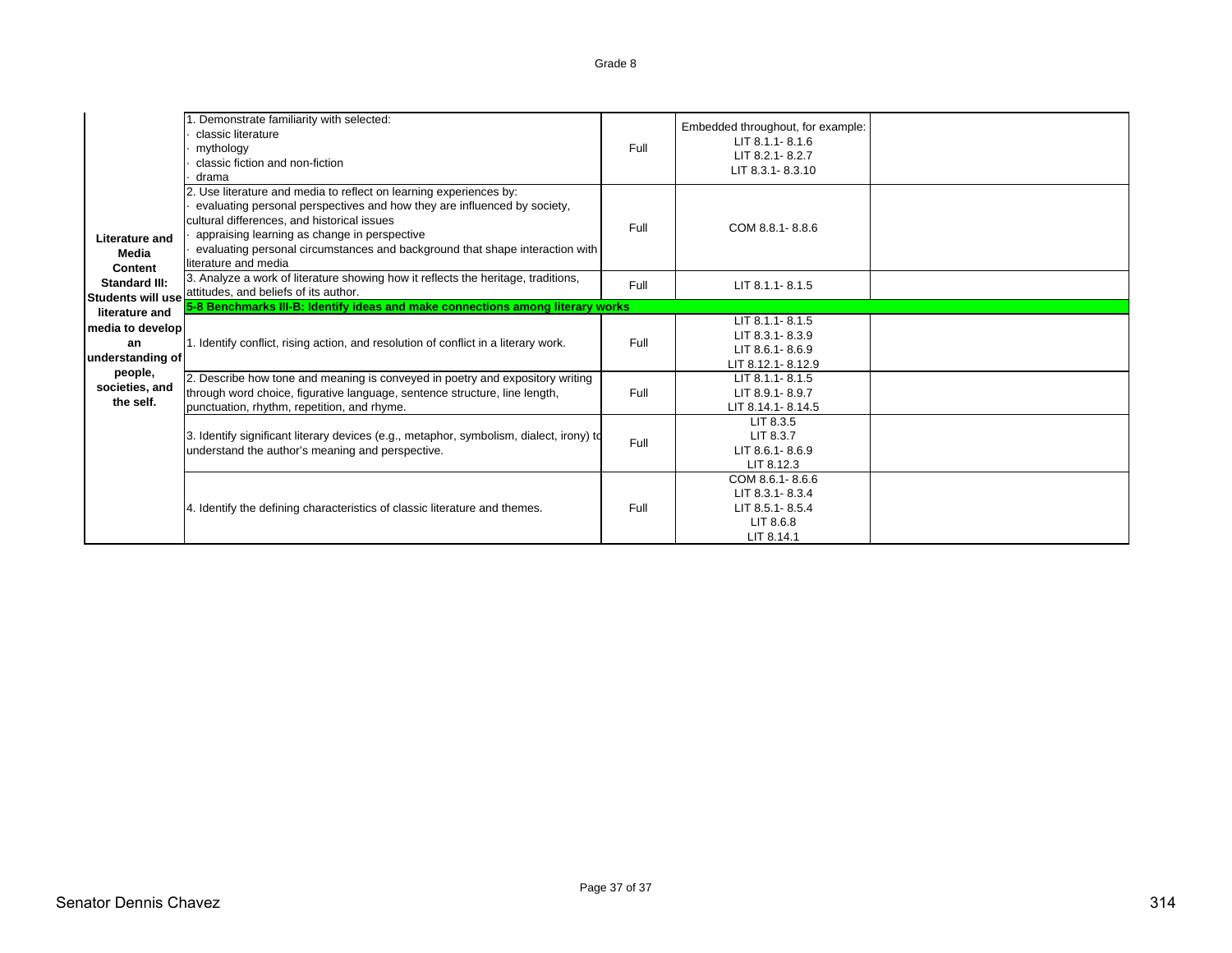Grade 8

| Literature and Media Content Standard III: Students will use literature and media to develop an understanding of people, societies, and the self. | | | | |
|---|---|---|---|---|
| | 1. Demonstrate familiarity with selected:<br>· classic literature<br>· mythology<br>· classic fiction and non-fiction<br>· drama | Full | Embedded throughout, for example:<br>LIT 8.1.1- 8.1.6<br>LIT 8.2.1- 8.2.7<br>LIT 8.3.1- 8.3.10 | |
| | 2. Use literature and media to reflect on learning experiences by:<br>· evaluating personal perspectives and how they are influenced by society, cultural differences, and historical issues<br>· appraising learning as change in perspective<br>· evaluating personal circumstances and background that shape interaction with literature and media | Full | COM 8.8.1- 8.8.6 | |
| | 3. Analyze a work of literature showing how it reflects the heritage, traditions, attitudes, and beliefs of its author. | Full | LIT 8.1.1- 8.1.5 | |
| | **5-8 Benchmarks III-B: Identify ideas and make connections among literary works** | | | |
| | 1. Identify conflict, rising action, and resolution of conflict in a literary work. | Full | LIT 8.1.1- 8.1.5<br>LIT 8.3.1- 8.3.9<br>LIT 8.6.1- 8.6.9<br>LIT 8.12.1- 8.12.9 | |
| | 2. Describe how tone and meaning is conveyed in poetry and expository writing through word choice, figurative language, sentence structure, line length, punctuation, rhythm, repetition, and rhyme. | Full | LIT 8.1.1- 8.1.5<br>LIT 8.9.1- 8.9.7<br>LIT 8.14.1- 8.14.5 | |
| | 3. Identify significant literary devices (e.g., metaphor, symbolism, dialect, irony) to understand the author's meaning and perspective. | Full | LIT 8.3.5<br>LIT 8.3.7<br>LIT 8.6.1- 8.6.9<br>LIT 8.12.3 | |
| | 4. Identify the defining characteristics of classic literature and themes. | Full | COM 8.6.1- 8.6.6<br>LIT 8.3.1- 8.3.4<br>LIT 8.5.1- 8.5.4<br>LIT 8.6.8<br>LIT 8.14.1 | |

Senator Dennis Chavez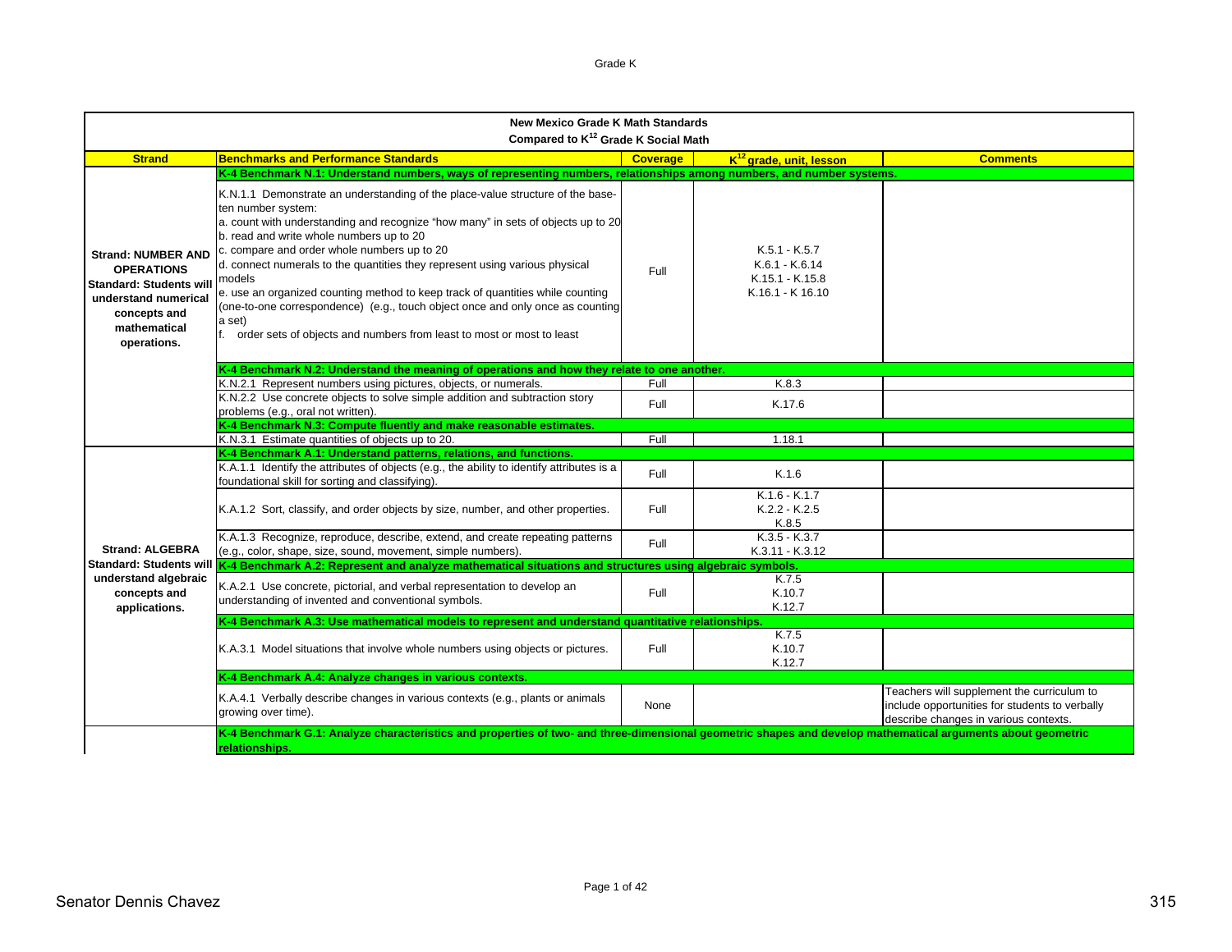| New Mexico Grade K Math Standards Compared to K[12] Grade K Social Math | | | | |
|---|---|---|---|---|
| **Strand** | **Benchmarks and Performance Standards** | **Coverage** | **K[12] grade, unit, lesson** | **Comments** |
| | **K-4 Benchmark N.1: Understand numbers, ways of representing numbers, relationships among numbers, and number systems.** | | | |
| **Strand: NUMBER AND OPERATIONS Standard: Students will understand numerical concepts and mathematical operations.** | K.N.1.1 Demonstrate an understanding of the place-value structure of the base-ten number system: a. count with understanding and recognize "how many" in sets of objects up to 20 b. read and write whole numbers up to 20 c. compare and order whole numbers up to 20 d. connect numerals to the quantities they represent using various physical models e. use an organized counting method to keep track of quantities while counting (one-to-one correspondence) (e.g., touch object once and only once as counting a set) f. order sets of objects and numbers from least to most or most to least | Full | K.5.1 - K.5.7 K.6.1 - K.6.14 K.15.1 - K.15.8 K.16.1 - K 16.10 | |
| | **K-4 Benchmark N.2: Understand the meaning of operations and how they relate to one another.** | | | |
| | K.N.2.1 Represent numbers using pictures, objects, or numerals. | Full | K.8.3 | |
| | K.N.2.2 Use concrete objects to solve simple addition and subtraction story problems (e.g., oral not written). | Full | K.17.6 | |
| | **K-4 Benchmark N.3: Compute fluently and make reasonable estimates.** | | | |
| | K.N.3.1 Estimate quantities of objects up to 20. | Full | 1.18.1 | |
| | **K-4 Benchmark A.1: Understand patterns, relations, and functions.** | | | |
| **Strand: ALGEBRA Standard: Students will understand algebraic concepts and applications.** | K.A.1.1 Identify the attributes of objects (e.g., the ability to identify attributes is a foundational skill for sorting and classifying). | Full | K.1.6 | |
| | K.A.1.2 Sort, classify, and order objects by size, number, and other properties. | Full | K.1.6 - K.1.7 K.2.2 - K.2.5 K.8.5 | |
| | K.A.1.3 Recognize, reproduce, describe, extend, and create repeating patterns (e.g., color, shape, size, sound, movement, simple numbers). | Full | K.3.5 - K.3.7 K.3.11 - K.3.12 | |
| | **K-4 Benchmark A.2: Represent and analyze mathematical situations and structures using algebraic symbols.** | | | |
| | K.A.2.1 Use concrete, pictorial, and verbal representation to develop an understanding of invented and conventional symbols. | Full | K.7.5 K.10.7 K.12.7 | |
| | **K-4 Benchmark A.3: Use mathematical models to represent and understand quantitative relationships.** | | | |
| | K.A.3.1 Model situations that involve whole numbers using objects or pictures. | Full | K.7.5 K.10.7 K.12.7 | |
| | **K-4 Benchmark A.4: Analyze changes in various contexts.** | | | |
| | K.A.4.1 Verbally describe changes in various contexts (e.g., plants or animals growing over time). | None | | Teachers will supplement the curriculum to include opportunities for students to verbally describe changes in various contexts. |
| | **K-4 Benchmark G.1: Analyze characteristics and properties of two- and three-dimensional geometric shapes and develop mathematical arguments about geometric relationships.** | | | |

Senator Dennis Chavez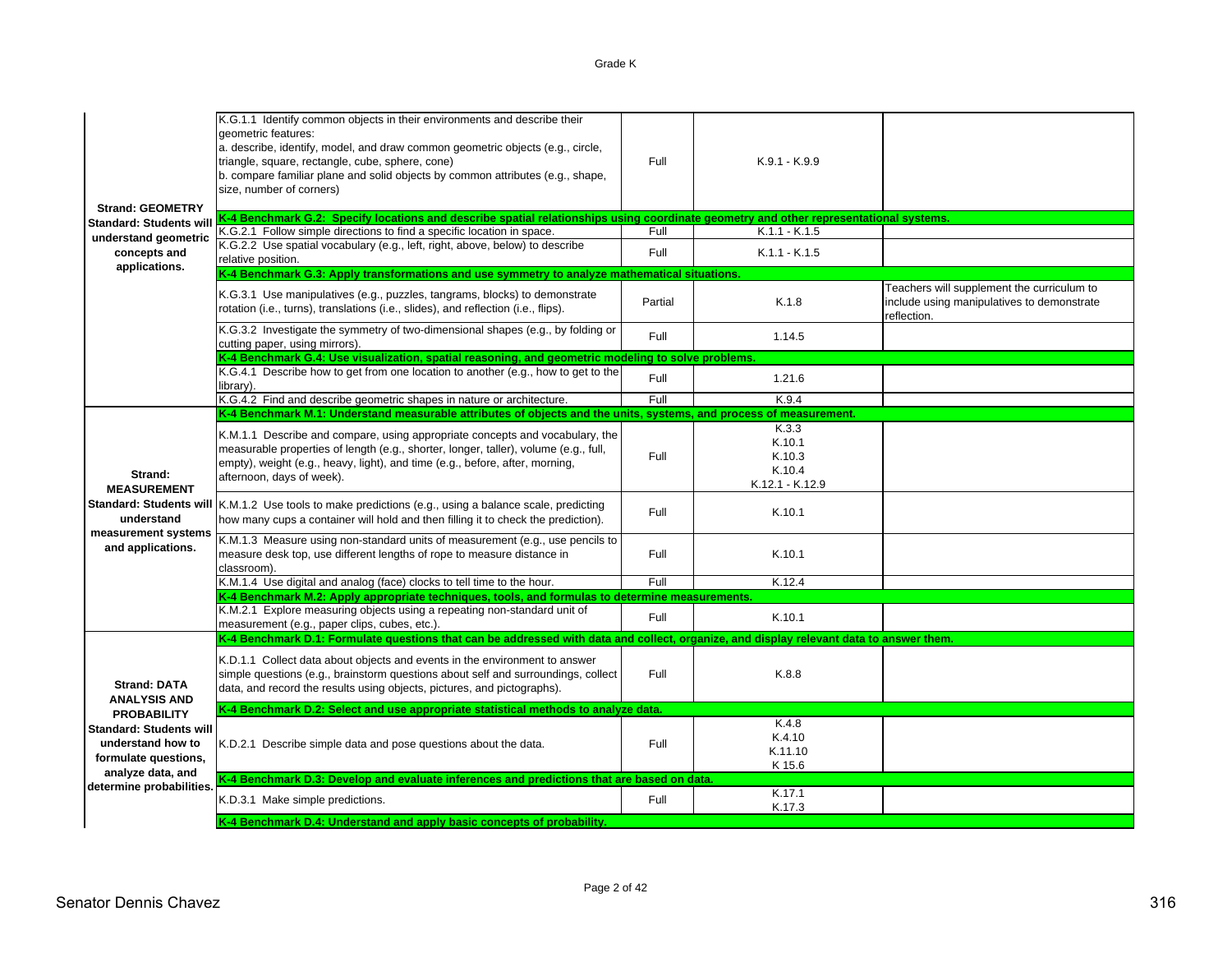Grade K

| Strand / Standard | Performance Standard | Alignment | Curriculum Reference | Notes |
|---|---|---|---|---|
| **Strand: GEOMETRY Standard: Students will understand geometric concepts and applications.** | K.G.1.1 Identify common objects in their environments and describe their geometric features: a. describe, identify, model, and draw common geometric objects (e.g., circle, triangle, square, rectangle, cube, sphere, cone) b. compare familiar plane and solid objects by common attributes (e.g., shape, size, number of corners) | Full | K.9.1 - K.9.9 | |
| | **K-4 Benchmark G.2: Specify locations and describe spatial relationships using coordinate geometry and other representational systems.** | | | |
| | K.G.2.1 Follow simple directions to find a specific location in space. | Full | K.1.1 - K.1.5 | |
| | K.G.2.2 Use spatial vocabulary (e.g., left, right, above, below) to describe relative position. | Full | K.1.1 - K.1.5 | |
| | **K-4 Benchmark G.3: Apply transformations and use symmetry to analyze mathematical situations.** | | | |
| | K.G.3.1 Use manipulatives (e.g., puzzles, tangrams, blocks) to demonstrate rotation (i.e., turns), translations (i.e., slides), and reflection (i.e., flips). | Partial | K.1.8 | Teachers will supplement the curriculum to include using manipulatives to demonstrate reflection. |
| | K.G.3.2 Investigate the symmetry of two-dimensional shapes (e.g., by folding or cutting paper, using mirrors). | Full | 1.14.5 | |
| | **K-4 Benchmark G.4: Use visualization, spatial reasoning, and geometric modeling to solve problems.** | | | |
| | K.G.4.1 Describe how to get from one location to another (e.g., how to get to the library). | Full | 1.21.6 | |
| | K.G.4.2 Find and describe geometric shapes in nature or architecture. | Full | K.9.4 | |
| **Strand: MEASUREMENT Standard: Students will understand measurement systems and applications.** | **K-4 Benchmark M.1: Understand measurable attributes of objects and the units, systems, and process of measurement.** | | | |
| | K.M.1.1 Describe and compare, using appropriate concepts and vocabulary, the measurable properties of length (e.g., shorter, longer, taller), volume (e.g., full, empty), weight (e.g., heavy, light), and time (e.g., before, after, morning, afternoon, days of week). | Full | K.3.3<br>K.10.1<br>K.10.3<br>K.10.4<br>K.12.1 - K.12.9 | |
| | K.M.1.2 Use tools to make predictions (e.g., using a balance scale, predicting how many cups a container will hold and then filling it to check the prediction). | Full | K.10.1 | |
| | K.M.1.3 Measure using non-standard units of measurement (e.g., use pencils to measure desk top, use different lengths of rope to measure distance in classroom). | Full | K.10.1 | |
| | K.M.1.4 Use digital and analog (face) clocks to tell time to the hour. | Full | K.12.4 | |
| | **K-4 Benchmark M.2: Apply appropriate techniques, tools, and formulas to determine measurements.** | | | |
| | K.M.2.1 Explore measuring objects using a repeating non-standard unit of measurement (e.g., paper clips, cubes, etc.). | Full | K.10.1 | |
| **Strand: DATA ANALYSIS AND PROBABILITY Standard: Students will understand how to formulate questions, analyze data, and determine probabilities.** | **K-4 Benchmark D.1: Formulate questions that can be addressed with data and collect, organize, and display relevant data to answer them.** | | | |
| | K.D.1.1 Collect data about objects and events in the environment to answer simple questions (e.g., brainstorm questions about self and surroundings, collect data, and record the results using objects, pictures, and pictographs). | Full | K.8.8 | |
| | **K-4 Benchmark D.2: Select and use appropriate statistical methods to analyze data.** | | | |
| | K.D.2.1 Describe simple data and pose questions about the data. | Full | K.4.8<br>K.4.10<br>K.11.10<br>K 15.6 | |
| | **K-4 Benchmark D.3: Develop and evaluate inferences and predictions that are based on data.** | | | |
| | K.D.3.1 Make simple predictions. | Full | K.17.1<br>K.17.3 | |
| | **K-4 Benchmark D.4: Understand and apply basic concepts of probability.** | | | |

Senator Dennis Chavez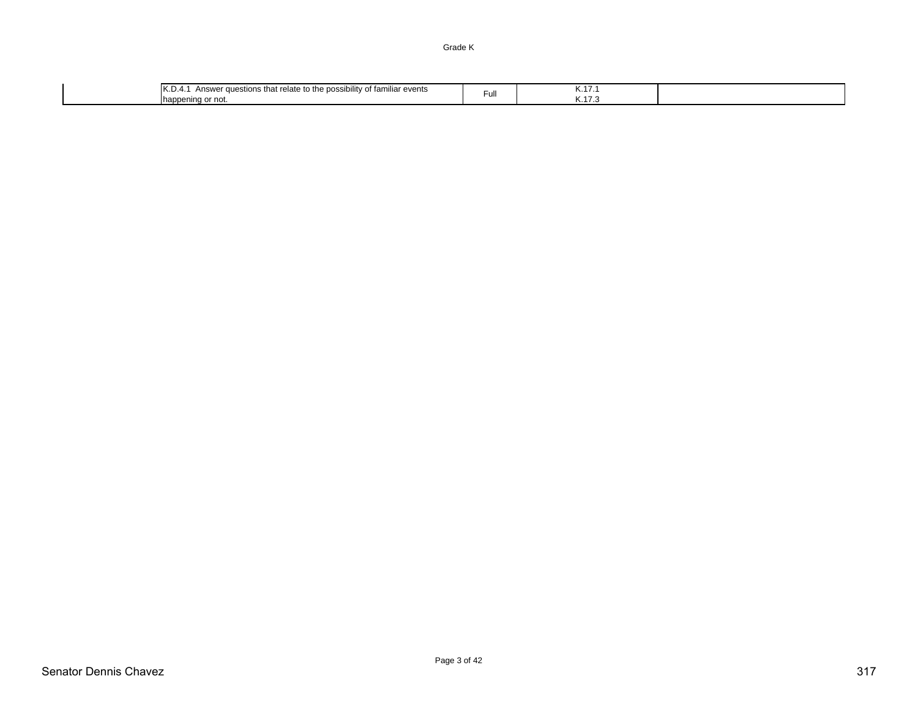Grade K

| | | | | |
|---|---|---|---|---|
| | K.D.4.1 Answer questions that relate to the possibility of familiar events happening or not. | Full | K.17.1<br>K.17.3 | |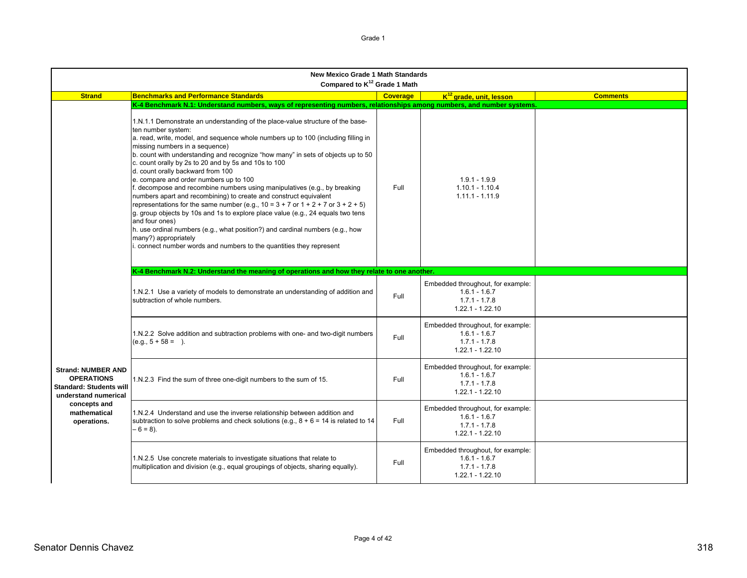**New Mexico Grade 1 Math Standards**
**Compared to K[12] Grade 1 Math**

| Strand | Benchmarks and Performance Standards | Coverage | K[12] grade, unit, lesson | Comments |
|---|---|---|---|---|
| | **K-4 Benchmark N.1: Understand numbers, ways of representing numbers, relationships among numbers, and number systems.** | | | |
| | 1.N.1.1 Demonstrate an understanding of the place-value structure of the base-ten number system:<br>a. read, write, model, and sequence whole numbers up to 100 (including filling in missing numbers in a sequence)<br>b. count with understanding and recognize "how many" in sets of objects up to 50<br>c. count orally by 2s to 20 and by 5s and 10s to 100<br>d. count orally backward from 100<br>e. compare and order numbers up to 100<br>f. decompose and recombine numbers using manipulatives (e.g., by breaking numbers apart and recombining) to create and construct equivalent representations for the same number (e.g., 10 = 3 + 7 or 1 + 2 + 7 or 3 + 2 + 5)<br>g. group objects by 10s and 1s to explore place value (e.g., 24 equals two tens and four ones)<br>h. use ordinal numbers (e.g., what position?) and cardinal numbers (e.g., how many?) appropriately<br>i. connect number words and numbers to the quantities they represent | Full | 1.9.1 - 1.9.9<br>1.10.1 - 1.10.4<br>1.11.1 - 1.11.9 | |
| | **K-4 Benchmark N.2: Understand the meaning of operations and how they relate to one another.** | | | |
| | 1.N.2.1 Use a variety of models to demonstrate an understanding of addition and subtraction of whole numbers. | Full | Embedded throughout, for example:<br>1.6.1 - 1.6.7<br>1.7.1 - 1.7.8<br>1.22.1 - 1.22.10 | |
| | 1.N.2.2 Solve addition and subtraction problems with one- and two-digit numbers (e.g., 5 + 58 = ). | Full | Embedded throughout, for example:<br>1.6.1 - 1.6.7<br>1.7.1 - 1.7.8<br>1.22.1 - 1.22.10 | |
| **Strand: NUMBER AND OPERATIONS Standard: Students will understand numerical concepts and mathematical operations.** | 1.N.2.3 Find the sum of three one-digit numbers to the sum of 15. | Full | Embedded throughout, for example:<br>1.6.1 - 1.6.7<br>1.7.1 - 1.7.8<br>1.22.1 - 1.22.10 | |
| | 1.N.2.4 Understand and use the inverse relationship between addition and subtraction to solve problems and check solutions (e.g., 8 + 6 = 14 is related to 14 – 6 = 8). | Full | Embedded throughout, for example:<br>1.6.1 - 1.6.7<br>1.7.1 - 1.7.8<br>1.22.1 - 1.22.10 | |
| | 1.N.2.5 Use concrete materials to investigate situations that relate to multiplication and division (e.g., equal groupings of objects, sharing equally). | Full | Embedded throughout, for example:<br>1.6.1 - 1.6.7<br>1.7.1 - 1.7.8<br>1.22.1 - 1.22.10 | |

Senator Dennis Chavez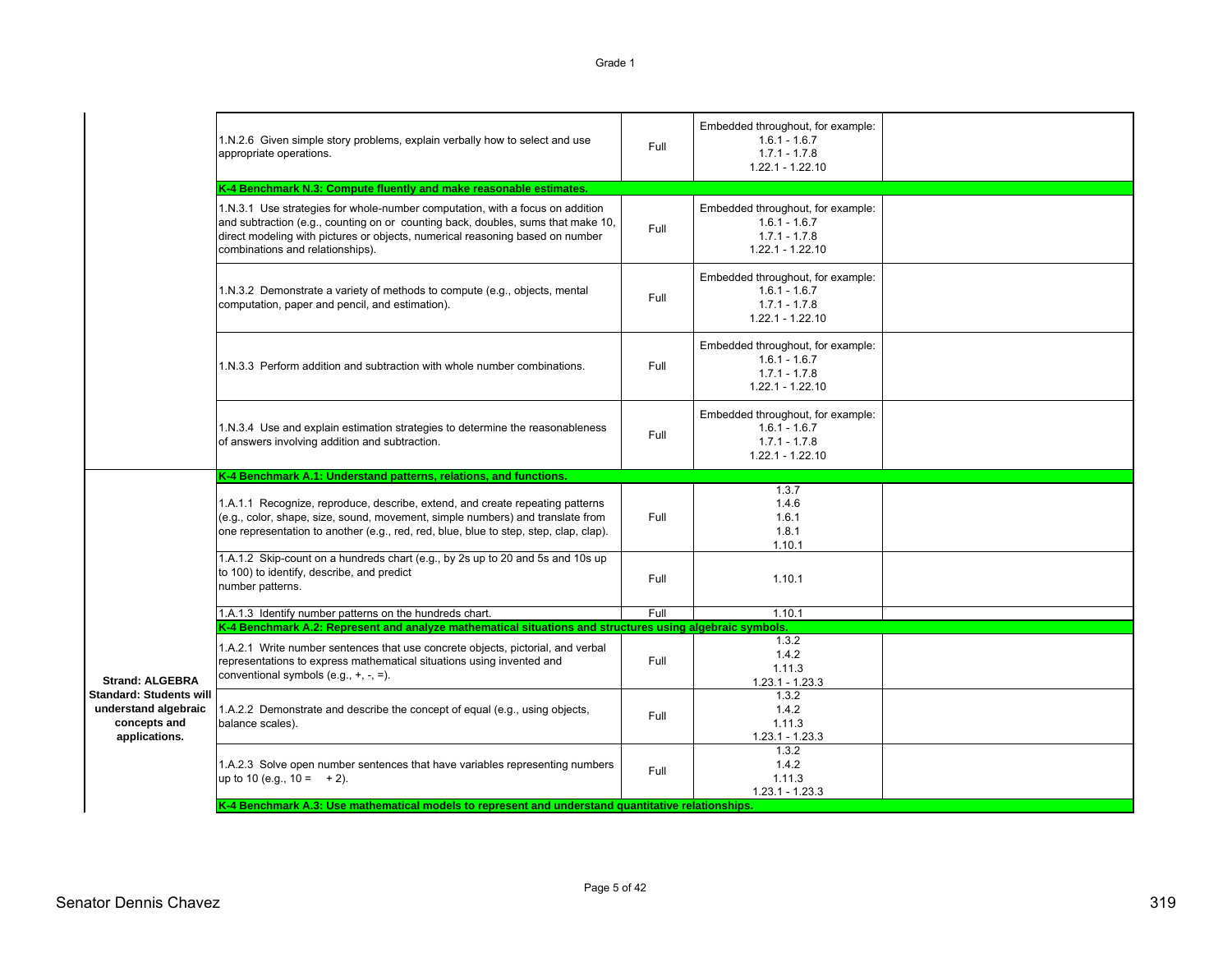| | | | | |
|---|---|---|---|---|
| | 1.N.2.6 Given simple story problems, explain verbally how to select and use appropriate operations. | Full | Embedded throughout, for example: 1.6.1 - 1.6.7 1.7.1 - 1.7.8 1.22.1 - 1.22.10 | |
| | **K-4 Benchmark N.3: Compute fluently and make reasonable estimates.** | | | |
| | 1.N.3.1 Use strategies for whole-number computation, with a focus on addition and subtraction (e.g., counting on or counting back, doubles, sums that make 10, direct modeling with pictures or objects, numerical reasoning based on number combinations and relationships). | Full | Embedded throughout, for example: 1.6.1 - 1.6.7 1.7.1 - 1.7.8 1.22.1 - 1.22.10 | |
| | 1.N.3.2 Demonstrate a variety of methods to compute (e.g., objects, mental computation, paper and pencil, and estimation). | Full | Embedded throughout, for example: 1.6.1 - 1.6.7 1.7.1 - 1.7.8 1.22.1 - 1.22.10 | |
| | 1.N.3.3 Perform addition and subtraction with whole number combinations. | Full | Embedded throughout, for example: 1.6.1 - 1.6.7 1.7.1 - 1.7.8 1.22.1 - 1.22.10 | |
| | 1.N.3.4 Use and explain estimation strategies to determine the reasonableness of answers involving addition and subtraction. | Full | Embedded throughout, for example: 1.6.1 - 1.6.7 1.7.1 - 1.7.8 1.22.1 - 1.22.10 | |
| **Strand: ALGEBRA Standard: Students will understand algebraic concepts and applications.** | **K-4 Benchmark A.1: Understand patterns, relations, and functions.** | | | |
| | 1.A.1.1 Recognize, reproduce, describe, extend, and create repeating patterns (e.g., color, shape, size, sound, movement, simple numbers) and translate from one representation to another (e.g., red, red, blue, blue to step, step, clap, clap). | Full | 1.3.7 1.4.6 1.6.1 1.8.1 1.10.1 | |
| | 1.A.1.2 Skip-count on a hundreds chart (e.g., by 2s up to 20 and 5s and 10s up to 100) to identify, describe, and predict number patterns. | Full | 1.10.1 | |
| | 1.A.1.3 Identify number patterns on the hundreds chart. | Full | 1.10.1 | |
| | **K-4 Benchmark A.2: Represent and analyze mathematical situations and structures using algebraic symbols.** | | | |
| | 1.A.2.1 Write number sentences that use concrete objects, pictorial, and verbal representations to express mathematical situations using invented and conventional symbols (e.g., +, -, =). | Full | 1.3.2 1.4.2 1.11.3 1.23.1 - 1.23.3 | |
| | 1.A.2.2 Demonstrate and describe the concept of equal (e.g., using objects, balance scales). | Full | 1.3.2 1.4.2 1.11.3 1.23.1 - 1.23.3 | |
| | 1.A.2.3 Solve open number sentences that have variables representing numbers up to 10 (e.g., 10 = + 2). | Full | 1.3.2 1.4.2 1.11.3 1.23.1 - 1.23.3 | |
| | **K-4 Benchmark A.3: Use mathematical models to represent and understand quantitative relationships.** | | | |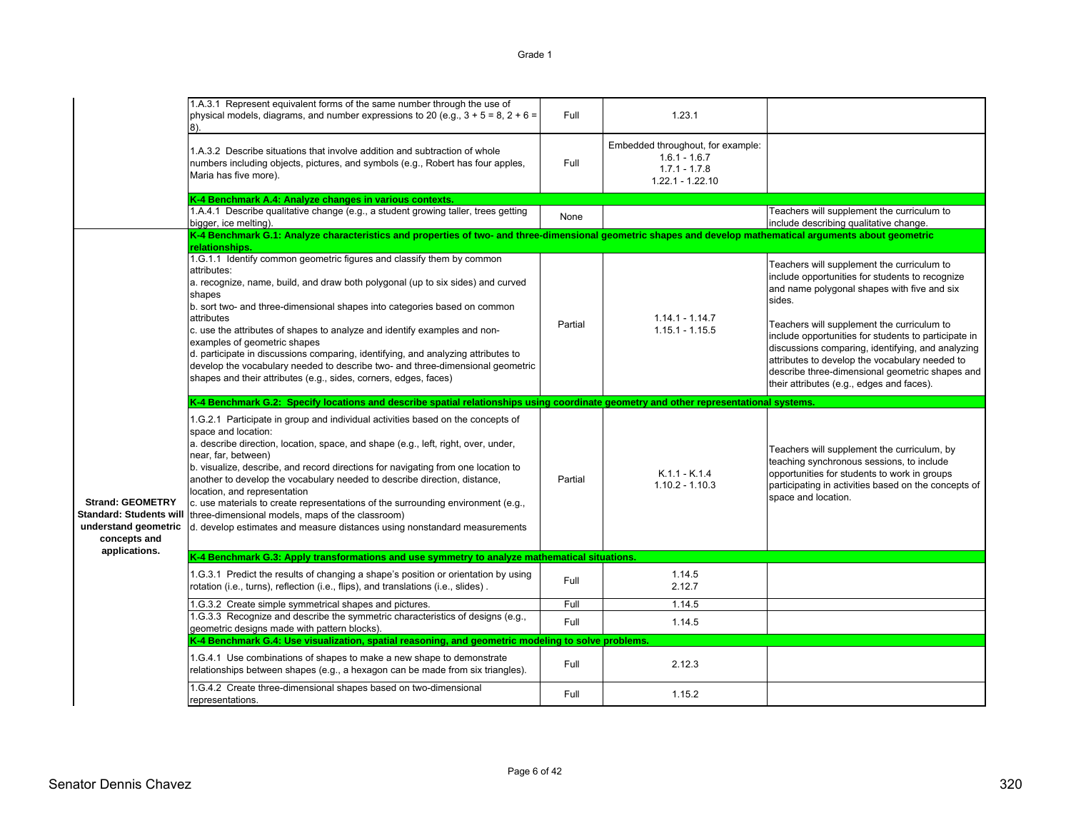| Strand / Standard | Performance Standard | Coverage | Lesson(s) | Notes |
|---|---|---|---|---|
| | 1.A.3.1 Represent equivalent forms of the same number through the use of physical models, diagrams, and number expressions to 20 (e.g., 3 + 5 = 8, 2 + 6 = 8). | Full | 1.23.1 | |
| | 1.A.3.2 Describe situations that involve addition and subtraction of whole numbers including objects, pictures, and symbols (e.g., Robert has four apples, Maria has five more). | Full | Embedded throughout, for example: 1.6.1 - 1.6.7 1.7.1 - 1.7.8 1.22.1 - 1.22.10 | |
| | **K-4 Benchmark A.4: Analyze changes in various contexts.** | | | |
| | 1.A.4.1 Describe qualitative change (e.g., a student growing taller, trees getting bigger, ice melting). | None | | Teachers will supplement the curriculum to include describing qualitative change. |
| **Strand: GEOMETRY Standard: Students will understand geometric concepts and applications.** | **K-4 Benchmark G.1: Analyze characteristics and properties of two- and three-dimensional geometric shapes and develop mathematical arguments about geometric relationships.** | | | |
| | 1.G.1.1 Identify common geometric figures and classify them by common attributes:<br>a. recognize, name, build, and draw both polygonal (up to six sides) and curved shapes<br>b. sort two- and three-dimensional shapes into categories based on common attributes<br>c. use the attributes of shapes to analyze and identify examples and non-examples of geometric shapes<br>d. participate in discussions comparing, identifying, and analyzing attributes to develop the vocabulary needed to describe two- and three-dimensional geometric shapes and their attributes (e.g., sides, corners, edges, faces) | Partial | 1.14.1 - 1.14.7 1.15.1 - 1.15.5 | Teachers will supplement the curriculum to include opportunities for students to recognize and name polygonal shapes with five and six sides.<br><br>Teachers will supplement the curriculum to include opportunities for students to participate in discussions comparing, identifying, and analyzing attributes to develop the vocabulary needed to describe three-dimensional geometric shapes and their attributes (e.g., edges and faces). |
| | **K-4 Benchmark G.2: Specify locations and describe spatial relationships using coordinate geometry and other representational systems.** | | | |
| | 1.G.2.1 Participate in group and individual activities based on the concepts of space and location:<br>a. describe direction, location, space, and shape (e.g., left, right, over, under, near, far, between)<br>b. visualize, describe, and record directions for navigating from one location to another to develop the vocabulary needed to describe direction, distance, location, and representation<br>c. use materials to create representations of the surrounding environment (e.g., three-dimensional models, maps of the classroom)<br>d. develop estimates and measure distances using nonstandard measurements | Partial | K.1.1 - K.1.4 1.10.2 - 1.10.3 | Teachers will supplement the curriculum, by teaching synchronous sessions, to include opportunities for students to work in groups participating in activities based on the concepts of space and location. |
| | **K-4 Benchmark G.3: Apply transformations and use symmetry to analyze mathematical situations.** | | | |
| | 1.G.3.1 Predict the results of changing a shape's position or orientation by using rotation (i.e., turns), reflection (i.e., flips), and translations (i.e., slides) . | Full | 1.14.5 2.12.7 | |
| | 1.G.3.2 Create simple symmetrical shapes and pictures. | Full | 1.14.5 | |
| | 1.G.3.3 Recognize and describe the symmetric characteristics of designs (e.g., geometric designs made with pattern blocks). | Full | 1.14.5 | |
| | **K-4 Benchmark G.4: Use visualization, spatial reasoning, and geometric modeling to solve problems.** | | | |
| | 1.G.4.1 Use combinations of shapes to make a new shape to demonstrate relationships between shapes (e.g., a hexagon can be made from six triangles). | Full | 2.12.3 | |
| | 1.G.4.2 Create three-dimensional shapes based on two-dimensional representations. | Full | 1.15.2 | |

Senator Dennis Chavez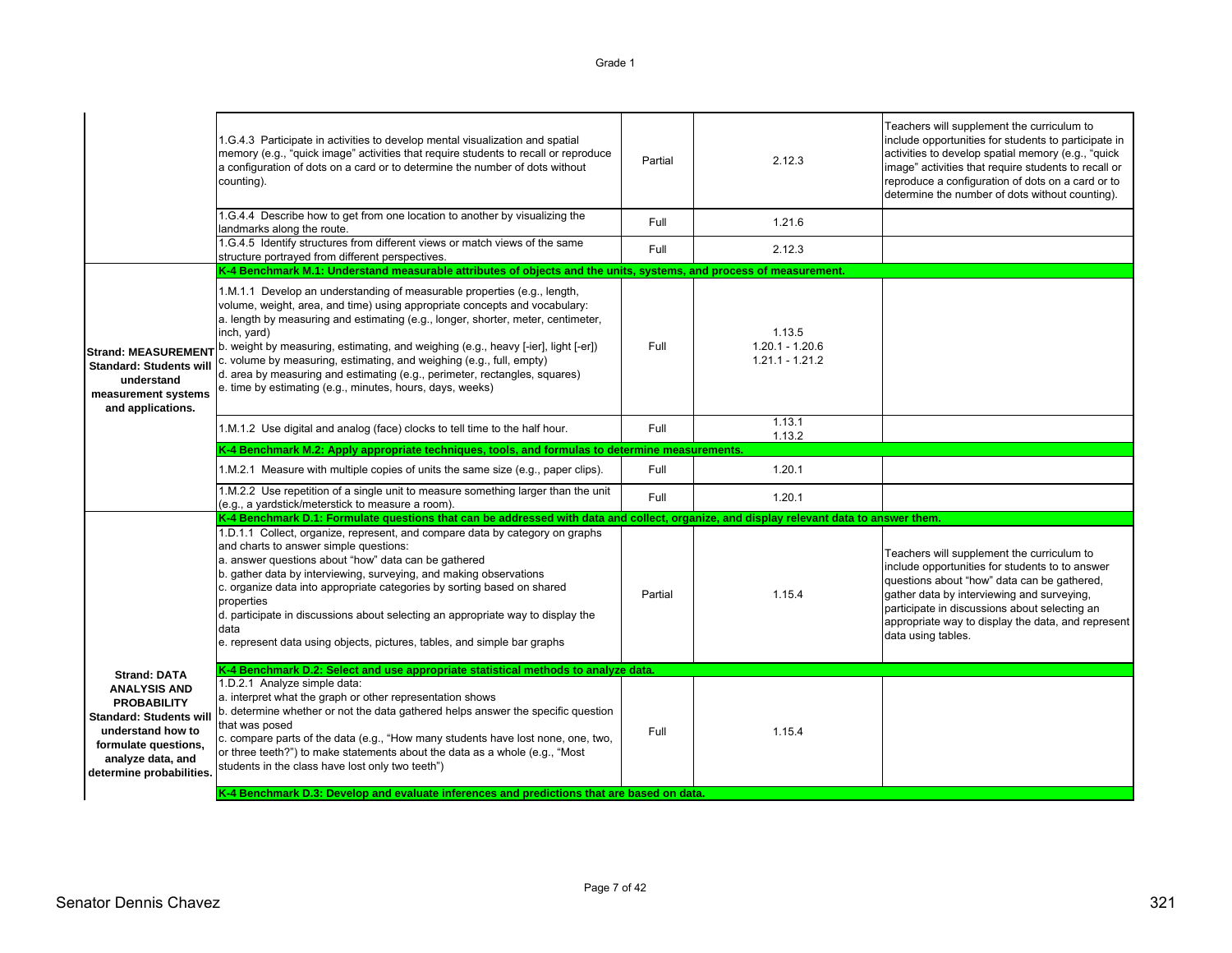Grade 1

| Strand / Standard | Performance Standard | Alignment | Lesson | Notes |
|---|---|---|---|---|
| | 1.G.4.3 Participate in activities to develop mental visualization and spatial memory (e.g., "quick image" activities that require students to recall or reproduce a configuration of dots on a card or to determine the number of dots without counting). | Partial | 2.12.3 | Teachers will supplement the curriculum to include opportunities for students to participate in activities to develop spatial memory (e.g., "quick image" activities that require students to recall or reproduce a configuration of dots on a card or to determine the number of dots without counting). |
| | 1.G.4.4 Describe how to get from one location to another by visualizing the landmarks along the route. | Full | 1.21.6 | |
| | 1.G.4.5 Identify structures from different views or match views of the same structure portrayed from different perspectives. | Full | 2.12.3 | |
| **Strand: MEASUREMENT Standard: Students will understand measurement systems and applications.** | **K-4 Benchmark M.1: Understand measurable attributes of objects and the units, systems, and process of measurement.** | | | |
| | 1.M.1.1 Develop an understanding of measurable properties (e.g., length, volume, weight, area, and time) using appropriate concepts and vocabulary:<br>a. length by measuring and estimating (e.g., longer, shorter, meter, centimeter, inch, yard)<br>b. weight by measuring, estimating, and weighing (e.g., heavy [-ier], light [-er])<br>c. volume by measuring, estimating, and weighing (e.g., full, empty)<br>d. area by measuring and estimating (e.g., perimeter, rectangles, squares)<br>e. time by estimating (e.g., minutes, hours, days, weeks) | Full | 1.13.5<br>1.20.1 - 1.20.6<br>1.21.1 - 1.21.2 | |
| | 1.M.1.2 Use digital and analog (face) clocks to tell time to the half hour. | Full | 1.13.1<br>1.13.2 | |
| | **K-4 Benchmark M.2: Apply appropriate techniques, tools, and formulas to determine measurements.** | | | |
| | 1.M.2.1 Measure with multiple copies of units the same size (e.g., paper clips). | Full | 1.20.1 | |
| | 1.M.2.2 Use repetition of a single unit to measure something larger than the unit (e.g., a yardstick/meterstick to measure a room). | Full | 1.20.1 | |
| **Strand: DATA ANALYSIS AND PROBABILITY Standard: Students will understand how to formulate questions, analyze data, and determine probabilities.** | **K-4 Benchmark D.1: Formulate questions that can be addressed with data and collect, organize, and display relevant data to answer them.** | | | |
| | 1.D.1.1 Collect, organize, represent, and compare data by category on graphs and charts to answer simple questions:<br>a. answer questions about "how" data can be gathered<br>b. gather data by interviewing, surveying, and making observations<br>c. organize data into appropriate categories by sorting based on shared properties<br>d. participate in discussions about selecting an appropriate way to display the data<br>e. represent data using objects, pictures, tables, and simple bar graphs | Partial | 1.15.4 | Teachers will supplement the curriculum to include opportunities for students to to answer questions about "how" data can be gathered, gather data by interviewing and surveying, participate in discussions about selecting an appropriate way to display the data, and represent data using tables. |
| | **K-4 Benchmark D.2: Select and use appropriate statistical methods to analyze data.** | | | |
| | 1.D.2.1 Analyze simple data:<br>a. interpret what the graph or other representation shows<br>b. determine whether or not the data gathered helps answer the specific question that was posed<br>c. compare parts of the data (e.g., "How many students have lost none, one, two, or three teeth?") to make statements about the data as a whole (e.g., "Most students in the class have lost only two teeth") | Full | 1.15.4 | |
| | **K-4 Benchmark D.3: Develop and evaluate inferences and predictions that are based on data.** | | | |

Senator Dennis Chavez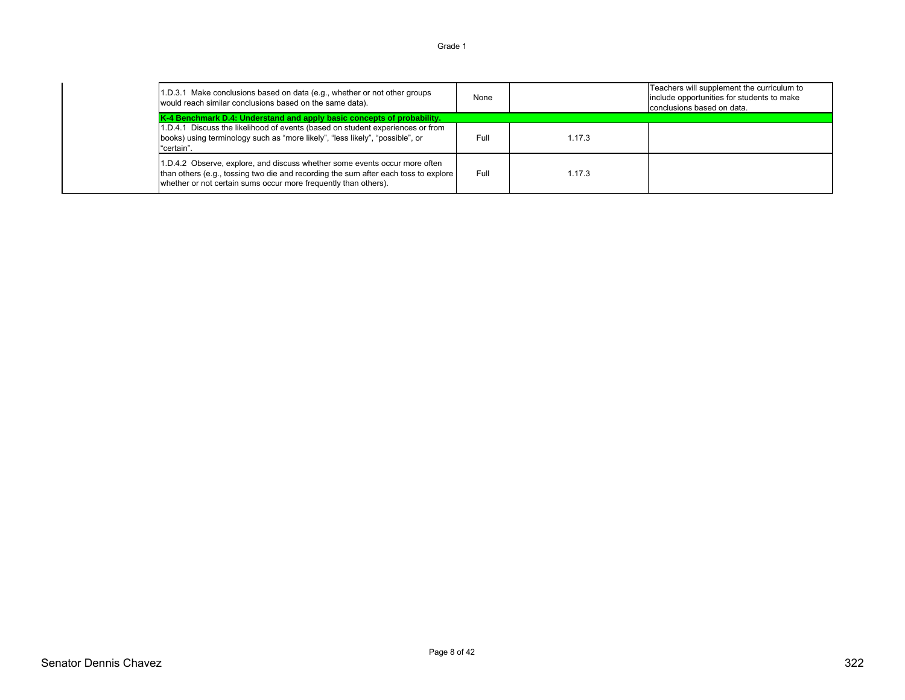| | | | | |
|---|---|---|---|---|
| | 1.D.3.1 Make conclusions based on data (e.g., whether or not other groups would reach similar conclusions based on the same data). | None | | Teachers will supplement the curriculum to include opportunities for students to make conclusions based on data. |
| | **K-4 Benchmark D.4: Understand and apply basic concepts of probability.** | | | |
| | 1.D.4.1 Discuss the likelihood of events (based on student experiences or from books) using terminology such as "more likely", "less likely", "possible", or "certain". | Full | 1.17.3 | |
| | 1.D.4.2 Observe, explore, and discuss whether some events occur more often than others (e.g., tossing two die and recording the sum after each toss to explore whether or not certain sums occur more frequently than others). | Full | 1.17.3 | |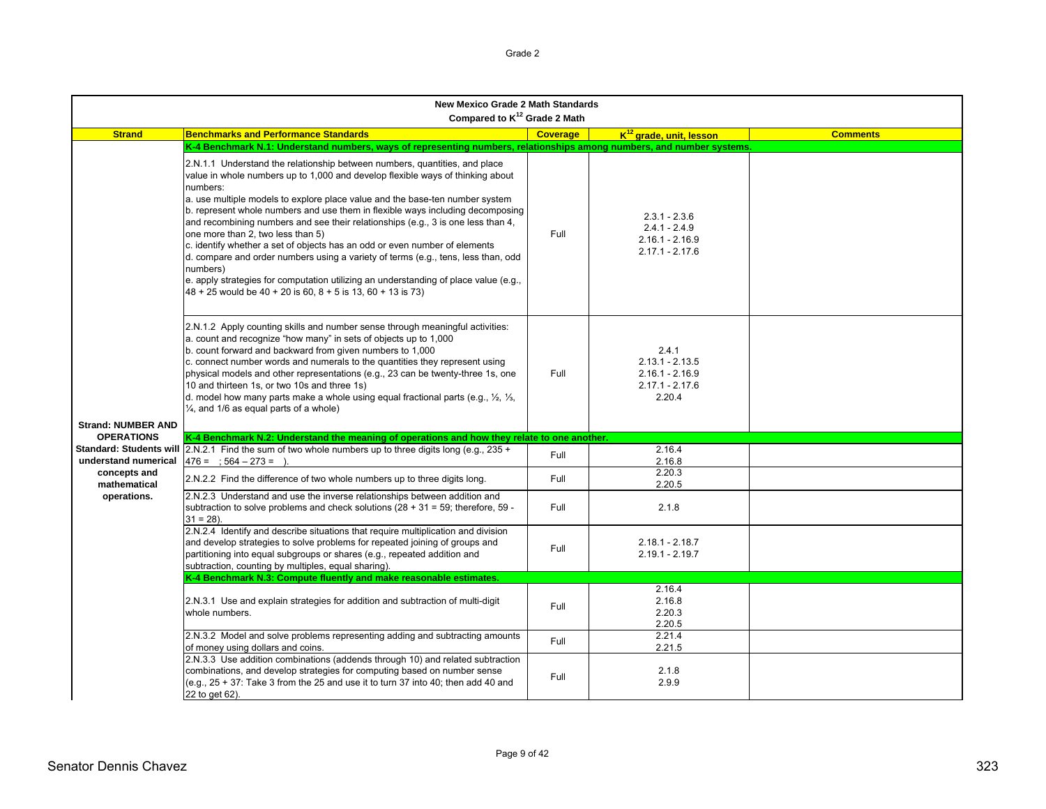| New Mexico Grade 2 Math Standards<br>Compared to K[12] Grade 2 Math | | | | |
|---|---|---|---|---|
| **Strand** | **Benchmarks and Performance Standards** | **Coverage** | **K[12] grade, unit, lesson** | **Comments** |
| | **K-4 Benchmark N.1: Understand numbers, ways of representing numbers, relationships among numbers, and number systems.** | | | |
| | 2.N.1.1 Understand the relationship between numbers, quantities, and place value in whole numbers up to 1,000 and develop flexible ways of thinking about numbers:<br>a. use multiple models to explore place value and the base-ten number system<br>b. represent whole numbers and use them in flexible ways including decomposing and recombining numbers and see their relationships (e.g., 3 is one less than 4, one more than 2, two less than 5)<br>c. identify whether a set of objects has an odd or even number of elements<br>d. compare and order numbers using a variety of terms (e.g., tens, less than, odd numbers)<br>e. apply strategies for computation utilizing an understanding of place value (e.g., 48 + 25 would be 40 + 20 is 60, 8 + 5 is 13, 60 + 13 is 73) | Full | 2.3.1 - 2.3.6<br>2.4.1 - 2.4.9<br>2.16.1 - 2.16.9<br>2.17.1 - 2.17.6 | |
| | 2.N.1.2 Apply counting skills and number sense through meaningful activities:<br>a. count and recognize "how many" in sets of objects up to 1,000<br>b. count forward and backward from given numbers to 1,000<br>c. connect number words and numerals to the quantities they represent using physical models and other representations (e.g., 23 can be twenty-three 1s, one 10 and thirteen 1s, or two 10s and three 1s)<br>d. model how many parts make a whole using equal fractional parts (e.g., ½, ⅓, ¼, and 1/6 as equal parts of a whole) | Full | 2.4.1<br>2.13.1 - 2.13.5<br>2.16.1 - 2.16.9<br>2.17.1 - 2.17.6<br>2.20.4 | |
| **Strand: NUMBER AND OPERATIONS<br>Standard: Students will understand numerical concepts and mathematical operations.** | **K-4 Benchmark N.2: Understand the meaning of operations and how they relate to one another.** | | | |
| | 2.N.2.1 Find the sum of two whole numbers up to three digits long (e.g., 235 + 476 = ; 564 – 273 = ). | Full | 2.16.4<br>2.16.8 | |
| | 2.N.2.2 Find the difference of two whole numbers up to three digits long. | Full | 2.20.3<br>2.20.5 | |
| | 2.N.2.3 Understand and use the inverse relationships between addition and subtraction to solve problems and check solutions (28 + 31 = 59; therefore, 59 - 31 = 28). | Full | 2.1.8 | |
| | 2.N.2.4 Identify and describe situations that require multiplication and division and develop strategies to solve problems for repeated joining of groups and partitioning into equal subgroups or shares (e.g., repeated addition and subtraction, counting by multiples, equal sharing). | Full | 2.18.1 - 2.18.7<br>2.19.1 - 2.19.7 | |
| | **K-4 Benchmark N.3: Compute fluently and make reasonable estimates.** | | | |
| | 2.N.3.1 Use and explain strategies for addition and subtraction of multi-digit whole numbers. | Full | 2.16.4<br>2.16.8<br>2.20.3<br>2.20.5 | |
| | 2.N.3.2 Model and solve problems representing adding and subtracting amounts of money using dollars and coins. | Full | 2.21.4<br>2.21.5 | |
| | 2.N.3.3 Use addition combinations (addends through 10) and related subtraction combinations, and develop strategies for computing based on number sense (e.g., 25 + 37: Take 3 from the 25 and use it to turn 37 into 40; then add 40 and 22 to get 62). | Full | 2.1.8<br>2.9.9 | |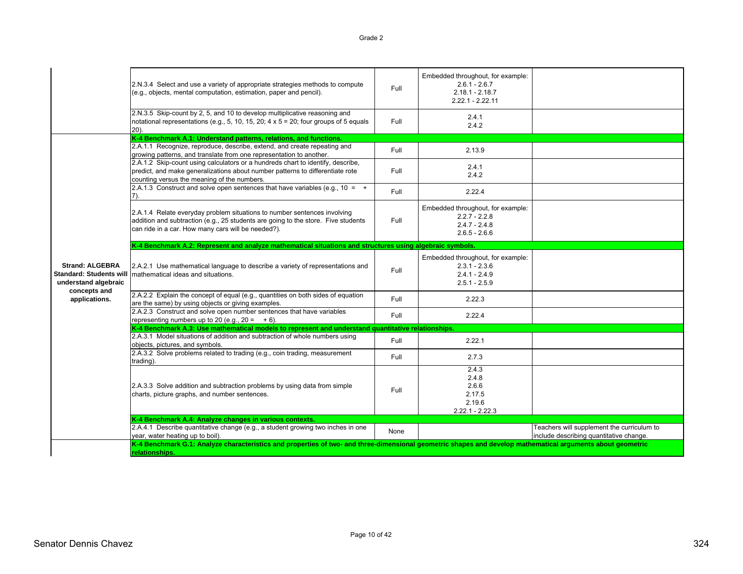| | | | | |
|---|---|---|---|---|
| | 2.N.3.4 Select and use a variety of appropriate strategies methods to compute (e.g., objects, mental computation, estimation, paper and pencil). | Full | Embedded throughout, for example: 2.6.1 - 2.6.7 2.18.1 - 2.18.7 2.22.1 - 2.22.11 | |
| | 2.N.3.5 Skip-count by 2, 5, and 10 to develop multiplicative reasoning and notational representations (e.g., 5, 10, 15, 20; 4 x 5 = 20; four groups of 5 equals 20). | Full | 2.4.1 2.4.2 | |
| **Strand: ALGEBRA Standard: Students will understand algebraic concepts and applications.** | **K-4 Benchmark A.1: Understand patterns, relations, and functions.** | | | |
| | 2.A.1.1 Recognize, reproduce, describe, extend, and create repeating and growing patterns, and translate from one representation to another. | Full | 2.13.9 | |
| | 2.A.1.2 Skip-count using calculators or a hundreds chart to identify, describe, predict, and make generalizations about number patterns to differentiate rote counting versus the meaning of the numbers. | Full | 2.4.1 2.4.2 | |
| | 2.A.1.3 Construct and solve open sentences that have variables (e.g., 10 = + 7). | Full | 2.22.4 | |
| | 2.A.1.4 Relate everyday problem situations to number sentences involving addition and subtraction (e.g., 25 students are going to the store. Five students can ride in a car. How many cars will be needed?). | Full | Embedded throughout, for example: 2.2.7 - 2.2.8 2.4.7 - 2.4.8 2.6.5 - 2.6.6 | |
| | **K-4 Benchmark A.2: Represent and analyze mathematical situations and structures using algebraic symbols.** | | | |
| | 2.A.2.1 Use mathematical language to describe a variety of representations and mathematical ideas and situations. | Full | Embedded throughout, for example: 2.3.1 - 2.3.6 2.4.1 - 2.4.9 2.5.1 - 2.5.9 | |
| | 2.A.2.2 Explain the concept of equal (e.g., quantities on both sides of equation are the same) by using objects or giving examples. | Full | 2.22.3 | |
| | 2.A.2.3 Construct and solve open number sentences that have variables representing numbers up to 20 (e.g., 20 = + 6). | Full | 2.22.4 | |
| | **K-4 Benchmark A.3: Use mathematical models to represent and understand quantitative relationships.** | | | |
| | 2.A.3.1 Model situations of addition and subtraction of whole numbers using objects, pictures, and symbols. | Full | 2.22.1 | |
| | 2.A.3.2 Solve problems related to trading (e.g., coin trading, measurement trading). | Full | 2.7.3 | |
| | 2.A.3.3 Solve addition and subtraction problems by using data from simple charts, picture graphs, and number sentences. | Full | 2.4.3 2.4.8 2.6.6 2.17.5 2.19.6 2.22.1 - 2.22.3 | |
| | **K-4 Benchmark A.4: Analyze changes in various contexts.** | | | |
| | 2.A.4.1 Describe quantitative change (e.g., a student growing two inches in one year, water heating up to boil). | None | | Teachers will supplement the curriculum to include describing quantitative change. |
| | **K-4 Benchmark G.1: Analyze characteristics and properties of two- and three-dimensional geometric shapes and develop mathematical arguments about geometric relationships.** | | | |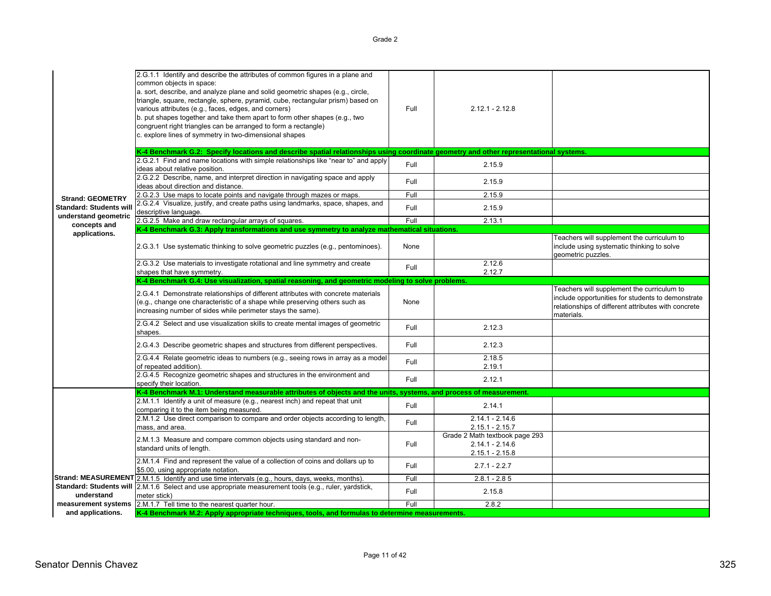Grade 2

| Strand/Standard | Performance Standard | Alignment | Curriculum Reference | Notes |
|---|---|---|---|---|
| **Strand: GEOMETRY Standard: Students will understand geometric concepts and applications.** | 2.G.1.1 Identify and describe the attributes of common figures in a plane and common objects in space: a. sort, describe, and analyze plane and solid geometric shapes (e.g., circle, triangle, square, rectangle, sphere, pyramid, cube, rectangular prism) based on various attributes (e.g., faces, edges, and corners) b. put shapes together and take them apart to form other shapes (e.g., two congruent right triangles can be arranged to form a rectangle) c. explore lines of symmetry in two-dimensional shapes | Full | 2.12.1 - 2.12.8 | |
| | **K-4 Benchmark G.2: Specify locations and describe spatial relationships using coordinate geometry and other representational systems.** | | | |
| | 2.G.2.1 Find and name locations with simple relationships like "near to" and apply ideas about relative position. | Full | 2.15.9 | |
| | 2.G.2.2 Describe, name, and interpret direction in navigating space and apply ideas about direction and distance. | Full | 2.15.9 | |
| | 2.G.2.3 Use maps to locate points and navigate through mazes or maps. | Full | 2.15.9 | |
| | 2.G.2.4 Visualize, justify, and create paths using landmarks, space, shapes, and descriptive language. | Full | 2.15.9 | |
| | 2.G.2.5 Make and draw rectangular arrays of squares. | Full | 2.13.1 | |
| | **K-4 Benchmark G.3: Apply transformations and use symmetry to analyze mathematical situations.** | | | |
| | 2.G.3.1 Use systematic thinking to solve geometric puzzles (e.g., pentominoes). | None | | Teachers will supplement the curriculum to include using systematic thinking to solve geometric puzzles. |
| | 2.G.3.2 Use materials to investigate rotational and line symmetry and create shapes that have symmetry. | Full | 2.12.6 2.12.7 | |
| | **K-4 Benchmark G.4: Use visualization, spatial reasoning, and geometric modeling to solve problems.** | | | |
| | 2.G.4.1 Demonstrate relationships of different attributes with concrete materials (e.g., change one characteristic of a shape while preserving others such as increasing number of sides while perimeter stays the same). | None | | Teachers will supplement the curriculum to include opportunities for students to demonstrate relationships of different attributes with concrete materials. |
| | 2.G.4.2 Select and use visualization skills to create mental images of geometric shapes. | Full | 2.12.3 | |
| | 2.G.4.3 Describe geometric shapes and structures from different perspectives. | Full | 2.12.3 | |
| | 2.G.4.4 Relate geometric ideas to numbers (e.g., seeing rows in array as a model of repeated addition). | Full | 2.18.5 2.19.1 | |
| | 2.G.4.5 Recognize geometric shapes and structures in the environment and specify their location. | Full | 2.12.1 | |
| **Strand: MEASUREMENT Standard: Students will understand measurement systems and applications.** | **K-4 Benchmark M.1: Understand measurable attributes of objects and the units, systems, and process of measurement.** | | | |
| | 2.M.1.1 Identify a unit of measure (e.g., nearest inch) and repeat that unit comparing it to the item being measured. | Full | 2.14.1 | |
| | 2.M.1.2 Use direct comparison to compare and order objects according to length, mass, and area. | Full | 2.14.1 - 2.14.6 2.15.1 - 2.15.7 | |
| | 2.M.1.3 Measure and compare common objects using standard and non-standard units of length. | Full | Grade 2 Math textbook page 293 2.14.1 - 2.14.6 2.15.1 - 2.15.8 | |
| | 2.M.1.4 Find and represent the value of a collection of coins and dollars up to \$5.00, using appropriate notation. | Full | 2.7.1 - 2.2.7 | |
| | 2.M.1.5 Identify and use time intervals (e.g., hours, days, weeks, months). | Full | 2.8.1 - 2.8 5 | |
| | 2.M.1.6 Select and use appropriate measurement tools (e.g., ruler, yardstick, meter stick) | Full | 2.15.8 | |
| | 2.M.1.7 Tell time to the nearest quarter hour. | Full | 2.8.2 | |
| | **K-4 Benchmark M.2: Apply appropriate techniques, tools, and formulas to determine measurements.** | | | |

Senator Dennis Chavez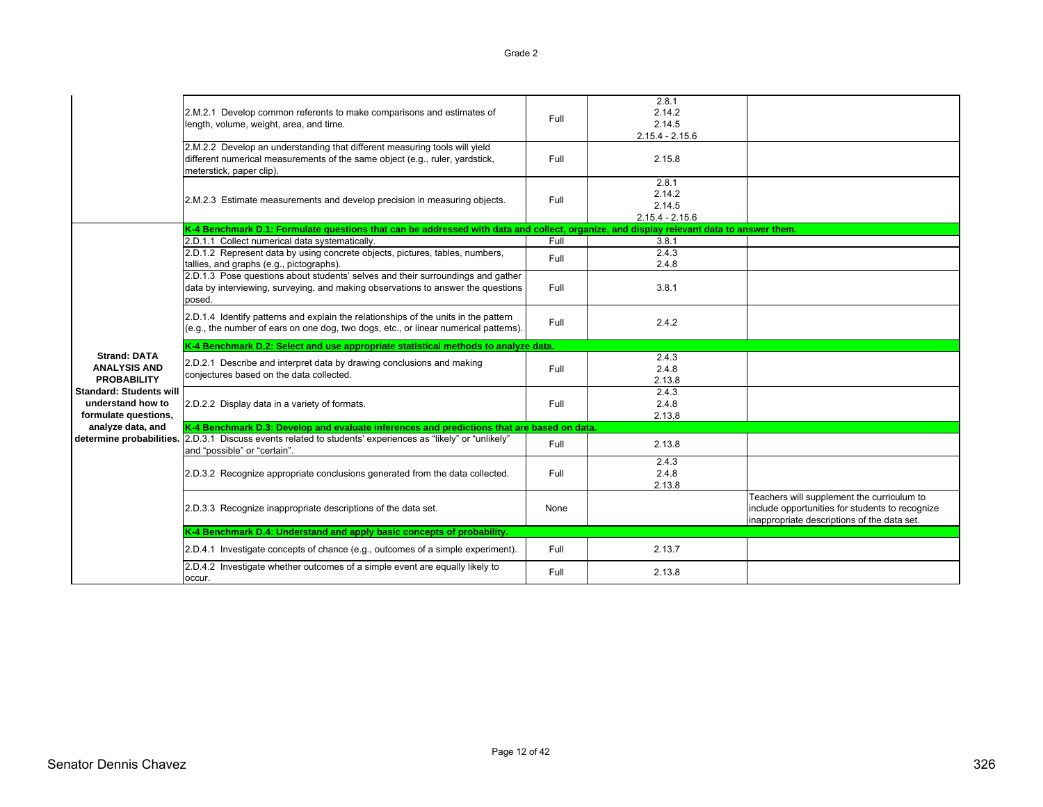| | | | | |
|---|---|---|---|---|
| | 2.M.2.1 Develop common referents to make comparisons and estimates of length, volume, weight, area, and time. | Full | 2.8.1<br>2.14.2<br>2.14.5<br>2.15.4 - 2.15.6 | |
| | 2.M.2.2 Develop an understanding that different measuring tools will yield different numerical measurements of the same object (e.g., ruler, yardstick, meterstick, paper clip). | Full | 2.15.8 | |
| | 2.M.2.3 Estimate measurements and develop precision in measuring objects. | Full | 2.8.1<br>2.14.2<br>2.14.5<br>2.15.4 - 2.15.6 | |
| **Strand: DATA ANALYSIS AND PROBABILITY**<br>**Standard: Students will understand how to formulate questions, analyze data, and determine probabilities.** | **K-4 Benchmark D.1: Formulate questions that can be addressed with data and collect, organize, and display relevant data to answer them.** | | | |
| | 2.D.1.1 Collect numerical data systematically. | Full | 3.8.1 | |
| | 2.D.1.2 Represent data by using concrete objects, pictures, tables, numbers, tallies, and graphs (e.g., pictographs). | Full | 2.4.3<br>2.4.8 | |
| | 2.D.1.3 Pose questions about students' selves and their surroundings and gather data by interviewing, surveying, and making observations to answer the questions posed. | Full | 3.8.1 | |
| | 2.D.1.4 Identify patterns and explain the relationships of the units in the pattern (e.g., the number of ears on one dog, two dogs, etc., or linear numerical patterns). | Full | 2.4.2 | |
| | **K-4 Benchmark D.2: Select and use appropriate statistical methods to analyze data.** | | | |
| | 2.D.2.1 Describe and interpret data by drawing conclusions and making conjectures based on the data collected. | Full | 2.4.3<br>2.4.8<br>2.13.8 | |
| | 2.D.2.2 Display data in a variety of formats. | Full | 2.4.3<br>2.4.8<br>2.13.8 | |
| | **K-4 Benchmark D.3: Develop and evaluate inferences and predictions that are based on data.** | | | |
| | 2.D.3.1 Discuss events related to students' experiences as "likely" or "unlikely" and "possible" or "certain". | Full | 2.13.8 | |
| | 2.D.3.2 Recognize appropriate conclusions generated from the data collected. | Full | 2.4.3<br>2.4.8<br>2.13.8 | |
| | 2.D.3.3 Recognize inappropriate descriptions of the data set. | None | | Teachers will supplement the curriculum to include opportunities for students to recognize inappropriate descriptions of the data set. |
| | **K-4 Benchmark D.4: Understand and apply basic concepts of probability.** | | | |
| | 2.D.4.1 Investigate concepts of chance (e.g., outcomes of a simple experiment). | Full | 2.13.7 | |
| | 2.D.4.2 Investigate whether outcomes of a simple event are equally likely to occur. | Full | 2.13.8 | |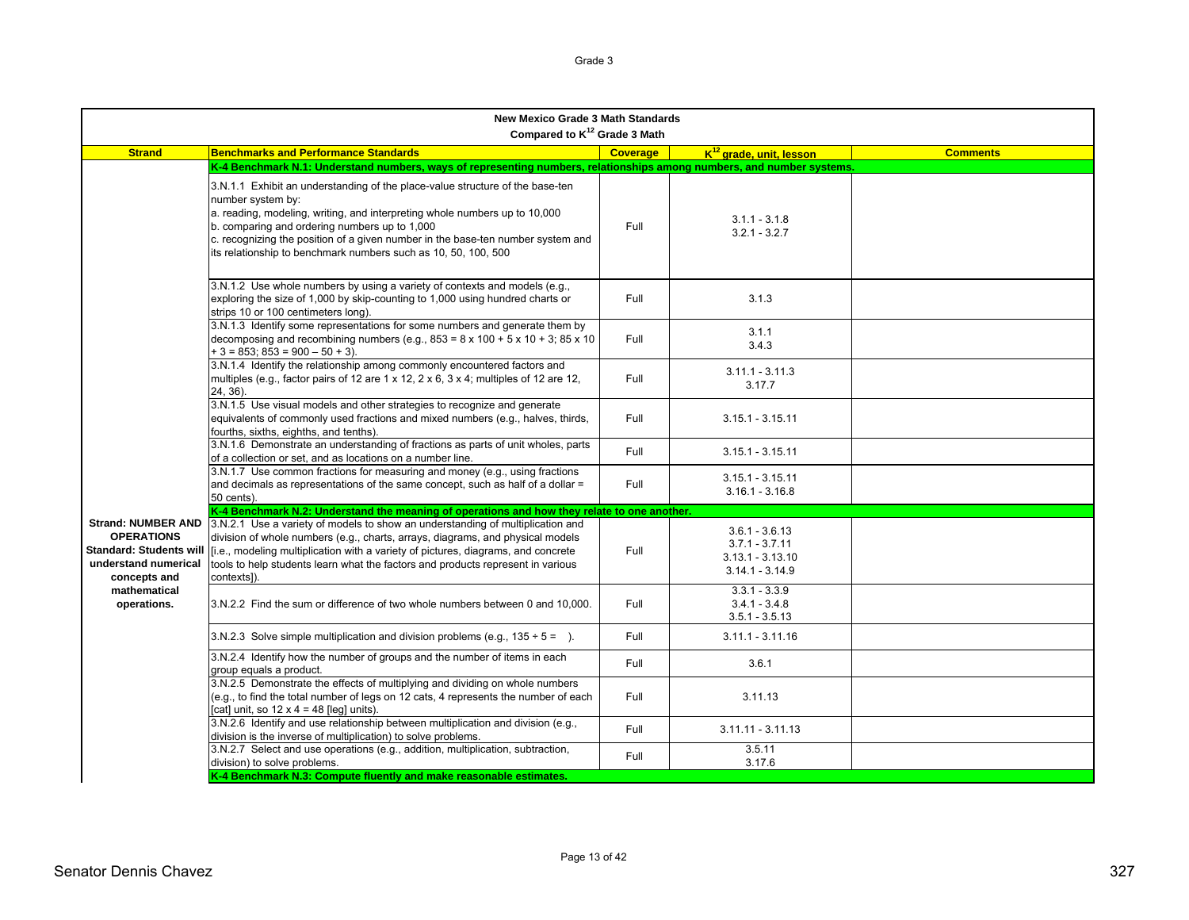| New Mexico Grade 3 Math Standards Compared to K[12] Grade 3 Math | | | | |
|---|---|---|---|---|
| **Strand** | **Benchmarks and Performance Standards** | **Coverage** | **K[12] grade, unit, lesson** | **Comments** |
| | **K-4 Benchmark N.1: Understand numbers, ways of representing numbers, relationships among numbers, and number systems.** | | | |
| | 3.N.1.1 Exhibit an understanding of the place-value structure of the base-ten number system by: a. reading, modeling, writing, and interpreting whole numbers up to 10,000 b. comparing and ordering numbers up to 1,000 c. recognizing the position of a given number in the base-ten number system and its relationship to benchmark numbers such as 10, 50, 100, 500 | Full | 3.1.1 - 3.1.8 3.2.1 - 3.2.7 | |
| | 3.N.1.2 Use whole numbers by using a variety of contexts and models (e.g., exploring the size of 1,000 by skip-counting to 1,000 using hundred charts or strips 10 or 100 centimeters long). | Full | 3.1.3 | |
| | 3.N.1.3 Identify some representations for some numbers and generate them by decomposing and recombining numbers (e.g., 853 = 8 x 100 + 5 x 10 + 3; 85 x 10 + 3 = 853; 853 = 900 – 50 + 3). | Full | 3.1.1 3.4.3 | |
| | 3.N.1.4 Identify the relationship among commonly encountered factors and multiples (e.g., factor pairs of 12 are 1 x 12, 2 x 6, 3 x 4; multiples of 12 are 12, 24, 36). | Full | 3.11.1 - 3.11.3 3.17.7 | |
| | 3.N.1.5 Use visual models and other strategies to recognize and generate equivalents of commonly used fractions and mixed numbers (e.g., halves, thirds, fourths, sixths, eighths, and tenths). | Full | 3.15.1 - 3.15.11 | |
| | 3.N.1.6 Demonstrate an understanding of fractions as parts of unit wholes, parts of a collection or set, and as locations on a number line. | Full | 3.15.1 - 3.15.11 | |
| | 3.N.1.7 Use common fractions for measuring and money (e.g., using fractions and decimals as representations of the same concept, such as half of a dollar = 50 cents). | Full | 3.15.1 - 3.15.11 3.16.1 - 3.16.8 | |
| | **K-4 Benchmark N.2: Understand the meaning of operations and how they relate to one another.** | | | |
| **Strand: NUMBER AND OPERATIONS Standard: Students will understand numerical concepts and mathematical operations.** | 3.N.2.1 Use a variety of models to show an understanding of multiplication and division of whole numbers (e.g., charts, arrays, diagrams, and physical models [i.e., modeling multiplication with a variety of pictures, diagrams, and concrete tools to help students learn what the factors and products represent in various contexts]). | Full | 3.6.1 - 3.6.13 3.7.1 - 3.7.11 3.13.1 - 3.13.10 3.14.1 - 3.14.9 | |
| | 3.N.2.2 Find the sum or difference of two whole numbers between 0 and 10,000. | Full | 3.3.1 - 3.3.9 3.4.1 - 3.4.8 3.5.1 - 3.5.13 | |
| | 3.N.2.3 Solve simple multiplication and division problems (e.g., 135 ÷ 5 = ). | Full | 3.11.1 - 3.11.16 | |
| | 3.N.2.4 Identify how the number of groups and the number of items in each group equals a product. | Full | 3.6.1 | |
| | 3.N.2.5 Demonstrate the effects of multiplying and dividing on whole numbers (e.g., to find the total number of legs on 12 cats, 4 represents the number of each [cat] unit, so 12 x 4 = 48 [leg] units). | Full | 3.11.13 | |
| | 3.N.2.6 Identify and use relationship between multiplication and division (e.g., division is the inverse of multiplication) to solve problems. | Full | 3.11.11 - 3.11.13 | |
| | 3.N.2.7 Select and use operations (e.g., addition, multiplication, subtraction, division) to solve problems. | Full | 3.5.11 3.17.6 | |
| | **K-4 Benchmark N.3: Compute fluently and make reasonable estimates.** | | | |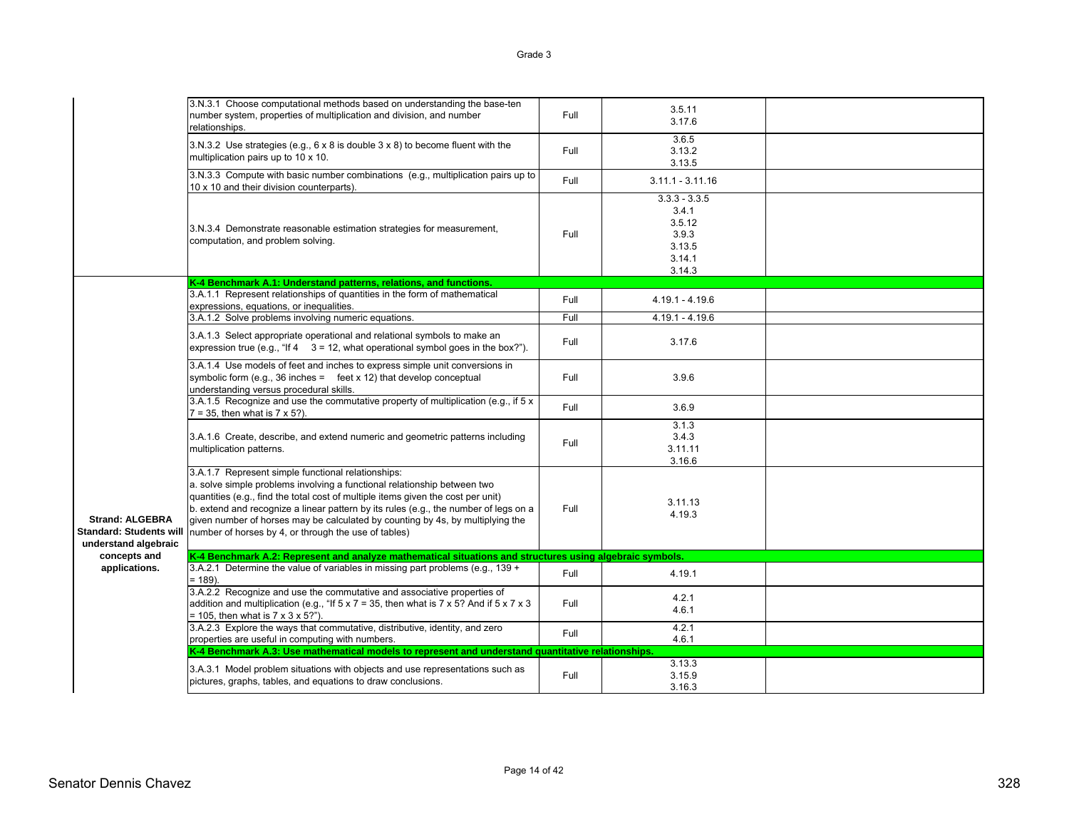| Strand/Standard | Performance Standard | Alignment | Location | Notes |
|---|---|---|---|---|
| | 3.N.3.1 Choose computational methods based on understanding the base-ten number system, properties of multiplication and division, and number relationships. | Full | 3.5.11<br>3.17.6 | |
| | 3.N.3.2 Use strategies (e.g., 6 x 8 is double 3 x 8) to become fluent with the multiplication pairs up to 10 x 10. | Full | 3.6.5<br>3.13.2<br>3.13.5 | |
| | 3.N.3.3 Compute with basic number combinations (e.g., multiplication pairs up to 10 x 10 and their division counterparts). | Full | 3.11.1 - 3.11.16 | |
| | 3.N.3.4 Demonstrate reasonable estimation strategies for measurement, computation, and problem solving. | Full | 3.3.3 - 3.3.5<br>3.4.1<br>3.5.12<br>3.9.3<br>3.13.5<br>3.14.1<br>3.14.3 | |
| **Strand: ALGEBRA Standard: Students will understand algebraic concepts and applications.** | **K-4 Benchmark A.1: Understand patterns, relations, and functions.** | | | |
| | 3.A.1.1 Represent relationships of quantities in the form of mathematical expressions, equations, or inequalities. | Full | 4.19.1 - 4.19.6 | |
| | 3.A.1.2 Solve problems involving numeric equations. | Full | 4.19.1 - 4.19.6 | |
| | 3.A.1.3 Select appropriate operational and relational symbols to make an expression true (e.g., "If 4 ☐ 3 = 12, what operational symbol goes in the box?"). | Full | 3.17.6 | |
| | 3.A.1.4 Use models of feet and inches to express simple unit conversions in symbolic form (e.g., 36 inches = ☐ feet x 12) that develop conceptual understanding versus procedural skills. | Full | 3.9.6 | |
| | 3.A.1.5 Recognize and use the commutative property of multiplication (e.g., if 5 x 7 = 35, then what is 7 x 5?). | Full | 3.6.9 | |
| | 3.A.1.6 Create, describe, and extend numeric and geometric patterns including multiplication patterns. | Full | 3.1.3<br>3.4.3<br>3.11.11<br>3.16.6 | |
| | 3.A.1.7 Represent simple functional relationships:<br>a. solve simple problems involving a functional relationship between two quantities (e.g., find the total cost of multiple items given the cost per unit)<br>b. extend and recognize a linear pattern by its rules (e.g., the number of legs on a given number of horses may be calculated by counting by 4s, by multiplying the number of horses by 4, or through the use of tables) | Full | 3.11.13<br>4.19.3 | |
| | **K-4 Benchmark A.2: Represent and analyze mathematical situations and structures using algebraic symbols.** | | | |
| | 3.A.2.1 Determine the value of variables in missing part problems (e.g., 139 + ☐ = 189). | Full | 4.19.1 | |
| | 3.A.2.2 Recognize and use the commutative and associative properties of addition and multiplication (e.g., "If 5 x 7 = 35, then what is 7 x 5? And if 5 x 7 x 3 = 105, then what is 7 x 3 x 5?"). | Full | 4.2.1<br>4.6.1 | |
| | 3.A.2.3 Explore the ways that commutative, distributive, identity, and zero properties are useful in computing with numbers. | Full | 4.2.1<br>4.6.1 | |
| | **K-4 Benchmark A.3: Use mathematical models to represent and understand quantitative relationships.** | | | |
| | 3.A.3.1 Model problem situations with objects and use representations such as pictures, graphs, tables, and equations to draw conclusions. | Full | 3.13.3<br>3.15.9<br>3.16.3 | |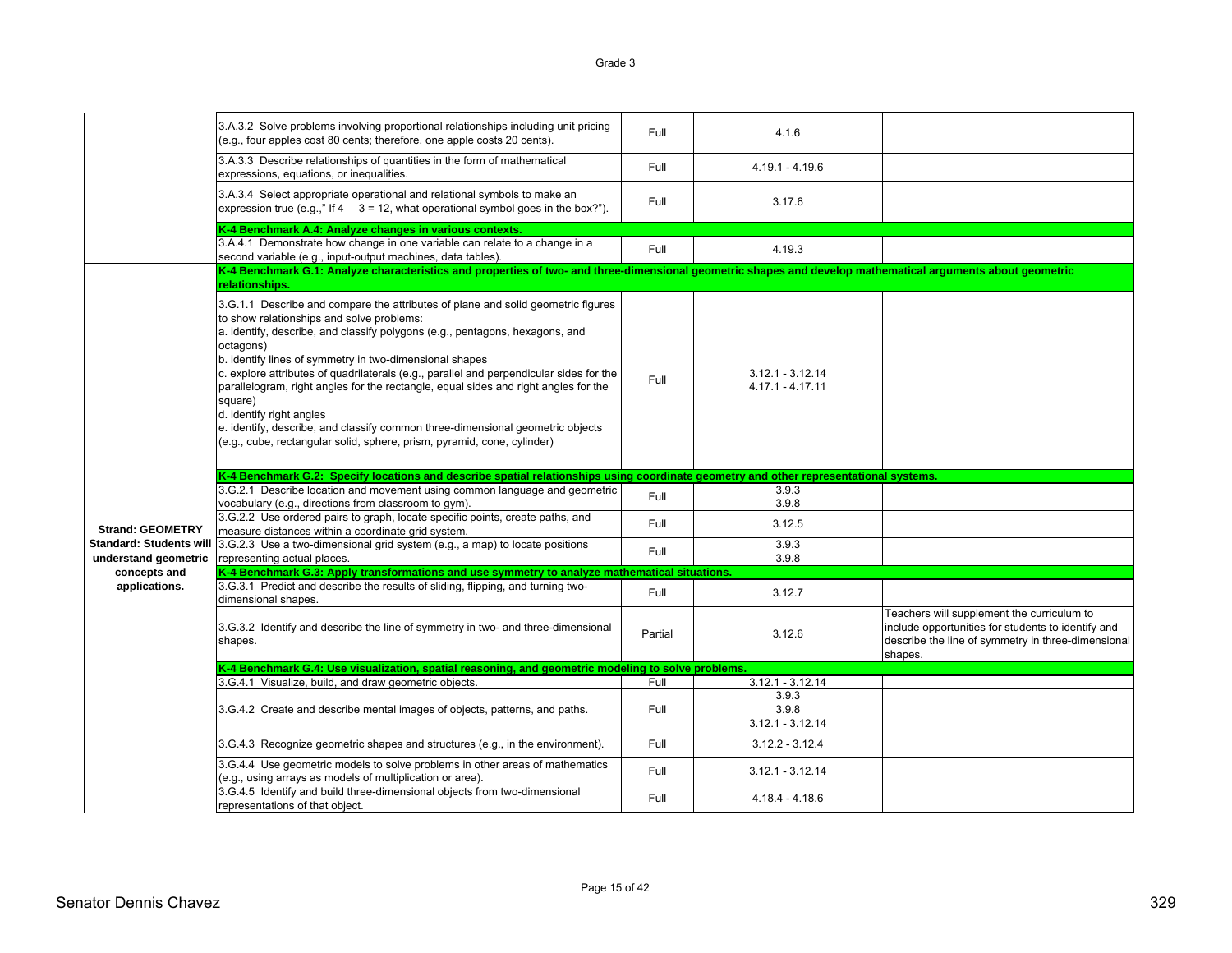| Strand/Standard | Performance Standard | Alignment | Lesson(s) | Notes |
|---|---|---|---|---|
| | 3.A.3.2 Solve problems involving proportional relationships including unit pricing (e.g., four apples cost 80 cents; therefore, one apple costs 20 cents). | Full | 4.1.6 | |
| | 3.A.3.3 Describe relationships of quantities in the form of mathematical expressions, equations, or inequalities. | Full | 4.19.1 - 4.19.6 | |
| | 3.A.3.4 Select appropriate operational and relational symbols to make an expression true (e.g.," If 4    3 = 12, what operational symbol goes in the box?"). | Full | 3.17.6 | |
| | **K-4 Benchmark A.4: Analyze changes in various contexts.** | | | |
| | 3.A.4.1 Demonstrate how change in one variable can relate to a change in a second variable (e.g., input-output machines, data tables). | Full | 4.19.3 | |
| **Strand: GEOMETRY Standard: Students will understand geometric concepts and applications.** | **K-4 Benchmark G.1: Analyze characteristics and properties of two- and three-dimensional geometric shapes and develop mathematical arguments about geometric relationships.** | | | |
| | 3.G.1.1 Describe and compare the attributes of plane and solid geometric figures to show relationships and solve problems:<br>a. identify, describe, and classify polygons (e.g., pentagons, hexagons, and octagons)<br>b. identify lines of symmetry in two-dimensional shapes<br>c. explore attributes of quadrilaterals (e.g., parallel and perpendicular sides for the parallelogram, right angles for the rectangle, equal sides and right angles for the square)<br>d. identify right angles<br>e. identify, describe, and classify common three-dimensional geometric objects (e.g., cube, rectangular solid, sphere, prism, pyramid, cone, cylinder) | Full | 3.12.1 - 3.12.14<br>4.17.1 - 4.17.11 | |
| | **K-4 Benchmark G.2: Specify locations and describe spatial relationships using coordinate geometry and other representational systems.** | | | |
| | 3.G.2.1 Describe location and movement using common language and geometric vocabulary (e.g., directions from classroom to gym). | Full | 3.9.3<br>3.9.8 | |
| | 3.G.2.2 Use ordered pairs to graph, locate specific points, create paths, and measure distances within a coordinate grid system. | Full | 3.12.5 | |
| | 3.G.2.3 Use a two-dimensional grid system (e.g., a map) to locate positions representing actual places. | Full | 3.9.3<br>3.9.8 | |
| | **K-4 Benchmark G.3: Apply transformations and use symmetry to analyze mathematical situations.** | | | |
| | 3.G.3.1 Predict and describe the results of sliding, flipping, and turning two-dimensional shapes. | Full | 3.12.7 | |
| | 3.G.3.2 Identify and describe the line of symmetry in two- and three-dimensional shapes. | Partial | 3.12.6 | Teachers will supplement the curriculum to include opportunities for students to identify and describe the line of symmetry in three-dimensional shapes. |
| | **K-4 Benchmark G.4: Use visualization, spatial reasoning, and geometric modeling to solve problems.** | | | |
| | 3.G.4.1 Visualize, build, and draw geometric objects. | Full | 3.12.1 - 3.12.14 | |
| | 3.G.4.2 Create and describe mental images of objects, patterns, and paths. | Full | 3.9.3<br>3.9.8<br>3.12.1 - 3.12.14 | |
| | 3.G.4.3 Recognize geometric shapes and structures (e.g., in the environment). | Full | 3.12.2 - 3.12.4 | |
| | 3.G.4.4 Use geometric models to solve problems in other areas of mathematics (e.g., using arrays as models of multiplication or area). | Full | 3.12.1 - 3.12.14 | |
| | 3.G.4.5 Identify and build three-dimensional objects from two-dimensional representations of that object. | Full | 4.18.4 - 4.18.6 | |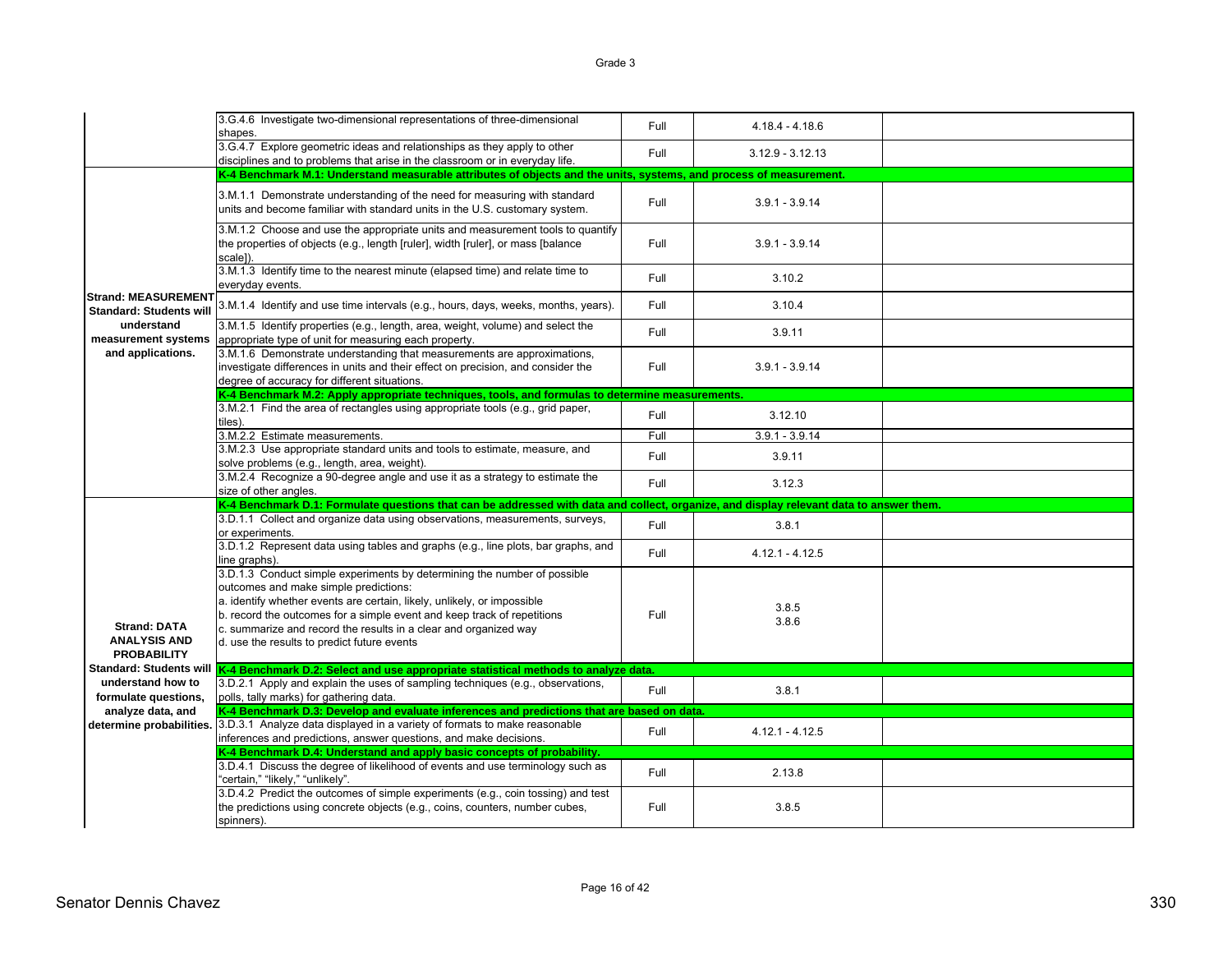Grade 3

| Strand | Standard | Coverage | Reference | |
|---|---|---|---|---|
| | 3.G.4.6 Investigate two-dimensional representations of three-dimensional shapes. | Full | 4.18.4 - 4.18.6 | |
| | 3.G.4.7 Explore geometric ideas and relationships as they apply to other disciplines and to problems that arise in the classroom or in everyday life. | Full | 3.12.9 - 3.12.13 | |
| **Strand: MEASUREMENT Standard: Students will understand measurement systems and applications.** | **K-4 Benchmark M.1: Understand measurable attributes of objects and the units, systems, and process of measurement.** | | | |
| | 3.M.1.1 Demonstrate understanding of the need for measuring with standard units and become familiar with standard units in the U.S. customary system. | Full | 3.9.1 - 3.9.14 | |
| | 3.M.1.2 Choose and use the appropriate units and measurement tools to quantify the properties of objects (e.g., length [ruler], width [ruler], or mass [balance scale]). | Full | 3.9.1 - 3.9.14 | |
| | 3.M.1.3 Identify time to the nearest minute (elapsed time) and relate time to everyday events. | Full | 3.10.2 | |
| | 3.M.1.4 Identify and use time intervals (e.g., hours, days, weeks, months, years). | Full | 3.10.4 | |
| | 3.M.1.5 Identify properties (e.g., length, area, weight, volume) and select the appropriate type of unit for measuring each property. | Full | 3.9.11 | |
| | 3.M.1.6 Demonstrate understanding that measurements are approximations, investigate differences in units and their effect on precision, and consider the degree of accuracy for different situations. | Full | 3.9.1 - 3.9.14 | |
| | **K-4 Benchmark M.2: Apply appropriate techniques, tools, and formulas to determine measurements.** | | | |
| | 3.M.2.1 Find the area of rectangles using appropriate tools (e.g., grid paper, tiles). | Full | 3.12.10 | |
| | 3.M.2.2 Estimate measurements. | Full | 3.9.1 - 3.9.14 | |
| | 3.M.2.3 Use appropriate standard units and tools to estimate, measure, and solve problems (e.g., length, area, weight). | Full | 3.9.11 | |
| | 3.M.2.4 Recognize a 90-degree angle and use it as a strategy to estimate the size of other angles. | Full | 3.12.3 | |
| **Strand: DATA ANALYSIS AND PROBABILITY Standard: Students will understand how to formulate questions, analyze data, and determine probabilities.** | **K-4 Benchmark D.1: Formulate questions that can be addressed with data and collect, organize, and display relevant data to answer them.** | | | |
| | 3.D.1.1 Collect and organize data using observations, measurements, surveys, or experiments. | Full | 3.8.1 | |
| | 3.D.1.2 Represent data using tables and graphs (e.g., line plots, bar graphs, and line graphs). | Full | 4.12.1 - 4.12.5 | |
| | 3.D.1.3 Conduct simple experiments by determining the number of possible outcomes and make simple predictions:<br>a. identify whether events are certain, likely, unlikely, or impossible<br>b. record the outcomes for a simple event and keep track of repetitions<br>c. summarize and record the results in a clear and organized way<br>d. use the results to predict future events | Full | 3.8.5<br>3.8.6 | |
| | **K-4 Benchmark D.2: Select and use appropriate statistical methods to analyze data.** | | | |
| | 3.D.2.1 Apply and explain the uses of sampling techniques (e.g., observations, polls, tally marks) for gathering data. | Full | 3.8.1 | |
| | **K-4 Benchmark D.3: Develop and evaluate inferences and predictions that are based on data.** | | | |
| | 3.D.3.1 Analyze data displayed in a variety of formats to make reasonable inferences and predictions, answer questions, and make decisions. | Full | 4.12.1 - 4.12.5 | |
| | **K-4 Benchmark D.4: Understand and apply basic concepts of probability.** | | | |
| | 3.D.4.1 Discuss the degree of likelihood of events and use terminology such as "certain," "likely," "unlikely". | Full | 2.13.8 | |
| | 3.D.4.2 Predict the outcomes of simple experiments (e.g., coin tossing) and test the predictions using concrete objects (e.g., coins, counters, number cubes, spinners). | Full | 3.8.5 | |

Senator Dennis Chavez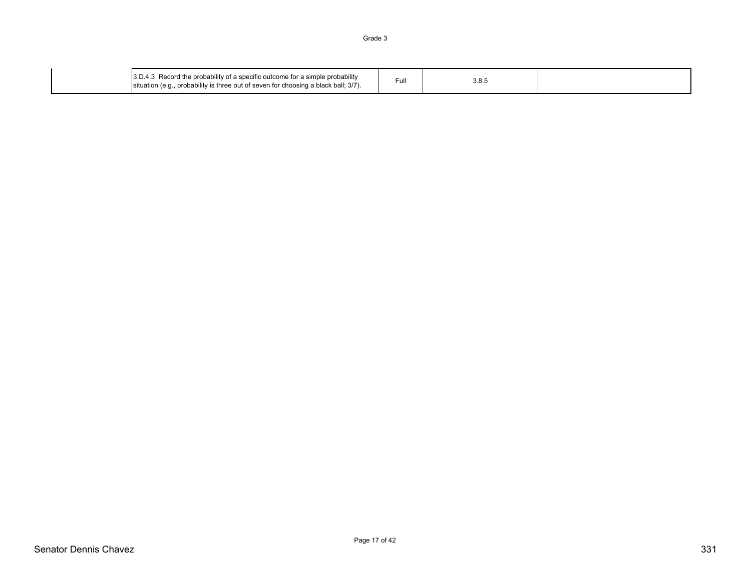| | | | | |
|---|---|---|---|---|
| | 3.D.4.3 Record the probability of a specific outcome for a simple probability situation (e.g., probability is three out of seven for choosing a black ball; 3/7). | Full | 3.8.5 | |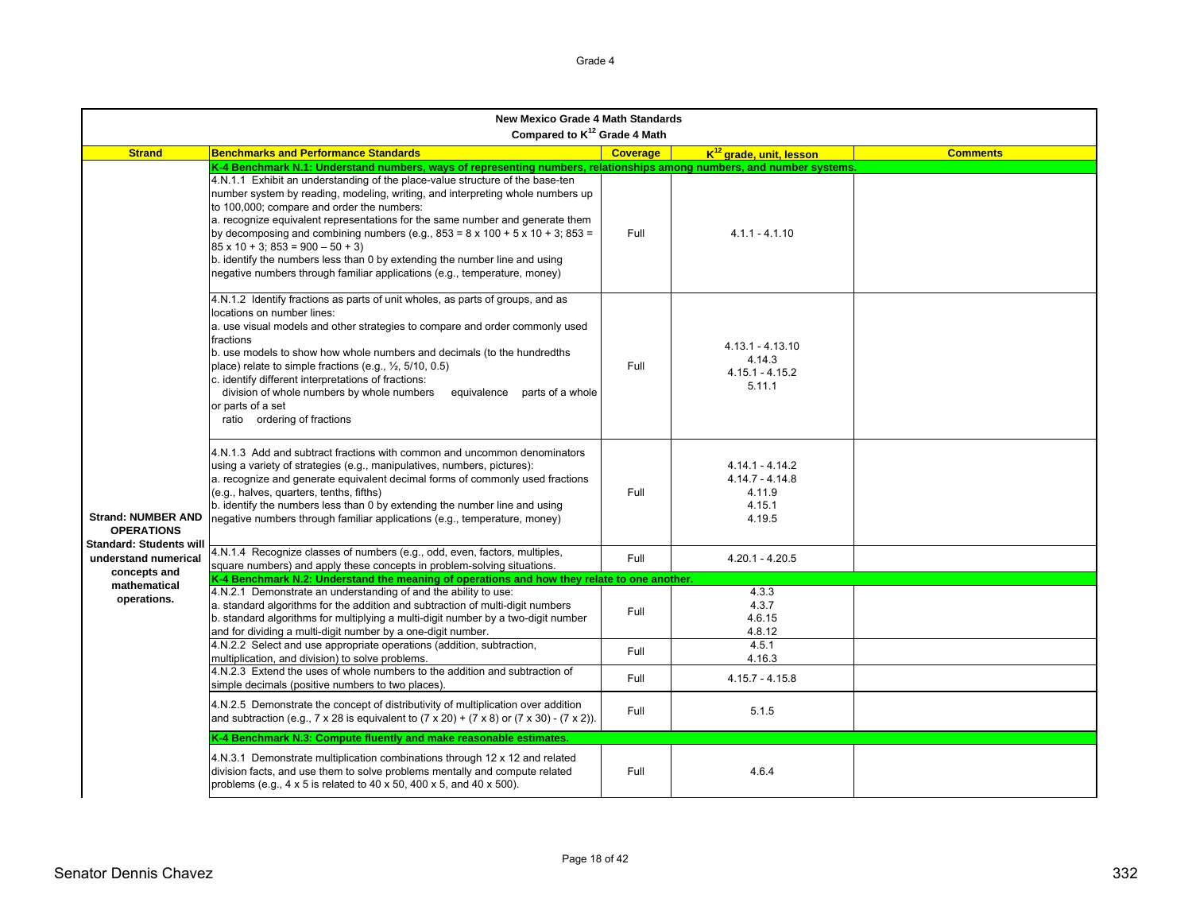| New Mexico Grade 4 Math Standards Compared to K[12] Grade 4 Math | | | | |
|---|---|---|---|---|
| **Strand** | **Benchmarks and Performance Standards** | **Coverage** | **K[12] grade, unit, lesson** | **Comments** |
| | **K-4 Benchmark N.1: Understand numbers, ways of representing numbers, relationships among numbers, and number systems.** | | | |
| **Strand: NUMBER AND OPERATIONS Standard: Students will understand numerical concepts and mathematical operations.** | 4.N.1.1 Exhibit an understanding of the place-value structure of the base-ten number system by reading, modeling, writing, and interpreting whole numbers up to 100,000; compare and order the numbers: a. recognize equivalent representations for the same number and generate them by decomposing and combining numbers (e.g., 853 = 8 x 100 + 5 x 10 + 3; 853 = 85 x 10 + 3; 853 = 900 – 50 + 3) b. identify the numbers less than 0 by extending the number line and using negative numbers through familiar applications (e.g., temperature, money) | Full | 4.1.1 - 4.1.10 | |
| | 4.N.1.2 Identify fractions as parts of unit wholes, as parts of groups, and as locations on number lines: a. use visual models and other strategies to compare and order commonly used fractions b. use models to show how whole numbers and decimals (to the hundredths place) relate to simple fractions (e.g., ½, 5/10, 0.5) c. identify different interpretations of fractions: division of whole numbers by whole numbers equivalence parts of a whole or parts of a set ratio ordering of fractions | Full | 4.13.1 - 4.13.10<br>4.14.3<br>4.15.1 - 4.15.2<br>5.11.1 | |
| | 4.N.1.3 Add and subtract fractions with common and uncommon denominators using a variety of strategies (e.g., manipulatives, numbers, pictures): a. recognize and generate equivalent decimal forms of commonly used fractions (e.g., halves, quarters, tenths, fifths) b. identify the numbers less than 0 by extending the number line and using negative numbers through familiar applications (e.g., temperature, money) | Full | 4.14.1 - 4.14.2<br>4.14.7 - 4.14.8<br>4.11.9<br>4.15.1<br>4.19.5 | |
| | 4.N.1.4 Recognize classes of numbers (e.g., odd, even, factors, multiples, square numbers) and apply these concepts in problem-solving situations. | Full | 4.20.1 - 4.20.5 | |
| | **K-4 Benchmark N.2: Understand the meaning of operations and how they relate to one another.** | | | |
| | 4.N.2.1 Demonstrate an understanding of and the ability to use: a. standard algorithms for the addition and subtraction of multi-digit numbers b. standard algorithms for multiplying a multi-digit number by a two-digit number and for dividing a multi-digit number by a one-digit number. | Full | 4.3.3<br>4.3.7<br>4.6.15<br>4.8.12 | |
| | 4.N.2.2 Select and use appropriate operations (addition, subtraction, multiplication, and division) to solve problems. | Full | 4.5.1<br>4.16.3 | |
| | 4.N.2.3 Extend the uses of whole numbers to the addition and subtraction of simple decimals (positive numbers to two places). | Full | 4.15.7 - 4.15.8 | |
| | 4.N.2.5 Demonstrate the concept of distributivity of multiplication over addition and subtraction (e.g., 7 x 28 is equivalent to (7 x 20) + (7 x 8) or (7 x 30) - (7 x 2)). | Full | 5.1.5 | |
| | **K-4 Benchmark N.3: Compute fluently and make reasonable estimates.** | | | |
| | 4.N.3.1 Demonstrate multiplication combinations through 12 x 12 and related division facts, and use them to solve problems mentally and compute related problems (e.g., 4 x 5 is related to 40 x 50, 400 x 5, and 40 x 500). | Full | 4.6.4 | |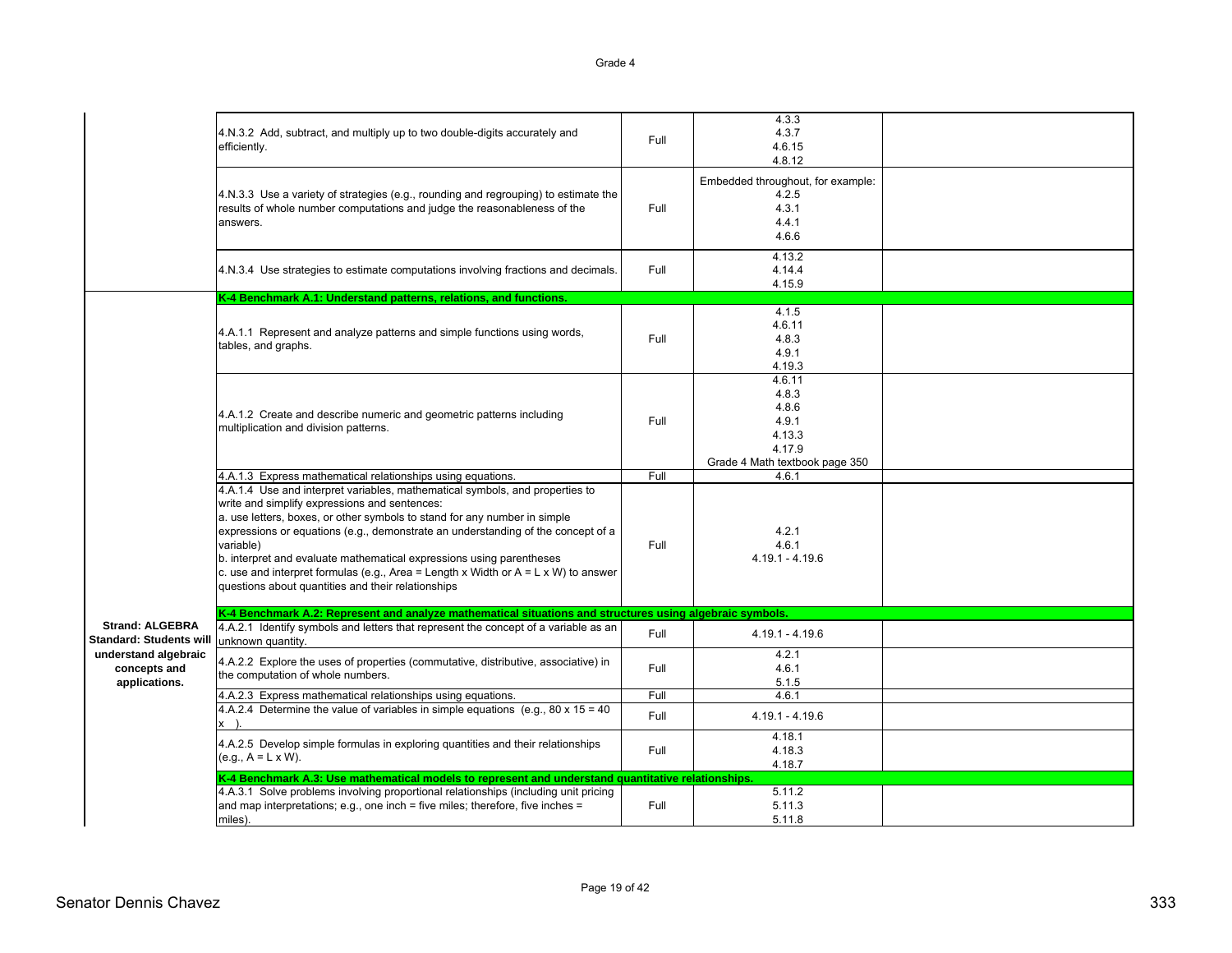| Strand/Standard | Performance Standard | Coverage | Location | |
|---|---|---|---|---|
| | 4.N.3.2 Add, subtract, and multiply up to two double-digits accurately and efficiently. | Full | 4.3.3<br>4.3.7<br>4.6.15<br>4.8.12 | |
| | 4.N.3.3 Use a variety of strategies (e.g., rounding and regrouping) to estimate the results of whole number computations and judge the reasonableness of the answers. | Full | Embedded throughout, for example:<br>4.2.5<br>4.3.1<br>4.4.1<br>4.6.6 | |
| | 4.N.3.4 Use strategies to estimate computations involving fractions and decimals. | Full | 4.13.2<br>4.14.4<br>4.15.9 | |
| | **K-4 Benchmark A.1: Understand patterns, relations, and functions.** | | | |
| | 4.A.1.1 Represent and analyze patterns and simple functions using words, tables, and graphs. | Full | 4.1.5<br>4.6.11<br>4.8.3<br>4.9.1<br>4.19.3 | |
| | 4.A.1.2 Create and describe numeric and geometric patterns including multiplication and division patterns. | Full | 4.6.11<br>4.8.3<br>4.8.6<br>4.9.1<br>4.13.3<br>4.17.9<br>Grade 4 Math textbook page 350 | |
| | 4.A.1.3 Express mathematical relationships using equations. | Full | 4.6.1 | |
| | 4.A.1.4 Use and interpret variables, mathematical symbols, and properties to write and simplify expressions and sentences:<br>a. use letters, boxes, or other symbols to stand for any number in simple expressions or equations (e.g., demonstrate an understanding of the concept of a variable)<br>b. interpret and evaluate mathematical expressions using parentheses<br>c. use and interpret formulas (e.g., Area = Length x Width or A = L x W) to answer questions about quantities and their relationships | Full | 4.2.1<br>4.6.1<br>4.19.1 - 4.19.6 | |
| | **K-4 Benchmark A.2: Represent and analyze mathematical situations and structures using algebraic symbols.** | | | |
| **Strand: ALGEBRA**<br>**Standard: Students will understand algebraic concepts and applications.** | 4.A.2.1 Identify symbols and letters that represent the concept of a variable as an unknown quantity. | Full | 4.19.1 - 4.19.6 | |
| | 4.A.2.2 Explore the uses of properties (commutative, distributive, associative) in the computation of whole numbers. | Full | 4.2.1<br>4.6.1<br>5.1.5 | |
| | 4.A.2.3 Express mathematical relationships using equations. | Full | 4.6.1 | |
| | 4.A.2.4 Determine the value of variables in simple equations (e.g., 80 x 15 = 40 x ). | Full | 4.19.1 - 4.19.6 | |
| | 4.A.2.5 Develop simple formulas in exploring quantities and their relationships (e.g., A = L x W). | Full | 4.18.1<br>4.18.3<br>4.18.7 | |
| | **K-4 Benchmark A.3: Use mathematical models to represent and understand quantitative relationships.** | | | |
| | 4.A.3.1 Solve problems involving proportional relationships (including unit pricing and map interpretations; e.g., one inch = five miles; therefore, five inches = miles). | Full | 5.11.2<br>5.11.3<br>5.11.8 | |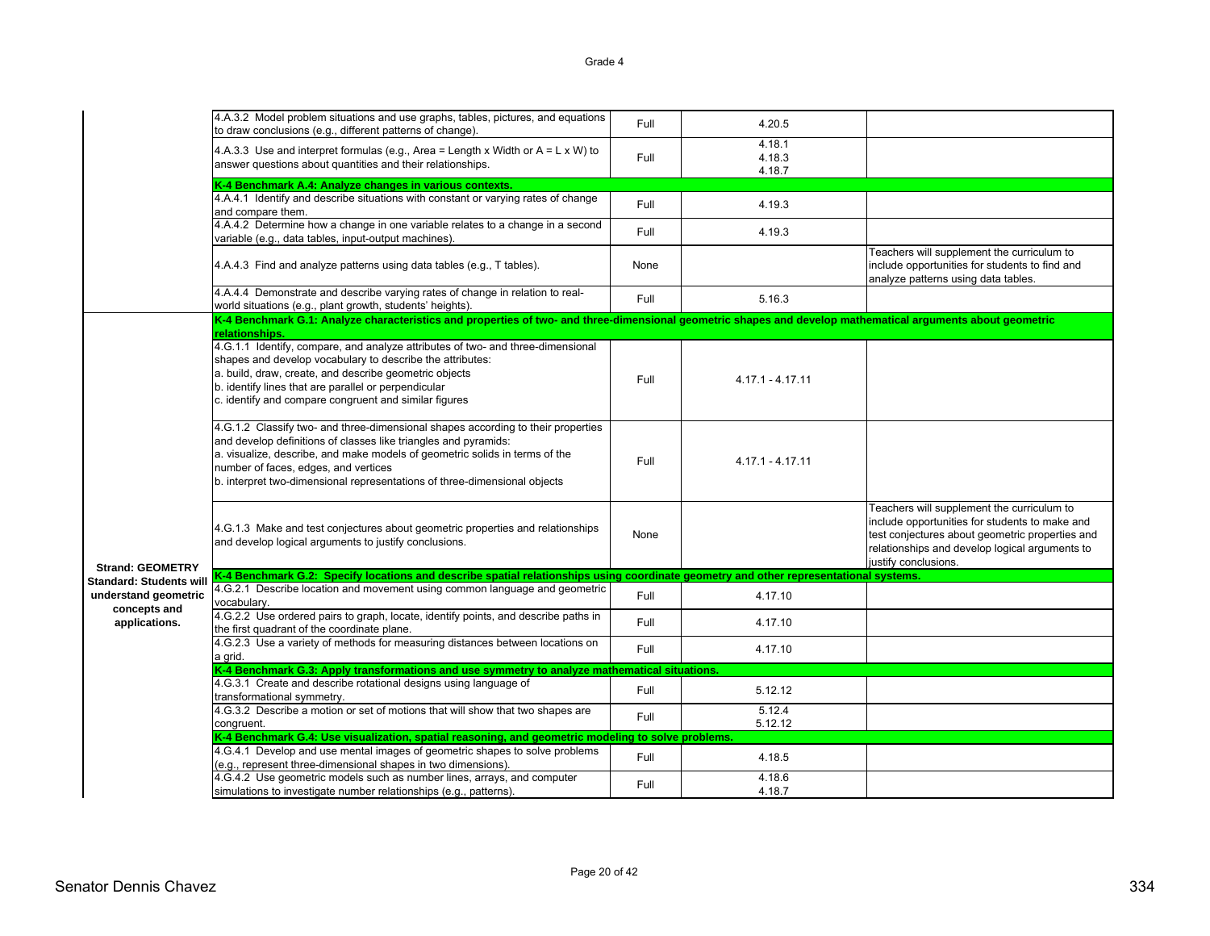| | | | | |
|---|---|---|---|---|
| | 4.A.3.2 Model problem situations and use graphs, tables, pictures, and equations to draw conclusions (e.g., different patterns of change). | Full | 4.20.5 | |
| | 4.A.3.3 Use and interpret formulas (e.g., Area = Length x Width or A = L x W) to answer questions about quantities and their relationships. | Full | 4.18.1<br>4.18.3<br>4.18.7 | |
| | **K-4 Benchmark A.4: Analyze changes in various contexts.** | | | |
| | 4.A.4.1 Identify and describe situations with constant or varying rates of change and compare them. | Full | 4.19.3 | |
| | 4.A.4.2 Determine how a change in one variable relates to a change in a second variable (e.g., data tables, input-output machines). | Full | 4.19.3 | |
| | 4.A.4.3 Find and analyze patterns using data tables (e.g., T tables). | None | | Teachers will supplement the curriculum to include opportunities for students to find and analyze patterns using data tables. |
| | 4.A.4.4 Demonstrate and describe varying rates of change in relation to real-world situations (e.g., plant growth, students' heights). | Full | 5.16.3 | |
| **Strand: GEOMETRY Standard: Students will understand geometric concepts and applications.** | **K-4 Benchmark G.1: Analyze characteristics and properties of two- and three-dimensional geometric shapes and develop mathematical arguments about geometric relationships.** | | | |
| | 4.G.1.1 Identify, compare, and analyze attributes of two- and three-dimensional shapes and develop vocabulary to describe the attributes:<br>a. build, draw, create, and describe geometric objects<br>b. identify lines that are parallel or perpendicular<br>c. identify and compare congruent and similar figures | Full | 4.17.1 - 4.17.11 | |
| | 4.G.1.2 Classify two- and three-dimensional shapes according to their properties and develop definitions of classes like triangles and pyramids:<br>a. visualize, describe, and make models of geometric solids in terms of the number of faces, edges, and vertices<br>b. interpret two-dimensional representations of three-dimensional objects | Full | 4.17.1 - 4.17.11 | |
| | 4.G.1.3 Make and test conjectures about geometric properties and relationships and develop logical arguments to justify conclusions. | None | | Teachers will supplement the curriculum to include opportunities for students to make and test conjectures about geometric properties and relationships and develop logical arguments to justify conclusions. |
| | **K-4 Benchmark G.2: Specify locations and describe spatial relationships using coordinate geometry and other representational systems.** | | | |
| | 4.G.2.1 Describe location and movement using common language and geometric vocabulary. | Full | 4.17.10 | |
| | 4.G.2.2 Use ordered pairs to graph, locate, identify points, and describe paths in the first quadrant of the coordinate plane. | Full | 4.17.10 | |
| | 4.G.2.3 Use a variety of methods for measuring distances between locations on a grid. | Full | 4.17.10 | |
| | **K-4 Benchmark G.3: Apply transformations and use symmetry to analyze mathematical situations.** | | | |
| | 4.G.3.1 Create and describe rotational designs using language of transformational symmetry. | Full | 5.12.12 | |
| | 4.G.3.2 Describe a motion or set of motions that will show that two shapes are congruent. | Full | 5.12.4<br>5.12.12 | |
| | **K-4 Benchmark G.4: Use visualization, spatial reasoning, and geometric modeling to solve problems.** | | | |
| | 4.G.4.1 Develop and use mental images of geometric shapes to solve problems (e.g., represent three-dimensional shapes in two dimensions). | Full | 4.18.5 | |
| | 4.G.4.2 Use geometric models such as number lines, arrays, and computer simulations to investigate number relationships (e.g., patterns). | Full | 4.18.6<br>4.18.7 | |

Senator Dennis Chavez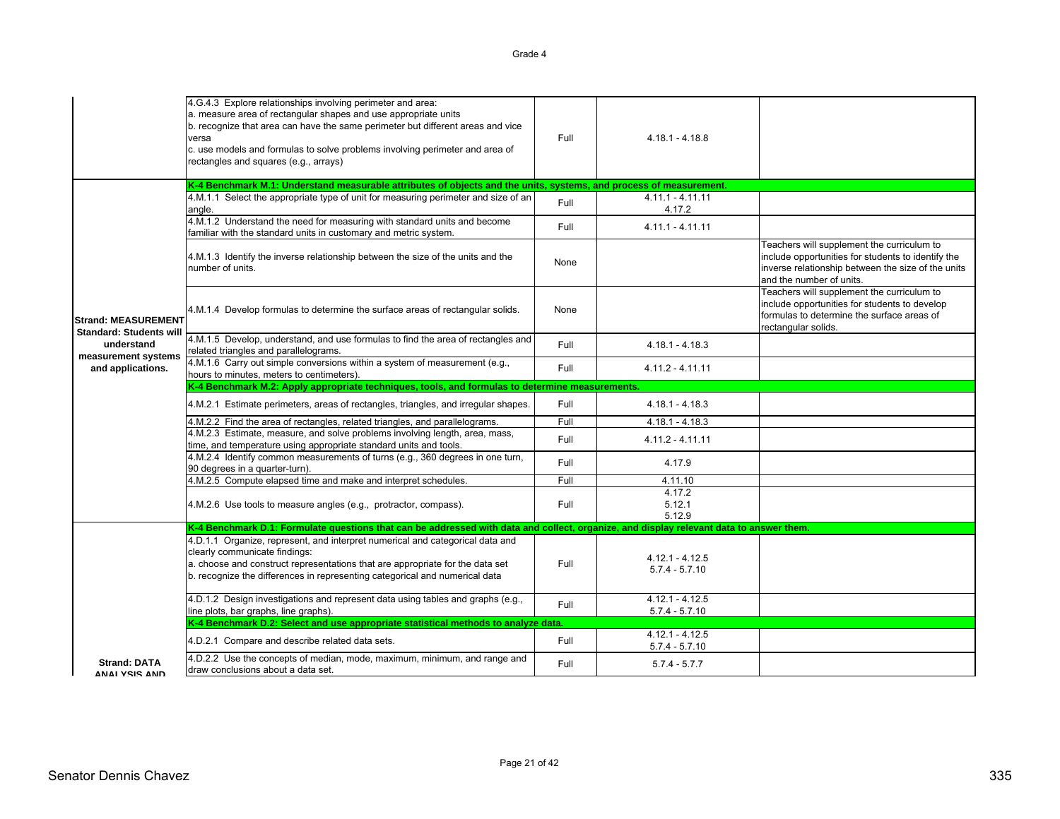Grade 4

| Strand/Standard | Performance Standard | Coverage | Lessons | Notes |
|---|---|---|---|---|
| | 4.G.4.3 Explore relationships involving perimeter and area:<br>a. measure area of rectangular shapes and use appropriate units<br>b. recognize that area can have the same perimeter but different areas and vice versa<br>c. use models and formulas to solve problems involving perimeter and area of rectangles and squares (e.g., arrays) | Full | 4.18.1 - 4.18.8 | |
| **Strand: MEASUREMENT Standard: Students will understand measurement systems and applications.** | **K-4 Benchmark M.1: Understand measurable attributes of objects and the units, systems, and process of measurement.** | | | |
| | 4.M.1.1 Select the appropriate type of unit for measuring perimeter and size of an angle. | Full | 4.11.1 - 4.11.11<br>4.17.2 | |
| | 4.M.1.2 Understand the need for measuring with standard units and become familiar with the standard units in customary and metric system. | Full | 4.11.1 - 4.11.11 | |
| | 4.M.1.3 Identify the inverse relationship between the size of the units and the number of units. | None | | Teachers will supplement the curriculum to include opportunities for students to identify the inverse relationship between the size of the units and the number of units. |
| | 4.M.1.4 Develop formulas to determine the surface areas of rectangular solids. | None | | Teachers will supplement the curriculum to include opportunities for students to develop formulas to determine the surface areas of rectangular solids. |
| | 4.M.1.5 Develop, understand, and use formulas to find the area of rectangles and related triangles and parallelograms. | Full | 4.18.1 - 4.18.3 | |
| | 4.M.1.6 Carry out simple conversions within a system of measurement (e.g., hours to minutes, meters to centimeters). | Full | 4.11.2 - 4.11.11 | |
| | **K-4 Benchmark M.2: Apply appropriate techniques, tools, and formulas to determine measurements.** | | | |
| | 4.M.2.1 Estimate perimeters, areas of rectangles, triangles, and irregular shapes. | Full | 4.18.1 - 4.18.3 | |
| | 4.M.2.2 Find the area of rectangles, related triangles, and parallelograms. | Full | 4.18.1 - 4.18.3 | |
| | 4.M.2.3 Estimate, measure, and solve problems involving length, area, mass, time, and temperature using appropriate standard units and tools. | Full | 4.11.2 - 4.11.11 | |
| | 4.M.2.4 Identify common measurements of turns (e.g., 360 degrees in one turn, 90 degrees in a quarter-turn). | Full | 4.17.9 | |
| | 4.M.2.5 Compute elapsed time and make and interpret schedules. | Full | 4.11.10 | |
| | 4.M.2.6 Use tools to measure angles (e.g., protractor, compass). | Full | 4.17.2<br>5.12.1<br>5.12.9 | |
| **Strand: DATA ANALYSIS AND** | **K-4 Benchmark D.1: Formulate questions that can be addressed with data and collect, organize, and display relevant data to answer them.** | | | |
| | 4.D.1.1 Organize, represent, and interpret numerical and categorical data and clearly communicate findings:<br>a. choose and construct representations that are appropriate for the data set<br>b. recognize the differences in representing categorical and numerical data | Full | 4.12.1 - 4.12.5<br>5.7.4 - 5.7.10 | |
| | 4.D.1.2 Design investigations and represent data using tables and graphs (e.g., line plots, bar graphs, line graphs). | Full | 4.12.1 - 4.12.5<br>5.7.4 - 5.7.10 | |
| | **K-4 Benchmark D.2: Select and use appropriate statistical methods to analyze data.** | | | |
| | 4.D.2.1 Compare and describe related data sets. | Full | 4.12.1 - 4.12.5<br>5.7.4 - 5.7.10 | |
| | 4.D.2.2 Use the concepts of median, mode, maximum, minimum, and range and draw conclusions about a data set. | Full | 5.7.4 - 5.7.7 | |

Senator Dennis Chavez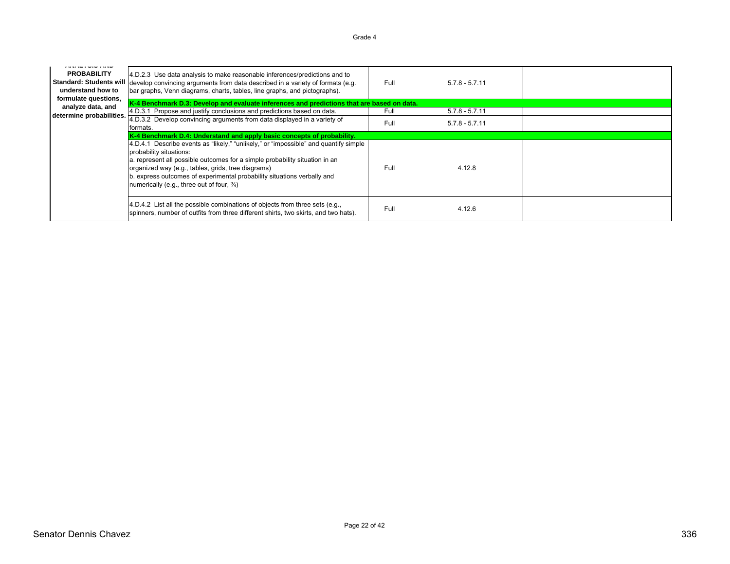| ANALYSIS AND PROBABILITY Standard: Students will understand how to formulate questions, analyze data, and determine probabilities. | | | | |
|---|---|---|---|---|
| | 4.D.2.3 Use data analysis to make reasonable inferences/predictions and to develop convincing arguments from data described in a variety of formats (e.g. bar graphs, Venn diagrams, charts, tables, line graphs, and pictographs). | Full | 5.7.8 - 5.7.11 | |
| | **K-4 Benchmark D.3: Develop and evaluate inferences and predictions that are based on data.** | | | |
| | 4.D.3.1 Propose and justify conclusions and predictions based on data. | Full | 5.7.8 - 5.7.11 | |
| | 4.D.3.2 Develop convincing arguments from data displayed in a variety of formats. | Full | 5.7.8 - 5.7.11 | |
| | **K-4 Benchmark D.4: Understand and apply basic concepts of probability.** | | | |
| | 4.D.4.1 Describe events as "likely," "unlikely," or "impossible" and quantify simple probability situations:<br>a. represent all possible outcomes for a simple probability situation in an organized way (e.g., tables, grids, tree diagrams)<br>b. express outcomes of experimental probability situations verbally and numerically (e.g., three out of four, $\frac{3}{4}$) | Full | 4.12.8 | |
| | 4.D.4.2 List all the possible combinations of objects from three sets (e.g., spinners, number of outfits from three different shirts, two skirts, and two hats). | Full | 4.12.6 | |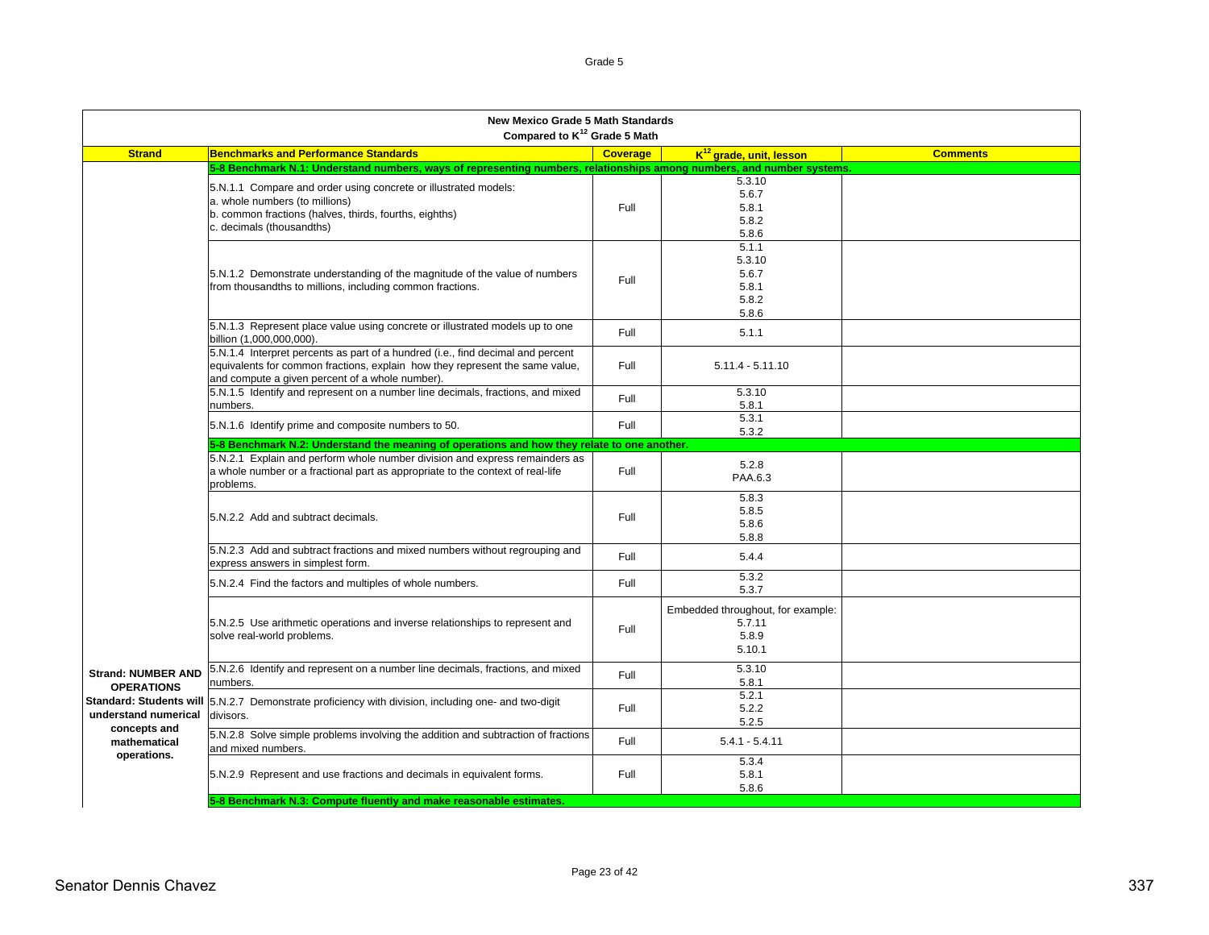| New Mexico Grade 5 Math Standards Compared to K[12] Grade 5 Math | | | | |
|---|---|---|---|---|
| **Strand** | **Benchmarks and Performance Standards** | **Coverage** | **K[12] grade, unit, lesson** | **Comments** |
| | **5-8 Benchmark N.1: Understand numbers, ways of representing numbers, relationships among numbers, and number systems.** | | | |
| | 5.N.1.1 Compare and order using concrete or illustrated models: a. whole numbers (to millions) b. common fractions (halves, thirds, fourths, eighths) c. decimals (thousandths) | Full | 5.3.10 5.6.7 5.8.1 5.8.2 5.8.6 | |
| | 5.N.1.2 Demonstrate understanding of the magnitude of the value of numbers from thousandths to millions, including common fractions. | Full | 5.1.1 5.3.10 5.6.7 5.8.1 5.8.2 5.8.6 | |
| | 5.N.1.3 Represent place value using concrete or illustrated models up to one billion (1,000,000,000). | Full | 5.1.1 | |
| | 5.N.1.4 Interpret percents as part of a hundred (i.e., find decimal and percent equivalents for common fractions, explain how they represent the same value, and compute a given percent of a whole number). | Full | 5.11.4 - 5.11.10 | |
| | 5.N.1.5 Identify and represent on a number line decimals, fractions, and mixed numbers. | Full | 5.3.10 5.8.1 | |
| | 5.N.1.6 Identify prime and composite numbers to 50. | Full | 5.3.1 5.3.2 | |
| | **5-8 Benchmark N.2: Understand the meaning of operations and how they relate to one another.** | | | |
| | 5.N.2.1 Explain and perform whole number division and express remainders as a whole number or a fractional part as appropriate to the context of real-life problems. | Full | 5.2.8 PAA.6.3 | |
| | 5.N.2.2 Add and subtract decimals. | Full | 5.8.3 5.8.5 5.8.6 5.8.8 | |
| | 5.N.2.3 Add and subtract fractions and mixed numbers without regrouping and express answers in simplest form. | Full | 5.4.4 | |
| | 5.N.2.4 Find the factors and multiples of whole numbers. | Full | 5.3.2 5.3.7 | |
| | 5.N.2.5 Use arithmetic operations and inverse relationships to represent and solve real-world problems. | Full | Embedded throughout, for example: 5.7.11 5.8.9 5.10.1 | |
| **Strand: NUMBER AND OPERATIONS** **Standard: Students will understand numerical concepts and mathematical operations.** | 5.N.2.6 Identify and represent on a number line decimals, fractions, and mixed numbers. | Full | 5.3.10 5.8.1 | |
| | 5.N.2.7 Demonstrate proficiency with division, including one- and two-digit divisors. | Full | 5.2.1 5.2.2 5.2.5 | |
| | 5.N.2.8 Solve simple problems involving the addition and subtraction of fractions and mixed numbers. | Full | 5.4.1 - 5.4.11 | |
| | 5.N.2.9 Represent and use fractions and decimals in equivalent forms. | Full | 5.3.4 5.8.1 5.8.6 | |
| | **5-8 Benchmark N.3: Compute fluently and make reasonable estimates.** | | | |

Senator Dennis Chavez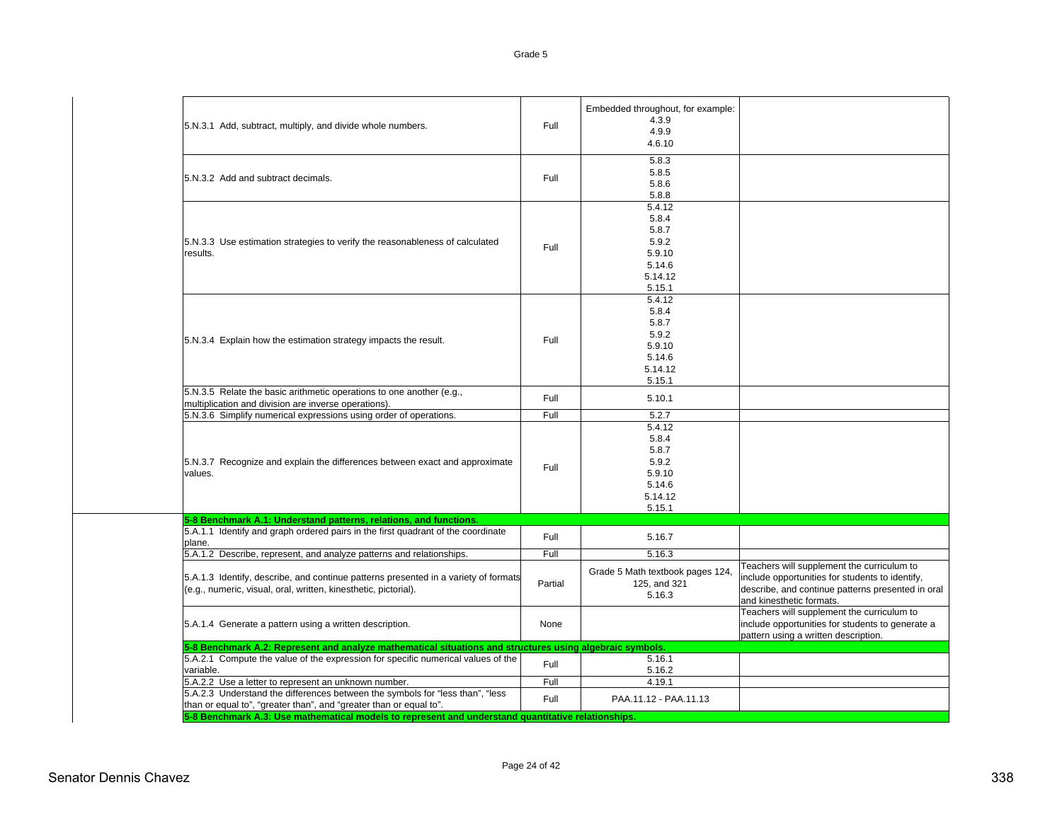| | | | | |
|---|---|---|---|---|
| | 5.N.3.1 Add, subtract, multiply, and divide whole numbers. | Full | Embedded throughout, for example:<br>4.3.9<br>4.9.9<br>4.6.10 | |
| | 5.N.3.2 Add and subtract decimals. | Full | 5.8.3<br>5.8.5<br>5.8.6<br>5.8.8 | |
| | 5.N.3.3 Use estimation strategies to verify the reasonableness of calculated results. | Full | 5.4.12<br>5.8.4<br>5.8.7<br>5.9.2<br>5.9.10<br>5.14.6<br>5.14.12<br>5.15.1 | |
| | 5.N.3.4 Explain how the estimation strategy impacts the result. | Full | 5.4.12<br>5.8.4<br>5.8.7<br>5.9.2<br>5.9.10<br>5.14.6<br>5.14.12<br>5.15.1 | |
| | 5.N.3.5 Relate the basic arithmetic operations to one another (e.g., multiplication and division are inverse operations). | Full | 5.10.1 | |
| | 5.N.3.6 Simplify numerical expressions using order of operations. | Full | 5.2.7 | |
| | 5.N.3.7 Recognize and explain the differences between exact and approximate values. | Full | 5.4.12<br>5.8.4<br>5.8.7<br>5.9.2<br>5.9.10<br>5.14.6<br>5.14.12<br>5.15.1 | |
| | **5-8 Benchmark A.1: Understand patterns, relations, and functions.** | | | |
| | 5.A.1.1 Identify and graph ordered pairs in the first quadrant of the coordinate plane. | Full | 5.16.7 | |
| | 5.A.1.2 Describe, represent, and analyze patterns and relationships. | Full | 5.16.3 | |
| | 5.A.1.3 Identify, describe, and continue patterns presented in a variety of formats (e.g., numeric, visual, oral, written, kinesthetic, pictorial). | Partial | Grade 5 Math textbook pages 124, 125, and 321<br>5.16.3 | Teachers will supplement the curriculum to include opportunities for students to identify, describe, and continue patterns presented in oral and kinesthetic formats. |
| | 5.A.1.4 Generate a pattern using a written description. | None | | Teachers will supplement the curriculum to include opportunities for students to generate a pattern using a written description. |
| | **5-8 Benchmark A.2: Represent and analyze mathematical situations and structures using algebraic symbols.** | | | |
| | 5.A.2.1 Compute the value of the expression for specific numerical values of the variable. | Full | 5.16.1<br>5.16.2 | |
| | 5.A.2.2 Use a letter to represent an unknown number. | Full | 4.19.1 | |
| | 5.A.2.3 Understand the differences between the symbols for "less than", "less than or equal to", "greater than", and "greater than or equal to". | Full | PAA.11.12 - PAA.11.13 | |
| | **5-8 Benchmark A.3: Use mathematical models to represent and understand quantitative relationships.** | | | |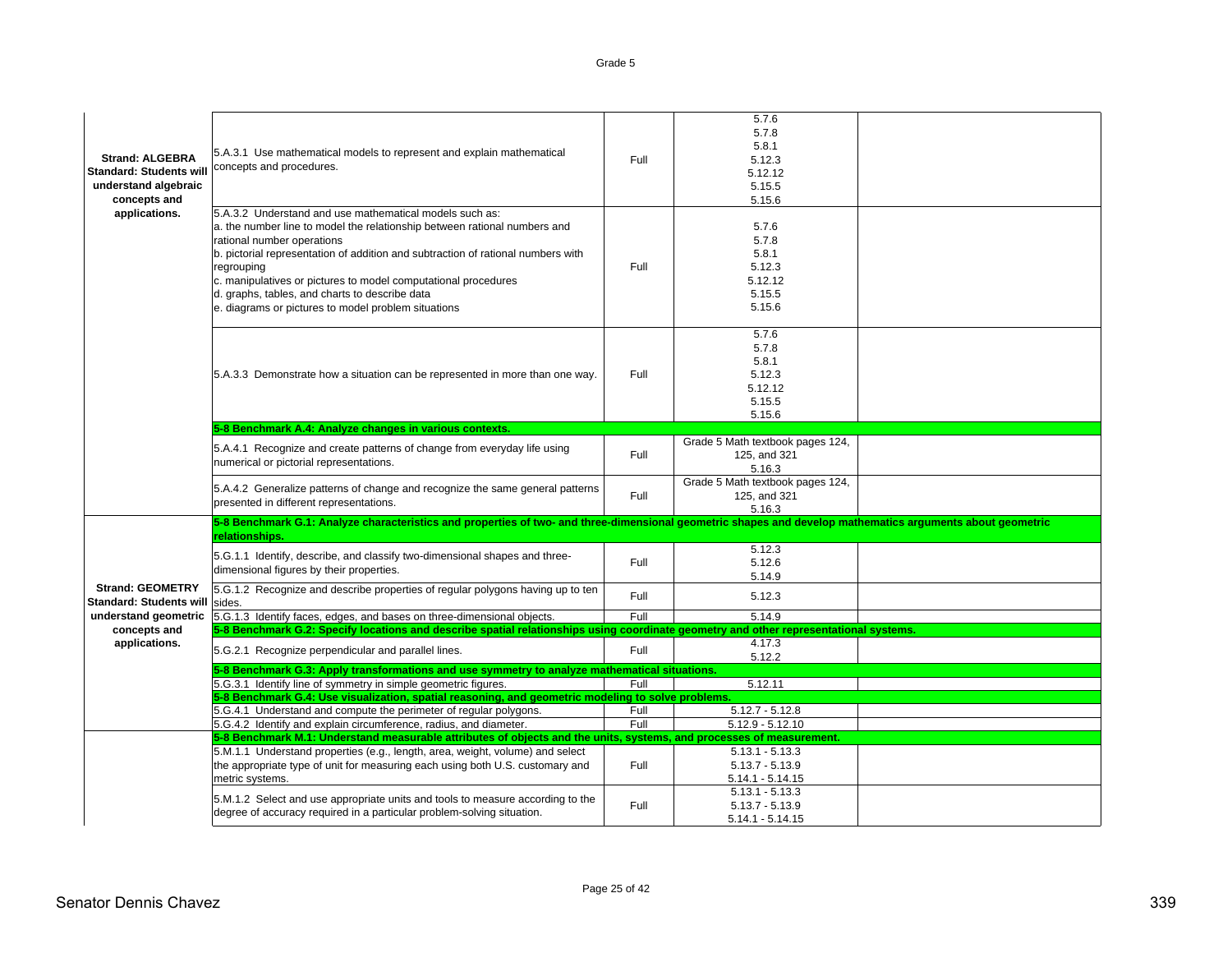| | | | | |
|---|---|---|---|---|
| **Strand: ALGEBRA Standard: Students will understand algebraic concepts and applications.** | 5.A.3.1 Use mathematical models to represent and explain mathematical concepts and procedures. | Full | 5.7.6<br>5.7.8<br>5.8.1<br>5.12.3<br>5.12.12<br>5.15.5<br>5.15.6 | |
| | 5.A.3.2 Understand and use mathematical models such as:<br>a. the number line to model the relationship between rational numbers and rational number operations<br>b. pictorial representation of addition and subtraction of rational numbers with regrouping<br>c. manipulatives or pictures to model computational procedures<br>d. graphs, tables, and charts to describe data<br>e. diagrams or pictures to model problem situations | Full | 5.7.6<br>5.7.8<br>5.8.1<br>5.12.3<br>5.12.12<br>5.15.5<br>5.15.6 | |
| | 5.A.3.3 Demonstrate how a situation can be represented in more than one way. | Full | 5.7.6<br>5.7.8<br>5.8.1<br>5.12.3<br>5.12.12<br>5.15.5<br>5.15.6 | |
| | **5-8 Benchmark A.4: Analyze changes in various contexts.** | | | |
| | 5.A.4.1 Recognize and create patterns of change from everyday life using numerical or pictorial representations. | Full | Grade 5 Math textbook pages 124, 125, and 321<br>5.16.3 | |
| | 5.A.4.2 Generalize patterns of change and recognize the same general patterns presented in different representations. | Full | Grade 5 Math textbook pages 124, 125, and 321<br>5.16.3 | |
| **Strand: GEOMETRY Standard: Students will understand geometric concepts and applications.** | **5-8 Benchmark G.1: Analyze characteristics and properties of two- and three-dimensional geometric shapes and develop mathematics arguments about geometric relationships.** | | | |
| | 5.G.1.1 Identify, describe, and classify two-dimensional shapes and three-dimensional figures by their properties. | Full | 5.12.3<br>5.12.6<br>5.14.9 | |
| | 5.G.1.2 Recognize and describe properties of regular polygons having up to ten sides. | Full | 5.12.3 | |
| | 5.G.1.3 Identify faces, edges, and bases on three-dimensional objects. | Full | 5.14.9 | |
| | **5-8 Benchmark G.2: Specify locations and describe spatial relationships using coordinate geometry and other representational systems.** | | | |
| | 5.G.2.1 Recognize perpendicular and parallel lines. | Full | 4.17.3<br>5.12.2 | |
| | **5-8 Benchmark G.3: Apply transformations and use symmetry to analyze mathematical situations.** | | | |
| | 5.G.3.1 Identify line of symmetry in simple geometric figures. | Full | 5.12.11 | |
| | **5-8 Benchmark G.4: Use visualization, spatial reasoning, and geometric modeling to solve problems.** | | | |
| | 5.G.4.1 Understand and compute the perimeter of regular polygons. | Full | 5.12.7 - 5.12.8 | |
| | 5.G.4.2 Identify and explain circumference, radius, and diameter. | Full | 5.12.9 - 5.12.10 | |
| | **5-8 Benchmark M.1: Understand measurable attributes of objects and the units, systems, and processes of measurement.** | | | |
| | 5.M.1.1 Understand properties (e.g., length, area, weight, volume) and select the appropriate type of unit for measuring each using both U.S. customary and metric systems. | Full | 5.13.1 - 5.13.3<br>5.13.7 - 5.13.9<br>5.14.1 - 5.14.15 | |
| | 5.M.1.2 Select and use appropriate units and tools to measure according to the degree of accuracy required in a particular problem-solving situation. | Full | 5.13.1 - 5.13.3<br>5.13.7 - 5.13.9<br>5.14.1 - 5.14.15 | |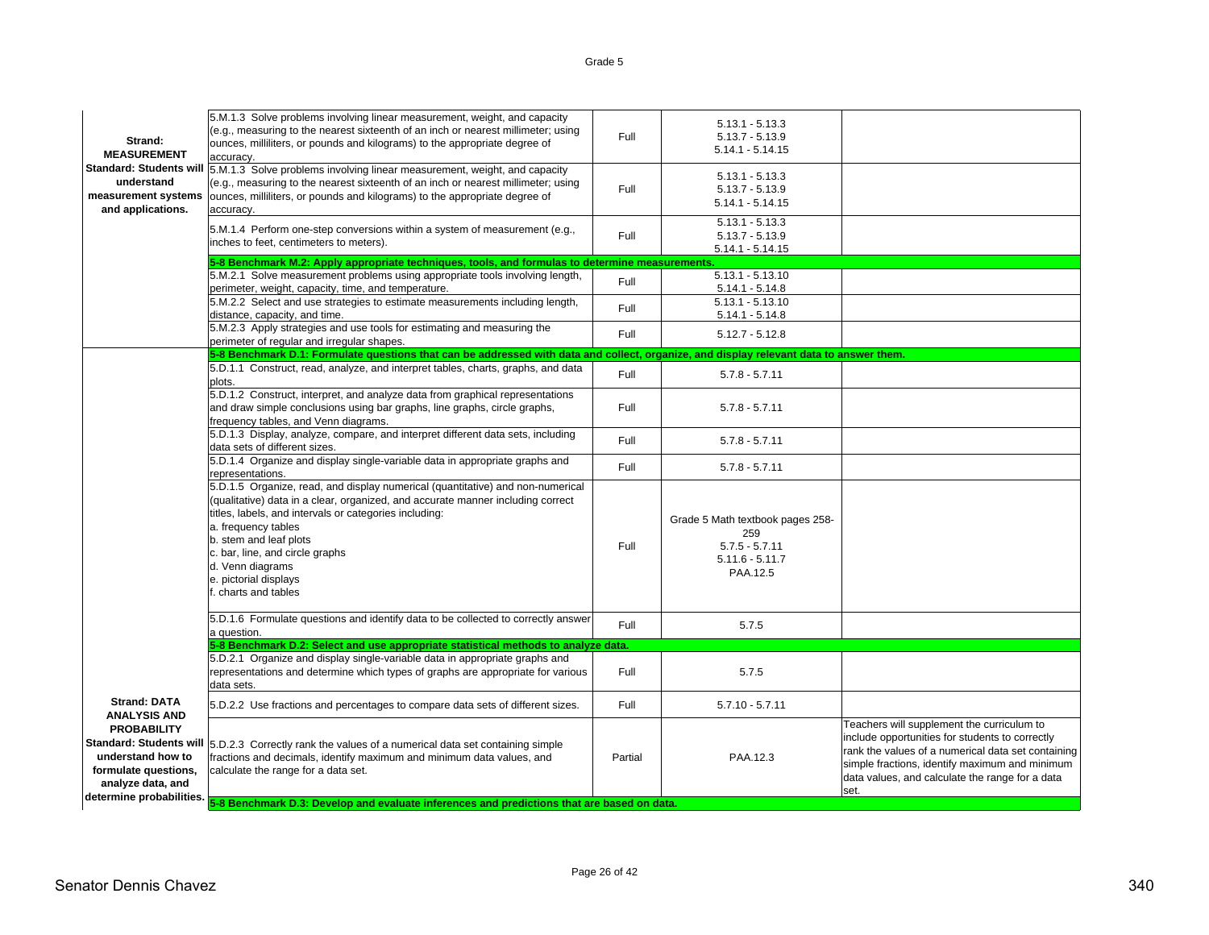Grade 5

| | | | | |
|---|---|---|---|---|
| **Strand: MEASUREMENT** **Standard: Students will understand measurement systems and applications.** | 5.M.1.3 Solve problems involving linear measurement, weight, and capacity (e.g., measuring to the nearest sixteenth of an inch or nearest millimeter; using ounces, milliliters, or pounds and kilograms) to the appropriate degree of accuracy. | Full | 5.13.1 - 5.13.3<br>5.13.7 - 5.13.9<br>5.14.1 - 5.14.15 | |
| | 5.M.1.3 Solve problems involving linear measurement, weight, and capacity (e.g., measuring to the nearest sixteenth of an inch or nearest millimeter; using ounces, milliliters, or pounds and kilograms) to the appropriate degree of accuracy. | Full | 5.13.1 - 5.13.3<br>5.13.7 - 5.13.9<br>5.14.1 - 5.14.15 | |
| | 5.M.1.4 Perform one-step conversions within a system of measurement (e.g., inches to feet, centimeters to meters). | Full | 5.13.1 - 5.13.3<br>5.13.7 - 5.13.9<br>5.14.1 - 5.14.15 | |
| | **5-8 Benchmark M.2: Apply appropriate techniques, tools, and formulas to determine measurements.** | | | |
| | 5.M.2.1 Solve measurement problems using appropriate tools involving length, perimeter, weight, capacity, time, and temperature. | Full | 5.13.1 - 5.13.10<br>5.14.1 - 5.14.8 | |
| | 5.M.2.2 Select and use strategies to estimate measurements including length, distance, capacity, and time. | Full | 5.13.1 - 5.13.10<br>5.14.1 - 5.14.8 | |
| | 5.M.2.3 Apply strategies and use tools for estimating and measuring the perimeter of regular and irregular shapes. | Full | 5.12.7 - 5.12.8 | |
| **Strand: DATA ANALYSIS AND PROBABILITY** **Standard: Students will understand how to formulate questions, analyze data, and determine probabilities.** | **5-8 Benchmark D.1: Formulate questions that can be addressed with data and collect, organize, and display relevant data to answer them.** | | | |
| | 5.D.1.1 Construct, read, analyze, and interpret tables, charts, graphs, and data plots. | Full | 5.7.8 - 5.7.11 | |
| | 5.D.1.2 Construct, interpret, and analyze data from graphical representations and draw simple conclusions using bar graphs, line graphs, circle graphs, frequency tables, and Venn diagrams. | Full | 5.7.8 - 5.7.11 | |
| | 5.D.1.3 Display, analyze, compare, and interpret different data sets, including data sets of different sizes. | Full | 5.7.8 - 5.7.11 | |
| | 5.D.1.4 Organize and display single-variable data in appropriate graphs and representations. | Full | 5.7.8 - 5.7.11 | |
| | 5.D.1.5 Organize, read, and display numerical (quantitative) and non-numerical (qualitative) data in a clear, organized, and accurate manner including correct titles, labels, and intervals or categories including:<br>a. frequency tables<br>b. stem and leaf plots<br>c. bar, line, and circle graphs<br>d. Venn diagrams<br>e. pictorial displays<br>f. charts and tables | Full | Grade 5 Math textbook pages 258-259<br>5.7.5 - 5.7.11<br>5.11.6 - 5.11.7<br>PAA.12.5 | |
| | 5.D.1.6 Formulate questions and identify data to be collected to correctly answer a question. | Full | 5.7.5 | |
| | **5-8 Benchmark D.2: Select and use appropriate statistical methods to analyze data.** | | | |
| | 5.D.2.1 Organize and display single-variable data in appropriate graphs and representations and determine which types of graphs are appropriate for various data sets. | Full | 5.7.5 | |
| | 5.D.2.2 Use fractions and percentages to compare data sets of different sizes. | Full | 5.7.10 - 5.7.11 | |
| | 5.D.2.3 Correctly rank the values of a numerical data set containing simple fractions and decimals, identify maximum and minimum data values, and calculate the range for a data set. | Partial | PAA.12.3 | Teachers will supplement the curriculum to include opportunities for students to correctly rank the values of a numerical data set containing simple fractions, identify maximum and minimum data values, and calculate the range for a data set. |
| | **5-8 Benchmark D.3: Develop and evaluate inferences and predictions that are based on data.** | | | |

Senator Dennis Chavez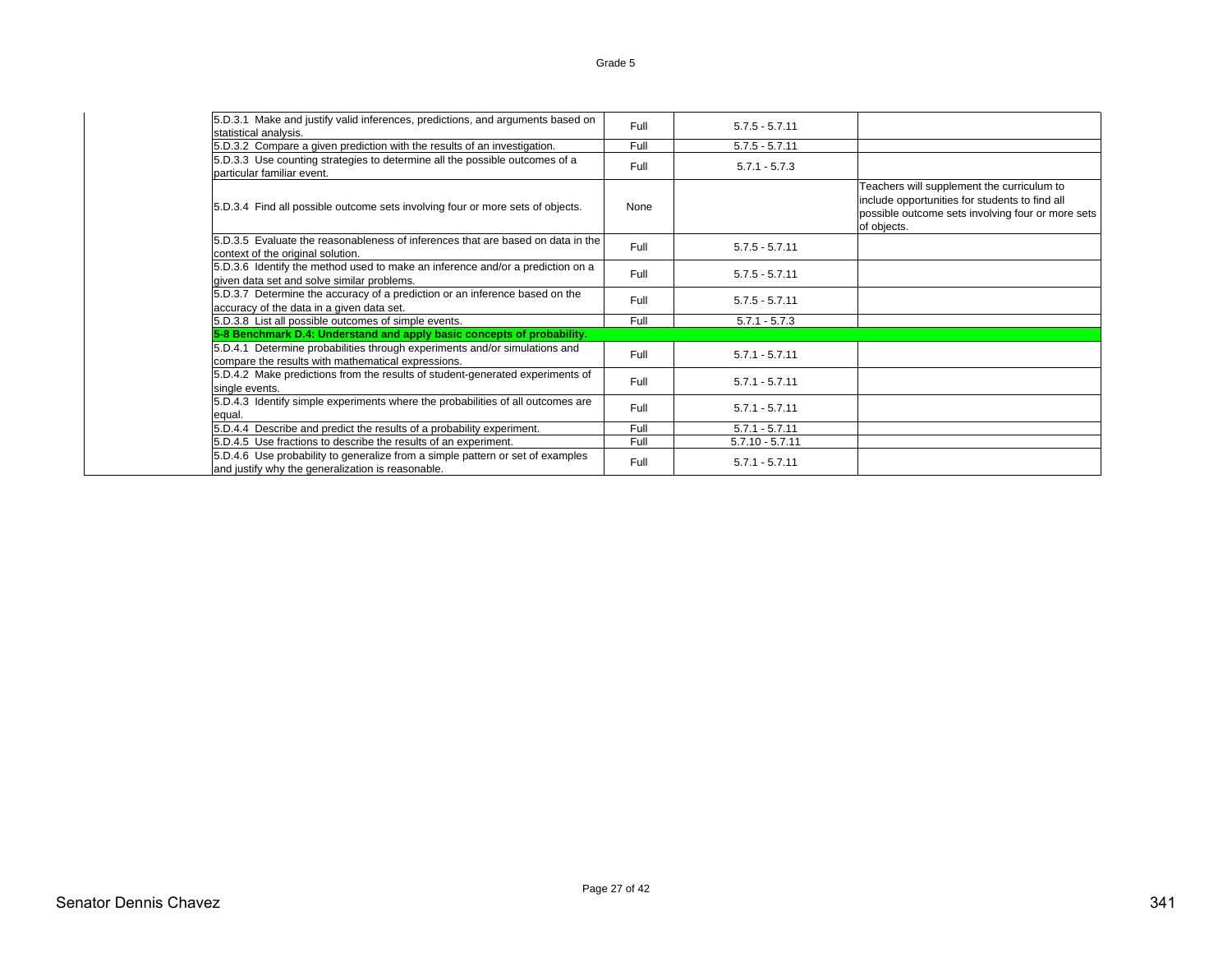| | | | | |
|---|---|---|---|---|
| | 5.D.3.1 Make and justify valid inferences, predictions, and arguments based on statistical analysis. | Full | 5.7.5 - 5.7.11 | |
| | 5.D.3.2 Compare a given prediction with the results of an investigation. | Full | 5.7.5 - 5.7.11 | |
| | 5.D.3.3 Use counting strategies to determine all the possible outcomes of a particular familiar event. | Full | 5.7.1 - 5.7.3 | |
| | 5.D.3.4 Find all possible outcome sets involving four or more sets of objects. | None | | Teachers will supplement the curriculum to include opportunities for students to find all possible outcome sets involving four or more sets of objects. |
| | 5.D.3.5 Evaluate the reasonableness of inferences that are based on data in the context of the original solution. | Full | 5.7.5 - 5.7.11 | |
| | 5.D.3.6 Identify the method used to make an inference and/or a prediction on a given data set and solve similar problems. | Full | 5.7.5 - 5.7.11 | |
| | 5.D.3.7 Determine the accuracy of a prediction or an inference based on the accuracy of the data in a given data set. | Full | 5.7.5 - 5.7.11 | |
| | 5.D.3.8 List all possible outcomes of simple events. | Full | 5.7.1 - 5.7.3 | |
| | **5-8 Benchmark D.4: Understand and apply basic concepts of probability.** | | | |
| | 5.D.4.1 Determine probabilities through experiments and/or simulations and compare the results with mathematical expressions. | Full | 5.7.1 - 5.7.11 | |
| | 5.D.4.2 Make predictions from the results of student-generated experiments of single events. | Full | 5.7.1 - 5.7.11 | |
| | 5.D.4.3 Identify simple experiments where the probabilities of all outcomes are equal. | Full | 5.7.1 - 5.7.11 | |
| | 5.D.4.4 Describe and predict the results of a probability experiment. | Full | 5.7.1 - 5.7.11 | |
| | 5.D.4.5 Use fractions to describe the results of an experiment. | Full | 5.7.10 - 5.7.11 | |
| | 5.D.4.6 Use probability to generalize from a simple pattern or set of examples and justify why the generalization is reasonable. | Full | 5.7.1 - 5.7.11 | |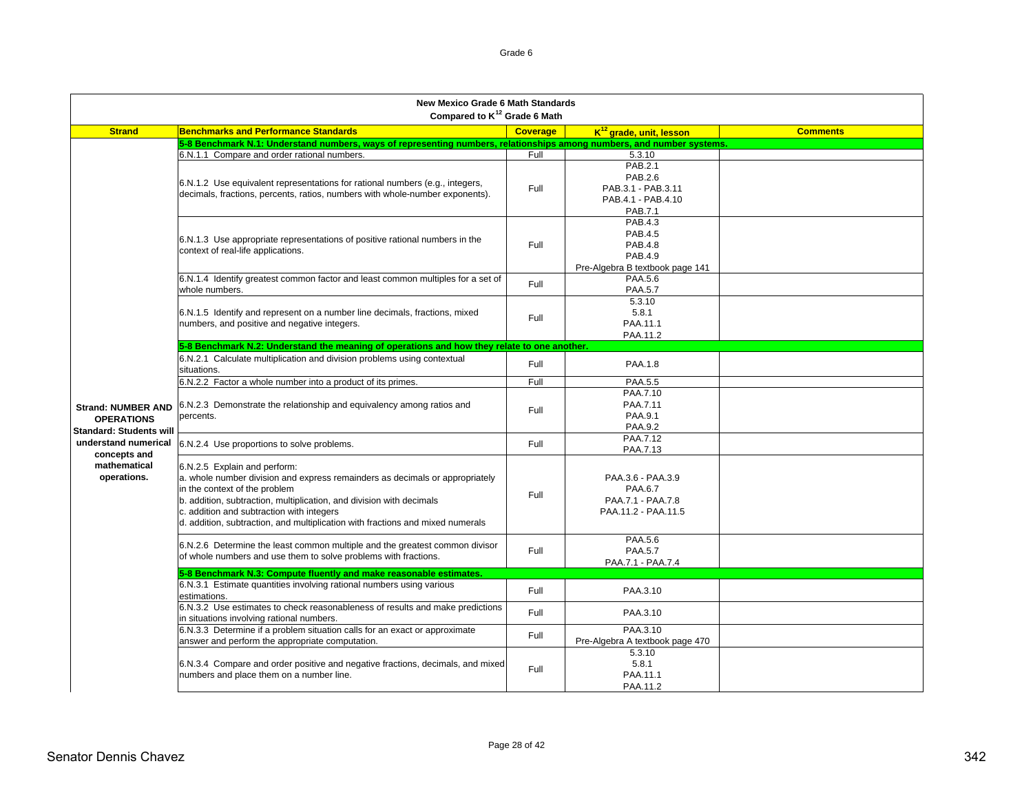| Strand | Benchmarks and Performance Standards | Coverage | $K^{12}$ grade, unit, lesson | Comments |
|---|---|---|---|---|
| | **New Mexico Grade 6 Math Standards Compared to $K^{12}$ Grade 6 Math** | | | |
| | **5-8 Benchmark N.1: Understand numbers, ways of representing numbers, relationships among numbers, and number systems.** | | | |
| **Strand: NUMBER AND OPERATIONS Standard: Students will understand numerical concepts and mathematical operations.** | 6.N.1.1 Compare and order rational numbers. | Full | 5.3.10 | |
| | 6.N.1.2 Use equivalent representations for rational numbers (e.g., integers, decimals, fractions, percents, ratios, numbers with whole-number exponents). | Full | PAB.2.1<br>PAB.2.6<br>PAB.3.1 - PAB.3.11<br>PAB.4.1 - PAB.4.10<br>PAB.7.1 | |
| | 6.N.1.3 Use appropriate representations of positive rational numbers in the context of real-life applications. | Full | PAB.4.3<br>PAB.4.5<br>PAB.4.8<br>PAB.4.9<br>Pre-Algebra B textbook page 141 | |
| | 6.N.1.4 Identify greatest common factor and least common multiples for a set of whole numbers. | Full | PAA.5.6<br>PAA.5.7 | |
| | 6.N.1.5 Identify and represent on a number line decimals, fractions, mixed numbers, and positive and negative integers. | Full | 5.3.10<br>5.8.1<br>PAA.11.1<br>PAA.11.2 | |
| | **5-8 Benchmark N.2: Understand the meaning of operations and how they relate to one another.** | | | |
| | 6.N.2.1 Calculate multiplication and division problems using contextual situations. | Full | PAA.1.8 | |
| | 6.N.2.2 Factor a whole number into a product of its primes. | Full | PAA.5.5 | |
| | 6.N.2.3 Demonstrate the relationship and equivalency among ratios and percents. | Full | PAA.7.10<br>PAA.7.11<br>PAA.9.1<br>PAA.9.2 | |
| | 6.N.2.4 Use proportions to solve problems. | Full | PAA.7.12<br>PAA.7.13 | |
| | 6.N.2.5 Explain and perform:<br>a. whole number division and express remainders as decimals or appropriately in the context of the problem<br>b. addition, subtraction, multiplication, and division with decimals<br>c. addition and subtraction with integers<br>d. addition, subtraction, and multiplication with fractions and mixed numerals | Full | PAA.3.6 - PAA.3.9<br>PAA.6.7<br>PAA.7.1 - PAA.7.8<br>PAA.11.2 - PAA.11.5 | |
| | 6.N.2.6 Determine the least common multiple and the greatest common divisor of whole numbers and use them to solve problems with fractions. | Full | PAA.5.6<br>PAA.5.7<br>PAA.7.1 - PAA.7.4 | |
| | **5-8 Benchmark N.3: Compute fluently and make reasonable estimates.** | | | |
| | 6.N.3.1 Estimate quantities involving rational numbers using various estimations. | Full | PAA.3.10 | |
| | 6.N.3.2 Use estimates to check reasonableness of results and make predictions in situations involving rational numbers. | Full | PAA.3.10 | |
| | 6.N.3.3 Determine if a problem situation calls for an exact or approximate answer and perform the appropriate computation. | Full | PAA.3.10<br>Pre-Algebra A textbook page 470 | |
| | 6.N.3.4 Compare and order positive and negative fractions, decimals, and mixed numbers and place them on a number line. | Full | 5.3.10<br>5.8.1<br>PAA.11.1<br>PAA.11.2 | |

Senator Dennis Chavez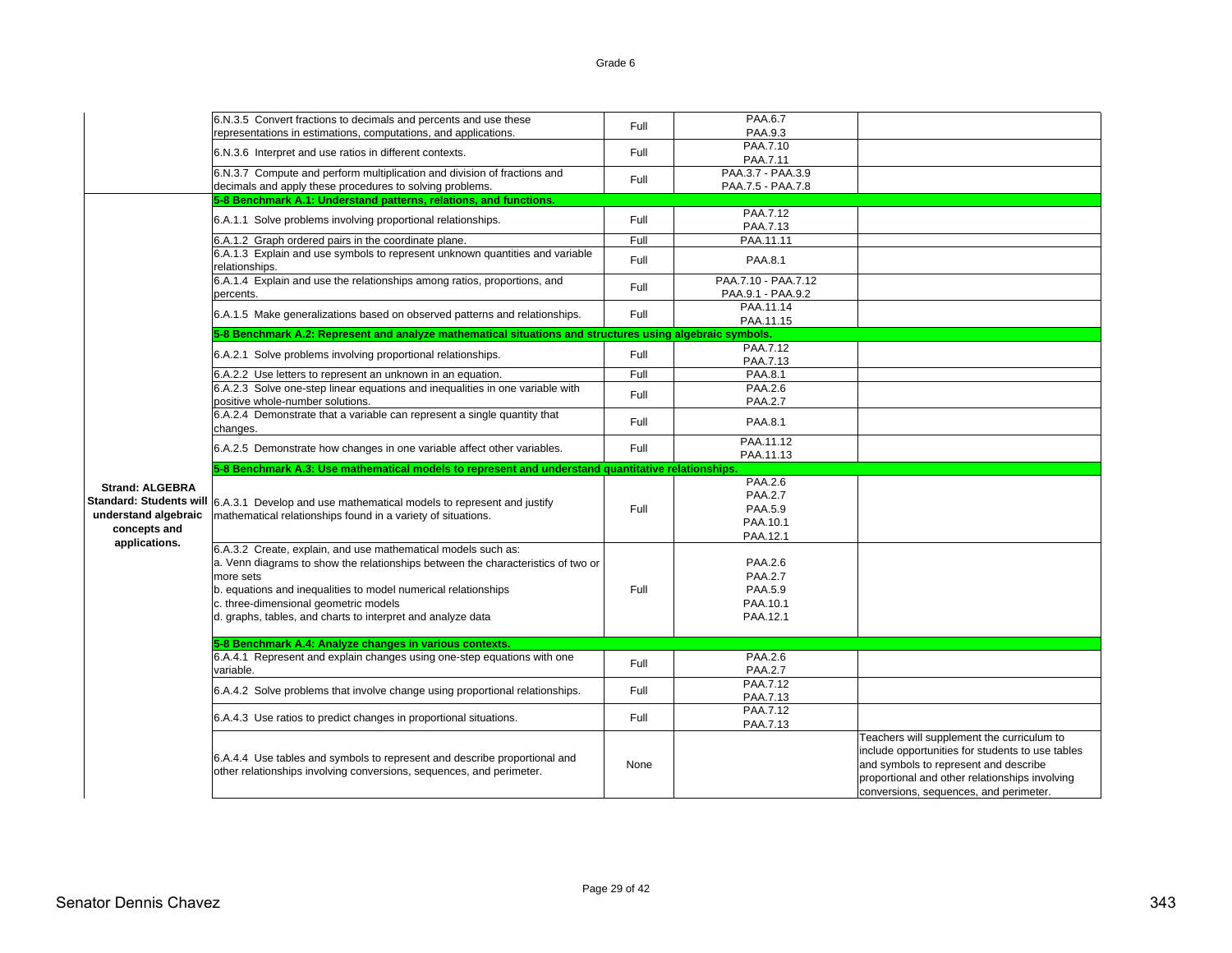Grade 6

| | | | | |
|---|---|---|---|---|
| | 6.N.3.5 Convert fractions to decimals and percents and use these representations in estimations, computations, and applications. | Full | PAA.6.7<br>PAA.9.3 | |
| | 6.N.3.6 Interpret and use ratios in different contexts. | Full | PAA.7.10<br>PAA.7.11 | |
| | 6.N.3.7 Compute and perform multiplication and division of fractions and decimals and apply these procedures to solving problems. | Full | PAA.3.7 - PAA.3.9<br>PAA.7.5 - PAA.7.8 | |
| **Strand: ALGEBRA**<br>**Standard: Students will understand algebraic concepts and applications.** | **5-8 Benchmark A.1: Understand patterns, relations, and functions.** | | | |
| | 6.A.1.1 Solve problems involving proportional relationships. | Full | PAA.7.12<br>PAA.7.13 | |
| | 6.A.1.2 Graph ordered pairs in the coordinate plane. | Full | PAA.11.11 | |
| | 6.A.1.3 Explain and use symbols to represent unknown quantities and variable relationships. | Full | PAA.8.1 | |
| | 6.A.1.4 Explain and use the relationships among ratios, proportions, and percents. | Full | PAA.7.10 - PAA.7.12<br>PAA.9.1 - PAA.9.2 | |
| | 6.A.1.5 Make generalizations based on observed patterns and relationships. | Full | PAA.11.14<br>PAA.11.15 | |
| | **5-8 Benchmark A.2: Represent and analyze mathematical situations and structures using algebraic symbols.** | | | |
| | 6.A.2.1 Solve problems involving proportional relationships. | Full | PAA.7.12<br>PAA.7.13 | |
| | 6.A.2.2 Use letters to represent an unknown in an equation. | Full | PAA.8.1 | |
| | 6.A.2.3 Solve one-step linear equations and inequalities in one variable with positive whole-number solutions. | Full | PAA.2.6<br>PAA.2.7 | |
| | 6.A.2.4 Demonstrate that a variable can represent a single quantity that changes. | Full | PAA.8.1 | |
| | 6.A.2.5 Demonstrate how changes in one variable affect other variables. | Full | PAA.11.12<br>PAA.11.13 | |
| | **5-8 Benchmark A.3: Use mathematical models to represent and understand quantitative relationships.** | | | |
| | 6.A.3.1 Develop and use mathematical models to represent and justify mathematical relationships found in a variety of situations. | Full | PAA.2.6<br>PAA.2.7<br>PAA.5.9<br>PAA.10.1<br>PAA.12.1 | |
| | 6.A.3.2 Create, explain, and use mathematical models such as:<br>a. Venn diagrams to show the relationships between the characteristics of two or more sets<br>b. equations and inequalities to model numerical relationships<br>c. three-dimensional geometric models<br>d. graphs, tables, and charts to interpret and analyze data | Full | PAA.2.6<br>PAA.2.7<br>PAA.5.9<br>PAA.10.1<br>PAA.12.1 | |
| | **5-8 Benchmark A.4: Analyze changes in various contexts.** | | | |
| | 6.A.4.1 Represent and explain changes using one-step equations with one variable. | Full | PAA.2.6<br>PAA.2.7 | |
| | 6.A.4.2 Solve problems that involve change using proportional relationships. | Full | PAA.7.12<br>PAA.7.13 | |
| | 6.A.4.3 Use ratios to predict changes in proportional situations. | Full | PAA.7.12<br>PAA.7.13 | |
| | 6.A.4.4 Use tables and symbols to represent and describe proportional and other relationships involving conversions, sequences, and perimeter. | None | | Teachers will supplement the curriculum to include opportunities for students to use tables and symbols to represent and describe proportional and other relationships involving conversions, sequences, and perimeter. |

Senator Dennis Chavez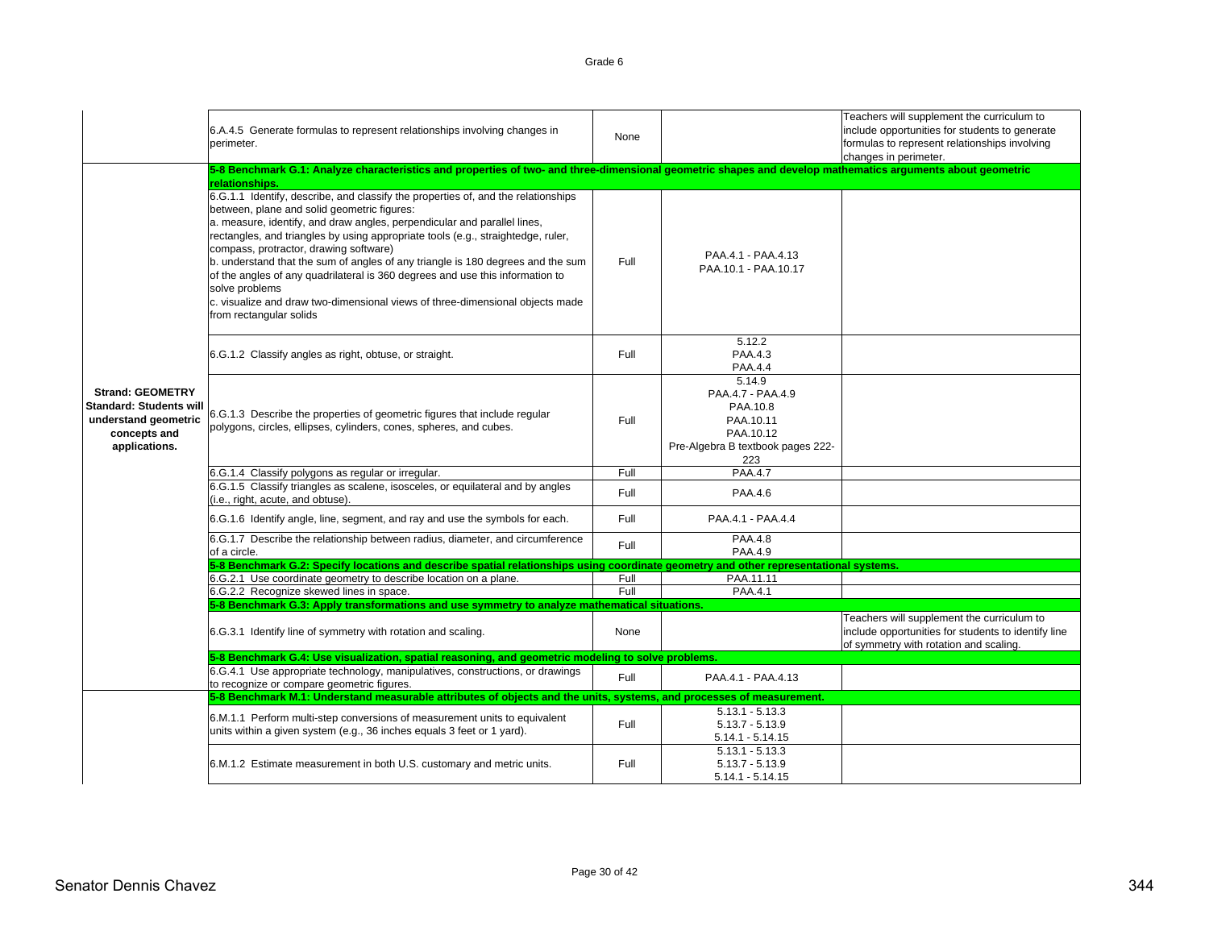| Strand/Standard | Performance Standard | Alignment | Curriculum Reference | Notes |
|---|---|---|---|---|
| | 6.A.4.5 Generate formulas to represent relationships involving changes in perimeter. | None | | Teachers will supplement the curriculum to include opportunities for students to generate formulas to represent relationships involving changes in perimeter. |
| **Strand: GEOMETRY Standard: Students will understand geometric concepts and applications.** | **5-8 Benchmark G.1: Analyze characteristics and properties of two- and three-dimensional geometric shapes and develop mathematics arguments about geometric relationships.** | | | |
| | 6.G.1.1 Identify, describe, and classify the properties of, and the relationships between, plane and solid geometric figures: a. measure, identify, and draw angles, perpendicular and parallel lines, rectangles, and triangles by using appropriate tools (e.g., straightedge, ruler, compass, protractor, drawing software) b. understand that the sum of angles of any triangle is 180 degrees and the sum of the angles of any quadrilateral is 360 degrees and use this information to solve problems c. visualize and draw two-dimensional views of three-dimensional objects made from rectangular solids | Full | PAA.4.1 - PAA.4.13 PAA.10.1 - PAA.10.17 | |
| | 6.G.1.2 Classify angles as right, obtuse, or straight. | Full | 5.12.2 PAA.4.3 PAA.4.4 | |
| | 6.G.1.3 Describe the properties of geometric figures that include regular polygons, circles, ellipses, cylinders, cones, spheres, and cubes. | Full | 5.14.9 PAA.4.7 - PAA.4.9 PAA.10.8 PAA.10.11 PAA.10.12 Pre-Algebra B textbook pages 222-223 | |
| | 6.G.1.4 Classify polygons as regular or irregular. | Full | PAA.4.7 | |
| | 6.G.1.5 Classify triangles as scalene, isosceles, or equilateral and by angles (i.e., right, acute, and obtuse). | Full | PAA.4.6 | |
| | 6.G.1.6 Identify angle, line, segment, and ray and use the symbols for each. | Full | PAA.4.1 - PAA.4.4 | |
| | 6.G.1.7 Describe the relationship between radius, diameter, and circumference of a circle. | Full | PAA.4.8 PAA.4.9 | |
| | **5-8 Benchmark G.2: Specify locations and describe spatial relationships using coordinate geometry and other representational systems.** | | | |
| | 6.G.2.1 Use coordinate geometry to describe location on a plane. | Full | PAA.11.11 | |
| | 6.G.2.2 Recognize skewed lines in space. | Full | PAA.4.1 | |
| | **5-8 Benchmark G.3: Apply transformations and use symmetry to analyze mathematical situations.** | | | |
| | 6.G.3.1 Identify line of symmetry with rotation and scaling. | None | | Teachers will supplement the curriculum to include opportunities for students to identify line of symmetry with rotation and scaling. |
| | **5-8 Benchmark G.4: Use visualization, spatial reasoning, and geometric modeling to solve problems.** | | | |
| | 6.G.4.1 Use appropriate technology, manipulatives, constructions, or drawings to recognize or compare geometric figures. | Full | PAA.4.1 - PAA.4.13 | |
| | **5-8 Benchmark M.1: Understand measurable attributes of objects and the units, systems, and processes of measurement.** | | | |
| | 6.M.1.1 Perform multi-step conversions of measurement units to equivalent units within a given system (e.g., 36 inches equals 3 feet or 1 yard). | Full | 5.13.1 - 5.13.3 5.13.7 - 5.13.9 5.14.1 - 5.14.15 | |
| | 6.M.1.2 Estimate measurement in both U.S. customary and metric units. | Full | 5.13.1 - 5.13.3 5.13.7 - 5.13.9 5.14.1 - 5.14.15 | |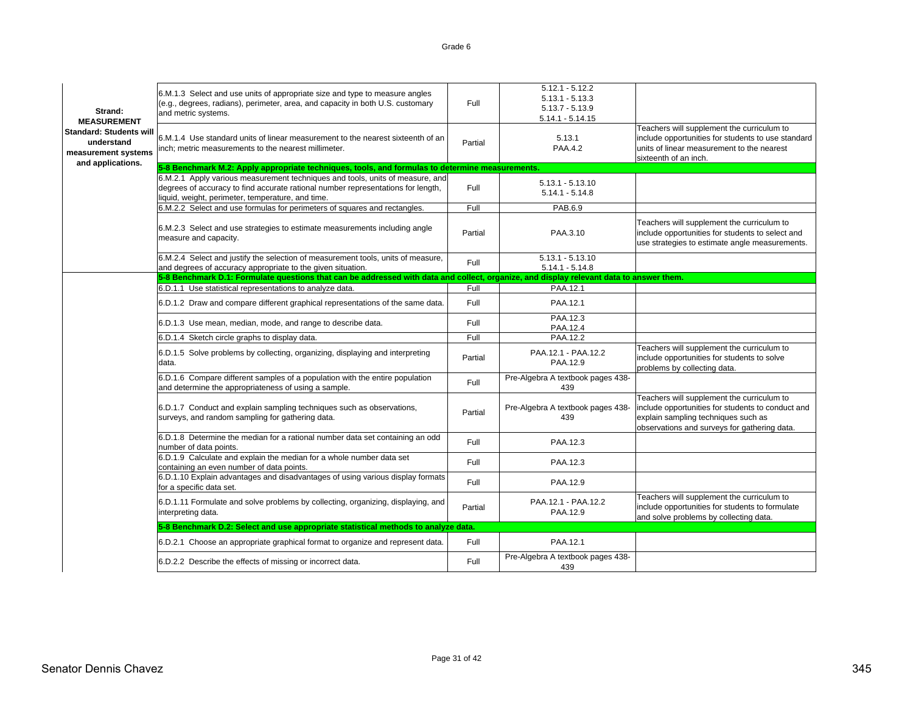| Strand | Standard | Coverage | Reference | Notes |
|---|---|---|---|---|
| **Strand: MEASUREMENT** **Standard: Students will understand measurement systems and applications.** | 6.M.1.3 Select and use units of appropriate size and type to measure angles (e.g., degrees, radians), perimeter, area, and capacity in both U.S. customary and metric systems. | Full | 5.12.1 - 5.12.2<br>5.13.1 - 5.13.3<br>5.13.7 - 5.13.9<br>5.14.1 - 5.14.15 | |
| | 6.M.1.4 Use standard units of linear measurement to the nearest sixteenth of an inch; metric measurements to the nearest millimeter. | Partial | 5.13.1<br>PAA.4.2 | Teachers will supplement the curriculum to include opportunities for students to use standard units of linear measurement to the nearest sixteenth of an inch. |
| | **5-8 Benchmark M.2: Apply appropriate techniques, tools, and formulas to determine measurements.** | | | |
| | 6.M.2.1 Apply various measurement techniques and tools, units of measure, and degrees of accuracy to find accurate rational number representations for length, liquid, weight, perimeter, temperature, and time. | Full | 5.13.1 - 5.13.10<br>5.14.1 - 5.14.8 | |
| | 6.M.2.2 Select and use formulas for perimeters of squares and rectangles. | Full | PAB.6.9 | |
| | 6.M.2.3 Select and use strategies to estimate measurements including angle measure and capacity. | Partial | PAA.3.10 | Teachers will supplement the curriculum to include opportunities for students to select and use strategies to estimate angle measurements. |
| | 6.M.2.4 Select and justify the selection of measurement tools, units of measure, and degrees of accuracy appropriate to the given situation. | Full | 5.13.1 - 5.13.10<br>5.14.1 - 5.14.8 | |
| | **5-8 Benchmark D.1: Formulate questions that can be addressed with data and collect, organize, and display relevant data to answer them.** | | | |
| | 6.D.1.1 Use statistical representations to analyze data. | Full | PAA.12.1 | |
| | 6.D.1.2 Draw and compare different graphical representations of the same data. | Full | PAA.12.1 | |
| | 6.D.1.3 Use mean, median, mode, and range to describe data. | Full | PAA.12.3<br>PAA.12.4 | |
| | 6.D.1.4 Sketch circle graphs to display data. | Full | PAA.12.2 | |
| | 6.D.1.5 Solve problems by collecting, organizing, displaying and interpreting data. | Partial | PAA.12.1 - PAA.12.2<br>PAA.12.9 | Teachers will supplement the curriculum to include opportunities for students to solve problems by collecting data. |
| | 6.D.1.6 Compare different samples of a population with the entire population and determine the appropriateness of using a sample. | Full | Pre-Algebra A textbook pages 438-439 | |
| | 6.D.1.7 Conduct and explain sampling techniques such as observations, surveys, and random sampling for gathering data. | Partial | Pre-Algebra A textbook pages 438-439 | Teachers will supplement the curriculum to include opportunities for students to conduct and explain sampling techniques such as observations and surveys for gathering data. |
| | 6.D.1.8 Determine the median for a rational number data set containing an odd number of data points. | Full | PAA.12.3 | |
| | 6.D.1.9 Calculate and explain the median for a whole number data set containing an even number of data points. | Full | PAA.12.3 | |
| | 6.D.1.10 Explain advantages and disadvantages of using various display formats for a specific data set. | Full | PAA.12.9 | |
| | 6.D.1.11 Formulate and solve problems by collecting, organizing, displaying, and interpreting data. | Partial | PAA.12.1 - PAA.12.2<br>PAA.12.9 | Teachers will supplement the curriculum to include opportunities for students to formulate and solve problems by collecting data. |
| | **5-8 Benchmark D.2: Select and use appropriate statistical methods to analyze data.** | | | |
| | 6.D.2.1 Choose an appropriate graphical format to organize and represent data. | Full | PAA.12.1 | |
| | 6.D.2.2 Describe the effects of missing or incorrect data. | Full | Pre-Algebra A textbook pages 438-439 | |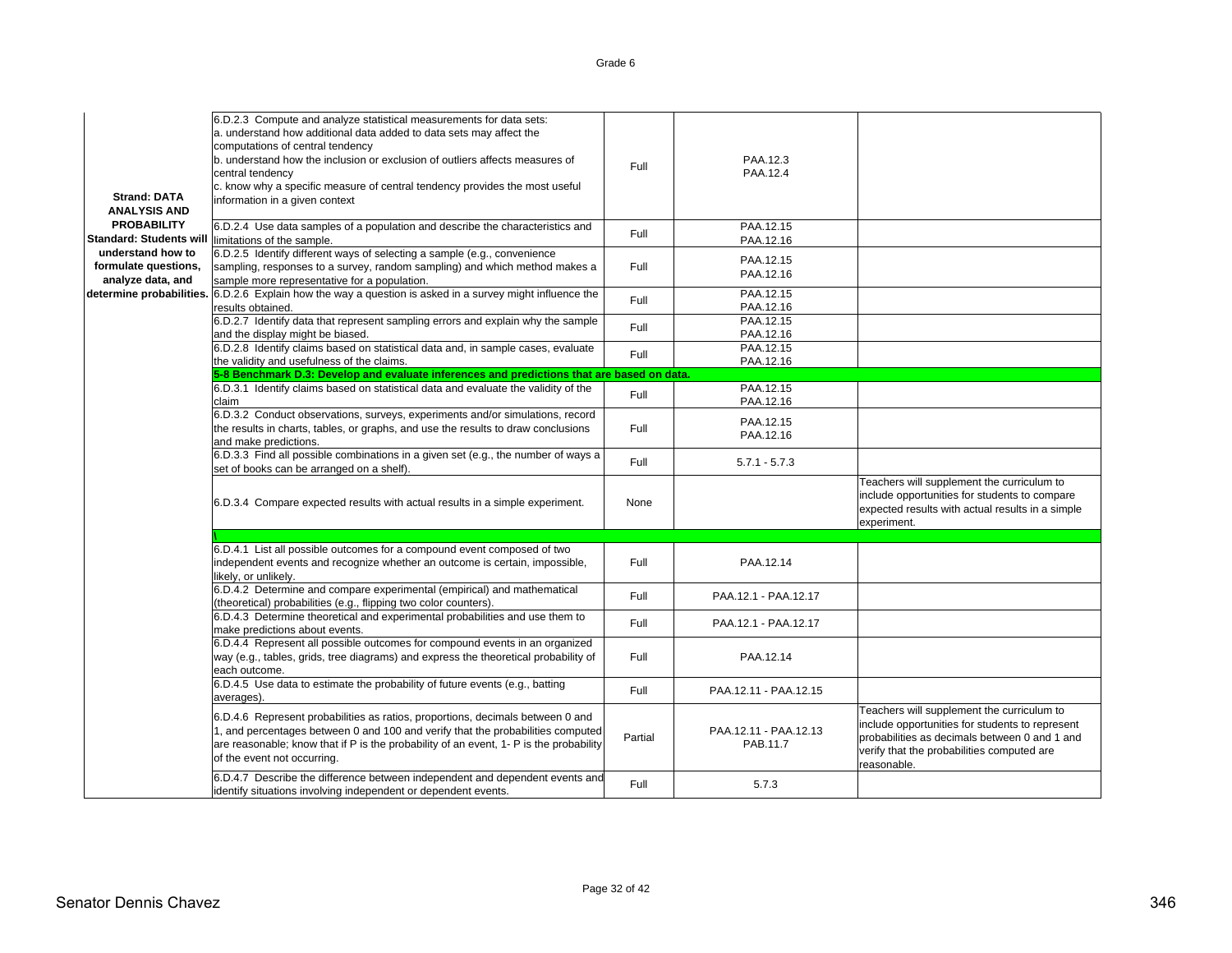| | | | | |
|---|---|---|---|---|
| **Strand: DATA ANALYSIS AND PROBABILITY Standard: Students will understand how to formulate questions, analyze data, and determine probabilities.** | 6.D.2.3 Compute and analyze statistical measurements for data sets:<br>a. understand how additional data added to data sets may affect the computations of central tendency<br>b. understand how the inclusion or exclusion of outliers affects measures of central tendency<br>c. know why a specific measure of central tendency provides the most useful information in a given context | Full | PAA.12.3<br>PAA.12.4 | |
| | 6.D.2.4 Use data samples of a population and describe the characteristics and limitations of the sample. | Full | PAA.12.15<br>PAA.12.16 | |
| | 6.D.2.5 Identify different ways of selecting a sample (e.g., convenience sampling, responses to a survey, random sampling) and which method makes a sample more representative for a population. | Full | PAA.12.15<br>PAA.12.16 | |
| | 6.D.2.6 Explain how the way a question is asked in a survey might influence the results obtained. | Full | PAA.12.15<br>PAA.12.16 | |
| | 6.D.2.7 Identify data that represent sampling errors and explain why the sample and the display might be biased. | Full | PAA.12.15<br>PAA.12.16 | |
| | 6.D.2.8 Identify claims based on statistical data and, in sample cases, evaluate the validity and usefulness of the claims. | Full | PAA.12.15<br>PAA.12.16 | |
| | **5-8 Benchmark D.3: Develop and evaluate inferences and predictions that are based on data.** | | | |
| | 6.D.3.1 Identify claims based on statistical data and evaluate the validity of the claim | Full | PAA.12.15<br>PAA.12.16 | |
| | 6.D.3.2 Conduct observations, surveys, experiments and/or simulations, record the results in charts, tables, or graphs, and use the results to draw conclusions and make predictions. | Full | PAA.12.15<br>PAA.12.16 | |
| | 6.D.3.3 Find all possible combinations in a given set (e.g., the number of ways a set of books can be arranged on a shelf). | Full | 5.7.1 - 5.7.3 | |
| | 6.D.3.4 Compare expected results with actual results in a simple experiment. | None | | Teachers will supplement the curriculum to include opportunities for students to compare expected results with actual results in a simple experiment. |
| | \ | | | |
| | 6.D.4.1 List all possible outcomes for a compound event composed of two independent events and recognize whether an outcome is certain, impossible, likely, or unlikely. | Full | PAA.12.14 | |
| | 6.D.4.2 Determine and compare experimental (empirical) and mathematical (theoretical) probabilities (e.g., flipping two color counters). | Full | PAA.12.1 - PAA.12.17 | |
| | 6.D.4.3 Determine theoretical and experimental probabilities and use them to make predictions about events. | Full | PAA.12.1 - PAA.12.17 | |
| | 6.D.4.4 Represent all possible outcomes for compound events in an organized way (e.g., tables, grids, tree diagrams) and express the theoretical probability of each outcome. | Full | PAA.12.14 | |
| | 6.D.4.5 Use data to estimate the probability of future events (e.g., batting averages). | Full | PAA.12.11 - PAA.12.15 | |
| | 6.D.4.6 Represent probabilities as ratios, proportions, decimals between 0 and 1, and percentages between 0 and 100 and verify that the probabilities computed are reasonable; know that if P is the probability of an event, 1- P is the probability of the event not occurring. | Partial | PAA.12.11 - PAA.12.13<br>PAB.11.7 | Teachers will supplement the curriculum to include opportunities for students to represent probabilities as decimals between 0 and 1 and verify that the probabilities computed are reasonable. |
| | 6.D.4.7 Describe the difference between independent and dependent events and identify situations involving independent or dependent events. | Full | 5.7.3 | |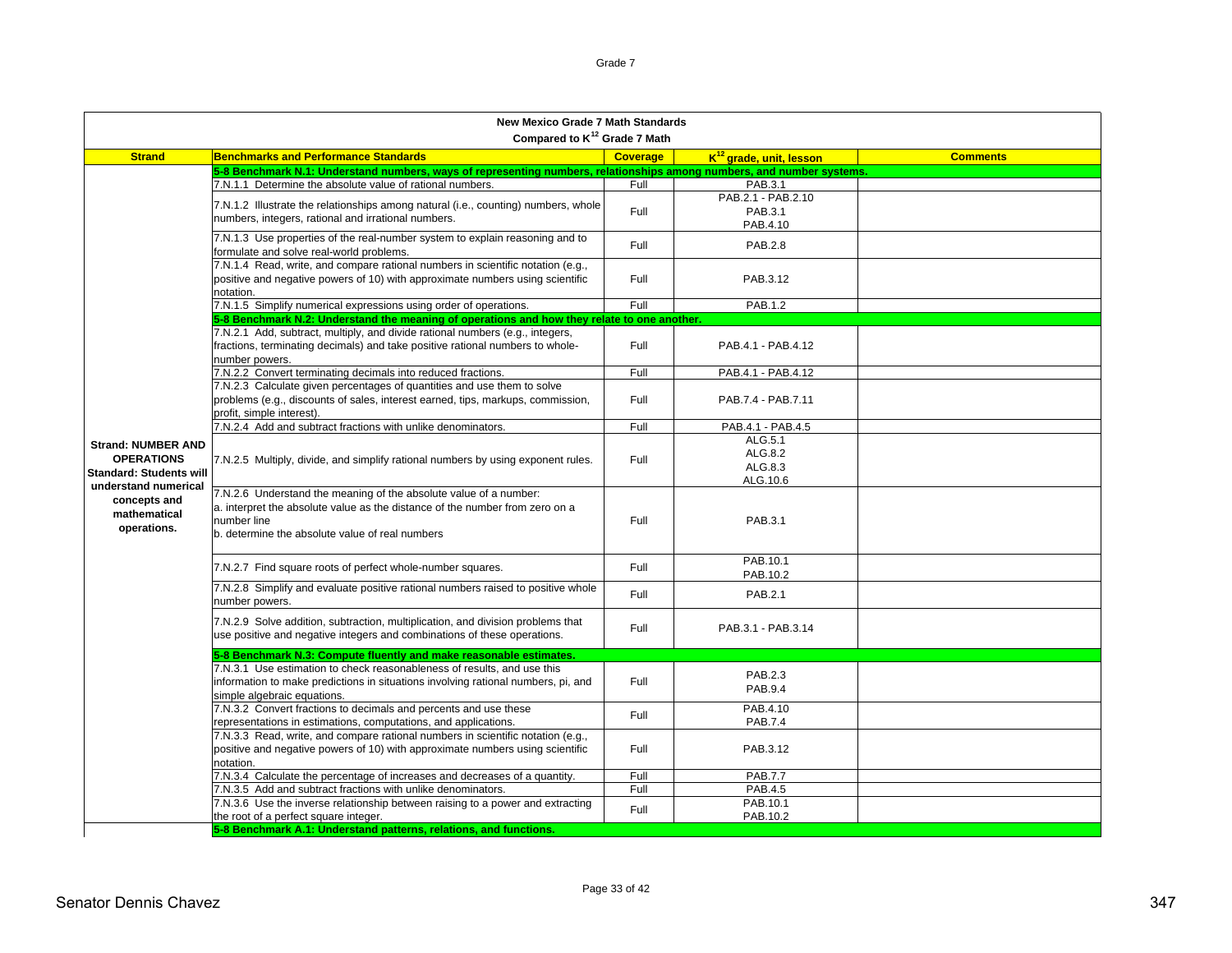**New Mexico Grade 7 Math Standards**

**Compared to K[12] Grade 7 Math**

| Strand | Benchmarks and Performance Standards | Coverage | K[12] grade, unit, lesson | Comments |
|---|---|---|---|---|
| | **5-8 Benchmark N.1: Understand numbers, ways of representing numbers, relationships among numbers, and number systems.** | | | |
| | 7.N.1.1 Determine the absolute value of rational numbers. | Full | PAB.3.1 | |
| | 7.N.1.2 Illustrate the relationships among natural (i.e., counting) numbers, whole numbers, integers, rational and irrational numbers. | Full | PAB.2.1 - PAB.2.10<br>PAB.3.1<br>PAB.4.10 | |
| | 7.N.1.3 Use properties of the real-number system to explain reasoning and to formulate and solve real-world problems. | Full | PAB.2.8 | |
| | 7.N.1.4 Read, write, and compare rational numbers in scientific notation (e.g., positive and negative powers of 10) with approximate numbers using scientific notation. | Full | PAB.3.12 | |
| | 7.N.1.5 Simplify numerical expressions using order of operations. | Full | PAB.1.2 | |
| | **5-8 Benchmark N.2: Understand the meaning of operations and how they relate to one another.** | | | |
| | 7.N.2.1 Add, subtract, multiply, and divide rational numbers (e.g., integers, fractions, terminating decimals) and take positive rational numbers to whole-number powers. | Full | PAB.4.1 - PAB.4.12 | |
| | 7.N.2.2 Convert terminating decimals into reduced fractions. | Full | PAB.4.1 - PAB.4.12 | |
| | 7.N.2.3 Calculate given percentages of quantities and use them to solve problems (e.g., discounts of sales, interest earned, tips, markups, commission, profit, simple interest). | Full | PAB.7.4 - PAB.7.11 | |
| | 7.N.2.4 Add and subtract fractions with unlike denominators. | Full | PAB.4.1 - PAB.4.5 | |
| **Strand: NUMBER AND OPERATIONS Standard: Students will understand numerical concepts and mathematical operations.** | 7.N.2.5 Multiply, divide, and simplify rational numbers by using exponent rules. | Full | ALG.5.1<br>ALG.8.2<br>ALG.8.3<br>ALG.10.6 | |
| | 7.N.2.6 Understand the meaning of the absolute value of a number:<br>a. interpret the absolute value as the distance of the number from zero on a number line<br>b. determine the absolute value of real numbers | Full | PAB.3.1 | |
| | 7.N.2.7 Find square roots of perfect whole-number squares. | Full | PAB.10.1<br>PAB.10.2 | |
| | 7.N.2.8 Simplify and evaluate positive rational numbers raised to positive whole number powers. | Full | PAB.2.1 | |
| | 7.N.2.9 Solve addition, subtraction, multiplication, and division problems that use positive and negative integers and combinations of these operations. | Full | PAB.3.1 - PAB.3.14 | |
| | **5-8 Benchmark N.3: Compute fluently and make reasonable estimates.** | | | |
| | 7.N.3.1 Use estimation to check reasonableness of results, and use this information to make predictions in situations involving rational numbers, pi, and simple algebraic equations. | Full | PAB.2.3<br>PAB.9.4 | |
| | 7.N.3.2 Convert fractions to decimals and percents and use these representations in estimations, computations, and applications. | Full | PAB.4.10<br>PAB.7.4 | |
| | 7.N.3.3 Read, write, and compare rational numbers in scientific notation (e.g., positive and negative powers of 10) with approximate numbers using scientific notation. | Full | PAB.3.12 | |
| | 7.N.3.4 Calculate the percentage of increases and decreases of a quantity. | Full | PAB.7.7 | |
| | 7.N.3.5 Add and subtract fractions with unlike denominators. | Full | PAB.4.5 | |
| | 7.N.3.6 Use the inverse relationship between raising to a power and extracting the root of a perfect square integer. | Full | PAB.10.1<br>PAB.10.2 | |
| | **5-8 Benchmark A.1: Understand patterns, relations, and functions.** | | | |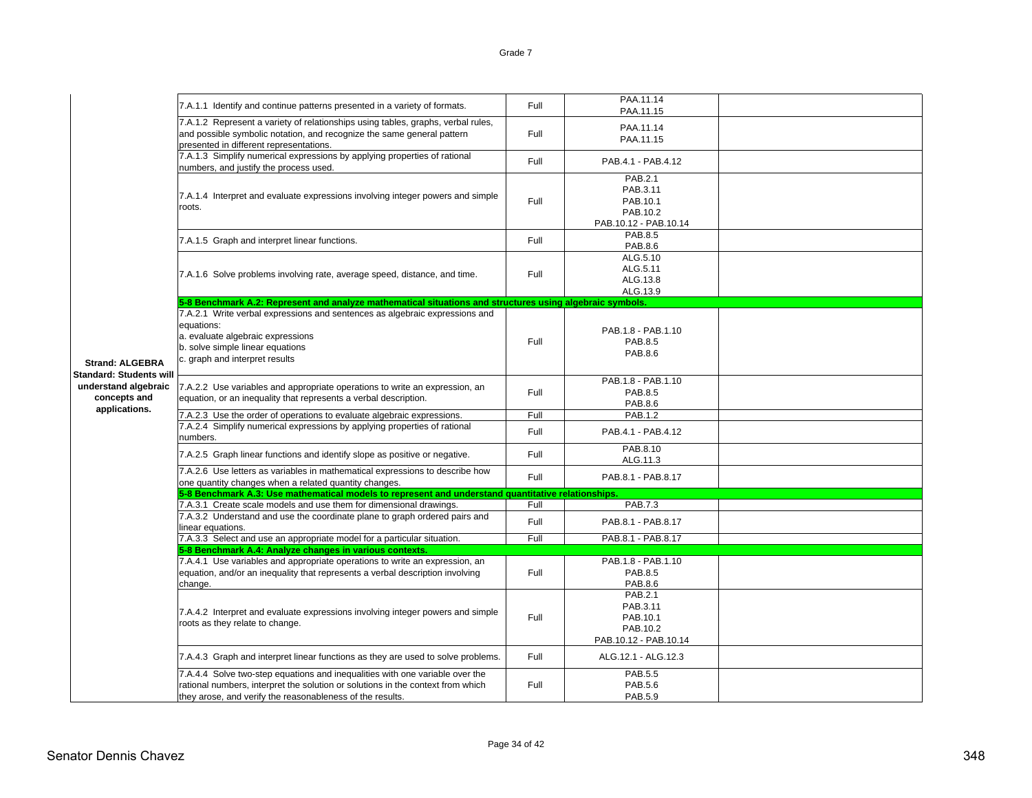Grade 7

| Strand/Standard | Standard/Benchmark | Coverage | Reference | |
|---|---|---|---|---|
| **Strand: ALGEBRA Standard: Students will understand algebraic concepts and applications.** | 7.A.1.1 Identify and continue patterns presented in a variety of formats. | Full | PAA.11.14<br>PAA.11.15 | |
| | 7.A.1.2 Represent a variety of relationships using tables, graphs, verbal rules, and possible symbolic notation, and recognize the same general pattern presented in different representations. | Full | PAA.11.14<br>PAA.11.15 | |
| | 7.A.1.3 Simplify numerical expressions by applying properties of rational numbers, and justify the process used. | Full | PAB.4.1 - PAB.4.12 | |
| | 7.A.1.4 Interpret and evaluate expressions involving integer powers and simple roots. | Full | PAB.2.1<br>PAB.3.11<br>PAB.10.1<br>PAB.10.2<br>PAB.10.12 - PAB.10.14 | |
| | 7.A.1.5 Graph and interpret linear functions. | Full | PAB.8.5<br>PAB.8.6 | |
| | 7.A.1.6 Solve problems involving rate, average speed, distance, and time. | Full | ALG.5.10<br>ALG.5.11<br>ALG.13.8<br>ALG.13.9 | |
| | **5-8 Benchmark A.2: Represent and analyze mathematical situations and structures using algebraic symbols.** | | | |
| | 7.A.2.1 Write verbal expressions and sentences as algebraic expressions and equations:<br>a. evaluate algebraic expressions<br>b. solve simple linear equations<br>c. graph and interpret results | Full | PAB.1.8 - PAB.1.10<br>PAB.8.5<br>PAB.8.6 | |
| | 7.A.2.2 Use variables and appropriate operations to write an expression, an equation, or an inequality that represents a verbal description. | Full | PAB.1.8 - PAB.1.10<br>PAB.8.5<br>PAB.8.6 | |
| | 7.A.2.3 Use the order of operations to evaluate algebraic expressions. | Full | PAB.1.2 | |
| | 7.A.2.4 Simplify numerical expressions by applying properties of rational numbers. | Full | PAB.4.1 - PAB.4.12 | |
| | 7.A.2.5 Graph linear functions and identify slope as positive or negative. | Full | PAB.8.10<br>ALG.11.3 | |
| | 7.A.2.6 Use letters as variables in mathematical expressions to describe how one quantity changes when a related quantity changes. | Full | PAB.8.1 - PAB.8.17 | |
| | **5-8 Benchmark A.3: Use mathematical models to represent and understand quantitative relationships.** | | | |
| | 7.A.3.1 Create scale models and use them for dimensional drawings. | Full | PAB.7.3 | |
| | 7.A.3.2 Understand and use the coordinate plane to graph ordered pairs and linear equations. | Full | PAB.8.1 - PAB.8.17 | |
| | 7.A.3.3 Select and use an appropriate model for a particular situation. | Full | PAB.8.1 - PAB.8.17 | |
| | **5-8 Benchmark A.4: Analyze changes in various contexts.** | | | |
| | 7.A.4.1 Use variables and appropriate operations to write an expression, an equation, and/or an inequality that represents a verbal description involving change. | Full | PAB.1.8 - PAB.1.10<br>PAB.8.5<br>PAB.8.6 | |
| | 7.A.4.2 Interpret and evaluate expressions involving integer powers and simple roots as they relate to change. | Full | PAB.2.1<br>PAB.3.11<br>PAB.10.1<br>PAB.10.2<br>PAB.10.12 - PAB.10.14 | |
| | 7.A.4.3 Graph and interpret linear functions as they are used to solve problems. | Full | ALG.12.1 - ALG.12.3 | |
| | 7.A.4.4 Solve two-step equations and inequalities with one variable over the rational numbers, interpret the solution or solutions in the context from which they arose, and verify the reasonableness of the results. | Full | PAB.5.5<br>PAB.5.6<br>PAB.5.9 | |

Senator Dennis Chavez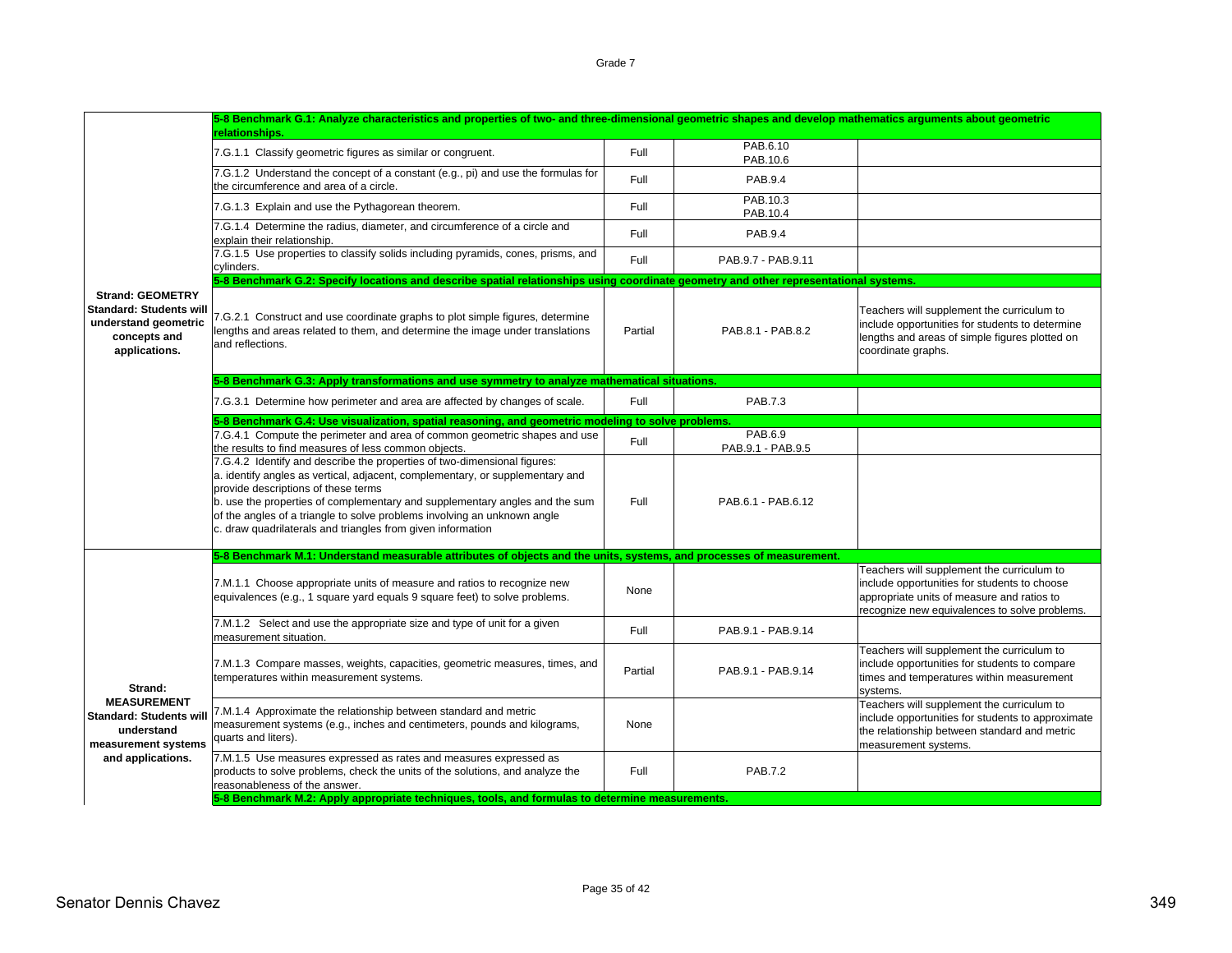| | | | | |
|---|---|---|---|---|
| **Strand: GEOMETRY Standard: Students will understand geometric concepts and applications.** | **5-8 Benchmark G.1: Analyze characteristics and properties of two- and three-dimensional geometric shapes and develop mathematics arguments about geometric relationships.** | | | |
| | 7.G.1.1 Classify geometric figures as similar or congruent. | Full | PAB.6.10 PAB.10.6 | |
| | 7.G.1.2 Understand the concept of a constant (e.g., pi) and use the formulas for the circumference and area of a circle. | Full | PAB.9.4 | |
| | 7.G.1.3 Explain and use the Pythagorean theorem. | Full | PAB.10.3 PAB.10.4 | |
| | 7.G.1.4 Determine the radius, diameter, and circumference of a circle and explain their relationship. | Full | PAB.9.4 | |
| | 7.G.1.5 Use properties to classify solids including pyramids, cones, prisms, and cylinders. | Full | PAB.9.7 - PAB.9.11 | |
| | **5-8 Benchmark G.2: Specify locations and describe spatial relationships using coordinate geometry and other representational systems.** | | | |
| | 7.G.2.1 Construct and use coordinate graphs to plot simple figures, determine lengths and areas related to them, and determine the image under translations and reflections. | Partial | PAB.8.1 - PAB.8.2 | Teachers will supplement the curriculum to include opportunities for students to determine lengths and areas of simple figures plotted on coordinate graphs. |
| | **5-8 Benchmark G.3: Apply transformations and use symmetry to analyze mathematical situations.** | | | |
| | 7.G.3.1 Determine how perimeter and area are affected by changes of scale. | Full | PAB.7.3 | |
| | **5-8 Benchmark G.4: Use visualization, spatial reasoning, and geometric modeling to solve problems.** | | | |
| | 7.G.4.1 Compute the perimeter and area of common geometric shapes and use the results to find measures of less common objects. | Full | PAB.6.9 PAB.9.1 - PAB.9.5 | |
| | 7.G.4.2 Identify and describe the properties of two-dimensional figures: a. identify angles as vertical, adjacent, complementary, or supplementary and provide descriptions of these terms b. use the properties of complementary and supplementary angles and the sum of the angles of a triangle to solve problems involving an unknown angle c. draw quadrilaterals and triangles from given information | Full | PAB.6.1 - PAB.6.12 | |
| **Strand: MEASUREMENT Standard: Students will understand measurement systems and applications.** | **5-8 Benchmark M.1: Understand measurable attributes of objects and the units, systems, and processes of measurement.** | | | |
| | 7.M.1.1 Choose appropriate units of measure and ratios to recognize new equivalences (e.g., 1 square yard equals 9 square feet) to solve problems. | None | | Teachers will supplement the curriculum to include opportunities for students to choose appropriate units of measure and ratios to recognize new equivalences to solve problems. |
| | 7.M.1.2 Select and use the appropriate size and type of unit for a given measurement situation. | Full | PAB.9.1 - PAB.9.14 | |
| | 7.M.1.3 Compare masses, weights, capacities, geometric measures, times, and temperatures within measurement systems. | Partial | PAB.9.1 - PAB.9.14 | Teachers will supplement the curriculum to include opportunities for students to compare times and temperatures within measurement systems. |
| | 7.M.1.4 Approximate the relationship between standard and metric measurement systems (e.g., inches and centimeters, pounds and kilograms, quarts and liters). | None | | Teachers will supplement the curriculum to include opportunities for students to approximate the relationship between standard and metric measurement systems. |
| | 7.M.1.5 Use measures expressed as rates and measures expressed as products to solve problems, check the units of the solutions, and analyze the reasonableness of the answer. | Full | PAB.7.2 | |
| | **5-8 Benchmark M.2: Apply appropriate techniques, tools, and formulas to determine measurements.** | | | |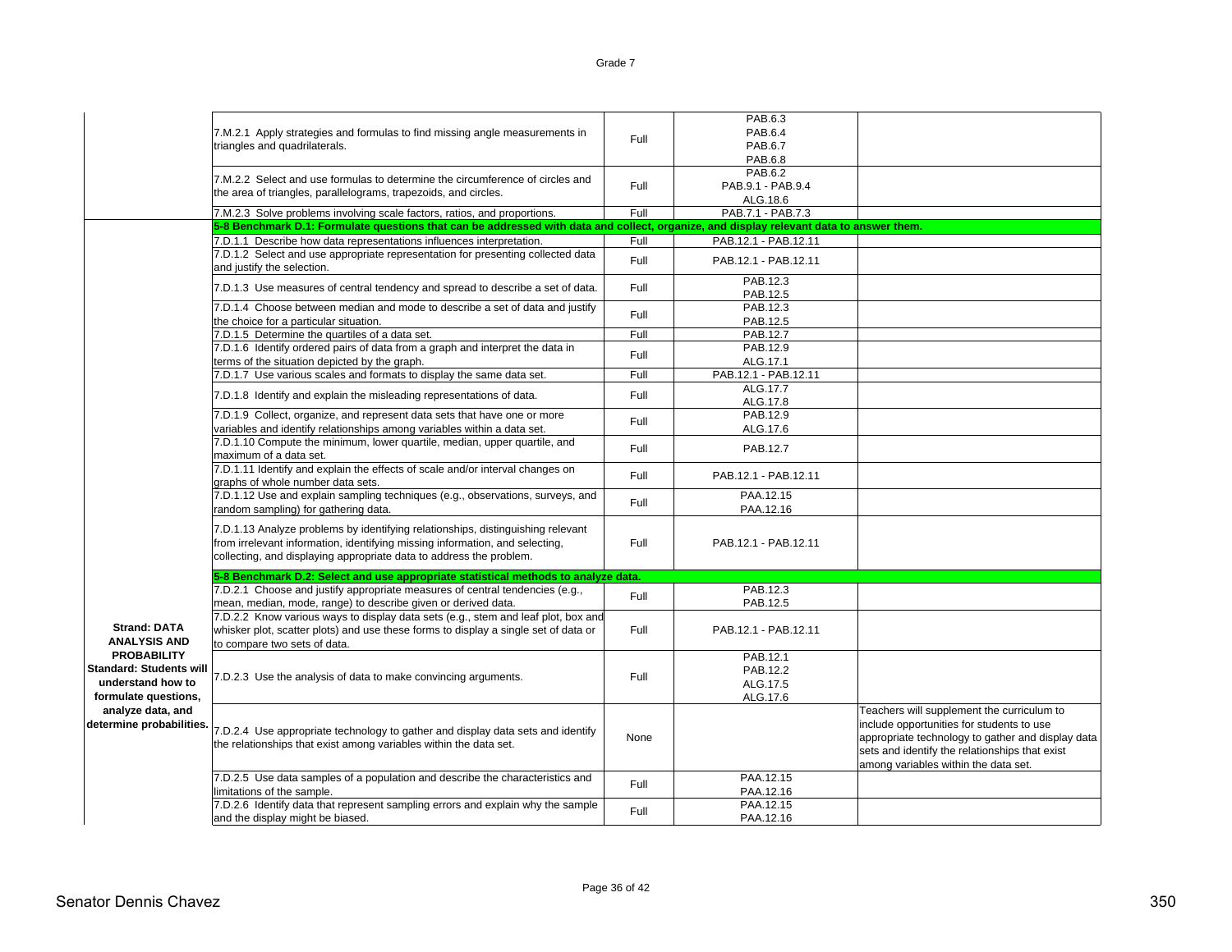| Strand | Standard | Coverage | Alignment | Notes |
|---|---|---|---|---|
| | 7.M.2.1 Apply strategies and formulas to find missing angle measurements in triangles and quadrilaterals. | Full | PAB.6.3<br>PAB.6.4<br>PAB.6.7<br>PAB.6.8 | |
| | 7.M.2.2 Select and use formulas to determine the circumference of circles and the area of triangles, parallelograms, trapezoids, and circles. | Full | PAB.6.2<br>PAB.9.1 - PAB.9.4<br>ALG.18.6 | |
| | 7.M.2.3 Solve problems involving scale factors, ratios, and proportions. | Full | PAB.7.1 - PAB.7.3 | |
| | **5-8 Benchmark D.1: Formulate questions that can be addressed with data and collect, organize, and display relevant data to answer them.** | | | |
| | 7.D.1.1 Describe how data representations influences interpretation. | Full | PAB.12.1 - PAB.12.11 | |
| | 7.D.1.2 Select and use appropriate representation for presenting collected data and justify the selection. | Full | PAB.12.1 - PAB.12.11 | |
| | 7.D.1.3 Use measures of central tendency and spread to describe a set of data. | Full | PAB.12.3<br>PAB.12.5 | |
| | 7.D.1.4 Choose between median and mode to describe a set of data and justify the choice for a particular situation. | Full | PAB.12.3<br>PAB.12.5 | |
| | 7.D.1.5 Determine the quartiles of a data set. | Full | PAB.12.7 | |
| | 7.D.1.6 Identify ordered pairs of data from a graph and interpret the data in terms of the situation depicted by the graph. | Full | PAB.12.9<br>ALG.17.1 | |
| | 7.D.1.7 Use various scales and formats to display the same data set. | Full | PAB.12.1 - PAB.12.11 | |
| | 7.D.1.8 Identify and explain the misleading representations of data. | Full | ALG.17.7<br>ALG.17.8 | |
| | 7.D.1.9 Collect, organize, and represent data sets that have one or more variables and identify relationships among variables within a data set. | Full | PAB.12.9<br>ALG.17.6 | |
| | 7.D.1.10 Compute the minimum, lower quartile, median, upper quartile, and maximum of a data set. | Full | PAB.12.7 | |
| | 7.D.1.11 Identify and explain the effects of scale and/or interval changes on graphs of whole number data sets. | Full | PAB.12.1 - PAB.12.11 | |
| | 7.D.1.12 Use and explain sampling techniques (e.g., observations, surveys, and random sampling) for gathering data. | Full | PAA.12.15<br>PAA.12.16 | |
| | 7.D.1.13 Analyze problems by identifying relationships, distinguishing relevant from irrelevant information, identifying missing information, and selecting, collecting, and displaying appropriate data to address the problem. | Full | PAB.12.1 - PAB.12.11 | |
| | **5-8 Benchmark D.2: Select and use appropriate statistical methods to analyze data.** | | | |
| **Strand: DATA ANALYSIS AND PROBABILITY<br>Standard: Students will understand how to formulate questions, analyze data, and determine probabilities.** | 7.D.2.1 Choose and justify appropriate measures of central tendencies (e.g., mean, median, mode, range) to describe given or derived data. | Full | PAB.12.3<br>PAB.12.5 | |
| | 7.D.2.2 Know various ways to display data sets (e.g., stem and leaf plot, box and whisker plot, scatter plots) and use these forms to display a single set of data or to compare two sets of data. | Full | PAB.12.1 - PAB.12.11 | |
| | 7.D.2.3 Use the analysis of data to make convincing arguments. | Full | PAB.12.1<br>PAB.12.2<br>ALG.17.5<br>ALG.17.6 | |
| | 7.D.2.4 Use appropriate technology to gather and display data sets and identify the relationships that exist among variables within the data set. | None | | Teachers will supplement the curriculum to include opportunities for students to use appropriate technology to gather and display data sets and identify the relationships that exist among variables within the data set. |
| | 7.D.2.5 Use data samples of a population and describe the characteristics and limitations of the sample. | Full | PAA.12.15<br>PAA.12.16 | |
| | 7.D.2.6 Identify data that represent sampling errors and explain why the sample and the display might be biased. | Full | PAA.12.15<br>PAA.12.16 | |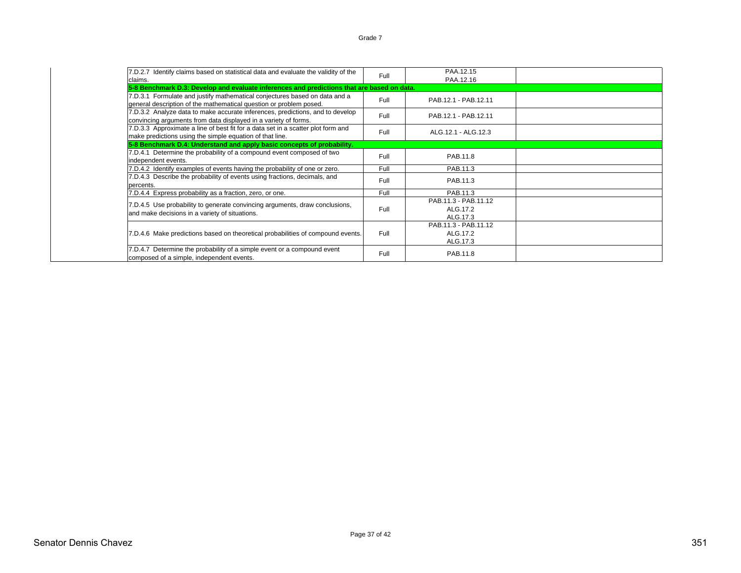| | | | | |
|---|---|---|---|---|
| | 7.D.2.7 Identify claims based on statistical data and evaluate the validity of the claims. | Full | PAA.12.15<br>PAA.12.16 | |
| | **5-8 Benchmark D.3: Develop and evaluate inferences and predictions that are based on data.** | | | |
| | 7.D.3.1 Formulate and justify mathematical conjectures based on data and a general description of the mathematical question or problem posed. | Full | PAB.12.1 - PAB.12.11 | |
| | 7.D.3.2 Analyze data to make accurate inferences, predictions, and to develop convincing arguments from data displayed in a variety of forms. | Full | PAB.12.1 - PAB.12.11 | |
| | 7.D.3.3 Approximate a line of best fit for a data set in a scatter plot form and make predictions using the simple equation of that line. | Full | ALG.12.1 - ALG.12.3 | |
| | **5-8 Benchmark D.4: Understand and apply basic concepts of probability.** | | | |
| | 7.D.4.1 Determine the probability of a compound event composed of two independent events. | Full | PAB.11.8 | |
| | 7.D.4.2 Identify examples of events having the probability of one or zero. | Full | PAB.11.3 | |
| | 7.D.4.3 Describe the probability of events using fractions, decimals, and percents. | Full | PAB.11.3 | |
| | 7.D.4.4 Express probability as a fraction, zero, or one. | Full | PAB.11.3 | |
| | 7.D.4.5 Use probability to generate convincing arguments, draw conclusions, and make decisions in a variety of situations. | Full | PAB.11.3 - PAB.11.12<br>ALG.17.2<br>ALG.17.3 | |
| | 7.D.4.6 Make predictions based on theoretical probabilities of compound events. | Full | PAB.11.3 - PAB.11.12<br>ALG.17.2<br>ALG.17.3 | |
| | 7.D.4.7 Determine the probability of a simple event or a compound event composed of a simple, independent events. | Full | PAB.11.8 | |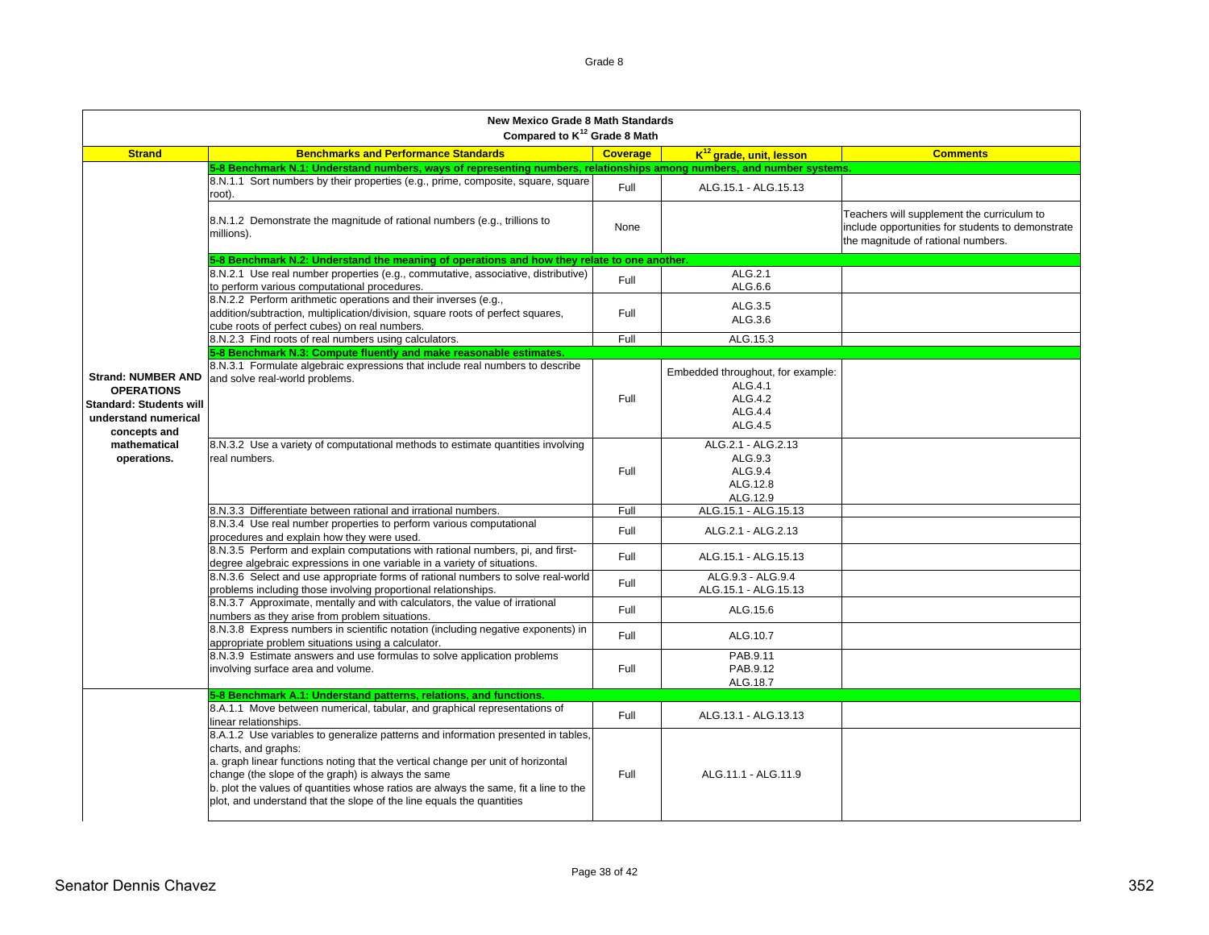| New Mexico Grade 8 Math Standards Compared to K[12] Grade 8 Math | | | | |
|---|---|---|---|---|
| **Strand** | **Benchmarks and Performance Standards** | **Coverage** | **K[12] grade, unit, lesson** | **Comments** |
| | **5-8 Benchmark N.1: Understand numbers, ways of representing numbers, relationships among numbers, and number systems.** | | | |
| **Strand: NUMBER AND OPERATIONS Standard: Students will understand numerical concepts and mathematical operations.** | 8.N.1.1 Sort numbers by their properties (e.g., prime, composite, square, square root). | Full | ALG.15.1 - ALG.15.13 | |
| | 8.N.1.2 Demonstrate the magnitude of rational numbers (e.g., trillions to millions). | None | | Teachers will supplement the curriculum to include opportunities for students to demonstrate the magnitude of rational numbers. |
| | **5-8 Benchmark N.2: Understand the meaning of operations and how they relate to one another.** | | | |
| | 8.N.2.1 Use real number properties (e.g., commutative, associative, distributive) to perform various computational procedures. | Full | ALG.2.1<br>ALG.6.6 | |
| | 8.N.2.2 Perform arithmetic operations and their inverses (e.g., addition/subtraction, multiplication/division, square roots of perfect squares, cube roots of perfect cubes) on real numbers. | Full | ALG.3.5<br>ALG.3.6 | |
| | 8.N.2.3 Find roots of real numbers using calculators. | Full | ALG.15.3 | |
| | **5-8 Benchmark N.3: Compute fluently and make reasonable estimates.** | | | |
| | 8.N.3.1 Formulate algebraic expressions that include real numbers to describe and solve real-world problems. | Full | Embedded throughout, for example:<br>ALG.4.1<br>ALG.4.2<br>ALG.4.4<br>ALG.4.5 | |
| | 8.N.3.2 Use a variety of computational methods to estimate quantities involving real numbers. | Full | ALG.2.1 - ALG.2.13<br>ALG.9.3<br>ALG.9.4<br>ALG.12.8<br>ALG.12.9 | |
| | 8.N.3.3 Differentiate between rational and irrational numbers. | Full | ALG.15.1 - ALG.15.13 | |
| | 8.N.3.4 Use real number properties to perform various computational procedures and explain how they were used. | Full | ALG.2.1 - ALG.2.13 | |
| | 8.N.3.5 Perform and explain computations with rational numbers, pi, and first-degree algebraic expressions in one variable in a variety of situations. | Full | ALG.15.1 - ALG.15.13 | |
| | 8.N.3.6 Select and use appropriate forms of rational numbers to solve real-world problems including those involving proportional relationships. | Full | ALG.9.3 - ALG.9.4<br>ALG.15.1 - ALG.15.13 | |
| | 8.N.3.7 Approximate, mentally and with calculators, the value of irrational numbers as they arise from problem situations. | Full | ALG.15.6 | |
| | 8.N.3.8 Express numbers in scientific notation (including negative exponents) in appropriate problem situations using a calculator. | Full | ALG.10.7 | |
| | 8.N.3.9 Estimate answers and use formulas to solve application problems involving surface area and volume. | Full | PAB.9.11<br>PAB.9.12<br>ALG.18.7 | |
| | **5-8 Benchmark A.1: Understand patterns, relations, and functions.** | | | |
| | 8.A.1.1 Move between numerical, tabular, and graphical representations of linear relationships. | Full | ALG.13.1 - ALG.13.13 | |
| | 8.A.1.2 Use variables to generalize patterns and information presented in tables, charts, and graphs:<br>a. graph linear functions noting that the vertical change per unit of horizontal change (the slope of the graph) is always the same<br>b. plot the values of quantities whose ratios are always the same, fit a line to the plot, and understand that the slope of the line equals the quantities | Full | ALG.11.1 - ALG.11.9 | |

Senator Dennis Chavez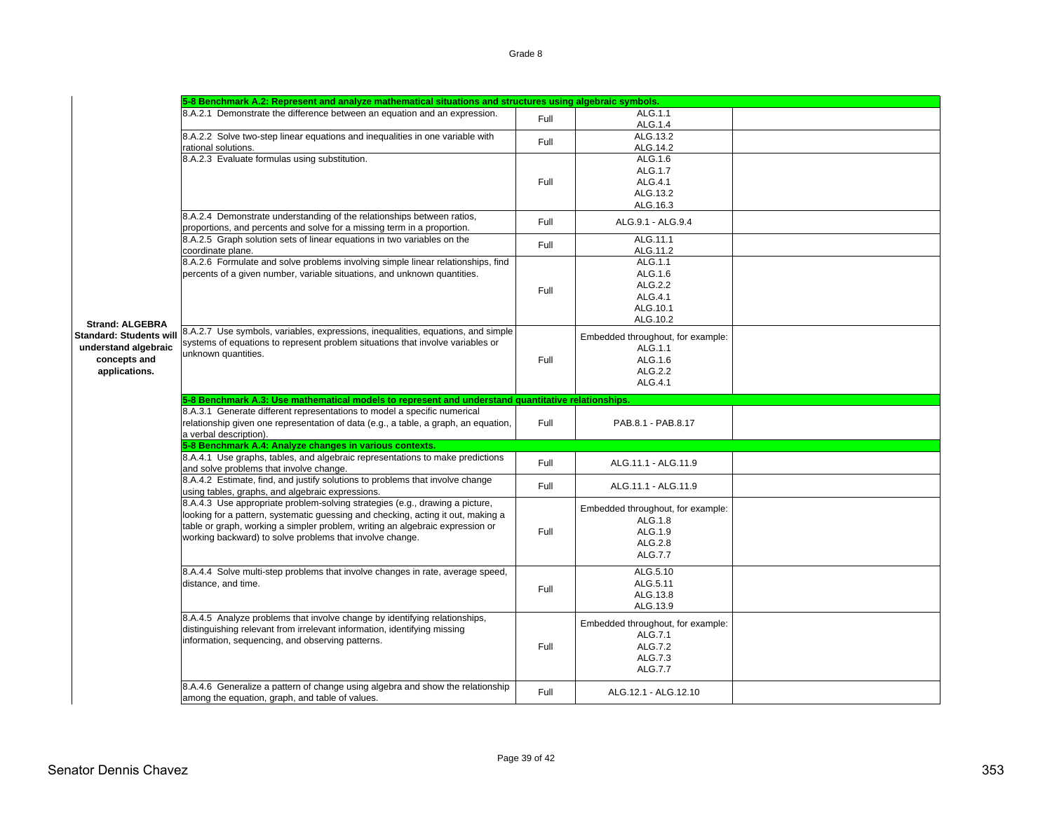Grade 8

| Strand | Benchmark / Performance Standard | Coverage | Reference | |
|---|---|---|---|---|
| | **5-8 Benchmark A.2: Represent and analyze mathematical situations and structures using algebraic symbols.** | | | |
| | 8.A.2.1 Demonstrate the difference between an equation and an expression. | Full | ALG.1.1<br>ALG.1.4 | |
| | 8.A.2.2 Solve two-step linear equations and inequalities in one variable with rational solutions. | Full | ALG.13.2<br>ALG.14.2 | |
| | 8.A.2.3 Evaluate formulas using substitution. | Full | ALG.1.6<br>ALG.1.7<br>ALG.4.1<br>ALG.13.2<br>ALG.16.3 | |
| | 8.A.2.4 Demonstrate understanding of the relationships between ratios, proportions, and percents and solve for a missing term in a proportion. | Full | ALG.9.1 - ALG.9.4 | |
| | 8.A.2.5 Graph solution sets of linear equations in two variables on the coordinate plane. | Full | ALG.11.1<br>ALG.11.2 | |
| | 8.A.2.6 Formulate and solve problems involving simple linear relationships, find percents of a given number, variable situations, and unknown quantities. | Full | ALG.1.1<br>ALG.1.6<br>ALG.2.2<br>ALG.4.1<br>ALG.10.1<br>ALG.10.2 | |
| **Strand: ALGEBRA<br>Standard: Students will understand algebraic concepts and applications.** | 8.A.2.7 Use symbols, variables, expressions, inequalities, equations, and simple systems of equations to represent problem situations that involve variables or unknown quantities. | Full | Embedded throughout, for example:<br>ALG.1.1<br>ALG.1.6<br>ALG.2.2<br>ALG.4.1 | |
| | **5-8 Benchmark A.3: Use mathematical models to represent and understand quantitative relationships.** | | | |
| | 8.A.3.1 Generate different representations to model a specific numerical relationship given one representation of data (e.g., a table, a graph, an equation, a verbal description). | Full | PAB.8.1 - PAB.8.17 | |
| | **5-8 Benchmark A.4: Analyze changes in various contexts.** | | | |
| | 8.A.4.1 Use graphs, tables, and algebraic representations to make predictions and solve problems that involve change. | Full | ALG.11.1 - ALG.11.9 | |
| | 8.A.4.2 Estimate, find, and justify solutions to problems that involve change using tables, graphs, and algebraic expressions. | Full | ALG.11.1 - ALG.11.9 | |
| | 8.A.4.3 Use appropriate problem-solving strategies (e.g., drawing a picture, looking for a pattern, systematic guessing and checking, acting it out, making a table or graph, working a simpler problem, writing an algebraic expression or working backward) to solve problems that involve change. | Full | Embedded throughout, for example:<br>ALG.1.8<br>ALG.1.9<br>ALG.2.8<br>ALG.7.7 | |
| | 8.A.4.4 Solve multi-step problems that involve changes in rate, average speed, distance, and time. | Full | ALG.5.10<br>ALG.5.11<br>ALG.13.8<br>ALG.13.9 | |
| | 8.A.4.5 Analyze problems that involve change by identifying relationships, distinguishing relevant from irrelevant information, identifying missing information, sequencing, and observing patterns. | Full | Embedded throughout, for example:<br>ALG.7.1<br>ALG.7.2<br>ALG.7.3<br>ALG.7.7 | |
| | 8.A.4.6 Generalize a pattern of change using algebra and show the relationship among the equation, graph, and table of values. | Full | ALG.12.1 - ALG.12.10 | |

Senator Dennis Chavez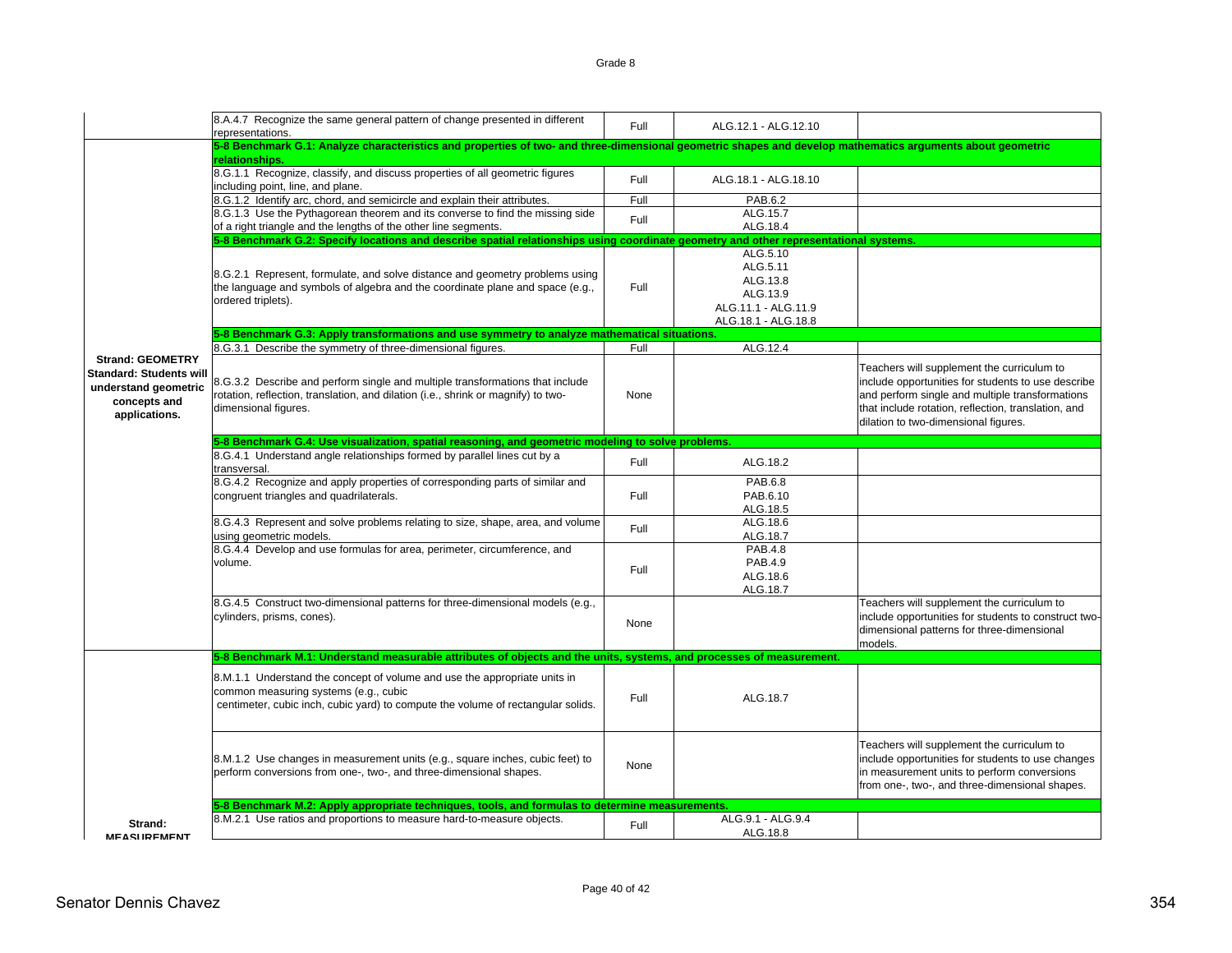| Strand | Standard/Benchmark | Coverage | Curriculum Reference | Notes |
|---|---|---|---|---|
| | 8.A.4.7 Recognize the same general pattern of change presented in different representations. | Full | ALG.12.1 - ALG.12.10 | |
| **Strand: GEOMETRY Standard: Students will understand geometric concepts and applications.** | **5-8 Benchmark G.1: Analyze characteristics and properties of two- and three-dimensional geometric shapes and develop mathematics arguments about geometric relationships.** | | | |
| | 8.G.1.1 Recognize, classify, and discuss properties of all geometric figures including point, line, and plane. | Full | ALG.18.1 - ALG.18.10 | |
| | 8.G.1.2 Identify arc, chord, and semicircle and explain their attributes. | Full | PAB.6.2 | |
| | 8.G.1.3 Use the Pythagorean theorem and its converse to find the missing side of a right triangle and the lengths of the other line segments. | Full | ALG.15.7<br>ALG.18.4 | |
| | **5-8 Benchmark G.2: Specify locations and describe spatial relationships using coordinate geometry and other representational systems.** | | | |
| | 8.G.2.1 Represent, formulate, and solve distance and geometry problems using the language and symbols of algebra and the coordinate plane and space (e.g., ordered triplets). | Full | ALG.5.10<br>ALG.5.11<br>ALG.13.8<br>ALG.13.9<br>ALG.11.1 - ALG.11.9<br>ALG.18.1 - ALG.18.8 | |
| | **5-8 Benchmark G.3: Apply transformations and use symmetry to analyze mathematical situations.** | | | |
| | 8.G.3.1 Describe the symmetry of three-dimensional figures. | Full | ALG.12.4 | |
| | 8.G.3.2 Describe and perform single and multiple transformations that include rotation, reflection, translation, and dilation (i.e., shrink or magnify) to two-dimensional figures. | None | | Teachers will supplement the curriculum to include opportunities for students to use describe and perform single and multiple transformations that include rotation, reflection, translation, and dilation to two-dimensional figures. |
| | **5-8 Benchmark G.4: Use visualization, spatial reasoning, and geometric modeling to solve problems.** | | | |
| | 8.G.4.1 Understand angle relationships formed by parallel lines cut by a transversal. | Full | ALG.18.2 | |
| | 8.G.4.2 Recognize and apply properties of corresponding parts of similar and congruent triangles and quadrilaterals. | Full | PAB.6.8<br>PAB.6.10<br>ALG.18.5 | |
| | 8.G.4.3 Represent and solve problems relating to size, shape, area, and volume using geometric models. | Full | ALG.18.6<br>ALG.18.7 | |
| | 8.G.4.4 Develop and use formulas for area, perimeter, circumference, and volume. | Full | PAB.4.8<br>PAB.4.9<br>ALG.18.6<br>ALG.18.7 | |
| | 8.G.4.5 Construct two-dimensional patterns for three-dimensional models (e.g., cylinders, prisms, cones). | None | | Teachers will supplement the curriculum to include opportunities for students to construct two-dimensional patterns for three-dimensional models. |
| **Strand: MEASUREMENT** | **5-8 Benchmark M.1: Understand measurable attributes of objects and the units, systems, and processes of measurement.** | | | |
| | 8.M.1.1 Understand the concept of volume and use the appropriate units in common measuring systems (e.g., cubic centimeter, cubic inch, cubic yard) to compute the volume of rectangular solids. | Full | ALG.18.7 | |
| | 8.M.1.2 Use changes in measurement units (e.g., square inches, cubic feet) to perform conversions from one-, two-, and three-dimensional shapes. | None | | Teachers will supplement the curriculum to include opportunities for students to use changes in measurement units to perform conversions from one-, two-, and three-dimensional shapes. |
| | **5-8 Benchmark M.2: Apply appropriate techniques, tools, and formulas to determine measurements.** | | | |
| | 8.M.2.1 Use ratios and proportions to measure hard-to-measure objects. | Full | ALG.9.1 - ALG.9.4<br>ALG.18.8 | |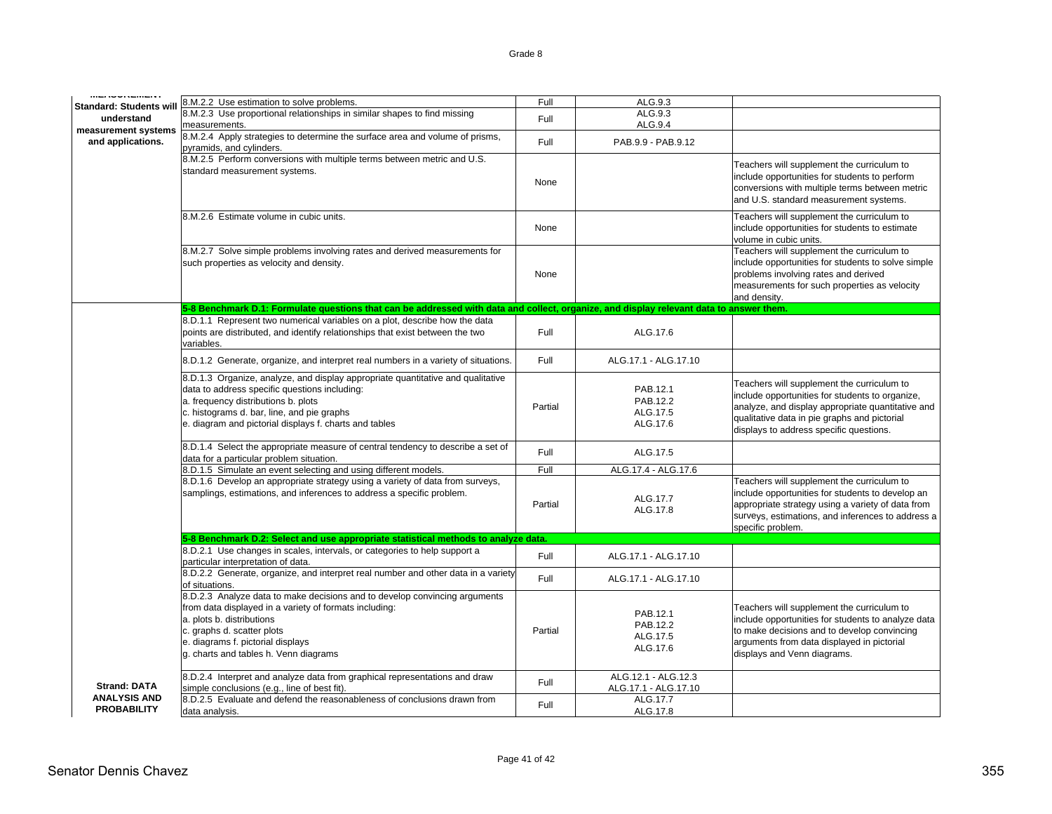| | | | | |
|---|---|---|---|---|
| **MEASUREMENT Standard: Students will understand measurement systems and applications.** | 8.M.2.2 Use estimation to solve problems. | Full | ALG.9.3 | |
| | 8.M.2.3 Use proportional relationships in similar shapes to find missing measurements. | Full | ALG.9.3 ALG.9.4 | |
| | 8.M.2.4 Apply strategies to determine the surface area and volume of prisms, pyramids, and cylinders. | Full | PAB.9.9 - PAB.9.12 | |
| | 8.M.2.5 Perform conversions with multiple terms between metric and U.S. standard measurement systems. | None | | Teachers will supplement the curriculum to include opportunities for students to perform conversions with multiple terms between metric and U.S. standard measurement systems. |
| | 8.M.2.6 Estimate volume in cubic units. | None | | Teachers will supplement the curriculum to include opportunities for students to estimate volume in cubic units. |
| | 8.M.2.7 Solve simple problems involving rates and derived measurements for such properties as velocity and density. | None | | Teachers will supplement the curriculum to include opportunities for students to solve simple problems involving rates and derived measurements for such properties as velocity and density. |
| **Strand: DATA ANALYSIS AND PROBABILITY** | **5-8 Benchmark D.1: Formulate questions that can be addressed with data and collect, organize, and display relevant data to answer them.** | | | |
| | 8.D.1.1 Represent two numerical variables on a plot, describe how the data points are distributed, and identify relationships that exist between the two variables. | Full | ALG.17.6 | |
| | 8.D.1.2 Generate, organize, and interpret real numbers in a variety of situations. | Full | ALG.17.1 - ALG.17.10 | |
| | 8.D.1.3 Organize, analyze, and display appropriate quantitative and qualitative data to address specific questions including: a. frequency distributions b. plots c. histograms d. bar, line, and pie graphs e. diagram and pictorial displays f. charts and tables | Partial | PAB.12.1 PAB.12.2 ALG.17.5 ALG.17.6 | Teachers will supplement the curriculum to include opportunities for students to organize, analyze, and display appropriate quantitative and qualitative data in pie graphs and pictorial displays to address specific questions. |
| | 8.D.1.4 Select the appropriate measure of central tendency to describe a set of data for a particular problem situation. | Full | ALG.17.5 | |
| | 8.D.1.5 Simulate an event selecting and using different models. | Full | ALG.17.4 - ALG.17.6 | |
| | 8.D.1.6 Develop an appropriate strategy using a variety of data from surveys, samplings, estimations, and inferences to address a specific problem. | Partial | ALG.17.7 ALG.17.8 | Teachers will supplement the curriculum to include opportunities for students to develop an appropriate strategy using a variety of data from surveys, estimations, and inferences to address a specific problem. |
| | **5-8 Benchmark D.2: Select and use appropriate statistical methods to analyze data.** | | | |
| | 8.D.2.1 Use changes in scales, intervals, or categories to help support a particular interpretation of data. | Full | ALG.17.1 - ALG.17.10 | |
| | 8.D.2.2 Generate, organize, and interpret real number and other data in a variety of situations. | Full | ALG.17.1 - ALG.17.10 | |
| | 8.D.2.3 Analyze data to make decisions and to develop convincing arguments from data displayed in a variety of formats including: a. plots b. distributions c. graphs d. scatter plots e. diagrams f. pictorial displays g. charts and tables h. Venn diagrams | Partial | PAB.12.1 PAB.12.2 ALG.17.5 ALG.17.6 | Teachers will supplement the curriculum to include opportunities for students to analyze data to make decisions and to develop convincing arguments from data displayed in pictorial displays and Venn diagrams. |
| | 8.D.2.4 Interpret and analyze data from graphical representations and draw simple conclusions (e.g., line of best fit). | Full | ALG.12.1 - ALG.12.3 ALG.17.1 - ALG.17.10 | |
| | 8.D.2.5 Evaluate and defend the reasonableness of conclusions drawn from data analysis. | Full | ALG.17.7 ALG.17.8 | |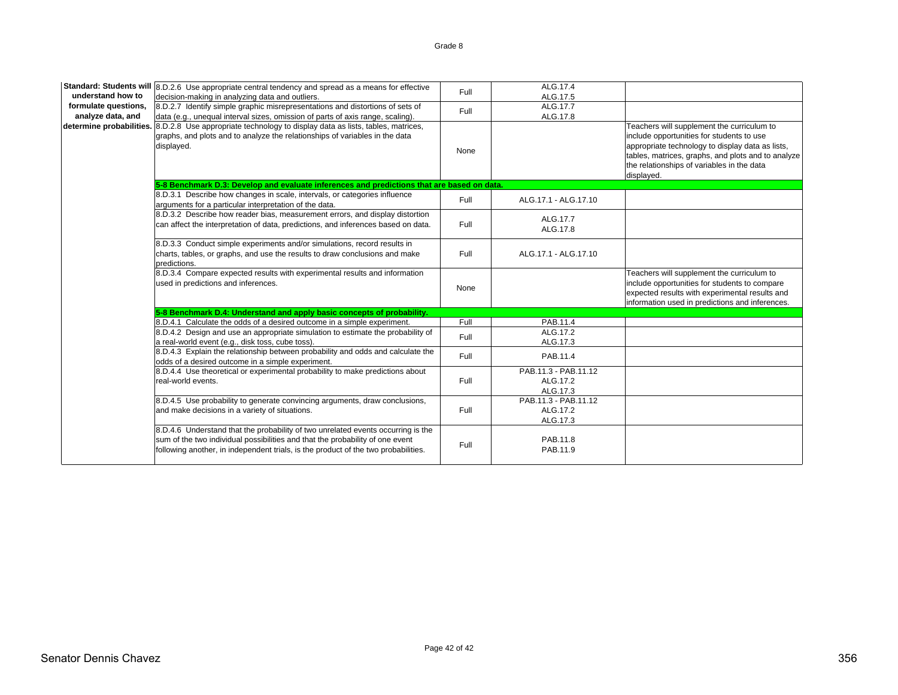| Standard | Performance Standard | Alignment | Correlation | Comment |
|---|---|---|---|---|
| **Standard: Students will understand how to formulate questions, analyze data, and determine probabilities.** | 8.D.2.6 Use appropriate central tendency and spread as a means for effective decision-making in analyzing data and outliers. | Full | ALG.17.4 ALG.17.5 | |
| | 8.D.2.7 Identify simple graphic misrepresentations and distortions of sets of data (e.g., unequal interval sizes, omission of parts of axis range, scaling). | Full | ALG.17.7 ALG.17.8 | |
| | 8.D.2.8 Use appropriate technology to display data as lists, tables, matrices, graphs, and plots and to analyze the relationships of variables in the data displayed. | None | | Teachers will supplement the curriculum to include opportunities for students to use appropriate technology to display data as lists, tables, matrices, graphs, and plots and to analyze the relationships of variables in the data displayed. |
| | **5-8 Benchmark D.3: Develop and evaluate inferences and predictions that are based on data.** | | | |
| | 8.D.3.1 Describe how changes in scale, intervals, or categories influence arguments for a particular interpretation of the data. | Full | ALG.17.1 - ALG.17.10 | |
| | 8.D.3.2 Describe how reader bias, measurement errors, and display distortion can affect the interpretation of data, predictions, and inferences based on data. | Full | ALG.17.7 ALG.17.8 | |
| | 8.D.3.3 Conduct simple experiments and/or simulations, record results in charts, tables, or graphs, and use the results to draw conclusions and make predictions. | Full | ALG.17.1 - ALG.17.10 | |
| | 8.D.3.4 Compare expected results with experimental results and information used in predictions and inferences. | None | | Teachers will supplement the curriculum to include opportunities for students to compare expected results with experimental results and information used in predictions and inferences. |
| | **5-8 Benchmark D.4: Understand and apply basic concepts of probability.** | | | |
| | 8.D.4.1 Calculate the odds of a desired outcome in a simple experiment. | Full | PAB.11.4 | |
| | 8.D.4.2 Design and use an appropriate simulation to estimate the probability of a real-world event (e.g., disk toss, cube toss). | Full | ALG.17.2 ALG.17.3 | |
| | 8.D.4.3 Explain the relationship between probability and odds and calculate the odds of a desired outcome in a simple experiment. | Full | PAB.11.4 | |
| | 8.D.4.4 Use theoretical or experimental probability to make predictions about real-world events. | Full | PAB.11.3 - PAB.11.12 ALG.17.2 ALG.17.3 | |
| | 8.D.4.5 Use probability to generate convincing arguments, draw conclusions, and make decisions in a variety of situations. | Full | PAB.11.3 - PAB.11.12 ALG.17.2 ALG.17.3 | |
| | 8.D.4.6 Understand that the probability of two unrelated events occurring is the sum of the two individual possibilities and that the probability of one event following another, in independent trials, is the product of the two probabilities. | Full | PAB.11.8 PAB.11.9 | |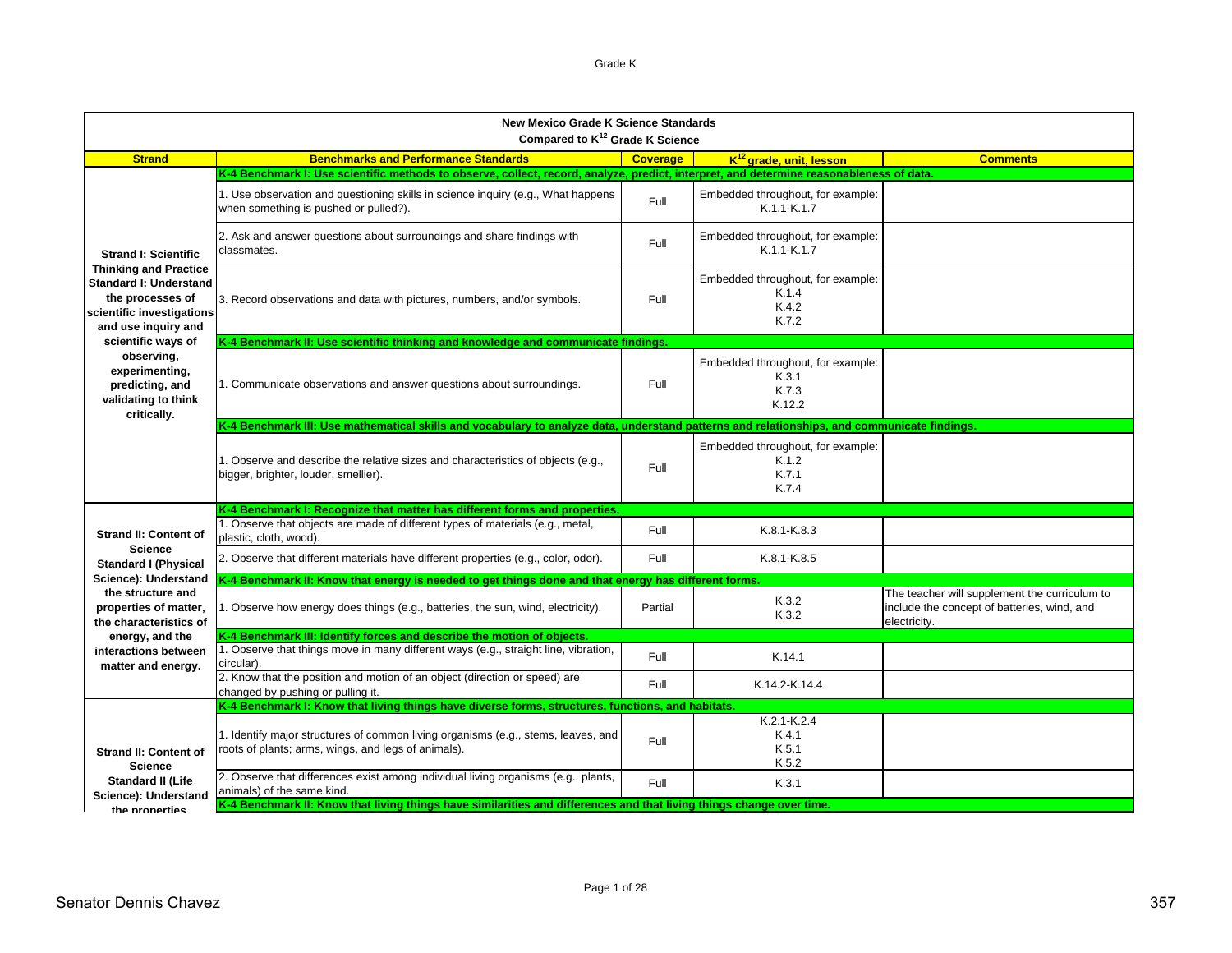Grade K

| New Mexico Grade K Science Standards Compared to $K^{12}$ Grade K Science | | | | |
|---|---|---|---|---|
| **Strand** | **Benchmarks and Performance Standards** | **Coverage** | **$K^{12}$ grade, unit, lesson** | **Comments** |
| **Strand I: Scientific Thinking and Practice Standard I: Understand the processes of scientific investigations and use inquiry and scientific ways of observing, experimenting, predicting, and validating to think critically.** | **K-4 Benchmark I: Use scientific methods to observe, collect, record, analyze, predict, interpret, and determine reasonableness of data.** | | | |
| | 1. Use observation and questioning skills in science inquiry (e.g., What happens when something is pushed or pulled?). | Full | Embedded throughout, for example: K.1.1-K.1.7 | |
| | 2. Ask and answer questions about surroundings and share findings with classmates. | Full | Embedded throughout, for example: K.1.1-K.1.7 | |
| | 3. Record observations and data with pictures, numbers, and/or symbols. | Full | Embedded throughout, for example: K.1.4 K.4.2 K.7.2 | |
| | **K-4 Benchmark II: Use scientific thinking and knowledge and communicate findings.** | | | |
| | 1. Communicate observations and answer questions about surroundings. | Full | Embedded throughout, for example: K.3.1 K.7.3 K.12.2 | |
| | **K-4 Benchmark III: Use mathematical skills and vocabulary to analyze data, understand patterns and relationships, and communicate findings.** | | | |
| | 1. Observe and describe the relative sizes and characteristics of objects (e.g., bigger, brighter, louder, smellier). | Full | Embedded throughout, for example: K.1.2 K.7.1 K.7.4 | |
| **Strand II: Content of Science Standard I (Physical Science): Understand the structure and properties of matter, the characteristics of energy, and the interactions between matter and energy.** | **K-4 Benchmark I: Recognize that matter has different forms and properties.** | | | |
| | 1. Observe that objects are made of different types of materials (e.g., metal, plastic, cloth, wood). | Full | K.8.1-K.8.3 | |
| | 2. Observe that different materials have different properties (e.g., color, odor). | Full | K.8.1-K.8.5 | |
| | **K-4 Benchmark II: Know that energy is needed to get things done and that energy has different forms.** | | | |
| | 1. Observe how energy does things (e.g., batteries, the sun, wind, electricity). | Partial | K.3.2 K.3.2 | The teacher will supplement the curriculum to include the concept of batteries, wind, and electricity. |
| | **K-4 Benchmark III: Identify forces and describe the motion of objects.** | | | |
| | 1. Observe that things move in many different ways (e.g., straight line, vibration, circular). | Full | K.14.1 | |
| | 2. Know that the position and motion of an object (direction or speed) are changed by pushing or pulling it. | Full | K.14.2-K.14.4 | |
| **Strand II: Content of Science Standard II (Life Science): Understand the properties** | **K-4 Benchmark I: Know that living things have diverse forms, structures, functions, and habitats.** | | | |
| | 1. Identify major structures of common living organisms (e.g., stems, leaves, and roots of plants; arms, wings, and legs of animals). | Full | K.2.1-K.2.4 K.4.1 K.5.1 K.5.2 | |
| | 2. Observe that differences exist among individual living organisms (e.g., plants, animals) of the same kind. | Full | K.3.1 | |
| | **K-4 Benchmark II: Know that living things have similarities and differences and that living things change over time.** | | | |

Senator Dennis Chavez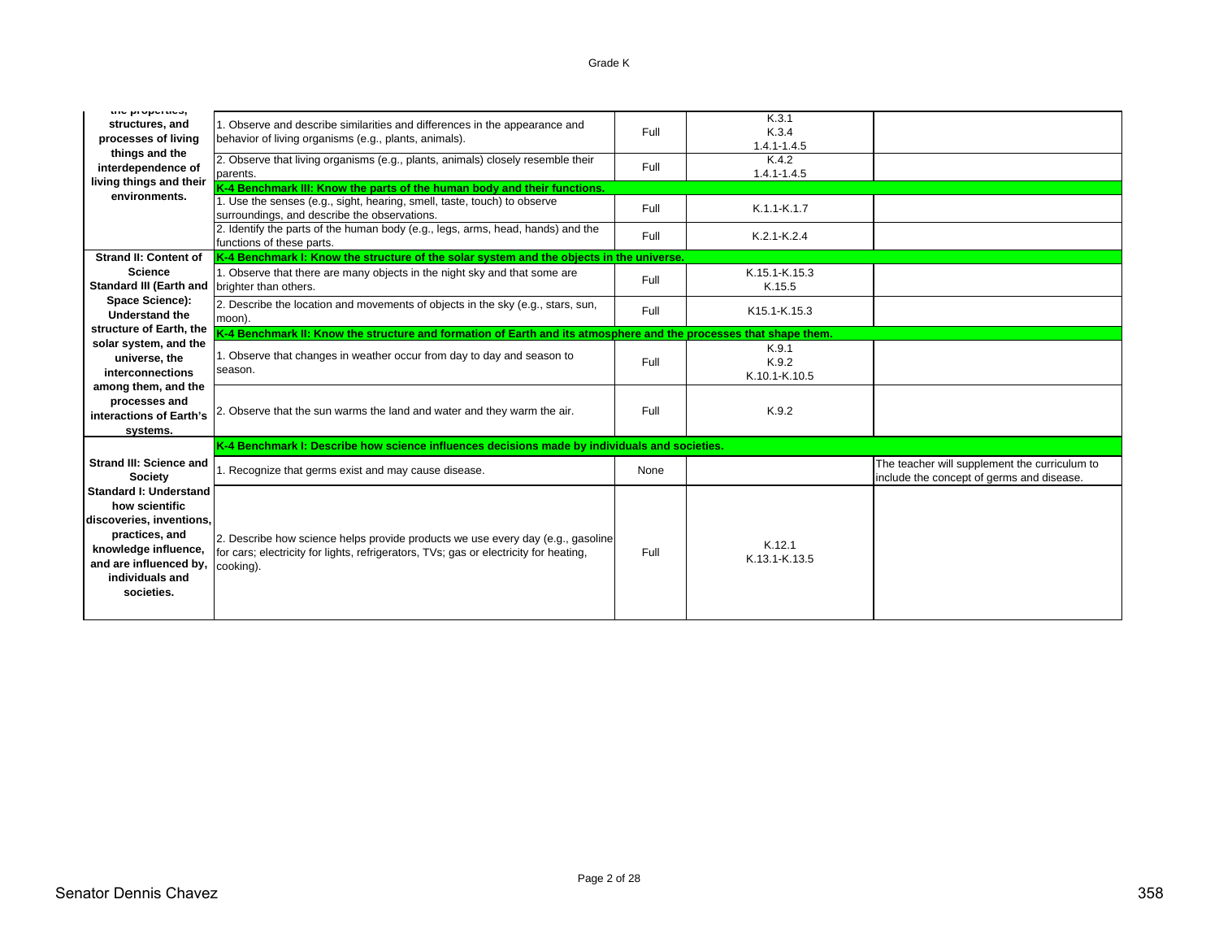| | | | | |
|---|---|---|---|---|
| ...the properties, structures, and processes of living things and the interdependence of living things and their environments. | 1. Observe and describe similarities and differences in the appearance and behavior of living organisms (e.g., plants, animals). | Full | K.3.1<br>K.3.4<br>1.4.1-1.4.5 | |
| | 2. Observe that living organisms (e.g., plants, animals) closely resemble their parents. | Full | K.4.2<br>1.4.1-1.4.5 | |
| | **K-4 Benchmark III: Know the parts of the human body and their functions.** | | | |
| | 1. Use the senses (e.g., sight, hearing, smell, taste, touch) to observe surroundings, and describe the observations. | Full | K.1.1-K.1.7 | |
| | 2. Identify the parts of the human body (e.g., legs, arms, head, hands) and the functions of these parts. | Full | K.2.1-K.2.4 | |
| **Strand II: Content of Science Standard III (Earth and Space Science): Understand the structure of Earth, the solar system, and the universe, the interconnections among them, and the processes and interactions of Earth's systems.** | **K-4 Benchmark I: Know the structure of the solar system and the objects in the universe.** | | | |
| | 1. Observe that there are many objects in the night sky and that some are brighter than others. | Full | K.15.1-K.15.3<br>K.15.5 | |
| | 2. Describe the location and movements of objects in the sky (e.g., stars, sun, moon). | Full | K15.1-K.15.3 | |
| | **K-4 Benchmark II: Know the structure and formation of Earth and its atmosphere and the processes that shape them.** | | | |
| | 1. Observe that changes in weather occur from day to day and season to season. | Full | K.9.1<br>K.9.2<br>K.10.1-K.10.5 | |
| | 2. Observe that the sun warms the land and water and they warm the air. | Full | K.9.2 | |
| **Strand III: Science and Society Standard I: Understand how scientific discoveries, inventions, practices, and knowledge influence, and are influenced by, individuals and societies.** | **K-4 Benchmark I: Describe how science influences decisions made by individuals and societies.** | | | |
| | 1. Recognize that germs exist and may cause disease. | None | | The teacher will supplement the curriculum to include the concept of germs and disease. |
| | 2. Describe how science helps provide products we use every day (e.g., gasoline for cars; electricity for lights, refrigerators, TVs; gas or electricity for heating, cooking). | Full | K.12.1<br>K.13.1-K.13.5 | |

Senator Dennis Chavez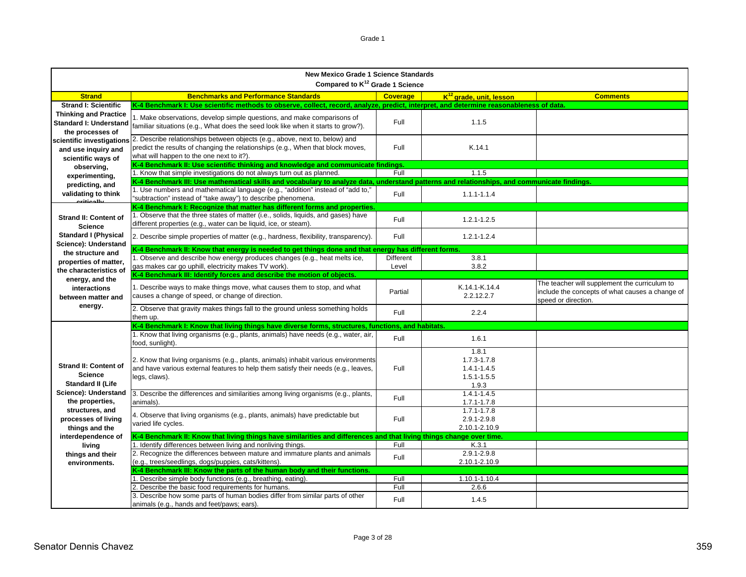Grade 1

| New Mexico Grade 1 Science Standards<br>Compared to K12 Grade 1 Science | | | | |
|---|---|---|---|---|
| **Strand** | **Benchmarks and Performance Standards** | **Coverage** | **K12 grade, unit, lesson** | **Comments** |
| **Strand I: Scientific Thinking and Practice Standard I: Understand the processes of scientific investigations and use inquiry and scientific ways of observing, experimenting, predicting, and validating to think critically.** | **K-4 Benchmark I: Use scientific methods to observe, collect, record, analyze, predict, interpret, and determine reasonableness of data.** | | | |
| | 1. Make observations, develop simple questions, and make comparisons of familiar situations (e.g., What does the seed look like when it starts to grow?). | Full | 1.1.5 | |
| | 2. Describe relationships between objects (e.g., above, next to, below) and predict the results of changing the relationships (e.g., When that block moves, what will happen to the one next to it?). | Full | K.14.1 | |
| | **K-4 Benchmark II: Use scientific thinking and knowledge and communicate findings.** | | | |
| | 1. Know that simple investigations do not always turn out as planned. | Full | 1.1.5 | |
| | **K-4 Benchmark III: Use mathematical skills and vocabulary to analyze data, understand patterns and relationships, and communicate findings.** | | | |
| | 1. Use numbers and mathematical language (e.g., "addition" instead of "add to," "subtraction" instead of "take away") to describe phenomena. | Full | 1.1.1-1.1.4 | |
| **Strand II: Content of Science Standard I (Physical Science): Understand the structure and properties of matter, the characteristics of energy, and the interactions between matter and energy.** | **K-4 Benchmark I: Recognize that matter has different forms and properties.** | | | |
| | 1. Observe that the three states of matter (i.e., solids, liquids, and gases) have different properties (e.g., water can be liquid, ice, or steam). | Full | 1.2.1-1.2.5 | |
| | 2. Describe simple properties of matter (e.g., hardness, flexibility, transparency). | Full | 1.2.1-1.2.4 | |
| | **K-4 Benchmark II: Know that energy is needed to get things done and that energy has different forms.** | | | |
| | 1. Observe and describe how energy produces changes (e.g., heat melts ice, gas makes car go uphill, electricity makes TV work). | Different Level | 3.8.1<br>3.8.2 | |
| | **K-4 Benchmark III: Identify forces and describe the motion of objects.** | | | |
| | 1. Describe ways to make things move, what causes them to stop, and what causes a change of speed, or change of direction. | Partial | K.14.1-K.14.4<br>2.2.12.2.7 | The teacher will supplement the curriculum to include the concepts of what causes a change of speed or direction. |
| | 2. Observe that gravity makes things fall to the ground unless something holds them up. | Full | 2.2.4 | |
| **Strand II: Content of Science Standard II (Life Science): Understand the properties, structures, and processes of living things and the interdependence of living things and their environments.** | **K-4 Benchmark I: Know that living things have diverse forms, structures, functions, and habitats.** | | | |
| | 1. Know that living organisms (e.g., plants, animals) have needs (e.g., water, air, food, sunlight). | Full | 1.6.1 | |
| | 2. Know that living organisms (e.g., plants, animals) inhabit various environments and have various external features to help them satisfy their needs (e.g., leaves, legs, claws). | Full | 1.8.1<br>1.7.3-1.7.8<br>1.4.1-1.4.5<br>1.5.1-1.5.5<br>1.9.3 | |
| | 3. Describe the differences and similarities among living organisms (e.g., plants, animals). | Full | 1.4.1-1.4.5<br>1.7.1-1.7.8 | |
| | 4. Observe that living organisms (e.g., plants, animals) have predictable but varied life cycles. | Full | 1.7.1-1.7.8<br>2.9.1-2.9.8<br>2.10.1-2.10.9 | |
| | **K-4 Benchmark II: Know that living things have similarities and differences and that living things change over time.** | | | |
| | 1. Identify differences between living and nonliving things. | Full | K.3.1 | |
| | 2. Recognize the differences between mature and immature plants and animals (e.g., trees/seedlings, dogs/puppies, cats/kittens). | Full | 2.9.1-2.9.8<br>2.10.1-2.10.9 | |
| | **K-4 Benchmark III: Know the parts of the human body and their functions.** | | | |
| | 1. Describe simple body functions (e.g., breathing, eating). | Full | 1.10.1-1.10.4 | |
| | 2. Describe the basic food requirements for humans. | Full | 2.6.6 | |
| | 3. Describe how some parts of human bodies differ from similar parts of other animals (e.g., hands and feet/paws; ears). | Full | 1.4.5 | |

Senator Dennis Chavez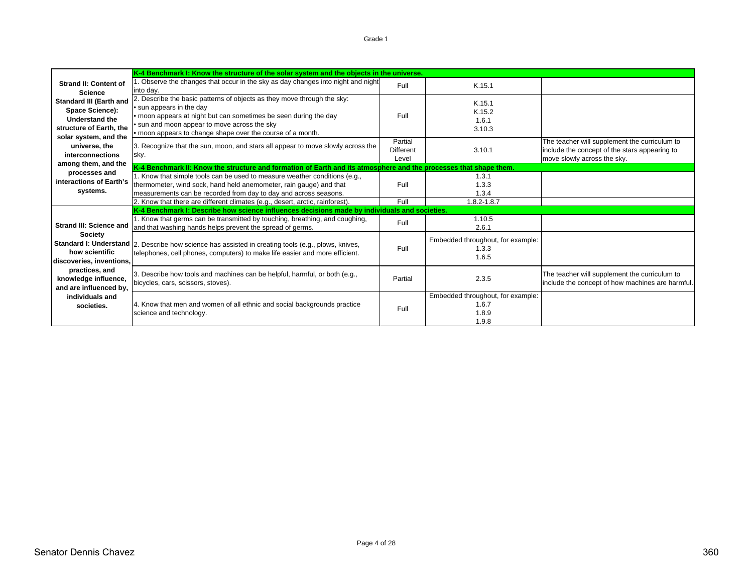Grade 1

| Strand/Standard | Benchmark / Performance Standard | Alignment | Location | Notes |
|---|---|---|---|---|
| **Strand II: Content of Science Standard III (Earth and Space Science): Understand the structure of Earth, the solar system, and the universe, the interconnections among them, and the processes and interactions of Earth's systems.** | **K-4 Benchmark I: Know the structure of the solar system and the objects in the universe.** | | | |
| | 1. Observe the changes that occur in the sky as day changes into night and night into day. | Full | K.15.1 | |
| | 2. Describe the basic patterns of objects as they move through the sky: • sun appears in the day • moon appears at night but can sometimes be seen during the day • sun and moon appear to move across the sky • moon appears to change shape over the course of a month. | Full | K.15.1 K.15.2 1.6.1 3.10.3 | |
| | 3. Recognize that the sun, moon, and stars all appear to move slowly across the sky. | Partial Different Level | 3.10.1 | The teacher will supplement the curriculum to include the concept of the stars appearing to move slowly across the sky. |
| | **K-4 Benchmark II: Know the structure and formation of Earth and its atmosphere and the processes that shape them.** | | | |
| | 1. Know that simple tools can be used to measure weather conditions (e.g., thermometer, wind sock, hand held anemometer, rain gauge) and that measurements can be recorded from day to day and across seasons. | Full | 1.3.1 1.3.3 1.3.4 | |
| | 2. Know that there are different climates (e.g., desert, arctic, rainforest). | Full | 1.8.2-1.8.7 | |
| **Strand III: Science and Society Standard I: Understand how scientific discoveries, inventions, practices, and knowledge influence, and are influenced by, individuals and societies.** | **K-4 Benchmark I: Describe how science influences decisions made by individuals and societies.** | | | |
| | 1. Know that germs can be transmitted by touching, breathing, and coughing, and that washing hands helps prevent the spread of germs. | Full | 1.10.5 2.6.1 | |
| | 2. Describe how science has assisted in creating tools (e.g., plows, knives, telephones, cell phones, computers) to make life easier and more efficient. | Full | Embedded throughout, for example: 1.3.3 1.6.5 | |
| | 3. Describe how tools and machines can be helpful, harmful, or both (e.g., bicycles, cars, scissors, stoves). | Partial | 2.3.5 | The teacher will supplement the curriculum to include the concept of how machines are harmful. |
| | 4. Know that men and women of all ethnic and social backgrounds practice science and technology. | Full | Embedded throughout, for example: 1.6.7 1.8.9 1.9.8 | |

Senator Dennis Chavez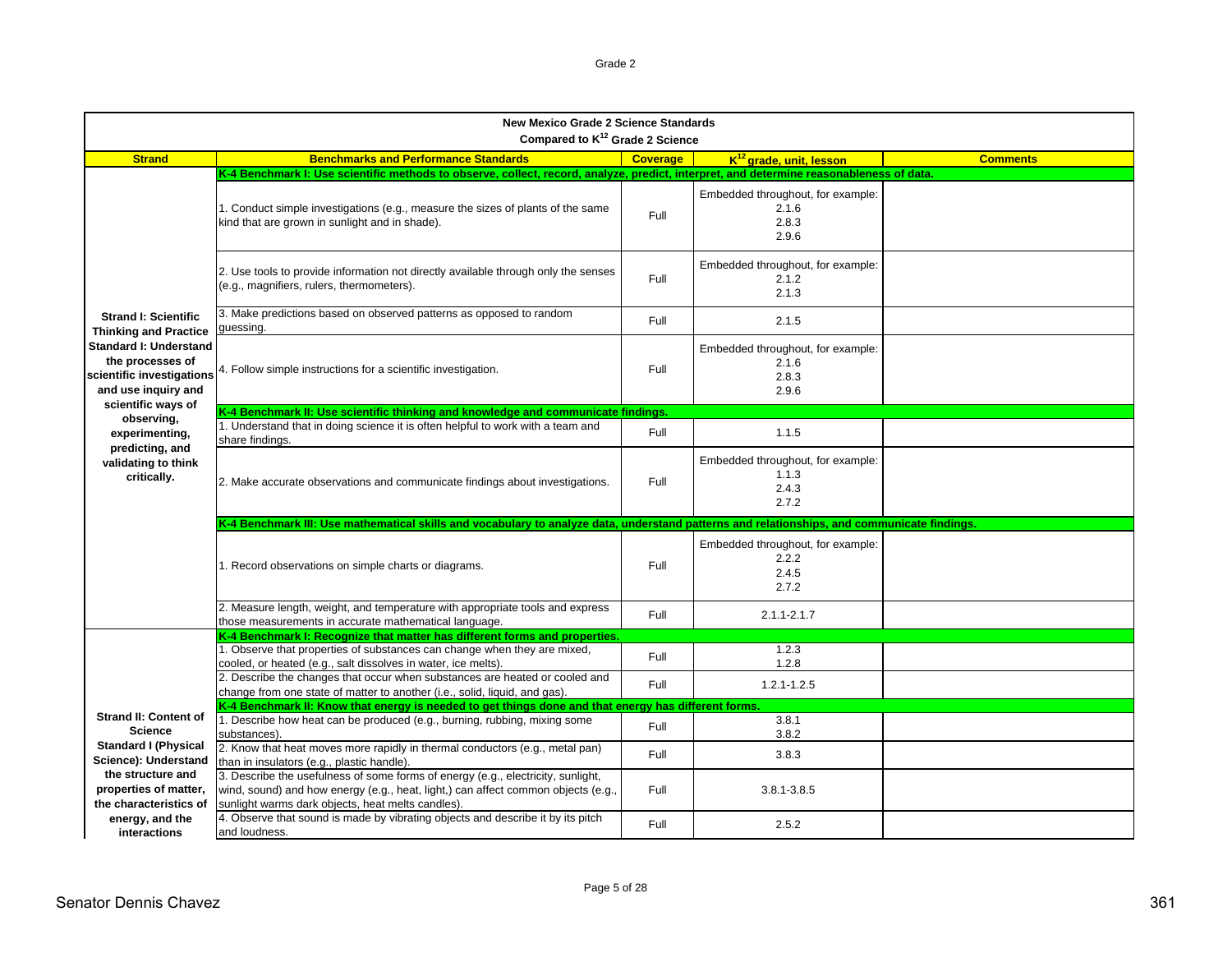| New Mexico Grade 2 Science Standards<br>Compared to K[12] Grade 2 Science | | | | |
|---|---|---|---|---|
| **Strand** | **Benchmarks and Performance Standards** | **Coverage** | **K[12] grade, unit, lesson** | **Comments** |
| **Strand I: Scientific Thinking and Practice Standard I: Understand the processes of scientific investigations and use inquiry and scientific ways of observing, experimenting, predicting, and validating to think critically.** | **K-4 Benchmark I: Use scientific methods to observe, collect, record, analyze, predict, interpret, and determine reasonableness of data.** | | | |
| | 1. Conduct simple investigations (e.g., measure the sizes of plants of the same kind that are grown in sunlight and in shade). | Full | Embedded throughout, for example: 2.1.6 2.8.3 2.9.6 | |
| | 2. Use tools to provide information not directly available through only the senses (e.g., magnifiers, rulers, thermometers). | Full | Embedded throughout, for example: 2.1.2 2.1.3 | |
| | 3. Make predictions based on observed patterns as opposed to random guessing. | Full | 2.1.5 | |
| | 4. Follow simple instructions for a scientific investigation. | Full | Embedded throughout, for example: 2.1.6 2.8.3 2.9.6 | |
| | **K-4 Benchmark II: Use scientific thinking and knowledge and communicate findings.** | | | |
| | 1. Understand that in doing science it is often helpful to work with a team and share findings. | Full | 1.1.5 | |
| | 2. Make accurate observations and communicate findings about investigations. | Full | Embedded throughout, for example: 1.1.3 2.4.3 2.7.2 | |
| | **K-4 Benchmark III: Use mathematical skills and vocabulary to analyze data, understand patterns and relationships, and communicate findings.** | | | |
| | 1. Record observations on simple charts or diagrams. | Full | Embedded throughout, for example: 2.2.2 2.4.5 2.7.2 | |
| | 2. Measure length, weight, and temperature with appropriate tools and express those measurements in accurate mathematical language. | Full | 2.1.1-2.1.7 | |
| **Strand II: Content of Science Standard I (Physical Science): Understand the structure and properties of matter, the characteristics of energy, and the interactions** | **K-4 Benchmark I: Recognize that matter has different forms and properties.** | | | |
| | 1. Observe that properties of substances can change when they are mixed, cooled, or heated (e.g., salt dissolves in water, ice melts). | Full | 1.2.3 1.2.8 | |
| | 2. Describe the changes that occur when substances are heated or cooled and change from one state of matter to another (i.e., solid, liquid, and gas). | Full | 1.2.1-1.2.5 | |
| | **K-4 Benchmark II: Know that energy is needed to get things done and that energy has different forms.** | | | |
| | 1. Describe how heat can be produced (e.g., burning, rubbing, mixing some substances). | Full | 3.8.1 3.8.2 | |
| | 2. Know that heat moves more rapidly in thermal conductors (e.g., metal pan) than in insulators (e.g., plastic handle). | Full | 3.8.3 | |
| | 3. Describe the usefulness of some forms of energy (e.g., electricity, sunlight, wind, sound) and how energy (e.g., heat, light,) can affect common objects (e.g., sunlight warms dark objects, heat melts candles). | Full | 3.8.1-3.8.5 | |
| | 4. Observe that sound is made by vibrating objects and describe it by its pitch and loudness. | Full | 2.5.2 | |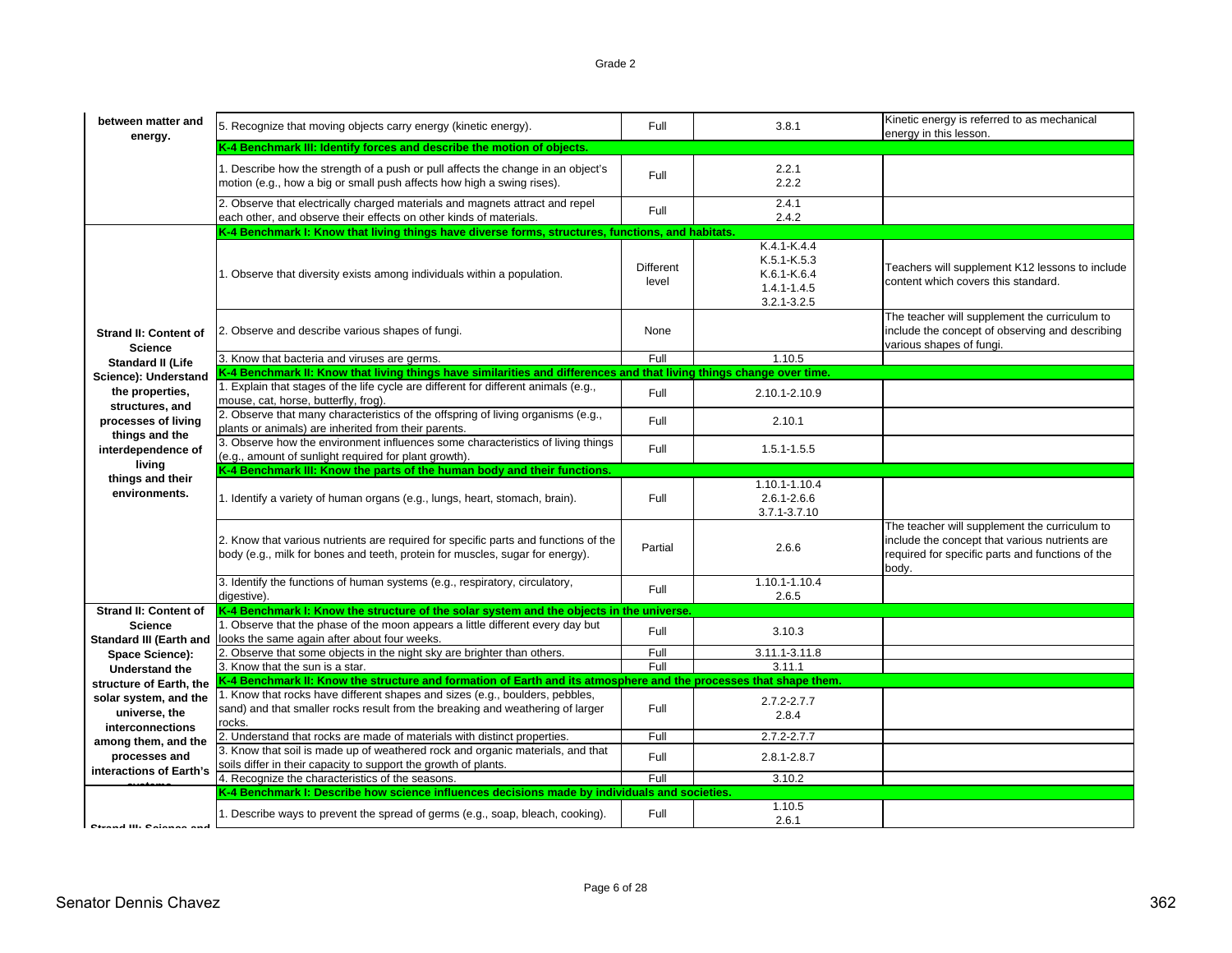| | | | | |
|---|---|---|---|---|
| between matter and energy. | 5. Recognize that moving objects carry energy (kinetic energy). | Full | 3.8.1 | Kinetic energy is referred to as mechanical energy in this lesson. |
| | **K-4 Benchmark III: Identify forces and describe the motion of objects.** | | | |
| | 1. Describe how the strength of a push or pull affects the change in an object's motion (e.g., how a big or small push affects how high a swing rises). | Full | 2.2.1<br>2.2.2 | |
| | 2. Observe that electrically charged materials and magnets attract and repel each other, and observe their effects on other kinds of materials. | Full | 2.4.1<br>2.4.2 | |
| **Strand II: Content of Science Standard II (Life Science): Understand the properties, structures, and processes of living things and the interdependence of living things and their environments.** | **K-4 Benchmark I: Know that living things have diverse forms, structures, functions, and habitats.** | | | |
| | 1. Observe that diversity exists among individuals within a population. | Different level | K.4.1-K.4.4<br>K.5.1-K.5.3<br>K.6.1-K.6.4<br>1.4.1-1.4.5<br>3.2.1-3.2.5 | Teachers will supplement K12 lessons to include content which covers this standard. |
| | 2. Observe and describe various shapes of fungi. | None | | The teacher will supplement the curriculum to include the concept of observing and describing various shapes of fungi. |
| | 3. Know that bacteria and viruses are germs. | Full | 1.10.5 | |
| | **K-4 Benchmark II: Know that living things have similarities and differences and that living things change over time.** | | | |
| | 1. Explain that stages of the life cycle are different for different animals (e.g., mouse, cat, horse, butterfly, frog). | Full | 2.10.1-2.10.9 | |
| | 2. Observe that many characteristics of the offspring of living organisms (e.g., plants or animals) are inherited from their parents. | Full | 2.10.1 | |
| | 3. Observe how the environment influences some characteristics of living things (e.g., amount of sunlight required for plant growth). | Full | 1.5.1-1.5.5 | |
| | **K-4 Benchmark III: Know the parts of the human body and their functions.** | | | |
| | 1. Identify a variety of human organs (e.g., lungs, heart, stomach, brain). | Full | 1.10.1-1.10.4<br>2.6.1-2.6.6<br>3.7.1-3.7.10 | |
| | 2. Know that various nutrients are required for specific parts and functions of the body (e.g., milk for bones and teeth, protein for muscles, sugar for energy). | Partial | 2.6.6 | The teacher will supplement the curriculum to include the concept that various nutrients are required for specific parts and functions of the body. |
| | 3. Identify the functions of human systems (e.g., respiratory, circulatory, digestive). | Full | 1.10.1-1.10.4<br>2.6.5 | |
| **Strand II: Content of Science Standard III (Earth and Space Science): Understand the structure of Earth, the solar system, and the universe, the interconnections among them, and the processes and interactions of Earth's systems.** | **K-4 Benchmark I: Know the structure of the solar system and the objects in the universe.** | | | |
| | 1. Observe that the phase of the moon appears a little different every day but looks the same again after about four weeks. | Full | 3.10.3 | |
| | 2. Observe that some objects in the night sky are brighter than others. | Full | 3.11.1-3.11.8 | |
| | 3. Know that the sun is a star. | Full | 3.11.1 | |
| | **K-4 Benchmark II: Know the structure and formation of Earth and its atmosphere and the processes that shape them.** | | | |
| | 1. Know that rocks have different shapes and sizes (e.g., boulders, pebbles, sand) and that smaller rocks result from the breaking and weathering of larger rocks. | Full | 2.7.2-2.7.7<br>2.8.4 | |
| | 2. Understand that rocks are made of materials with distinct properties. | Full | 2.7.2-2.7.7 | |
| | 3. Know that soil is made up of weathered rock and organic materials, and that soils differ in their capacity to support the growth of plants. | Full | 2.8.1-2.8.7 | |
| | 4. Recognize the characteristics of the seasons. | Full | 3.10.2 | |
| **Strand III: Science and** | **K-4 Benchmark I: Describe how science influences decisions made by individuals and societies.** | | | |
| | 1. Describe ways to prevent the spread of germs (e.g., soap, bleach, cooking). | Full | 1.10.5<br>2.6.1 | |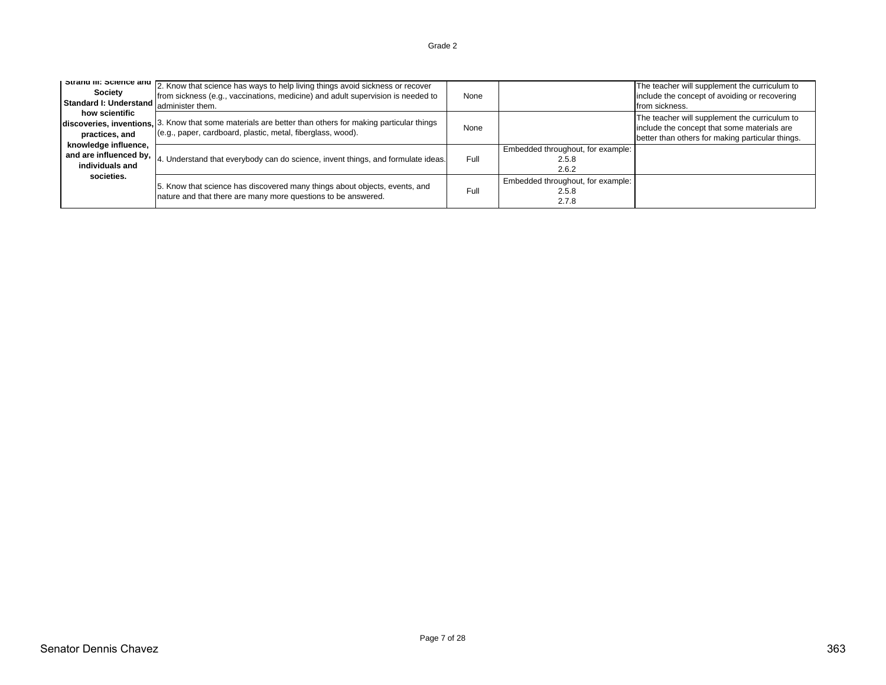| **Strand III: Science and Society Standard I: Understand how scientific discoveries, inventions, practices, and knowledge influence, and are influenced by, individuals and societies.** | 2. Know that science has ways to help living things avoid sickness or recover from sickness (e.g., vaccinations, medicine) and adult supervision is needed to administer them. | None | | The teacher will supplement the curriculum to include the concept of avoiding or recovering from sickness. |
|---|---|---|---|---|
| | 3. Know that some materials are better than others for making particular things (e.g., paper, cardboard, plastic, metal, fiberglass, wood). | None | | The teacher will supplement the curriculum to include the concept that some materials are better than others for making particular things. |
| | 4. Understand that everybody can do science, invent things, and formulate ideas. | Full | Embedded throughout, for example: 2.5.8 2.6.2 | |
| | 5. Know that science has discovered many things about objects, events, and nature and that there are many more questions to be answered. | Full | Embedded throughout, for example: 2.5.8 2.7.8 | |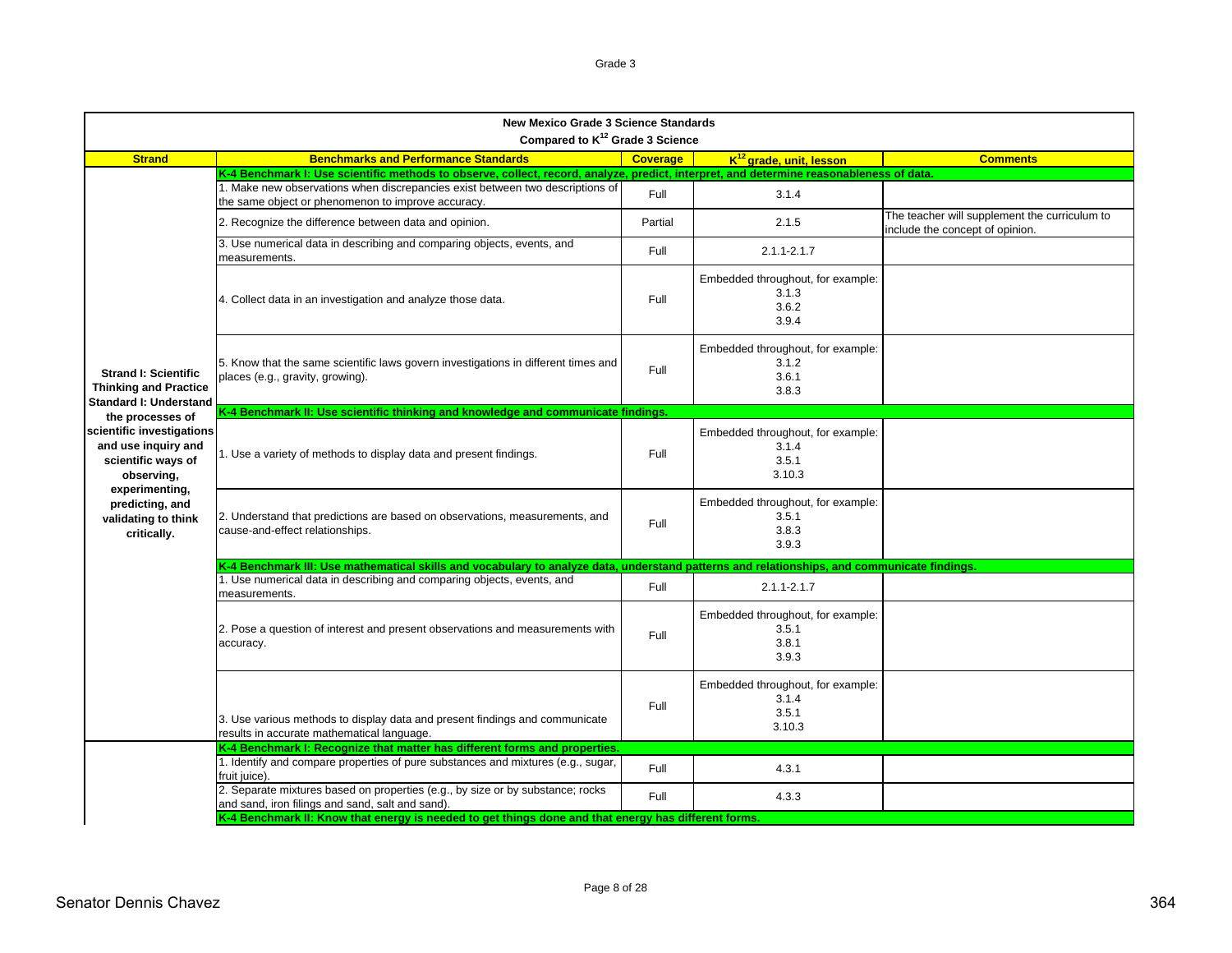| New Mexico Grade 3 Science Standards Compared to $K^{12}$ Grade 3 Science | | | | |
|---|---|---|---|---|
| **Strand** | **Benchmarks and Performance Standards** | **Coverage** | **$K^{12}$ grade, unit, lesson** | **Comments** |
| **Strand I: Scientific Thinking and Practice Standard I: Understand the processes of scientific investigations and use inquiry and scientific ways of observing, experimenting, predicting, and validating to think critically.** | **K-4 Benchmark I: Use scientific methods to observe, collect, record, analyze, predict, interpret, and determine reasonableness of data.** | | | |
| | 1. Make new observations when discrepancies exist between two descriptions of the same object or phenomenon to improve accuracy. | Full | 3.1.4 | |
| | 2. Recognize the difference between data and opinion. | Partial | 2.1.5 | The teacher will supplement the curriculum to include the concept of opinion. |
| | 3. Use numerical data in describing and comparing objects, events, and measurements. | Full | 2.1.1-2.1.7 | |
| | 4. Collect data in an investigation and analyze those data. | Full | Embedded throughout, for example: 3.1.3 3.6.2 3.9.4 | |
| | 5. Know that the same scientific laws govern investigations in different times and places (e.g., gravity, growing). | Full | Embedded throughout, for example: 3.1.2 3.6.1 3.8.3 | |
| | **K-4 Benchmark II: Use scientific thinking and knowledge and communicate findings.** | | | |
| | 1. Use a variety of methods to display data and present findings. | Full | Embedded throughout, for example: 3.1.4 3.5.1 3.10.3 | |
| | 2. Understand that predictions are based on observations, measurements, and cause-and-effect relationships. | Full | Embedded throughout, for example: 3.5.1 3.8.3 3.9.3 | |
| | **K-4 Benchmark III: Use mathematical skills and vocabulary to analyze data, understand patterns and relationships, and communicate findings.** | | | |
| | 1. Use numerical data in describing and comparing objects, events, and measurements. | Full | 2.1.1-2.1.7 | |
| | 2. Pose a question of interest and present observations and measurements with accuracy. | Full | Embedded throughout, for example: 3.5.1 3.8.1 3.9.3 | |
| | 3. Use various methods to display data and present findings and communicate results in accurate mathematical language. | Full | Embedded throughout, for example: 3.1.4 3.5.1 3.10.3 | |
| | **K-4 Benchmark I: Recognize that matter has different forms and properties.** | | | |
| | 1. Identify and compare properties of pure substances and mixtures (e.g., sugar, fruit juice). | Full | 4.3.1 | |
| | 2. Separate mixtures based on properties (e.g., by size or by substance; rocks and sand, iron filings and sand, salt and sand). | Full | 4.3.3 | |
| | **K-4 Benchmark II: Know that energy is needed to get things done and that energy has different forms.** | | | |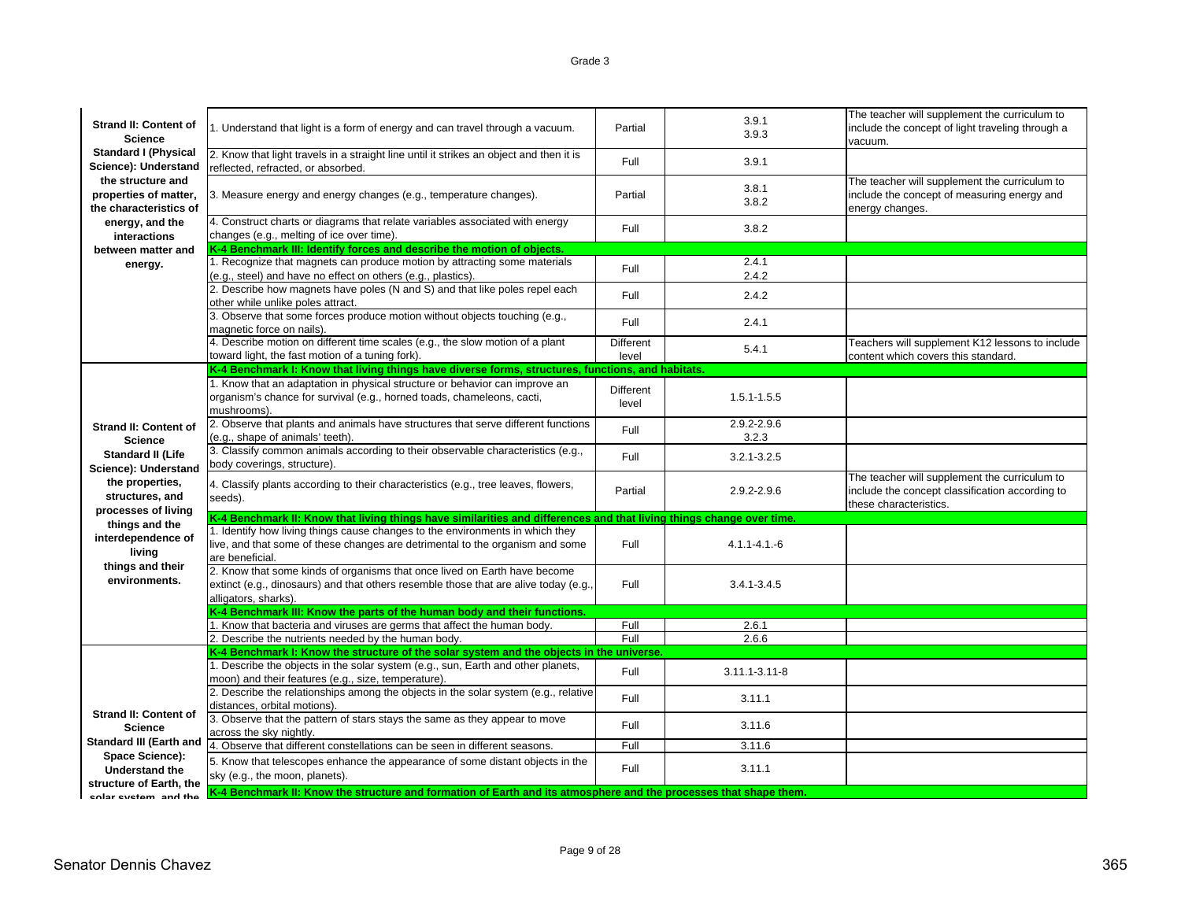Grade 3

| Strand / Standard | Benchmark / Performance Standard | Alignment | Curriculum Reference | Notes |
|---|---|---|---|---|
| **Strand II: Content of Science Standard I (Physical Science): Understand the structure and properties of matter, the characteristics of energy, and the interactions between matter and energy.** | 1. Understand that light is a form of energy and can travel through a vacuum. | Partial | 3.9.1 3.9.3 | The teacher will supplement the curriculum to include the concept of light traveling through a vacuum. |
| | 2. Know that light travels in a straight line until it strikes an object and then it is reflected, refracted, or absorbed. | Full | 3.9.1 | |
| | 3. Measure energy and energy changes (e.g., temperature changes). | Partial | 3.8.1 3.8.2 | The teacher will supplement the curriculum to include the concept of measuring energy and energy changes. |
| | 4. Construct charts or diagrams that relate variables associated with energy changes (e.g., melting of ice over time). | Full | 3.8.2 | |
| | **K-4 Benchmark III: Identify forces and describe the motion of objects.** | | | |
| | 1. Recognize that magnets can produce motion by attracting some materials (e.g., steel) and have no effect on others (e.g., plastics). | Full | 2.4.1 2.4.2 | |
| | 2. Describe how magnets have poles (N and S) and that like poles repel each other while unlike poles attract. | Full | 2.4.2 | |
| | 3. Observe that some forces produce motion without objects touching (e.g., magnetic force on nails). | Full | 2.4.1 | |
| | 4. Describe motion on different time scales (e.g., the slow motion of a plant toward light, the fast motion of a tuning fork). | Different level | 5.4.1 | Teachers will supplement K12 lessons to include content which covers this standard. |
| **Strand II: Content of Science Standard II (Life Science): Understand the properties, structures, and processes of living things and the interdependence of living things and their environments.** | **K-4 Benchmark I: Know that living things have diverse forms, structures, functions, and habitats.** | | | |
| | 1. Know that an adaptation in physical structure or behavior can improve an organism's chance for survival (e.g., horned toads, chameleons, cacti, mushrooms). | Different level | 1.5.1-1.5.5 | |
| | 2. Observe that plants and animals have structures that serve different functions (e.g., shape of animals' teeth). | Full | 2.9.2-2.9.6 3.2.3 | |
| | 3. Classify common animals according to their observable characteristics (e.g., body coverings, structure). | Full | 3.2.1-3.2.5 | |
| | 4. Classify plants according to their characteristics (e.g., tree leaves, flowers, seeds). | Partial | 2.9.2-2.9.6 | The teacher will supplement the curriculum to include the concept classification according to these characteristics. |
| | **K-4 Benchmark II: Know that living things have similarities and differences and that living things change over time.** | | | |
| | 1. Identify how living things cause changes to the environments in which they live, and that some of these changes are detrimental to the organism and some are beneficial. | Full | 4.1.1-4.1.-6 | |
| | 2. Know that some kinds of organisms that once lived on Earth have become extinct (e.g., dinosaurs) and that others resemble those that are alive today (e.g., alligators, sharks). | Full | 3.4.1-3.4.5 | |
| | **K-4 Benchmark III: Know the parts of the human body and their functions.** | | | |
| | 1. Know that bacteria and viruses are germs that affect the human body. | Full | 2.6.1 | |
| | 2. Describe the nutrients needed by the human body. | Full | 2.6.6 | |
| **Strand II: Content of Science Standard III (Earth and Space Science): Understand the structure of Earth, the solar system, and the** | **K-4 Benchmark I: Know the structure of the solar system and the objects in the universe.** | | | |
| | 1. Describe the objects in the solar system (e.g., sun, Earth and other planets, moon) and their features (e.g., size, temperature). | Full | 3.11.1-3.11-8 | |
| | 2. Describe the relationships among the objects in the solar system (e.g., relative distances, orbital motions). | Full | 3.11.1 | |
| | 3. Observe that the pattern of stars stays the same as they appear to move across the sky nightly. | Full | 3.11.6 | |
| | 4. Observe that different constellations can be seen in different seasons. | Full | 3.11.6 | |
| | 5. Know that telescopes enhance the appearance of some distant objects in the sky (e.g., the moon, planets). | Full | 3.11.1 | |
| | **K-4 Benchmark II: Know the structure and formation of Earth and its atmosphere and the processes that shape them.** | | | |

Senator Dennis Chavez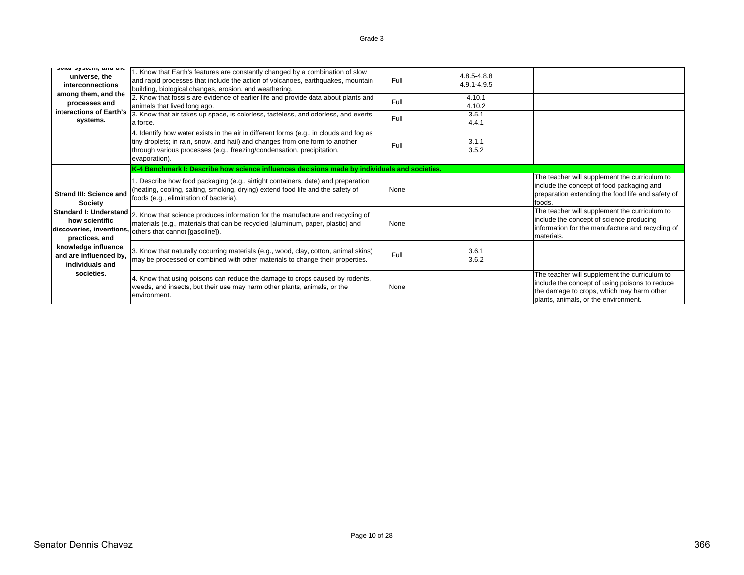| | | | | |
|---|---|---|---|---|
| solar system, and the universe, the interconnections among them, and the processes and interactions of Earth's systems. | 1. Know that Earth's features are constantly changed by a combination of slow and rapid processes that include the action of volcanoes, earthquakes, mountain building, biological changes, erosion, and weathering. | Full | 4.8.5-4.8.8<br>4.9.1-4.9.5 | |
| | 2. Know that fossils are evidence of earlier life and provide data about plants and animals that lived long ago. | Full | 4.10.1<br>4.10.2 | |
| | 3. Know that air takes up space, is colorless, tasteless, and odorless, and exerts a force. | Full | 3.5.1<br>4.4.1 | |
| | 4. Identify how water exists in the air in different forms (e.g., in clouds and fog as tiny droplets; in rain, snow, and hail) and changes from one form to another through various processes (e.g., freezing/condensation, precipitation, evaporation). | Full | 3.1.1<br>3.5.2 | |
| **Strand III: Science and Society**<br>**Standard I: Understand how scientific discoveries, inventions, practices, and knowledge influence, and are influenced by, individuals and societies.** | **K-4 Benchmark I: Describe how science influences decisions made by individuals and societies.** | | | |
| | 1. Describe how food packaging (e.g., airtight containers, date) and preparation (heating, cooling, salting, smoking, drying) extend food life and the safety of foods (e.g., elimination of bacteria). | None | | The teacher will supplement the curriculum to include the concept of food packaging and preparation extending the food life and safety of foods. |
| | 2. Know that science produces information for the manufacture and recycling of materials (e.g., materials that can be recycled [aluminum, paper, plastic] and others that cannot [gasoline]). | None | | The teacher will supplement the curriculum to include the concept of science producing information for the manufacture and recycling of materials. |
| | 3. Know that naturally occurring materials (e.g., wood, clay, cotton, animal skins) may be processed or combined with other materials to change their properties. | Full | 3.6.1<br>3.6.2 | |
| | 4. Know that using poisons can reduce the damage to crops caused by rodents, weeds, and insects, but their use may harm other plants, animals, or the environment. | None | | The teacher will supplement the curriculum to include the concept of using poisons to reduce the damage to crops, which may harm other plants, animals, or the environment. |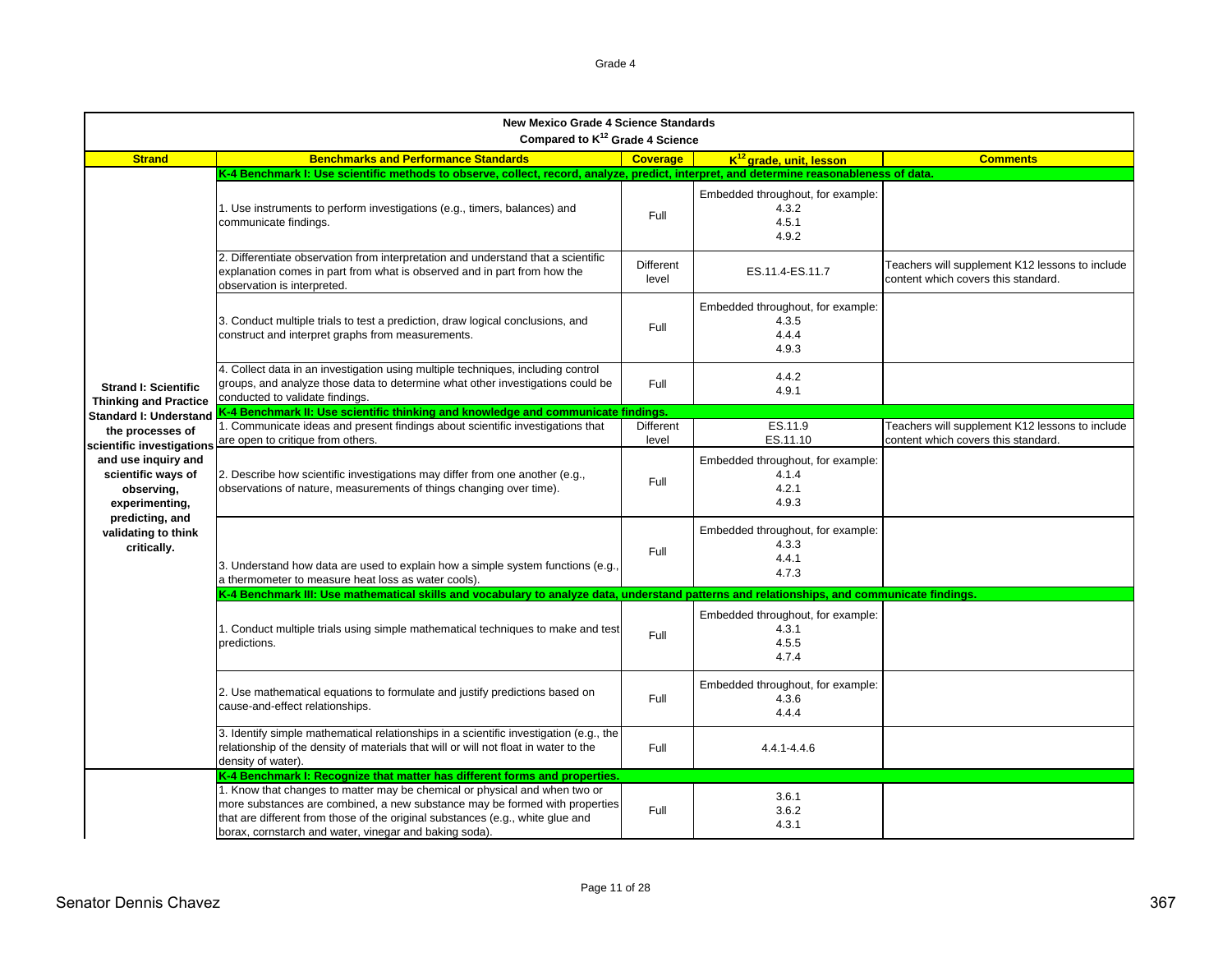| New Mexico Grade 4 Science Standards Compared to K12 Grade 4 Science | | | | |
|---|---|---|---|---|
| **Strand** | **Benchmarks and Performance Standards** | **Coverage** | **K12 grade, unit, lesson** | **Comments** |
| **Strand I: Scientific Thinking and Practice Standard I: Understand the processes of scientific investigations and use inquiry and scientific ways of observing, experimenting, predicting, and validating to think critically.** | **K-4 Benchmark I: Use scientific methods to observe, collect, record, analyze, predict, interpret, and determine reasonableness of data.** | | | |
| | 1. Use instruments to perform investigations (e.g., timers, balances) and communicate findings. | Full | Embedded throughout, for example: 4.3.2 4.5.1 4.9.2 | |
| | 2. Differentiate observation from interpretation and understand that a scientific explanation comes in part from what is observed and in part from how the observation is interpreted. | Different level | ES.11.4-ES.11.7 | Teachers will supplement K12 lessons to include content which covers this standard. |
| | 3. Conduct multiple trials to test a prediction, draw logical conclusions, and construct and interpret graphs from measurements. | Full | Embedded throughout, for example: 4.3.5 4.4.4 4.9.3 | |
| | 4. Collect data in an investigation using multiple techniques, including control groups, and analyze those data to determine what other investigations could be conducted to validate findings. | Full | 4.4.2 4.9.1 | |
| | **K-4 Benchmark II: Use scientific thinking and knowledge and communicate findings.** | | | |
| | 1. Communicate ideas and present findings about scientific investigations that are open to critique from others. | Different level | ES.11.9 ES.11.10 | Teachers will supplement K12 lessons to include content which covers this standard. |
| | 2. Describe how scientific investigations may differ from one another (e.g., observations of nature, measurements of things changing over time). | Full | Embedded throughout, for example: 4.1.4 4.2.1 4.9.3 | |
| | 3. Understand how data are used to explain how a simple system functions (e.g., a thermometer to measure heat loss as water cools). | Full | Embedded throughout, for example: 4.3.3 4.4.1 4.7.3 | |
| | **K-4 Benchmark III: Use mathematical skills and vocabulary to analyze data, understand patterns and relationships, and communicate findings.** | | | |
| | 1. Conduct multiple trials using simple mathematical techniques to make and test predictions. | Full | Embedded throughout, for example: 4.3.1 4.5.5 4.7.4 | |
| | 2. Use mathematical equations to formulate and justify predictions based on cause-and-effect relationships. | Full | Embedded throughout, for example: 4.3.6 4.4.4 | |
| | 3. Identify simple mathematical relationships in a scientific investigation (e.g., the relationship of the density of materials that will or will not float in water to the density of water). | Full | 4.4.1-4.4.6 | |
| | **K-4 Benchmark I: Recognize that matter has different forms and properties.** | | | |
| | 1. Know that changes to matter may be chemical or physical and when two or more substances are combined, a new substance may be formed with properties that are different from those of the original substances (e.g., white glue and borax, cornstarch and water, vinegar and baking soda). | Full | 3.6.1 3.6.2 4.3.1 | |

Senator Dennis Chavez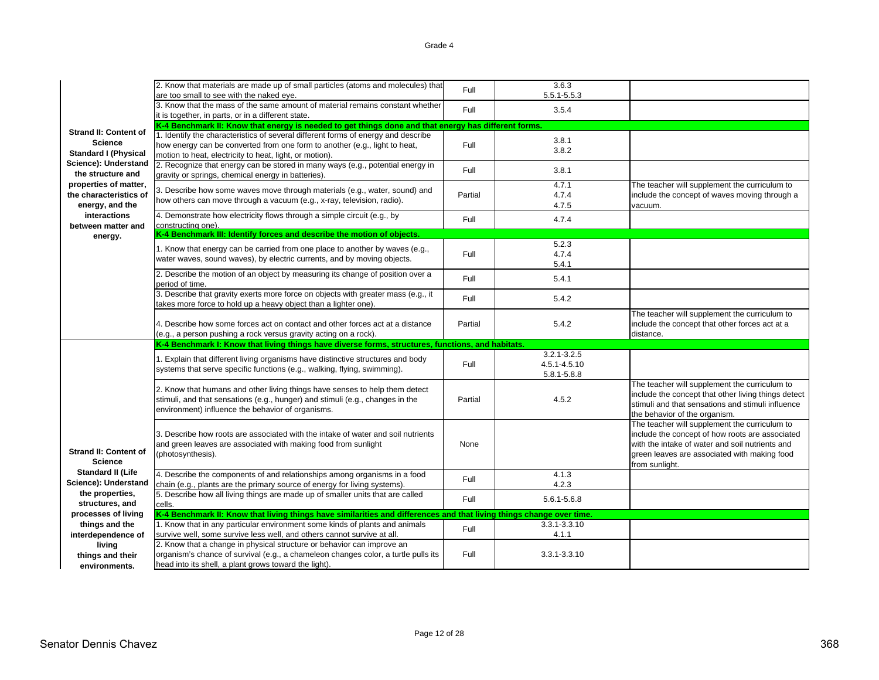Grade 4

| Strand/Standard | Benchmark/Performance Standard | Alignment | Curriculum Reference | Notes |
|---|---|---|---|---|
| **Strand II: Content of Science Standard I (Physical Science): Understand the structure and properties of matter, the characteristics of energy, and the interactions between matter and energy.** | 2. Know that materials are made up of small particles (atoms and molecules) that are too small to see with the naked eye. | Full | 3.6.3 5.5.1-5.5.3 | |
| | 3. Know that the mass of the same amount of material remains constant whether it is together, in parts, or in a different state. | Full | 3.5.4 | |
| | **K-4 Benchmark II: Know that energy is needed to get things done and that energy has different forms.** | | | |
| | 1. Identify the characteristics of several different forms of energy and describe how energy can be converted from one form to another (e.g., light to heat, motion to heat, electricity to heat, light, or motion). | Full | 3.8.1 3.8.2 | |
| | 2. Recognize that energy can be stored in many ways (e.g., potential energy in gravity or springs, chemical energy in batteries). | Full | 3.8.1 | |
| | 3. Describe how some waves move through materials (e.g., water, sound) and how others can move through a vacuum (e.g., x-ray, television, radio). | Partial | 4.7.1 4.7.4 4.7.5 | The teacher will supplement the curriculum to include the concept of waves moving through a vacuum. |
| | 4. Demonstrate how electricity flows through a simple circuit (e.g., by constructing one). | Full | 4.7.4 | |
| | **K-4 Benchmark III: Identify forces and describe the motion of objects.** | | | |
| | 1. Know that energy can be carried from one place to another by waves (e.g., water waves, sound waves), by electric currents, and by moving objects. | Full | 5.2.3 4.7.4 5.4.1 | |
| | 2. Describe the motion of an object by measuring its change of position over a period of time. | Full | 5.4.1 | |
| | 3. Describe that gravity exerts more force on objects with greater mass (e.g., it takes more force to hold up a heavy object than a lighter one). | Full | 5.4.2 | |
| | 4. Describe how some forces act on contact and other forces act at a distance (e.g., a person pushing a rock versus gravity acting on a rock). | Partial | 5.4.2 | The teacher will supplement the curriculum to include the concept that other forces act at a distance. |
| **Strand II: Content of Science Standard II (Life Science): Understand the properties, structures, and processes of living things and the interdependence of living things and their environments.** | **K-4 Benchmark I: Know that living things have diverse forms, structures, functions, and habitats.** | | | |
| | 1. Explain that different living organisms have distinctive structures and body systems that serve specific functions (e.g., walking, flying, swimming). | Full | 3.2.1-3.2.5 4.5.1-4.5.10 5.8.1-5.8.8 | |
| | 2. Know that humans and other living things have senses to help them detect stimuli, and that sensations (e.g., hunger) and stimuli (e.g., changes in the environment) influence the behavior of organisms. | Partial | 4.5.2 | The teacher will supplement the curriculum to include the concept that other living things detect stimuli and that sensations and stimuli influence the behavior of the organism. |
| | 3. Describe how roots are associated with the intake of water and soil nutrients and green leaves are associated with making food from sunlight (photosynthesis). | None | | The teacher will supplement the curriculum to include the concept of how roots are associated with the intake of water and soil nutrients and green leaves are associated with making food from sunlight. |
| | 4. Describe the components of and relationships among organisms in a food chain (e.g., plants are the primary source of energy for living systems). | Full | 4.1.3 4.2.3 | |
| | 5. Describe how all living things are made up of smaller units that are called cells. | Full | 5.6.1-5.6.8 | |
| | **K-4 Benchmark II: Know that living things have similarities and differences and that living things change over time.** | | | |
| | 1. Know that in any particular environment some kinds of plants and animals survive well, some survive less well, and others cannot survive at all. | Full | 3.3.1-3.3.10 4.1.1 | |
| | 2. Know that a change in physical structure or behavior can improve an organism's chance of survival (e.g., a chameleon changes color, a turtle pulls its head into its shell, a plant grows toward the light). | Full | 3.3.1-3.3.10 | |

Senator Dennis Chavez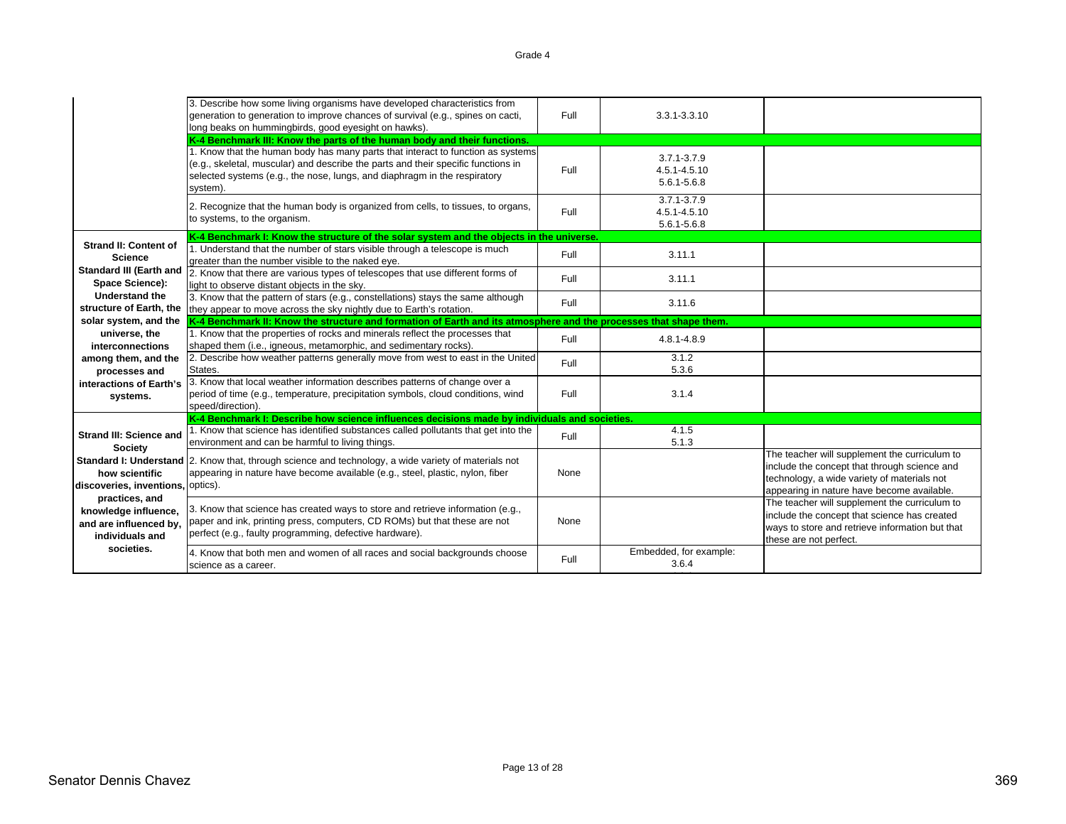| | | | | |
|---|---|---|---|---|
| | 3. Describe how some living organisms have developed characteristics from generation to generation to improve chances of survival (e.g., spines on cacti, long beaks on hummingbirds, good eyesight on hawks). | Full | 3.3.1-3.3.10 | |
| | **K-4 Benchmark III: Know the parts of the human body and their functions.** | | | |
| | 1. Know that the human body has many parts that interact to function as systems (e.g., skeletal, muscular) and describe the parts and their specific functions in selected systems (e.g., the nose, lungs, and diaphragm in the respiratory system). | Full | 3.7.1-3.7.9<br>4.5.1-4.5.10<br>5.6.1-5.6.8 | |
| | 2. Recognize that the human body is organized from cells, to tissues, to organs, to systems, to the organism. | Full | 3.7.1-3.7.9<br>4.5.1-4.5.10<br>5.6.1-5.6.8 | |
| **Strand II: Content of Science**<br>**Standard III (Earth and Space Science): Understand the structure of Earth, the solar system, and the universe, the interconnections among them, and the processes and interactions of Earth's systems.** | **K-4 Benchmark I: Know the structure of the solar system and the objects in the universe.** | | | |
| | 1. Understand that the number of stars visible through a telescope is much greater than the number visible to the naked eye. | Full | 3.11.1 | |
| | 2. Know that there are various types of telescopes that use different forms of light to observe distant objects in the sky. | Full | 3.11.1 | |
| | 3. Know that the pattern of stars (e.g., constellations) stays the same although they appear to move across the sky nightly due to Earth's rotation. | Full | 3.11.6 | |
| | **K-4 Benchmark II: Know the structure and formation of Earth and its atmosphere and the processes that shape them.** | | | |
| | 1. Know that the properties of rocks and minerals reflect the processes that shaped them (i.e., igneous, metamorphic, and sedimentary rocks). | Full | 4.8.1-4.8.9 | |
| | 2. Describe how weather patterns generally move from west to east in the United States. | Full | 3.1.2<br>5.3.6 | |
| | 3. Know that local weather information describes patterns of change over a period of time (e.g., temperature, precipitation symbols, cloud conditions, wind speed/direction). | Full | 3.1.4 | |
| **Strand III: Science and Society**<br>**Standard I: Understand how scientific discoveries, inventions, practices, and knowledge influence, and are influenced by, individuals and societies.** | **K-4 Benchmark I: Describe how science influences decisions made by individuals and societies.** | | | |
| | 1. Know that science has identified substances called pollutants that get into the environment and can be harmful to living things. | Full | 4.1.5<br>5.1.3 | |
| | 2. Know that, through science and technology, a wide variety of materials not appearing in nature have become available (e.g., steel, plastic, nylon, fiber optics). | None | | The teacher will supplement the curriculum to include the concept that through science and technology, a wide variety of materials not appearing in nature have become available. |
| | 3. Know that science has created ways to store and retrieve information (e.g., paper and ink, printing press, computers, CD ROMs) but that these are not perfect (e.g., faulty programming, defective hardware). | None | | The teacher will supplement the curriculum to include the concept that science has created ways to store and retrieve information but that these are not perfect. |
| | 4. Know that both men and women of all races and social backgrounds choose science as a career. | Full | Embedded, for example:<br>3.6.4 | |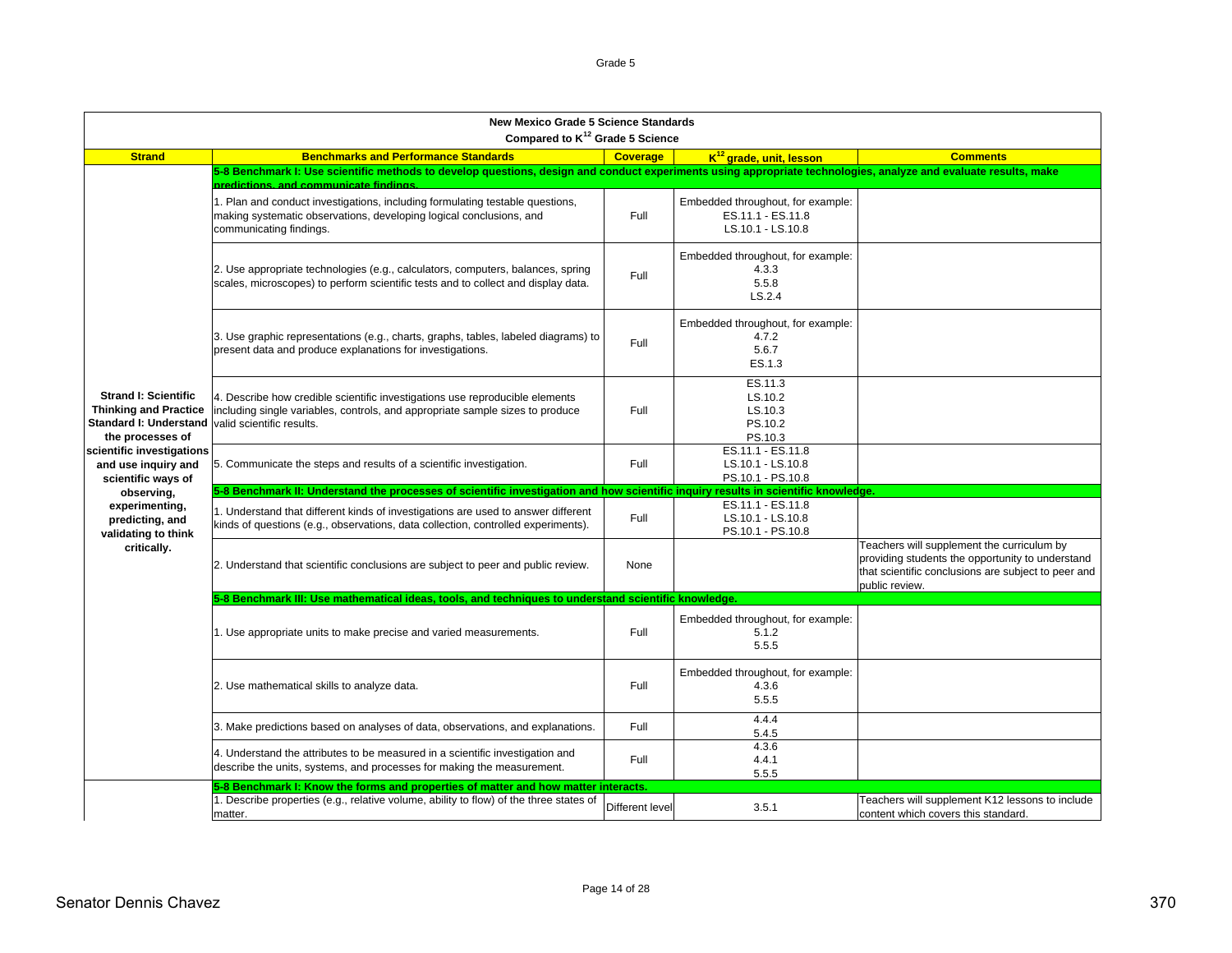| New Mexico Grade 5 Science Standards Compared to K[12] Grade 5 Science | | | | |
|---|---|---|---|---|
| **Strand** | **Benchmarks and Performance Standards** | **Coverage** | **K[12] grade, unit, lesson** | **Comments** |
| **Strand I: Scientific Thinking and Practice Standard I: Understand the processes of scientific investigations and use inquiry and scientific ways of observing, experimenting, predicting, and validating to think critically.** | **5-8 Benchmark I: Use scientific methods to develop questions, design and conduct experiments using appropriate technologies, analyze and evaluate results, make predictions, and communicate findings.** | | | |
| | 1. Plan and conduct investigations, including formulating testable questions, making systematic observations, developing logical conclusions, and communicating findings. | Full | Embedded throughout, for example: ES.11.1 - ES.11.8 LS.10.1 - LS.10.8 | |
| | 2. Use appropriate technologies (e.g., calculators, computers, balances, spring scales, microscopes) to perform scientific tests and to collect and display data. | Full | Embedded throughout, for example: 4.3.3 5.5.8 LS.2.4 | |
| | 3. Use graphic representations (e.g., charts, graphs, tables, labeled diagrams) to present data and produce explanations for investigations. | Full | Embedded throughout, for example: 4.7.2 5.6.7 ES.1.3 | |
| | 4. Describe how credible scientific investigations use reproducible elements including single variables, controls, and appropriate sample sizes to produce valid scientific results. | Full | ES.11.3 LS.10.2 LS.10.3 PS.10.2 PS.10.3 | |
| | 5. Communicate the steps and results of a scientific investigation. | Full | ES.11.1 - ES.11.8 LS.10.1 - LS.10.8 PS.10.1 - PS.10.8 | |
| | **5-8 Benchmark II: Understand the processes of scientific investigation and how scientific inquiry results in scientific knowledge.** | | | |
| | 1. Understand that different kinds of investigations are used to answer different kinds of questions (e.g., observations, data collection, controlled experiments). | Full | ES.11.1 - ES.11.8 LS.10.1 - LS.10.8 PS.10.1 - PS.10.8 | |
| | 2. Understand that scientific conclusions are subject to peer and public review. | None | | Teachers will supplement the curriculum by providing students the opportunity to understand that scientific conclusions are subject to peer and public review. |
| | **5-8 Benchmark III: Use mathematical ideas, tools, and techniques to understand scientific knowledge.** | | | |
| | 1. Use appropriate units to make precise and varied measurements. | Full | Embedded throughout, for example: 5.1.2 5.5.5 | |
| | 2. Use mathematical skills to analyze data. | Full | Embedded throughout, for example: 4.3.6 5.5.5 | |
| | 3. Make predictions based on analyses of data, observations, and explanations. | Full | 4.4.4 5.4.5 | |
| | 4. Understand the attributes to be measured in a scientific investigation and describe the units, systems, and processes for making the measurement. | Full | 4.3.6 4.4.1 5.5.5 | |
| | **5-8 Benchmark I: Know the forms and properties of matter and how matter interacts.** | | | |
| | 1. Describe properties (e.g., relative volume, ability to flow) of the three states of matter. | Different level | 3.5.1 | Teachers will supplement K12 lessons to include content which covers this standard. |

Senator Dennis Chavez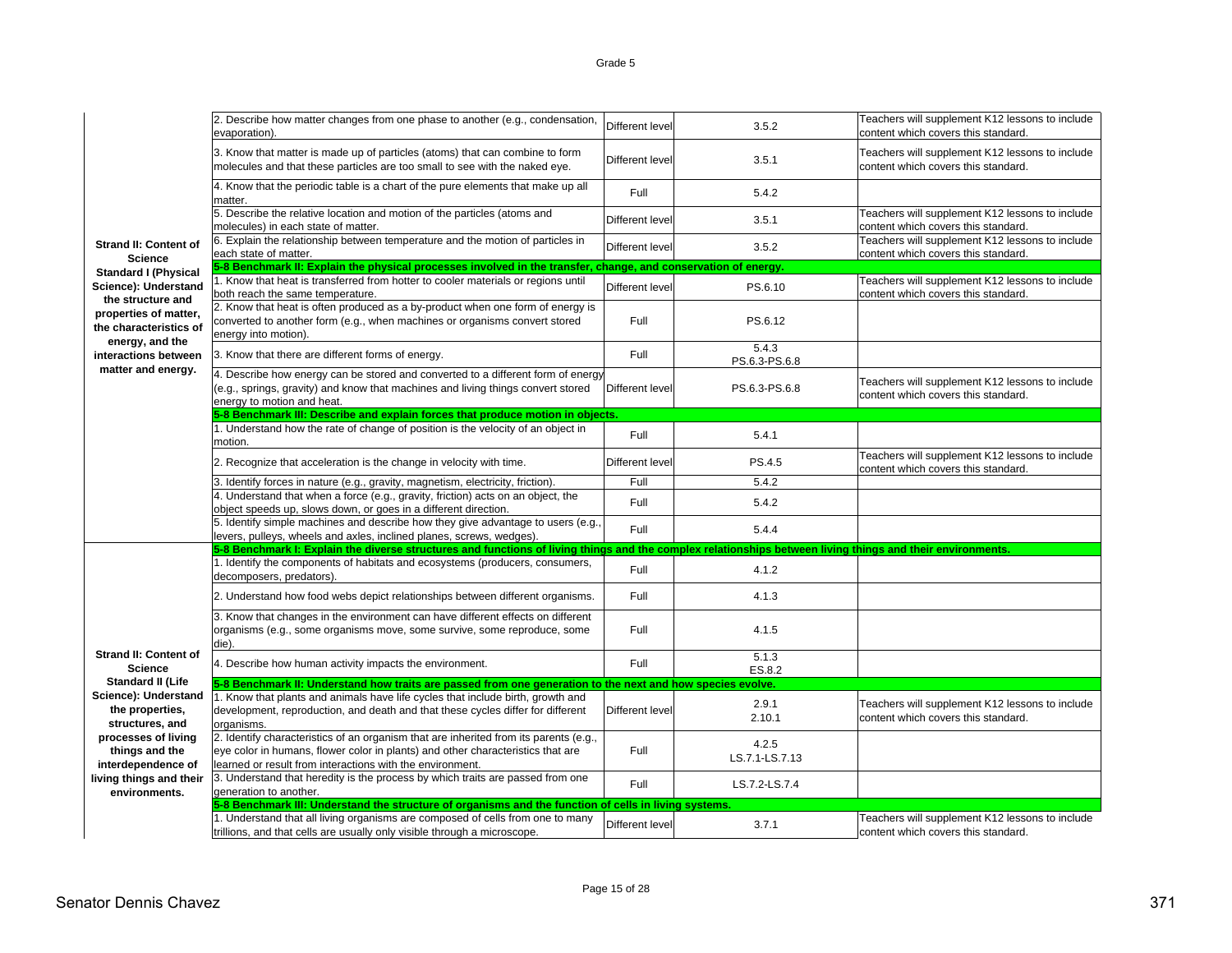Grade 5

| Strand/Standard | Benchmark/Performance Standard | Alignment | K12 Reference | Notes |
|---|---|---|---|---|
| **Strand II: Content of Science Standard I (Physical Science): Understand the structure and properties of matter, the characteristics of energy, and the interactions between matter and energy.** | 2. Describe how matter changes from one phase to another (e.g., condensation, evaporation). | Different level | 3.5.2 | Teachers will supplement K12 lessons to include content which covers this standard. |
| | 3. Know that matter is made up of particles (atoms) that can combine to form molecules and that these particles are too small to see with the naked eye. | Different level | 3.5.1 | Teachers will supplement K12 lessons to include content which covers this standard. |
| | 4. Know that the periodic table is a chart of the pure elements that make up all matter. | Full | 5.4.2 | |
| | 5. Describe the relative location and motion of the particles (atoms and molecules) in each state of matter. | Different level | 3.5.1 | Teachers will supplement K12 lessons to include content which covers this standard. |
| | 6. Explain the relationship between temperature and the motion of particles in each state of matter. | Different level | 3.5.2 | Teachers will supplement K12 lessons to include content which covers this standard. |
| | **5-8 Benchmark II: Explain the physical processes involved in the transfer, change, and conservation of energy.** | | | |
| | 1. Know that heat is transferred from hotter to cooler materials or regions until both reach the same temperature. | Different level | PS.6.10 | Teachers will supplement K12 lessons to include content which covers this standard. |
| | 2. Know that heat is often produced as a by-product when one form of energy is converted to another form (e.g., when machines or organisms convert stored energy into motion). | Full | PS.6.12 | |
| | 3. Know that there are different forms of energy. | Full | 5.4.3<br>PS.6.3-PS.6.8 | |
| | 4. Describe how energy can be stored and converted to a different form of energy (e.g., springs, gravity) and know that machines and living things convert stored energy to motion and heat. | Different level | PS.6.3-PS.6.8 | Teachers will supplement K12 lessons to include content which covers this standard. |
| | **5-8 Benchmark III: Describe and explain forces that produce motion in objects.** | | | |
| | 1. Understand how the rate of change of position is the velocity of an object in motion. | Full | 5.4.1 | |
| | 2. Recognize that acceleration is the change in velocity with time. | Different level | PS.4.5 | Teachers will supplement K12 lessons to include content which covers this standard. |
| | 3. Identify forces in nature (e.g., gravity, magnetism, electricity, friction). | Full | 5.4.2 | |
| | 4. Understand that when a force (e.g., gravity, friction) acts on an object, the object speeds up, slows down, or goes in a different direction. | Full | 5.4.2 | |
| | 5. Identify simple machines and describe how they give advantage to users (e.g., levers, pulleys, wheels and axles, inclined planes, screws, wedges). | Full | 5.4.4 | |
| **Strand II: Content of Science Standard II (Life Science): Understand the properties, structures, and processes of living things and the interdependence of living things and their environments.** | **5-8 Benchmark I: Explain the diverse structures and functions of living things and the complex relationships between living things and their environments.** | | | |
| | 1. Identify the components of habitats and ecosystems (producers, consumers, decomposers, predators). | Full | 4.1.2 | |
| | 2. Understand how food webs depict relationships between different organisms. | Full | 4.1.3 | |
| | 3. Know that changes in the environment can have different effects on different organisms (e.g., some organisms move, some survive, some reproduce, some die). | Full | 4.1.5 | |
| | 4. Describe how human activity impacts the environment. | Full | 5.1.3<br>ES.8.2 | |
| | **5-8 Benchmark II: Understand how traits are passed from one generation to the next and how species evolve.** | | | |
| | 1. Know that plants and animals have life cycles that include birth, growth and development, reproduction, and death and that these cycles differ for different organisms. | Different level | 2.9.1<br>2.10.1 | Teachers will supplement K12 lessons to include content which covers this standard. |
| | 2. Identify characteristics of an organism that are inherited from its parents (e.g., eye color in humans, flower color in plants) and other characteristics that are learned or result from interactions with the environment. | Full | 4.2.5<br>LS.7.1-LS.7.13 | |
| | 3. Understand that heredity is the process by which traits are passed from one generation to another. | Full | LS.7.2-LS.7.4 | |
| | **5-8 Benchmark III: Understand the structure of organisms and the function of cells in living systems.** | | | |
| | 1. Understand that all living organisms are composed of cells from one to many trillions, and that cells are usually only visible through a microscope. | Different level | 3.7.1 | Teachers will supplement K12 lessons to include content which covers this standard. |

Senator Dennis Chavez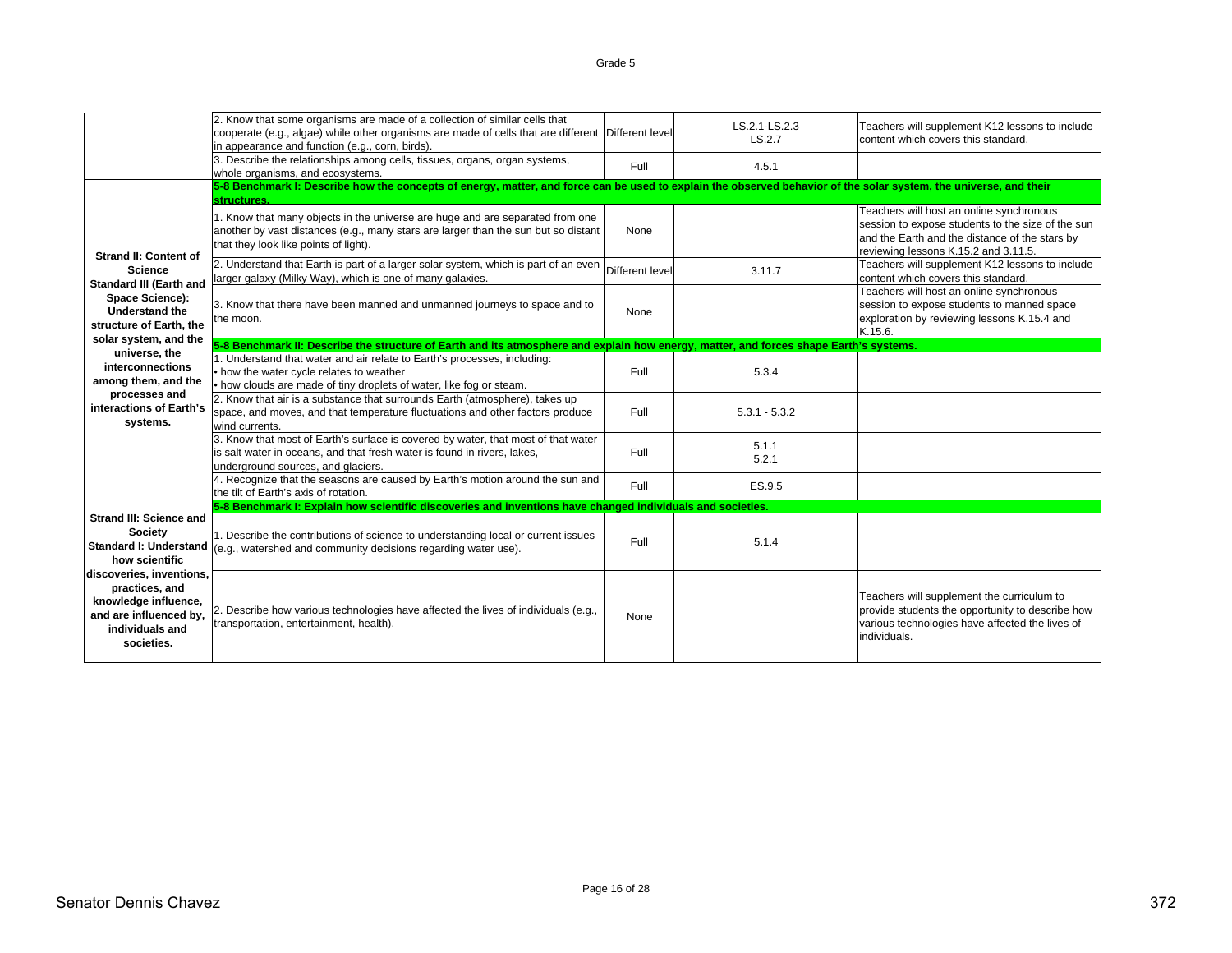Grade 5

| | | | | |
|---|---|---|---|---|
| | 2. Know that some organisms are made of a collection of similar cells that cooperate (e.g., algae) while other organisms are made of cells that are different in appearance and function (e.g., corn, birds). | Different level | LS.2.1-LS.2.3<br>LS.2.7 | Teachers will supplement K12 lessons to include content which covers this standard. |
| | 3. Describe the relationships among cells, tissues, organs, organ systems, whole organisms, and ecosystems. | Full | 4.5.1 | |
| **Strand II: Content of Science Standard III (Earth and Space Science): Understand the structure of Earth, the solar system, and the universe, the interconnections among them, and the processes and interactions of Earth's systems.** | **5-8 Benchmark I: Describe how the concepts of energy, matter, and force can be used to explain the observed behavior of the solar system, the universe, and their structures.** | | | |
| | 1. Know that many objects in the universe are huge and are separated from one another by vast distances (e.g., many stars are larger than the sun but so distant that they look like points of light). | None | | Teachers will host an online synchronous session to expose students to the size of the sun and the Earth and the distance of the stars by reviewing lessons K.15.2 and 3.11.5. |
| | 2. Understand that Earth is part of a larger solar system, which is part of an even larger galaxy (Milky Way), which is one of many galaxies. | Different level | 3.11.7 | Teachers will supplement K12 lessons to include content which covers this standard. |
| | 3. Know that there have been manned and unmanned journeys to space and to the moon. | None | | Teachers will host an online synchronous session to expose students to manned space exploration by reviewing lessons K.15.4 and K.15.6. |
| | **5-8 Benchmark II: Describe the structure of Earth and its atmosphere and explain how energy, matter, and forces shape Earth's systems.** | | | |
| | 1. Understand that water and air relate to Earth's processes, including:<br>• how the water cycle relates to weather<br>• how clouds are made of tiny droplets of water, like fog or steam. | Full | 5.3.4 | |
| | 2. Know that air is a substance that surrounds Earth (atmosphere), takes up space, and moves, and that temperature fluctuations and other factors produce wind currents. | Full | 5.3.1 - 5.3.2 | |
| | 3. Know that most of Earth's surface is covered by water, that most of that water is salt water in oceans, and that fresh water is found in rivers, lakes, underground sources, and glaciers. | Full | 5.1.1<br>5.2.1 | |
| | 4. Recognize that the seasons are caused by Earth's motion around the sun and the tilt of Earth's axis of rotation. | Full | ES.9.5 | |
| **Strand III: Science and Society Standard I: Understand how scientific discoveries, inventions, practices, and knowledge influence, and are influenced by, individuals and societies.** | **5-8 Benchmark I: Explain how scientific discoveries and inventions have changed individuals and societies.** | | | |
| | 1. Describe the contributions of science to understanding local or current issues (e.g., watershed and community decisions regarding water use). | Full | 5.1.4 | |
| | 2. Describe how various technologies have affected the lives of individuals (e.g., transportation, entertainment, health). | None | | Teachers will supplement the curriculum to provide students the opportunity to describe how various technologies have affected the lives of individuals. |

Senator Dennis Chavez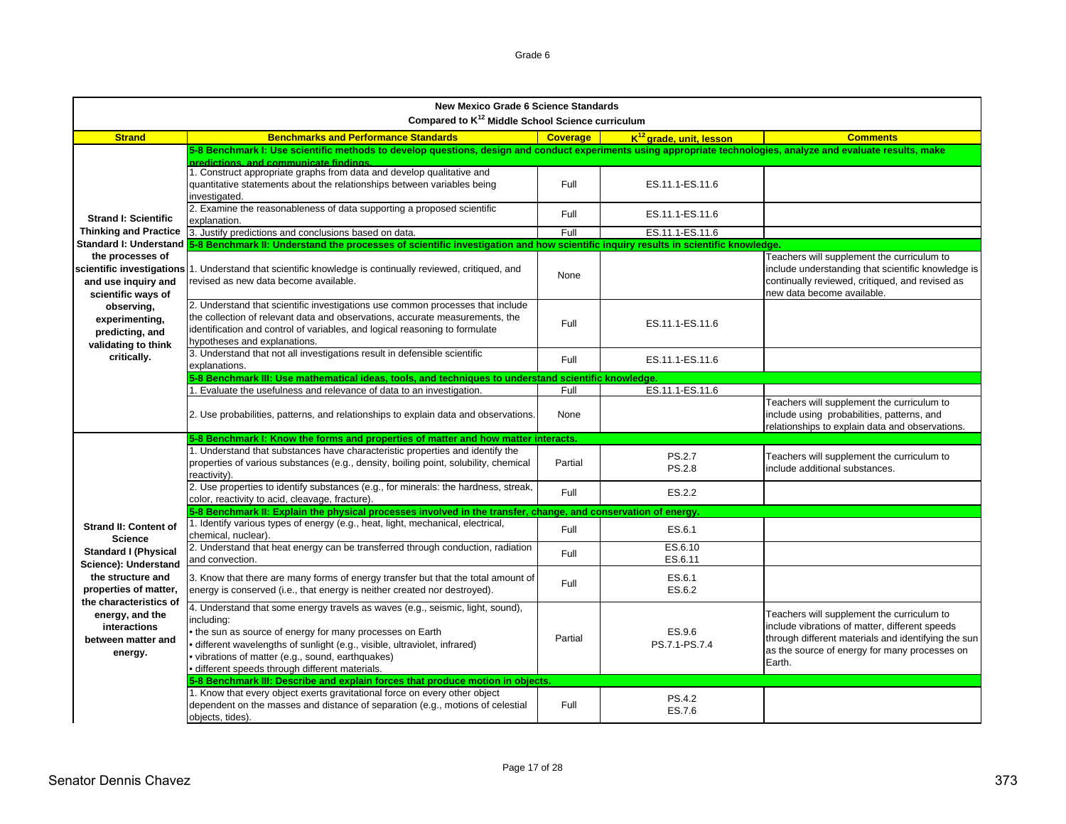## New Mexico Grade 6 Science Standards

### Compared to K12 Middle School Science curriculum

| Strand | Benchmarks and Performance Standards | Coverage | K12 grade, unit, lesson | Comments |
|---|---|---|---|---|
| **Strand I: Scientific Thinking and Practice Standard I: Understand the processes of scientific investigations and use inquiry and scientific ways of observing, experimenting, predicting, and validating to think critically.** | **5-8 Benchmark I: Use scientific methods to develop questions, design and conduct experiments using appropriate technologies, analyze and evaluate results, make predictions, and communicate findings.** | | | |
| | 1. Construct appropriate graphs from data and develop qualitative and quantitative statements about the relationships between variables being investigated. | Full | ES.11.1-ES.11.6 | |
| | 2. Examine the reasonableness of data supporting a proposed scientific explanation. | Full | ES.11.1-ES.11.6 | |
| | 3. Justify predictions and conclusions based on data. | Full | ES.11.1-ES.11.6 | |
| | **5-8 Benchmark II: Understand the processes of scientific investigation and how scientific inquiry results in scientific knowledge.** | | | |
| | 1. Understand that scientific knowledge is continually reviewed, critiqued, and revised as new data become available. | None | | Teachers will supplement the curriculum to include understanding that scientific knowledge is continually reviewed, critiqued, and revised as new data become available. |
| | 2. Understand that scientific investigations use common processes that include the collection of relevant data and observations, accurate measurements, the identification and control of variables, and logical reasoning to formulate hypotheses and explanations. | Full | ES.11.1-ES.11.6 | |
| | 3. Understand that not all investigations result in defensible scientific explanations. | Full | ES.11.1-ES.11.6 | |
| | **5-8 Benchmark III: Use mathematical ideas, tools, and techniques to understand scientific knowledge.** | | | |
| | 1. Evaluate the usefulness and relevance of data to an investigation. | Full | ES.11.1-ES.11.6 | |
| | 2. Use probabilities, patterns, and relationships to explain data and observations. | None | | Teachers will supplement the curriculum to include using probabilities, patterns, and relationships to explain data and observations. |
| **Strand II: Content of Science Standard I (Physical Science): Understand the structure and properties of matter, the characteristics of energy, and the interactions between matter and energy.** | **5-8 Benchmark I: Know the forms and properties of matter and how matter interacts.** | | | |
| | 1. Understand that substances have characteristic properties and identify the properties of various substances (e.g., density, boiling point, solubility, chemical reactivity). | Partial | PS.2.7<br>PS.2.8 | Teachers will supplement the curriculum to include additional substances. |
| | 2. Use properties to identify substances (e.g., for minerals: the hardness, streak, color, reactivity to acid, cleavage, fracture). | Full | ES.2.2 | |
| | **5-8 Benchmark II: Explain the physical processes involved in the transfer, change, and conservation of energy.** | | | |
| | 1. Identify various types of energy (e.g., heat, light, mechanical, electrical, chemical, nuclear). | Full | ES.6.1 | |
| | 2. Understand that heat energy can be transferred through conduction, radiation and convection. | Full | ES.6.10<br>ES.6.11 | |
| | 3. Know that there are many forms of energy transfer but that the total amount of energy is conserved (i.e., that energy is neither created nor destroyed). | Full | ES.6.1<br>ES.6.2 | |
| | 4. Understand that some energy travels as waves (e.g., seismic, light, sound), including:<br>• the sun as source of energy for many processes on Earth<br>• different wavelengths of sunlight (e.g., visible, ultraviolet, infrared)<br>• vibrations of matter (e.g., sound, earthquakes)<br>• different speeds through different materials. | Partial | ES.9.6<br>PS.7.1-PS.7.4 | Teachers will supplement the curriculum to include vibrations of matter, different speeds through different materials and identifying the sun as the source of energy for many processes on Earth. |
| | **5-8 Benchmark III: Describe and explain forces that produce motion in objects.** | | | |
| | 1. Know that every object exerts gravitational force on every other object dependent on the masses and distance of separation (e.g., motions of celestial objects, tides). | Full | PS.4.2<br>ES.7.6 | |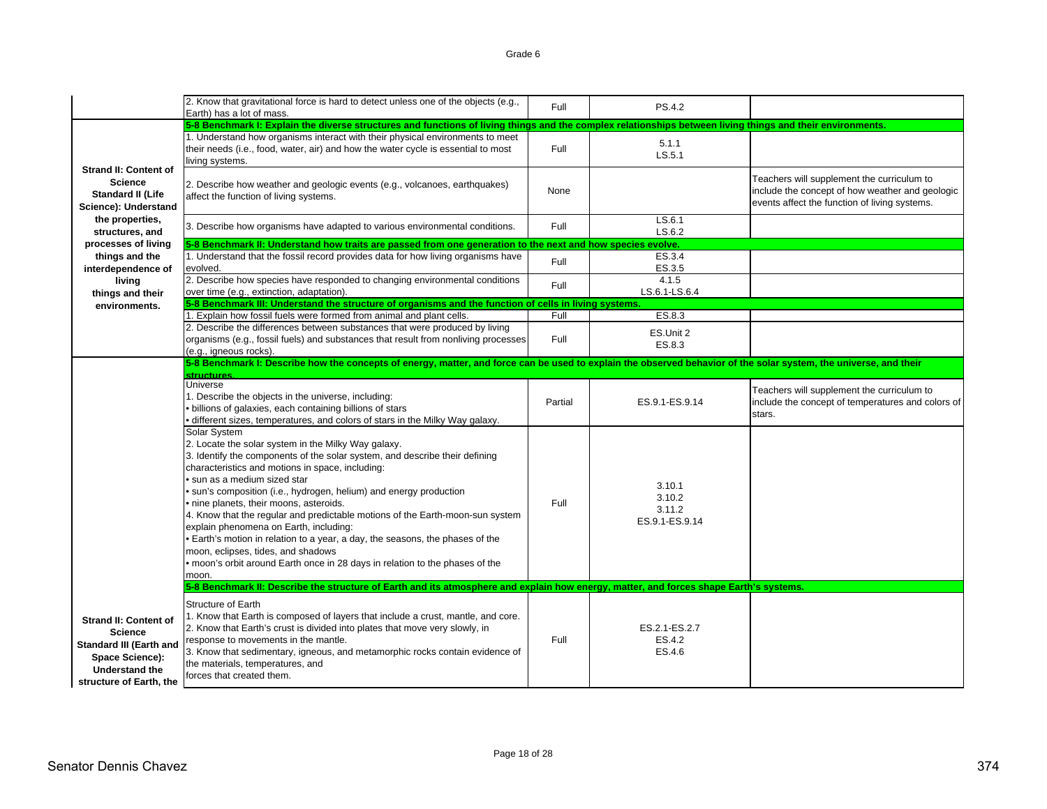| | | | | |
|---|---|---|---|---|
| | 2. Know that gravitational force is hard to detect unless one of the objects (e.g., Earth) has a lot of mass. | Full | PS.4.2 | |
| **Strand II: Content of Science Standard II (Life Science): Understand the properties, structures, and processes of living things and the interdependence of living things and their environments.** | **5-8 Benchmark I: Explain the diverse structures and functions of living things and the complex relationships between living things and their environments.** | | | |
| | 1. Understand how organisms interact with their physical environments to meet their needs (i.e., food, water, air) and how the water cycle is essential to most living systems. | Full | 5.1.1<br>LS.5.1 | |
| | 2. Describe how weather and geologic events (e.g., volcanoes, earthquakes) affect the function of living systems. | None | | Teachers will supplement the curriculum to include the concept of how weather and geologic events affect the function of living systems. |
| | 3. Describe how organisms have adapted to various environmental conditions. | Full | LS.6.1<br>LS.6.2 | |
| | **5-8 Benchmark II: Understand how traits are passed from one generation to the next and how species evolve.** | | | |
| | 1. Understand that the fossil record provides data for how living organisms have evolved. | Full | ES.3.4<br>ES.3.5 | |
| | 2. Describe how species have responded to changing environmental conditions over time (e.g., extinction, adaptation). | Full | 4.1.5<br>LS.6.1-LS.6.4 | |
| | **5-8 Benchmark III: Understand the structure of organisms and the function of cells in living systems.** | | | |
| | 1. Explain how fossil fuels were formed from animal and plant cells. | Full | ES.8.3 | |
| | 2. Describe the differences between substances that were produced by living organisms (e.g., fossil fuels) and substances that result from nonliving processes (e.g., igneous rocks). | Full | ES.Unit 2<br>ES.8.3 | |
| **Strand II: Content of Science Standard III (Earth and Space Science): Understand the structure of Earth, the** | **5-8 Benchmark I: Describe how the concepts of energy, matter, and force can be used to explain the observed behavior of the solar system, the universe, and their structures.** | | | |
| | Universe<br>1. Describe the objects in the universe, including:<br>• billions of galaxies, each containing billions of stars<br>• different sizes, temperatures, and colors of stars in the Milky Way galaxy. | Partial | ES.9.1-ES.9.14 | Teachers will supplement the curriculum to include the concept of temperatures and colors of stars. |
| | Solar System<br>2. Locate the solar system in the Milky Way galaxy.<br>3. Identify the components of the solar system, and describe their defining characteristics and motions in space, including:<br>• sun as a medium sized star<br>• sun's composition (i.e., hydrogen, helium) and energy production<br>• nine planets, their moons, asteroids.<br>4. Know that the regular and predictable motions of the Earth-moon-sun system explain phenomena on Earth, including:<br>• Earth's motion in relation to a year, a day, the seasons, the phases of the moon, eclipses, tides, and shadows<br>• moon's orbit around Earth once in 28 days in relation to the phases of the moon. | Full | 3.10.1<br>3.10.2<br>3.11.2<br>ES.9.1-ES.9.14 | |
| | **5-8 Benchmark II: Describe the structure of Earth and its atmosphere and explain how energy, matter, and forces shape Earth's systems.** | | | |
| | Structure of Earth<br>1. Know that Earth is composed of layers that include a crust, mantle, and core.<br>2. Know that Earth's crust is divided into plates that move very slowly, in response to movements in the mantle.<br>3. Know that sedimentary, igneous, and metamorphic rocks contain evidence of the materials, temperatures, and forces that created them. | Full | ES.2.1-ES.2.7<br>ES.4.2<br>ES.4.6 | |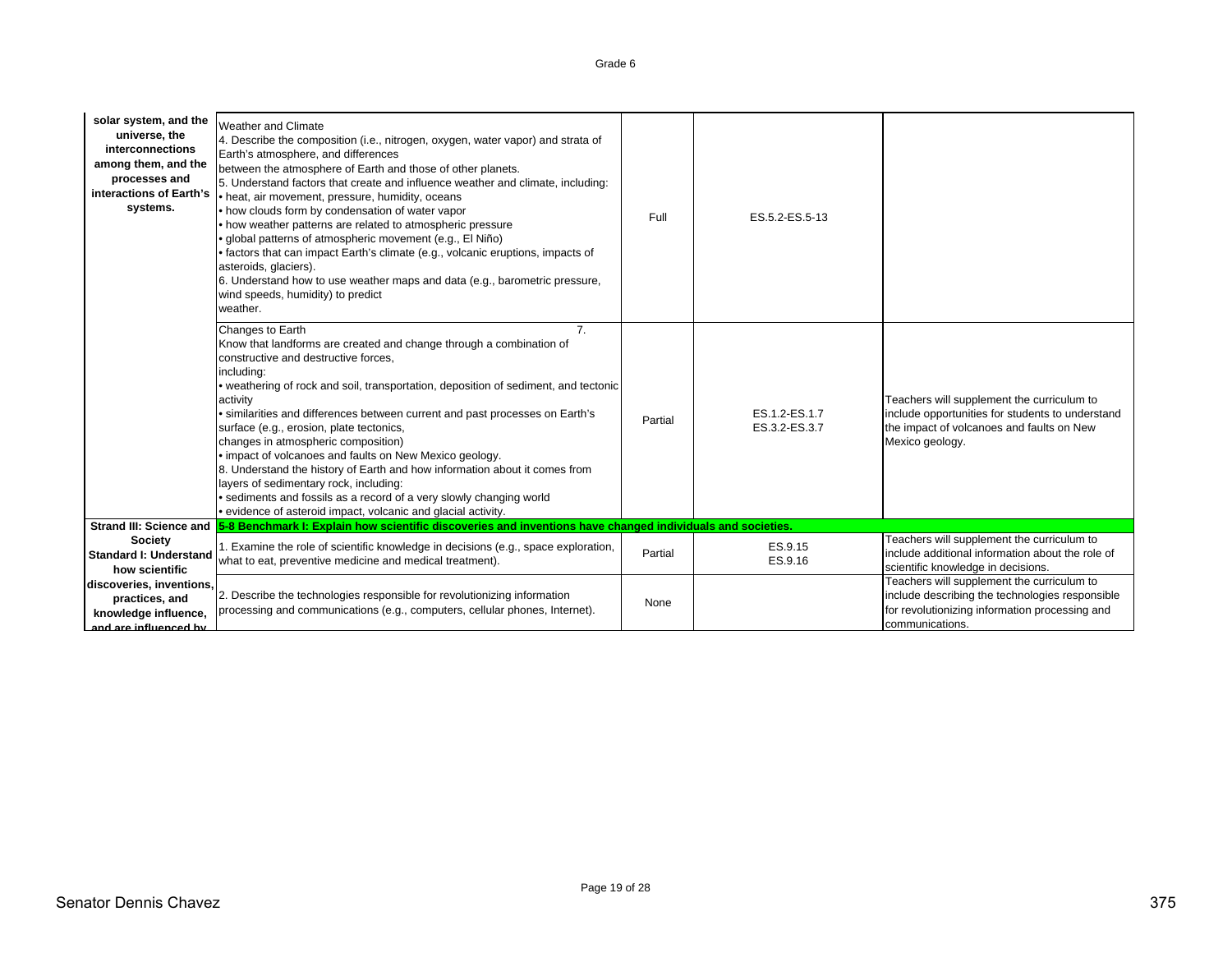| | | | | |
|---|---|---|---|---|
| **solar system, and the universe, the interconnections among them, and the processes and interactions of Earth's systems.** | Weather and Climate<br>4. Describe the composition (i.e., nitrogen, oxygen, water vapor) and strata of Earth's atmosphere, and differences between the atmosphere of Earth and those of other planets.<br>5. Understand factors that create and influence weather and climate, including:<br>• heat, air movement, pressure, humidity, oceans<br>• how clouds form by condensation of water vapor<br>• how weather patterns are related to atmospheric pressure<br>• global patterns of atmospheric movement (e.g., El Niño)<br>• factors that can impact Earth's climate (e.g., volcanic eruptions, impacts of asteroids, glaciers).<br>6. Understand how to use weather maps and data (e.g., barometric pressure, wind speeds, humidity) to predict weather. | Full | ES.5.2-ES.5-13 | |
| | Changes to Earth<br>7. Know that landforms are created and change through a combination of constructive and destructive forces, including:<br>• weathering of rock and soil, transportation, deposition of sediment, and tectonic activity<br>• similarities and differences between current and past processes on Earth's surface (e.g., erosion, plate tectonics, changes in atmospheric composition)<br>• impact of volcanoes and faults on New Mexico geology.<br>8. Understand the history of Earth and how information about it comes from layers of sedimentary rock, including:<br>• sediments and fossils as a record of a very slowly changing world<br>• evidence of asteroid impact, volcanic and glacial activity. | Partial | ES.1.2-ES.1.7<br>ES.3.2-ES.3.7 | Teachers will supplement the curriculum to include opportunities for students to understand the impact of volcanoes and faults on New Mexico geology. |
| **Strand III: Science and Society<br>Standard I: Understand how scientific discoveries, inventions, practices, and knowledge influence, and are influenced by** | **5-8 Benchmark I: Explain how scientific discoveries and inventions have changed individuals and societies.** | | | |
| | 1. Examine the role of scientific knowledge in decisions (e.g., space exploration, what to eat, preventive medicine and medical treatment). | Partial | ES.9.15<br>ES.9.16 | Teachers will supplement the curriculum to include additional information about the role of scientific knowledge in decisions. |
| | 2. Describe the technologies responsible for revolutionizing information processing and communications (e.g., computers, cellular phones, Internet). | None | | Teachers will supplement the curriculum to include describing the technologies responsible for revolutionizing information processing and communications. |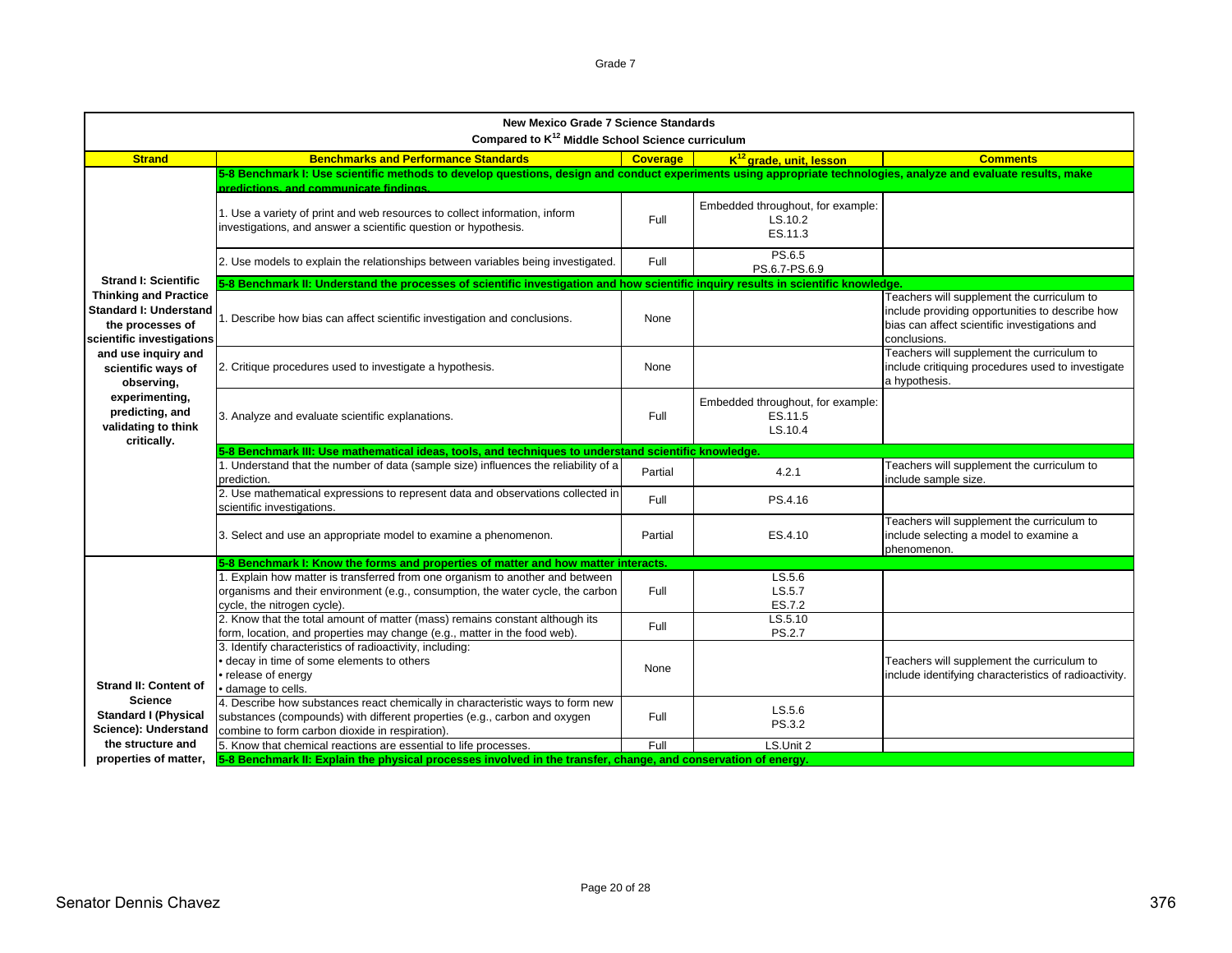| New Mexico Grade 7 Science Standards<br>Compared to K12 Middle School Science curriculum | | | | |
|---|---|---|---|---|
| **Strand** | **Benchmarks and Performance Standards** | **Coverage** | **K12 grade, unit, lesson** | **Comments** |
| **Strand I: Scientific Thinking and Practice Standard I: Understand the processes of scientific investigations and use inquiry and scientific ways of observing, experimenting, predicting, and validating to think critically.** | **5-8 Benchmark I: Use scientific methods to develop questions, design and conduct experiments using appropriate technologies, analyze and evaluate results, make predictions, and communicate findings.** | | | |
| | 1. Use a variety of print and web resources to collect information, inform investigations, and answer a scientific question or hypothesis. | Full | Embedded throughout, for example: LS.10.2 ES.11.3 | |
| | 2. Use models to explain the relationships between variables being investigated. | Full | PS.6.5 PS.6.7-PS.6.9 | |
| | **5-8 Benchmark II: Understand the processes of scientific investigation and how scientific inquiry results in scientific knowledge.** | | | |
| | 1. Describe how bias can affect scientific investigation and conclusions. | None | | Teachers will supplement the curriculum to include providing opportunities to describe how bias can affect scientific investigations and conclusions. |
| | 2. Critique procedures used to investigate a hypothesis. | None | | Teachers will supplement the curriculum to include critiquing procedures used to investigate a hypothesis. |
| | 3. Analyze and evaluate scientific explanations. | Full | Embedded throughout, for example: ES.11.5 LS.10.4 | |
| | **5-8 Benchmark III: Use mathematical ideas, tools, and techniques to understand scientific knowledge.** | | | |
| | 1. Understand that the number of data (sample size) influences the reliability of a prediction. | Partial | 4.2.1 | Teachers will supplement the curriculum to include sample size. |
| | 2. Use mathematical expressions to represent data and observations collected in scientific investigations. | Full | PS.4.16 | |
| | 3. Select and use an appropriate model to examine a phenomenon. | Partial | ES.4.10 | Teachers will supplement the curriculum to include selecting a model to examine a phenomenon. |
| **Strand II: Content of Science Standard I (Physical Science): Understand the structure and properties of matter,** | **5-8 Benchmark I: Know the forms and properties of matter and how matter interacts.** | | | |
| | 1. Explain how matter is transferred from one organism to another and between organisms and their environment (e.g., consumption, the water cycle, the carbon cycle, the nitrogen cycle). | Full | LS.5.6 LS.5.7 ES.7.2 | |
| | 2. Know that the total amount of matter (mass) remains constant although its form, location, and properties may change (e.g., matter in the food web). | Full | LS.5.10 PS.2.7 | |
| | 3. Identify characteristics of radioactivity, including:<br>• decay in time of some elements to others<br>• release of energy<br>• damage to cells. | None | | Teachers will supplement the curriculum to include identifying characteristics of radioactivity. |
| | 4. Describe how substances react chemically in characteristic ways to form new substances (compounds) with different properties (e.g., carbon and oxygen combine to form carbon dioxide in respiration). | Full | LS.5.6 PS.3.2 | |
| | 5. Know that chemical reactions are essential to life processes. | Full | LS.Unit 2 | |
| | **5-8 Benchmark II: Explain the physical processes involved in the transfer, change, and conservation of energy.** | | | |

Senator Dennis Chavez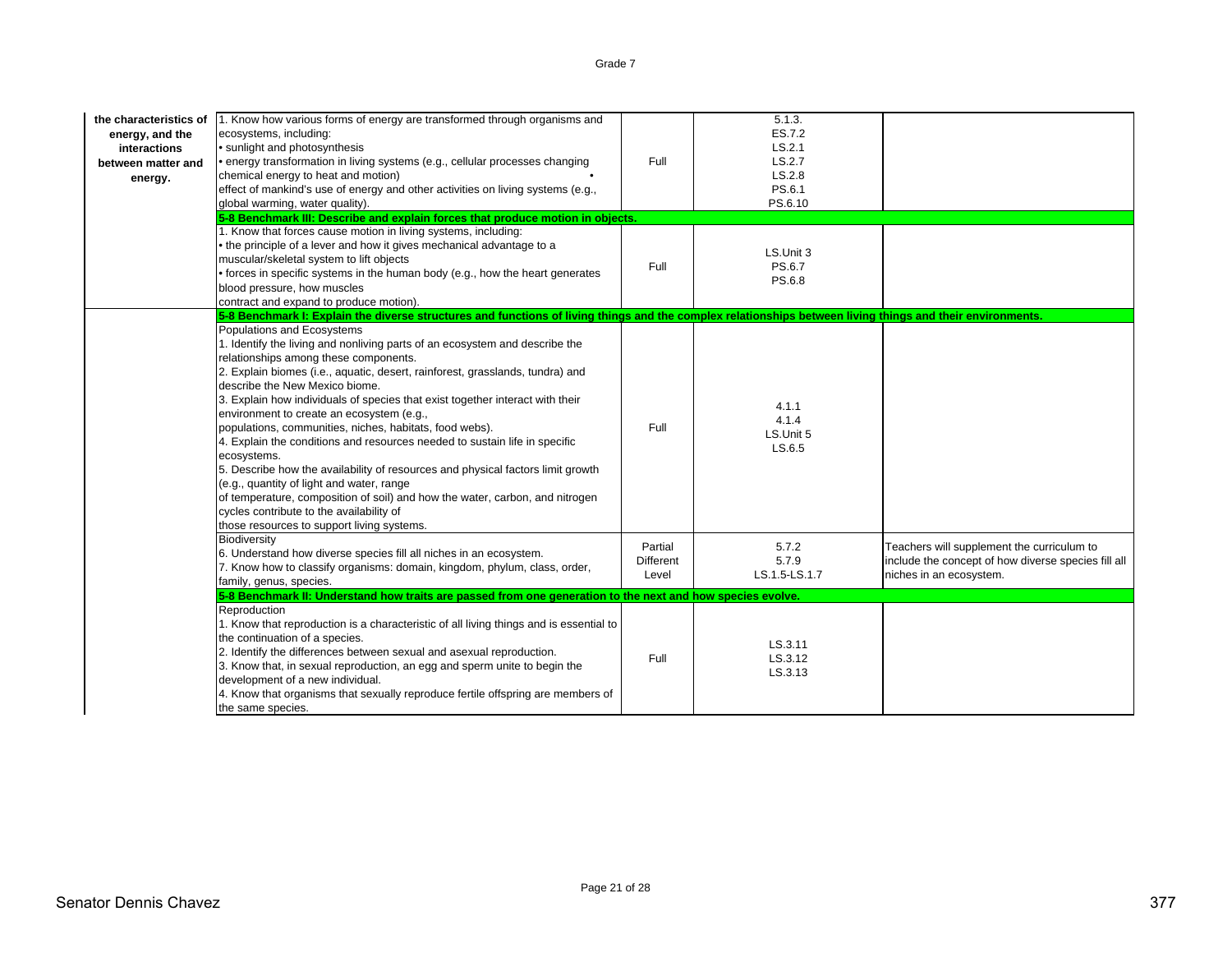Grade 7

| | | | | |
|---|---|---|---|---|
| **the characteristics of energy, and the interactions between matter and energy.** | 1. Know how various forms of energy are transformed through organisms and ecosystems, including: • sunlight and photosynthesis • energy transformation in living systems (e.g., cellular processes changing chemical energy to heat and motion) • effect of mankind's use of energy and other activities on living systems (e.g., global warming, water quality). | Full | 5.1.3. ES.7.2 LS.2.1 LS.2.7 LS.2.8 PS.6.1 PS.6.10 | |
| | **5-8 Benchmark III: Describe and explain forces that produce motion in objects.** | | | |
| | 1. Know that forces cause motion in living systems, including: • the principle of a lever and how it gives mechanical advantage to a muscular/skeletal system to lift objects • forces in specific systems in the human body (e.g., how the heart generates blood pressure, how muscles contract and expand to produce motion). | Full | LS.Unit 3 PS.6.7 PS.6.8 | |
| | **5-8 Benchmark I: Explain the diverse structures and functions of living things and the complex relationships between living things and their environments.** | | | |
| | Populations and Ecosystems 1. Identify the living and nonliving parts of an ecosystem and describe the relationships among these components. 2. Explain biomes (i.e., aquatic, desert, rainforest, grasslands, tundra) and describe the New Mexico biome. 3. Explain how individuals of species that exist together interact with their environment to create an ecosystem (e.g., populations, communities, niches, habitats, food webs). 4. Explain the conditions and resources needed to sustain life in specific ecosystems. 5. Describe how the availability of resources and physical factors limit growth (e.g., quantity of light and water, range of temperature, composition of soil) and how the water, carbon, and nitrogen cycles contribute to the availability of those resources to support living systems. | Full | 4.1.1 4.1.4 LS.Unit 5 LS.6.5 | |
| | Biodiversity 6. Understand how diverse species fill all niches in an ecosystem. 7. Know how to classify organisms: domain, kingdom, phylum, class, order, family, genus, species. | Partial Different Level | 5.7.2 5.7.9 LS.1.5-LS.1.7 | Teachers will supplement the curriculum to include the concept of how diverse species fill all niches in an ecosystem. |
| | **5-8 Benchmark II: Understand how traits are passed from one generation to the next and how species evolve.** | | | |
| | Reproduction 1. Know that reproduction is a characteristic of all living things and is essential to the continuation of a species. 2. Identify the differences between sexual and asexual reproduction. 3. Know that, in sexual reproduction, an egg and sperm unite to begin the development of a new individual. 4. Know that organisms that sexually reproduce fertile offspring are members of the same species. | Full | LS.3.11 LS.3.12 LS.3.13 | |

Senator Dennis Chavez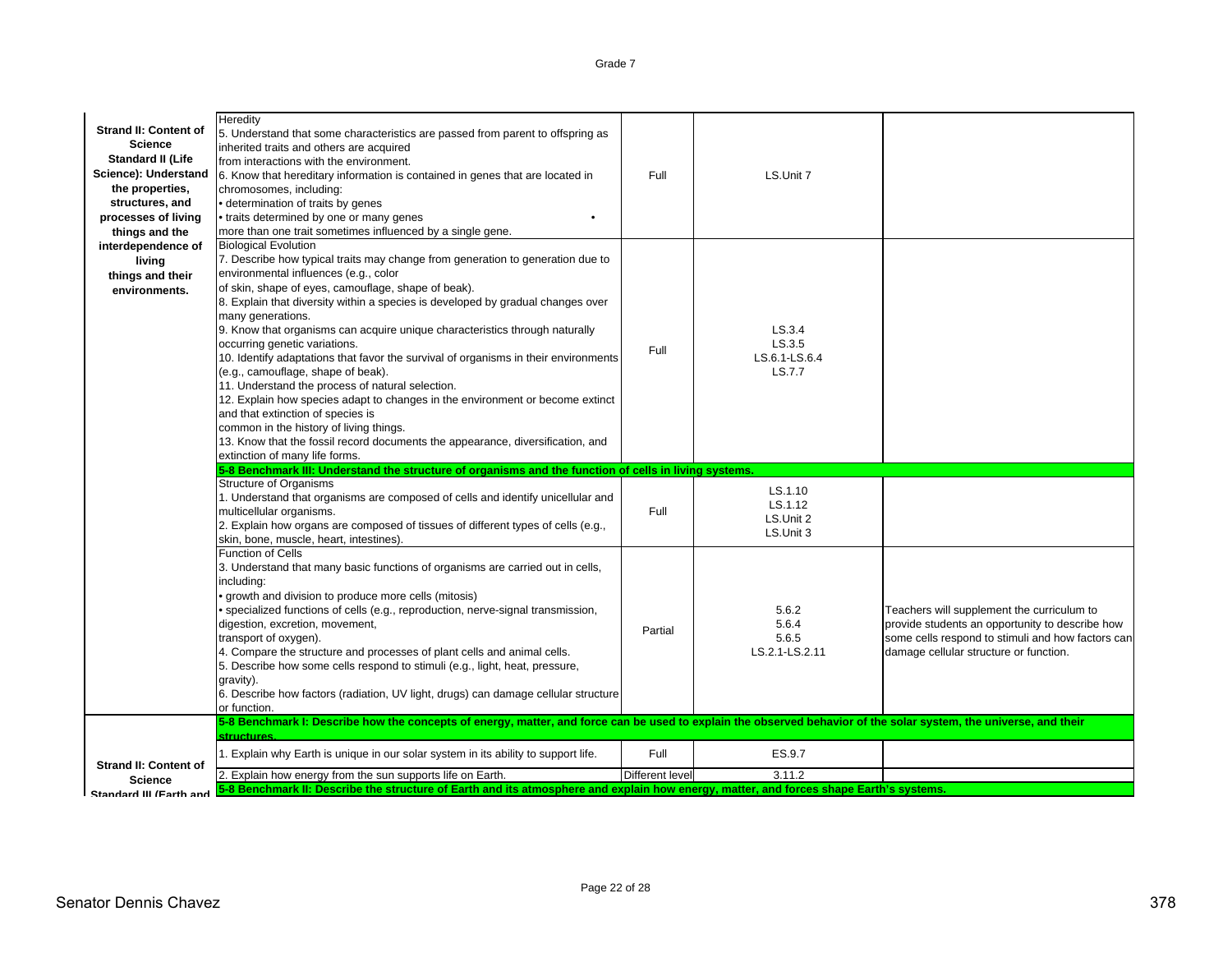Grade 7

| | | | | |
|---|---|---|---|---|
| **Strand II: Content of Science Standard II (Life Science): Understand the properties, structures, and processes of living things and the interdependence of living things and their environments.** | Heredity<br>5. Understand that some characteristics are passed from parent to offspring as inherited traits and others are acquired from interactions with the environment.<br>6. Know that hereditary information is contained in genes that are located in chromosomes, including:<br>• determination of traits by genes<br>• traits determined by one or many genes •<br>more than one trait sometimes influenced by a single gene. | Full | LS.Unit 7 | |
| | Biological Evolution<br>7. Describe how typical traits may change from generation to generation due to environmental influences (e.g., color of skin, shape of eyes, camouflage, shape of beak).<br>8. Explain that diversity within a species is developed by gradual changes over many generations.<br>9. Know that organisms can acquire unique characteristics through naturally occurring genetic variations.<br>10. Identify adaptations that favor the survival of organisms in their environments (e.g., camouflage, shape of beak).<br>11. Understand the process of natural selection.<br>12. Explain how species adapt to changes in the environment or become extinct and that extinction of species is common in the history of living things.<br>13. Know that the fossil record documents the appearance, diversification, and extinction of many life forms. | Full | LS.3.4<br>LS.3.5<br>LS.6.1-LS.6.4<br>LS.7.7 | |
| | **5-8 Benchmark III: Understand the structure of organisms and the function of cells in living systems.** | | | |
| | Structure of Organisms<br>1. Understand that organisms are composed of cells and identify unicellular and multicellular organisms.<br>2. Explain how organs are composed of tissues of different types of cells (e.g., skin, bone, muscle, heart, intestines). | Full | LS.1.10<br>LS.1.12<br>LS.Unit 2<br>LS.Unit 3 | |
| | Function of Cells<br>3. Understand that many basic functions of organisms are carried out in cells, including:<br>• growth and division to produce more cells (mitosis)<br>• specialized functions of cells (e.g., reproduction, nerve-signal transmission, digestion, excretion, movement, transport of oxygen).<br>4. Compare the structure and processes of plant cells and animal cells.<br>5. Describe how some cells respond to stimuli (e.g., light, heat, pressure, gravity).<br>6. Describe how factors (radiation, UV light, drugs) can damage cellular structure or function. | Partial | 5.6.2<br>5.6.4<br>5.6.5<br>LS.2.1-LS.2.11 | Teachers will supplement the curriculum to provide students an opportunity to describe how some cells respond to stimuli and how factors can damage cellular structure or function. |
| **Strand II: Content of Science Standard III (Earth and** | **5-8 Benchmark I: Describe how the concepts of energy, matter, and force can be used to explain the observed behavior of the solar system, the universe, and their structures.** | | | |
| | 1. Explain why Earth is unique in our solar system in its ability to support life. | Full | ES.9.7 | |
| | 2. Explain how energy from the sun supports life on Earth. | Different level | 3.11.2 | |
| | **5-8 Benchmark II: Describe the structure of Earth and its atmosphere and explain how energy, matter, and forces shape Earth's systems.** | | | |

Senator Dennis Chavez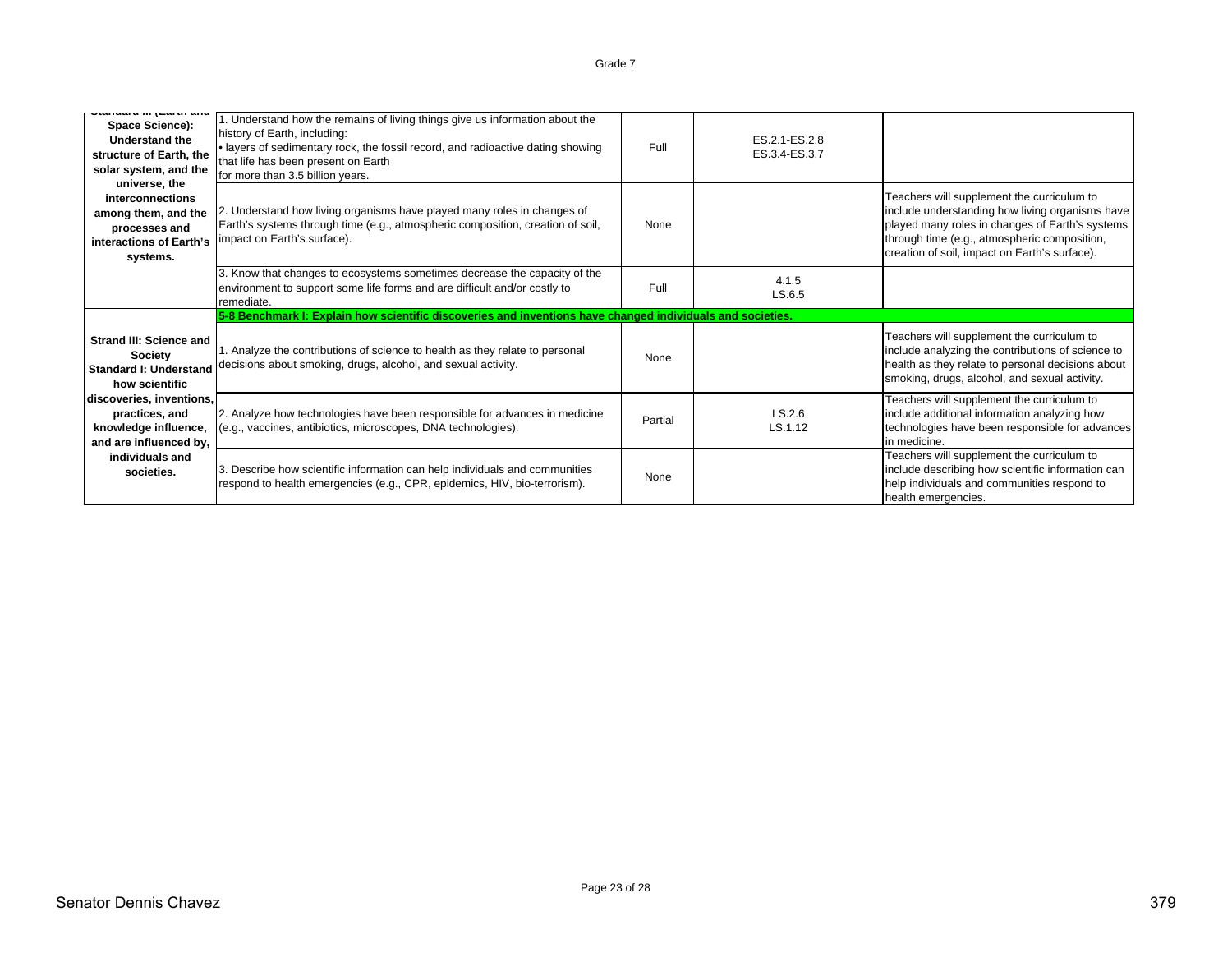| Standard III (Earth and Space Science): Understand the structure of Earth, the solar system, and the universe, the interconnections among them, and the processes and interactions of Earth's systems. | 1. Understand how the remains of living things give us information about the history of Earth, including: • layers of sedimentary rock, the fossil record, and radioactive dating showing that life has been present on Earth for more than 3.5 billion years. | Full | ES.2.1-ES.2.8 ES.3.4-ES.3.7 | |
|---|---|---|---|---|
| | 2. Understand how living organisms have played many roles in changes of Earth's systems through time (e.g., atmospheric composition, creation of soil, impact on Earth's surface). | None | | Teachers will supplement the curriculum to include understanding how living organisms have played many roles in changes of Earth's systems through time (e.g., atmospheric composition, creation of soil, impact on Earth's surface). |
| | 3. Know that changes to ecosystems sometimes decrease the capacity of the environment to support some life forms and are difficult and/or costly to remediate. | Full | 4.1.5 LS.6.5 | |
| | **5-8 Benchmark I: Explain how scientific discoveries and inventions have changed individuals and societies.** | | | |
| **Strand III: Science and Society Standard I: Understand how scientific discoveries, inventions, practices, and knowledge influence, and are influenced by, individuals and societies.** | 1. Analyze the contributions of science to health as they relate to personal decisions about smoking, drugs, alcohol, and sexual activity. | None | | Teachers will supplement the curriculum to include analyzing the contributions of science to health as they relate to personal decisions about smoking, drugs, alcohol, and sexual activity. |
| | 2. Analyze how technologies have been responsible for advances in medicine (e.g., vaccines, antibiotics, microscopes, DNA technologies). | Partial | LS.2.6 LS.1.12 | Teachers will supplement the curriculum to include additional information analyzing how technologies have been responsible for advances in medicine. |
| | 3. Describe how scientific information can help individuals and communities respond to health emergencies (e.g., CPR, epidemics, HIV, bio-terrorism). | None | | Teachers will supplement the curriculum to include describing how scientific information can help individuals and communities respond to health emergencies. |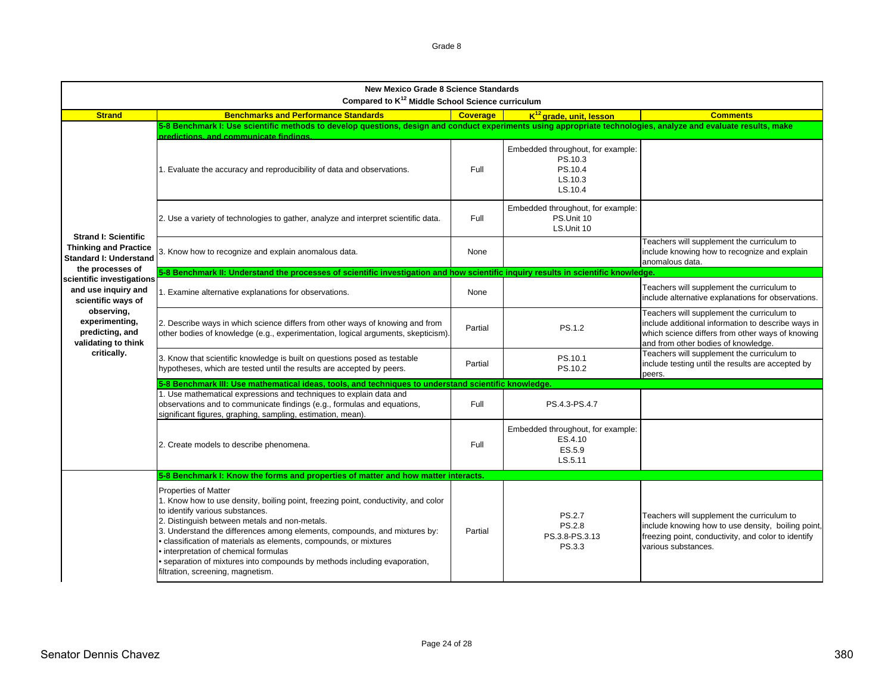Grade 8

| New Mexico Grade 8 Science Standards Compared to K12 Middle School Science curriculum | | | | |
|---|---|---|---|---|
| **Strand** | **Benchmarks and Performance Standards** | **Coverage** | **K12 grade, unit, lesson** | **Comments** |
| **Strand I: Scientific Thinking and Practice Standard I: Understand the processes of scientific investigations and use inquiry and scientific ways of observing, experimenting, predicting, and validating to think critically.** | **5-8 Benchmark I: Use scientific methods to develop questions, design and conduct experiments using appropriate technologies, analyze and evaluate results, make predictions, and communicate findings.** | | | |
| | 1. Evaluate the accuracy and reproducibility of data and observations. | Full | Embedded throughout, for example: PS.10.3 PS.10.4 LS.10.3 LS.10.4 | |
| | 2. Use a variety of technologies to gather, analyze and interpret scientific data. | Full | Embedded throughout, for example: PS.Unit 10 LS.Unit 10 | |
| | 3. Know how to recognize and explain anomalous data. | None | | Teachers will supplement the curriculum to include knowing how to recognize and explain anomalous data. |
| | **5-8 Benchmark II: Understand the processes of scientific investigation and how scientific inquiry results in scientific knowledge.** | | | |
| | 1. Examine alternative explanations for observations. | None | | Teachers will supplement the curriculum to include alternative explanations for observations. |
| | 2. Describe ways in which science differs from other ways of knowing and from other bodies of knowledge (e.g., experimentation, logical arguments, skepticism). | Partial | PS.1.2 | Teachers will supplement the curriculum to include additional information to describe ways in which science differs from other ways of knowing and from other bodies of knowledge. |
| | 3. Know that scientific knowledge is built on questions posed as testable hypotheses, which are tested until the results are accepted by peers. | Partial | PS.10.1 PS.10.2 | Teachers will supplement the curriculum to include testing until the results are accepted by peers. |
| | **5-8 Benchmark III: Use mathematical ideas, tools, and techniques to understand scientific knowledge.** | | | |
| | 1. Use mathematical expressions and techniques to explain data and observations and to communicate findings (e.g., formulas and equations, significant figures, graphing, sampling, estimation, mean). | Full | PS.4.3-PS.4.7 | |
| | 2. Create models to describe phenomena. | Full | Embedded throughout, for example: ES.4.10 ES.5.9 LS.5.11 | |
| | **5-8 Benchmark I: Know the forms and properties of matter and how matter interacts.** | | | |
| | Properties of Matter<br>1. Know how to use density, boiling point, freezing point, conductivity, and color to identify various substances.<br>2. Distinguish between metals and non-metals.<br>3. Understand the differences among elements, compounds, and mixtures by:<br>• classification of materials as elements, compounds, or mixtures<br>• interpretation of chemical formulas<br>• separation of mixtures into compounds by methods including evaporation, filtration, screening, magnetism. | Partial | PS.2.7 PS.2.8 PS.3.8-PS.3.13 PS.3.3 | Teachers will supplement the curriculum to include knowing how to use density, boiling point, freezing point, conductivity, and color to identify various substances. |

Senator Dennis Chavez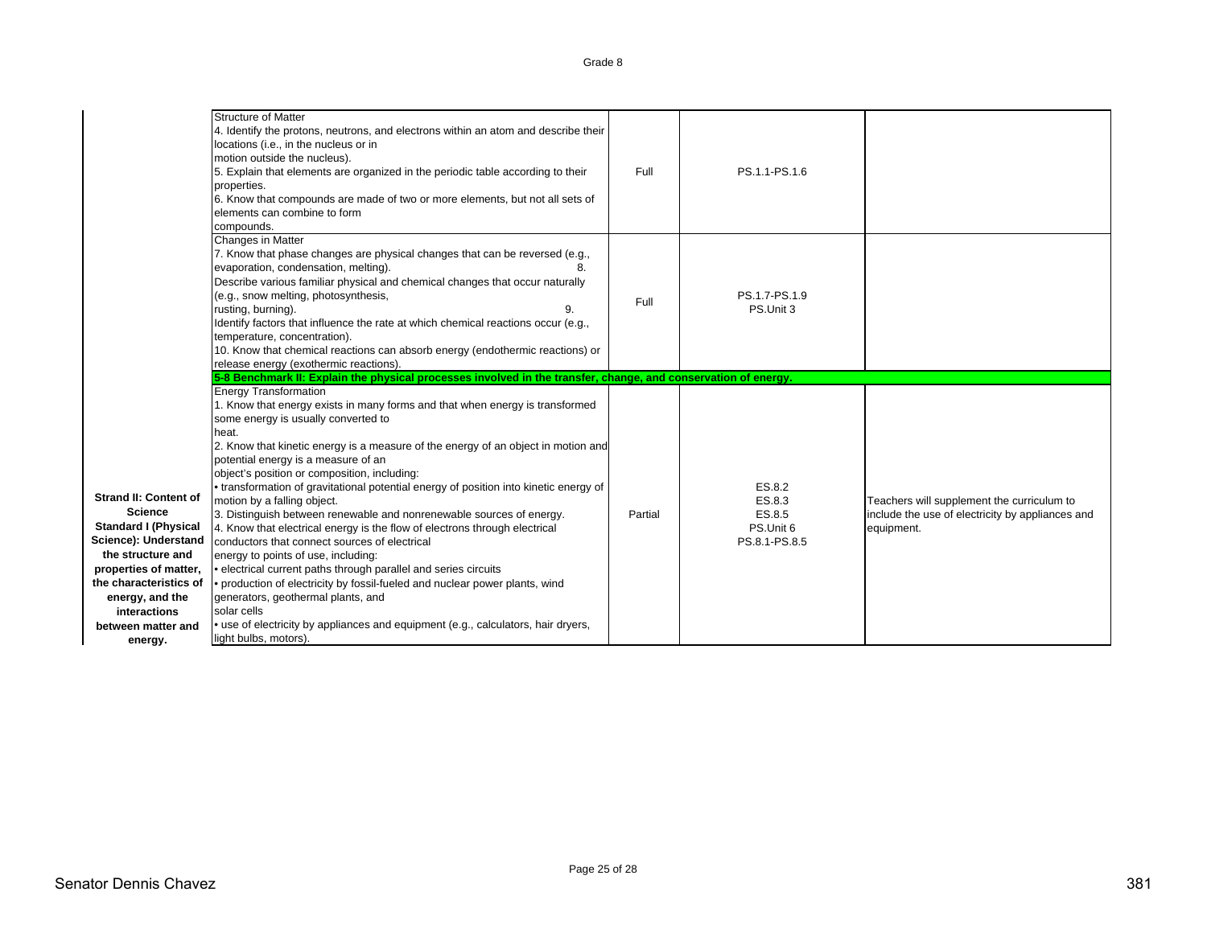| | | | | |
|---|---|---|---|---|
| | Structure of Matter<br>4. Identify the protons, neutrons, and electrons within an atom and describe their locations (i.e., in the nucleus or in motion outside the nucleus).<br>5. Explain that elements are organized in the periodic table according to their properties.<br>6. Know that compounds are made of two or more elements, but not all sets of elements can combine to form compounds. | Full | PS.1.1-PS.1.6 | |
| | Changes in Matter<br>7. Know that phase changes are physical changes that can be reversed (e.g., evaporation, condensation, melting).<br>8. Describe various familiar physical and chemical changes that occur naturally (e.g., snow melting, photosynthesis, rusting, burning).<br>9. Identify factors that influence the rate at which chemical reactions occur (e.g., temperature, concentration).<br>10. Know that chemical reactions can absorb energy (endothermic reactions) or release energy (exothermic reactions). | Full | PS.1.7-PS.1.9<br>PS.Unit 3 | |
| | **5-8 Benchmark II: Explain the physical processes involved in the transfer, change, and conservation of energy.** | | | |
| **Strand II: Content of Science Standard I (Physical Science): Understand the structure and properties of matter, the characteristics of energy, and the interactions between matter and energy.** | Energy Transformation<br>1. Know that energy exists in many forms and that when energy is transformed some energy is usually converted to heat.<br>2. Know that kinetic energy is a measure of the energy of an object in motion and potential energy is a measure of an object's position or composition, including:<br>• transformation of gravitational potential energy of position into kinetic energy of motion by a falling object.<br>3. Distinguish between renewable and nonrenewable sources of energy.<br>4. Know that electrical energy is the flow of electrons through electrical conductors that connect sources of electrical energy to points of use, including:<br>• electrical current paths through parallel and series circuits<br>• production of electricity by fossil-fueled and nuclear power plants, wind generators, geothermal plants, and solar cells<br>• use of electricity by appliances and equipment (e.g., calculators, hair dryers, light bulbs, motors). | Partial | ES.8.2<br>ES.8.3<br>ES.8.5<br>PS.Unit 6<br>PS.8.1-PS.8.5 | Teachers will supplement the curriculum to include the use of electricity by appliances and equipment. |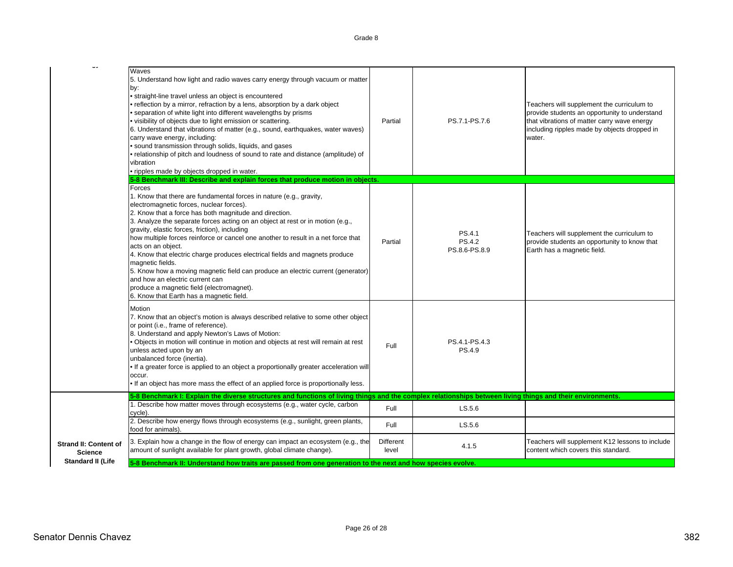| | | | | |
|---|---|---|---|---|
| | Waves<br>5. Understand how light and radio waves carry energy through vacuum or matter by:<br>• straight-line travel unless an object is encountered<br>• reflection by a mirror, refraction by a lens, absorption by a dark object<br>• separation of white light into different wavelengths by prisms<br>• visibility of objects due to light emission or scattering.<br>6. Understand that vibrations of matter (e.g., sound, earthquakes, water waves) carry wave energy, including:<br>• sound transmission through solids, liquids, and gases<br>• relationship of pitch and loudness of sound to rate and distance (amplitude) of vibration<br>• ripples made by objects dropped in water. | Partial | PS.7.1-PS.7.6 | Teachers will supplement the curriculum to provide students an opportunity to understand that vibrations of matter carry wave energy including ripples made by objects dropped in water. |
| | **5-8 Benchmark III: Describe and explain forces that produce motion in objects.** | | | |
| | Forces<br>1. Know that there are fundamental forces in nature (e.g., gravity, electromagnetic forces, nuclear forces).<br>2. Know that a force has both magnitude and direction.<br>3. Analyze the separate forces acting on an object at rest or in motion (e.g., gravity, elastic forces, friction), including how multiple forces reinforce or cancel one another to result in a net force that acts on an object.<br>4. Know that electric charge produces electrical fields and magnets produce magnetic fields.<br>5. Know how a moving magnetic field can produce an electric current (generator) and how an electric current can produce a magnetic field (electromagnet).<br>6. Know that Earth has a magnetic field. | Partial | PS.4.1<br>PS.4.2<br>PS.8.6-PS.8.9 | Teachers will supplement the curriculum to provide students an opportunity to know that Earth has a magnetic field. |
| | Motion<br>7. Know that an object's motion is always described relative to some other object or point (i.e., frame of reference).<br>8. Understand and apply Newton's Laws of Motion:<br>• Objects in motion will continue in motion and objects at rest will remain at rest unless acted upon by an unbalanced force (inertia).<br>• If a greater force is applied to an object a proportionally greater acceleration will occur.<br>• If an object has more mass the effect of an applied force is proportionally less. | Full | PS.4.1-PS.4.3<br>PS.4.9 | |
| **Strand II: Content of Science Standard II (Life** | **5-8 Benchmark I: Explain the diverse structures and functions of living things and the complex relationships between living things and their environments.** | | | |
| | 1. Describe how matter moves through ecosystems (e.g., water cycle, carbon cycle). | Full | LS.5.6 | |
| | 2. Describe how energy flows through ecosystems (e.g., sunlight, green plants, food for animals). | Full | LS.5.6 | |
| | 3. Explain how a change in the flow of energy can impact an ecosystem (e.g., the amount of sunlight available for plant growth, global climate change). | Different level | 4.1.5 | Teachers will supplement K12 lessons to include content which covers this standard. |
| | **5-8 Benchmark II: Understand how traits are passed from one generation to the next and how species evolve.** | | | |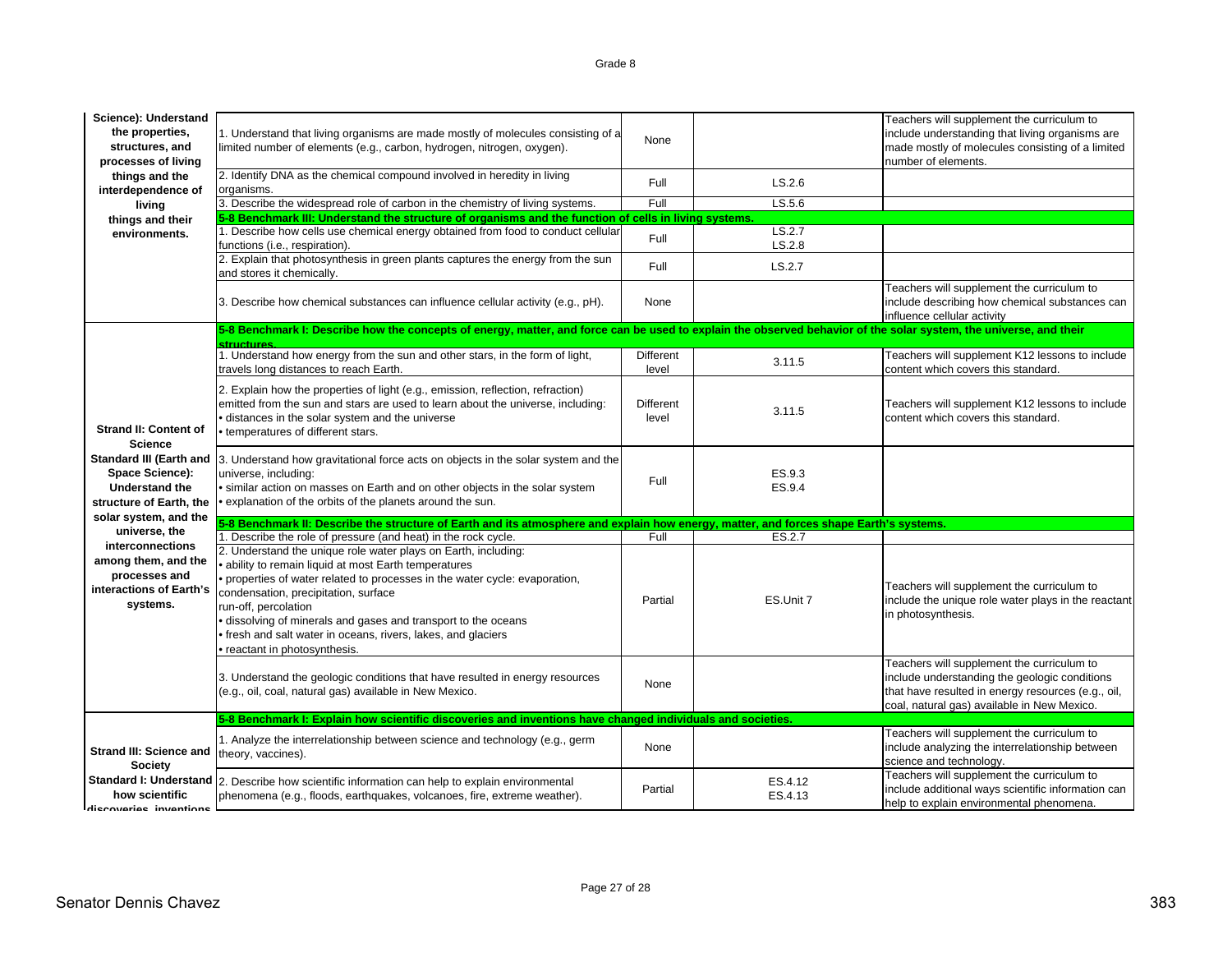| Strand/Standard | Benchmark/Performance Standard | Alignment | Reference | Notes |
|---|---|---|---|---|
| Science): Understand the properties, structures, and processes of living things and the interdependence of living things and their environments. | 1. Understand that living organisms are made mostly of molecules consisting of a limited number of elements (e.g., carbon, hydrogen, nitrogen, oxygen). | None | | Teachers will supplement the curriculum to include understanding that living organisms are made mostly of molecules consisting of a limited number of elements. |
| | 2. Identify DNA as the chemical compound involved in heredity in living organisms. | Full | LS.2.6 | |
| | 3. Describe the widespread role of carbon in the chemistry of living systems. | Full | LS.5.6 | |
| | **5-8 Benchmark III: Understand the structure of organisms and the function of cells in living systems.** | | | |
| | 1. Describe how cells use chemical energy obtained from food to conduct cellular functions (i.e., respiration). | Full | LS.2.7 LS.2.8 | |
| | 2. Explain that photosynthesis in green plants captures the energy from the sun and stores it chemically. | Full | LS.2.7 | |
| | 3. Describe how chemical substances can influence cellular activity (e.g., pH). | None | | Teachers will supplement the curriculum to include describing how chemical substances can influence cellular activity |
| **Strand II: Content of Science Standard III (Earth and Space Science): Understand the structure of Earth, the solar system, and the universe, the interconnections among them, and the processes and interactions of Earth's systems.** | **5-8 Benchmark I: Describe how the concepts of energy, matter, and force can be used to explain the observed behavior of the solar system, the universe, and their structures.** | | | |
| | 1. Understand how energy from the sun and other stars, in the form of light, travels long distances to reach Earth. | Different level | 3.11.5 | Teachers will supplement K12 lessons to include content which covers this standard. |
| | 2. Explain how the properties of light (e.g., emission, reflection, refraction) emitted from the sun and stars are used to learn about the universe, including: • distances in the solar system and the universe • temperatures of different stars. | Different level | 3.11.5 | Teachers will supplement K12 lessons to include content which covers this standard. |
| | 3. Understand how gravitational force acts on objects in the solar system and the universe, including: • similar action on masses on Earth and on other objects in the solar system • explanation of the orbits of the planets around the sun. | Full | ES.9.3 ES.9.4 | |
| | **5-8 Benchmark II: Describe the structure of Earth and its atmosphere and explain how energy, matter, and forces shape Earth's systems.** | | | |
| | 1. Describe the role of pressure (and heat) in the rock cycle. | Full | ES.2.7 | |
| | 2. Understand the unique role water plays on Earth, including: • ability to remain liquid at most Earth temperatures • properties of water related to processes in the water cycle: evaporation, condensation, precipitation, surface run-off, percolation • dissolving of minerals and gases and transport to the oceans • fresh and salt water in oceans, rivers, lakes, and glaciers • reactant in photosynthesis. | Partial | ES.Unit 7 | Teachers will supplement the curriculum to include the unique role water plays in the reactant in photosynthesis. |
| | 3. Understand the geologic conditions that have resulted in energy resources (e.g., oil, coal, natural gas) available in New Mexico. | None | | Teachers will supplement the curriculum to include understanding the geologic conditions that have resulted in energy resources (e.g., oil, coal, natural gas) available in New Mexico. |
| **Strand III: Science and Society Standard I: Understand how scientific discoveries, inventions** | **5-8 Benchmark I: Explain how scientific discoveries and inventions have changed individuals and societies.** | | | |
| | 1. Analyze the interrelationship between science and technology (e.g., germ theory, vaccines). | None | | Teachers will supplement the curriculum to include analyzing the interrelationship between science and technology. |
| | 2. Describe how scientific information can help to explain environmental phenomena (e.g., floods, earthquakes, volcanoes, fire, extreme weather). | Partial | ES.4.12 ES.4.13 | Teachers will supplement the curriculum to include additional ways scientific information can help to explain environmental phenomena. |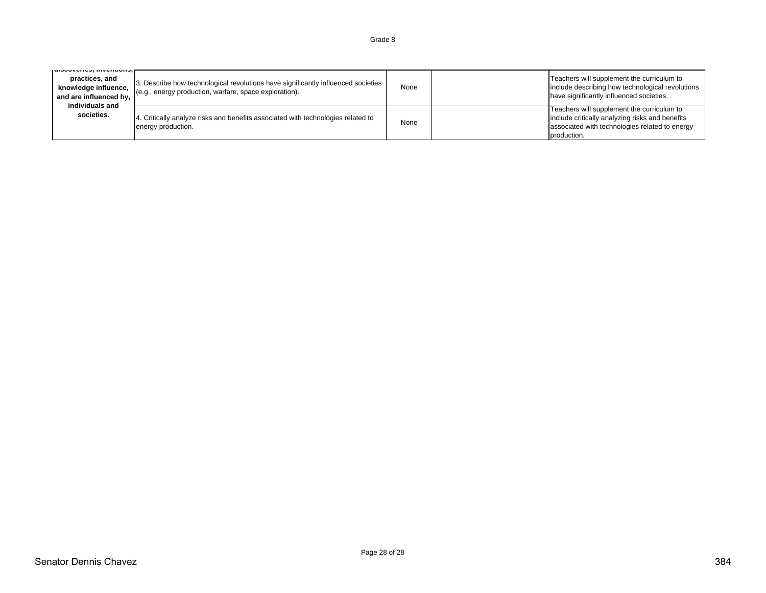| | | | | |
|---|---|---|---|---|
| discoveries, inventions, practices, and knowledge influence, and are influenced by, individuals and societies. | 3. Describe how technological revolutions have significantly influenced societies (e.g., energy production, warfare, space exploration). | None | | Teachers will supplement the curriculum to include describing how technological revolutions have significantly influenced societies. |
| | 4. Critically analyze risks and benefits associated with technologies related to energy production. | None | | Teachers will supplement the curriculum to include critically analyzing risks and benefits associated with technologies related to energy production. |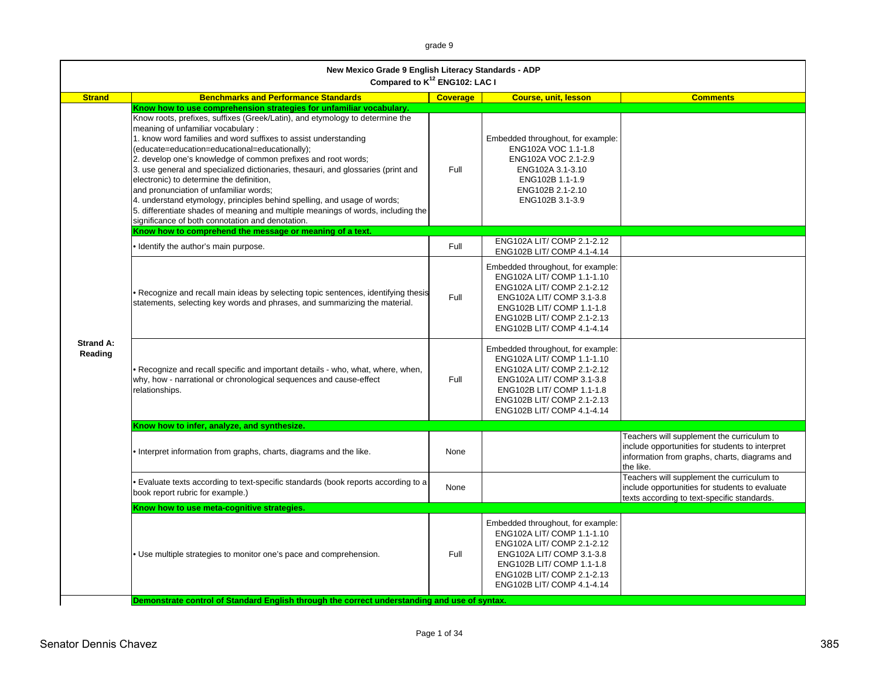| Strand | Benchmarks and Performance Standards | Coverage | Course, unit, lesson | Comments |
|---|---|---|---|---|
| **New Mexico Grade 9 English Literacy Standards - ADP Compared to K[12] ENG102: LAC I** | | | | |
| Strand A: Reading | **Know how to use comprehension strategies for unfamiliar vocabulary.** | | | |
| | Know roots, prefixes, suffixes (Greek/Latin), and etymology to determine the meaning of unfamiliar vocabulary :<br>1. know word families and word suffixes to assist understanding (educate=education=educational=educationally);<br>2. develop one's knowledge of common prefixes and root words;<br>3. use general and specialized dictionaries, thesauri, and glossaries (print and electronic) to determine the definition, and pronunciation of unfamiliar words;<br>4. understand etymology, principles behind spelling, and usage of words;<br>5. differentiate shades of meaning and multiple meanings of words, including the significance of both connotation and denotation. | Full | Embedded throughout, for example:<br>ENG102A VOC 1.1-1.8<br>ENG102A VOC 2.1-2.9<br>ENG102A 3.1-3.10<br>ENG102B 1.1-1.9<br>ENG102B 2.1-2.10<br>ENG102B 3.1-3.9 | |
| | **Know how to comprehend the message or meaning of a text.** | | | |
| | • Identify the author's main purpose. | Full | ENG102A LIT/ COMP 2.1-2.12<br>ENG102B LIT/ COMP 4.1-4.14 | |
| | • Recognize and recall main ideas by selecting topic sentences, identifying thesis statements, selecting key words and phrases, and summarizing the material. | Full | Embedded throughout, for example:<br>ENG102A LIT/ COMP 1.1-1.10<br>ENG102A LIT/ COMP 2.1-2.12<br>ENG102A LIT/ COMP 3.1-3.8<br>ENG102B LIT/ COMP 1.1-1.8<br>ENG102B LIT/ COMP 2.1-2.13<br>ENG102B LIT/ COMP 4.1-4.14 | |
| | • Recognize and recall specific and important details - who, what, where, when, why, how - narrational or chronological sequences and cause-effect relationships. | Full | Embedded throughout, for example:<br>ENG102A LIT/ COMP 1.1-1.10<br>ENG102A LIT/ COMP 2.1-2.12<br>ENG102A LIT/ COMP 3.1-3.8<br>ENG102B LIT/ COMP 1.1-1.8<br>ENG102B LIT/ COMP 2.1-2.13<br>ENG102B LIT/ COMP 4.1-4.14 | |
| | **Know how to infer, analyze, and synthesize.** | | | |
| | • Interpret information from graphs, charts, diagrams and the like. | None | | Teachers will supplement the curriculum to include opportunities for students to interpret information from graphs, charts, diagrams and the like. |
| | • Evaluate texts according to text-specific standards (book reports according to a book report rubric for example.) | None | | Teachers will supplement the curriculum to include opportunities for students to evaluate texts according to text-specific standards. |
| | **Know how to use meta-cognitive strategies.** | | | |
| | • Use multiple strategies to monitor one's pace and comprehension. | Full | Embedded throughout, for example:<br>ENG102A LIT/ COMP 1.1-1.10<br>ENG102A LIT/ COMP 2.1-2.12<br>ENG102A LIT/ COMP 3.1-3.8<br>ENG102B LIT/ COMP 1.1-1.8<br>ENG102B LIT/ COMP 2.1-2.13<br>ENG102B LIT/ COMP 4.1-4.14 | |
| | **Demonstrate control of Standard English through the correct understanding and use of syntax.** | | | |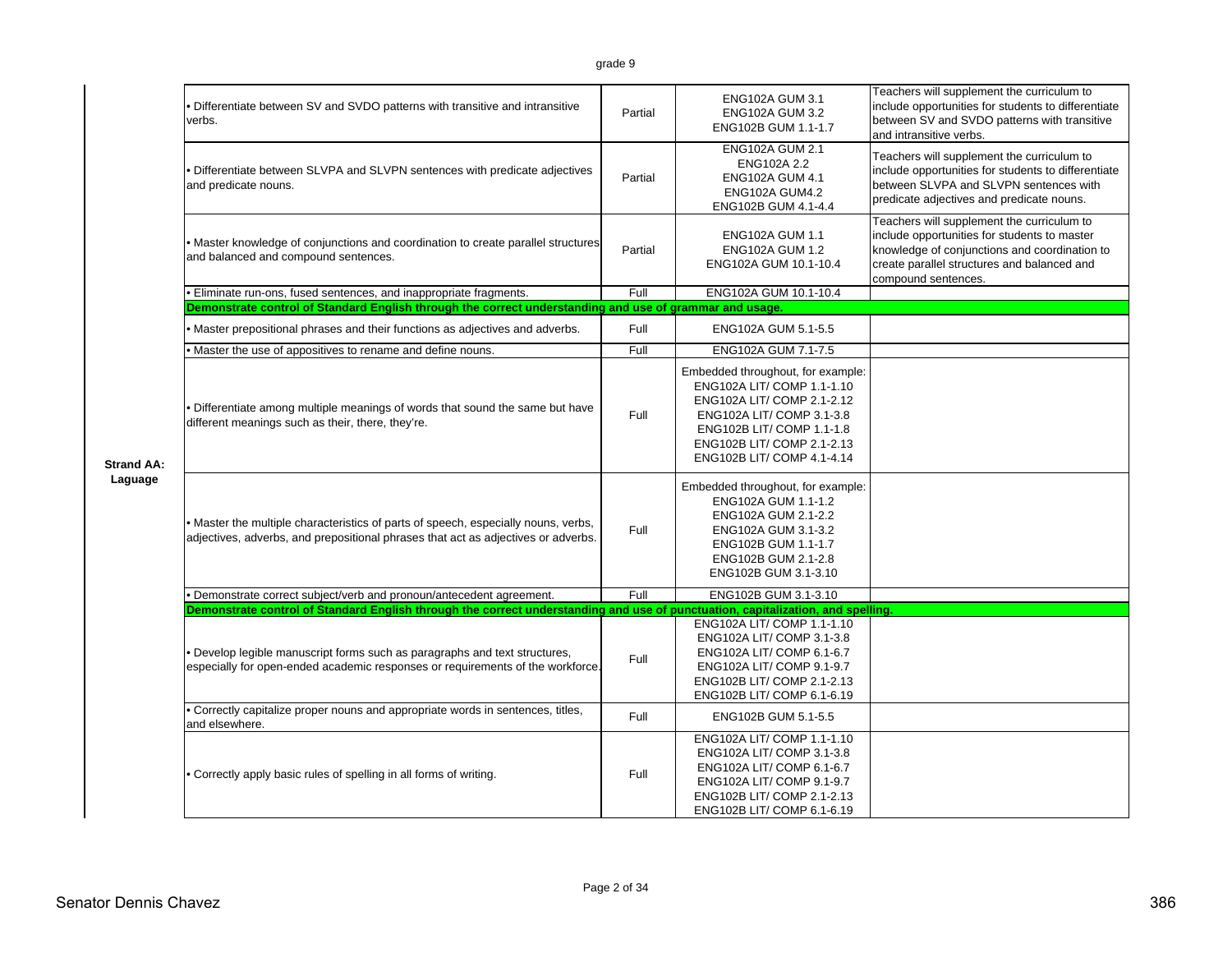grade 9

| Strand | Standard | Alignment | Course Reference | Notes |
|---|---|---|---|---|
| Strand AA: Laguage | • Differentiate between SV and SVDO patterns with transitive and intransitive verbs. | Partial | ENG102A GUM 3.1<br>ENG102A GUM 3.2<br>ENG102B GUM 1.1-1.7 | Teachers will supplement the curriculum to include opportunities for students to differentiate between SV and SVDO patterns with transitive and intransitive verbs. |
| | • Differentiate between SLVPA and SLVPN sentences with predicate adjectives and predicate nouns. | Partial | ENG102A GUM 2.1<br>ENG102A 2.2<br>ENG102A GUM 4.1<br>ENG102A GUM4.2<br>ENG102B GUM 4.1-4.4 | Teachers will supplement the curriculum to include opportunities for students to differentiate between SLVPA and SLVPN sentences with predicate adjectives and predicate nouns. |
| | • Master knowledge of conjunctions and coordination to create parallel structures and balanced and compound sentences. | Partial | ENG102A GUM 1.1<br>ENG102A GUM 1.2<br>ENG102A GUM 10.1-10.4 | Teachers will supplement the curriculum to include opportunities for students to master knowledge of conjunctions and coordination to create parallel structures and balanced and compound sentences. |
| | • Eliminate run-ons, fused sentences, and inappropriate fragments. | Full | ENG102A GUM 10.1-10.4 | |
| | **Demonstrate control of Standard English through the correct understanding and use of grammar and usage.** | | | |
| | • Master prepositional phrases and their functions as adjectives and adverbs. | Full | ENG102A GUM 5.1-5.5 | |
| | • Master the use of appositives to rename and define nouns. | Full | ENG102A GUM 7.1-7.5 | |
| | • Differentiate among multiple meanings of words that sound the same but have different meanings such as their, there, they're. | Full | Embedded throughout, for example:<br>ENG102A LIT/ COMP 1.1-1.10<br>ENG102A LIT/ COMP 2.1-2.12<br>ENG102A LIT/ COMP 3.1-3.8<br>ENG102B LIT/ COMP 1.1-1.8<br>ENG102B LIT/ COMP 2.1-2.13<br>ENG102B LIT/ COMP 4.1-4.14 | |
| | • Master the multiple characteristics of parts of speech, especially nouns, verbs, adjectives, adverbs, and prepositional phrases that act as adjectives or adverbs. | Full | Embedded throughout, for example:<br>ENG102A GUM 1.1-1.2<br>ENG102A GUM 2.1-2.2<br>ENG102A GUM 3.1-3.2<br>ENG102B GUM 1.1-1.7<br>ENG102B GUM 2.1-2.8<br>ENG102B GUM 3.1-3.10 | |
| | • Demonstrate correct subject/verb and pronoun/antecedent agreement. | Full | ENG102B GUM 3.1-3.10 | |
| | **Demonstrate control of Standard English through the correct understanding and use of punctuation, capitalization, and spelling.** | | | |
| | • Develop legible manuscript forms such as paragraphs and text structures, especially for open-ended academic responses or requirements of the workforce. | Full | ENG102A LIT/ COMP 1.1-1.10<br>ENG102A LIT/ COMP 3.1-3.8<br>ENG102A LIT/ COMP 6.1-6.7<br>ENG102A LIT/ COMP 9.1-9.7<br>ENG102B LIT/ COMP 2.1-2.13<br>ENG102B LIT/ COMP 6.1-6.19 | |
| | • Correctly capitalize proper nouns and appropriate words in sentences, titles, and elsewhere. | Full | ENG102B GUM 5.1-5.5 | |
| | • Correctly apply basic rules of spelling in all forms of writing. | Full | ENG102A LIT/ COMP 1.1-1.10<br>ENG102A LIT/ COMP 3.1-3.8<br>ENG102A LIT/ COMP 6.1-6.7<br>ENG102A LIT/ COMP 9.1-9.7<br>ENG102B LIT/ COMP 2.1-2.13<br>ENG102B LIT/ COMP 6.1-6.19 | |

Senator Dennis Chavez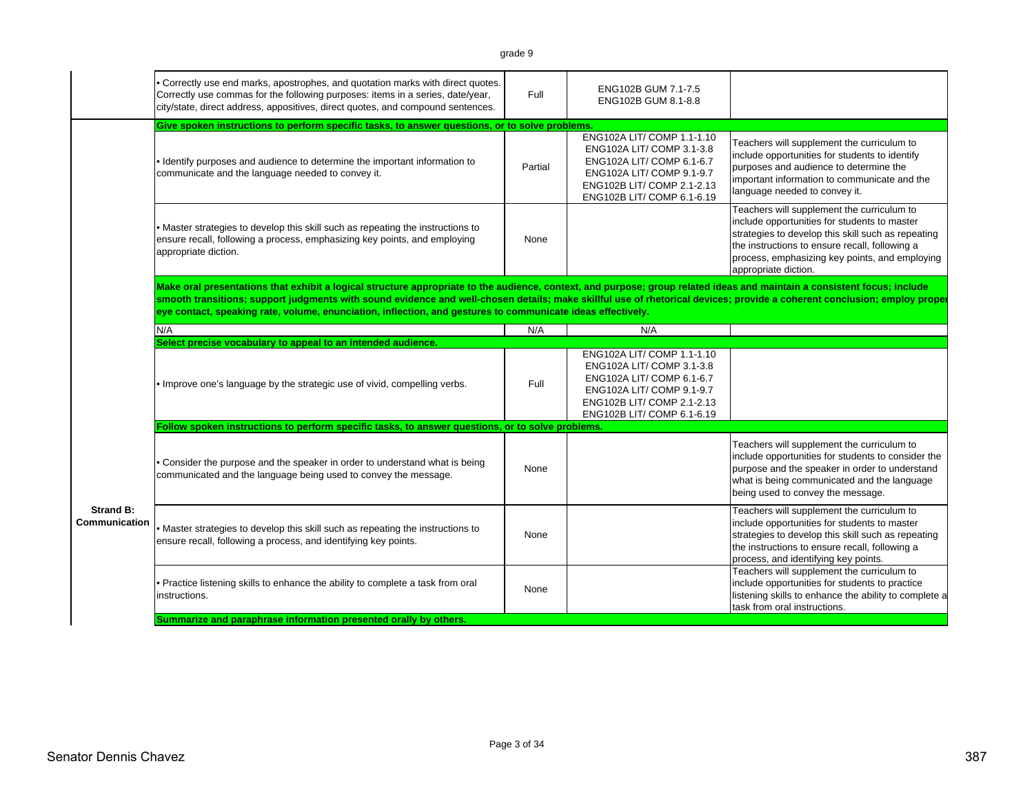grade 9

| | | | | |
|---|---|---|---|---|
| | • Correctly use end marks, apostrophes, and quotation marks with direct quotes. Correctly use commas for the following purposes: items in a series, date/year, city/state, direct address, appositives, direct quotes, and compound sentences. | Full | ENG102B GUM 7.1-7.5<br>ENG102B GUM 8.1-8.8 | |
| **Strand B: Communication** | **Give spoken instructions to perform specific tasks, to answer questions, or to solve problems.** | | | |
| | • Identify purposes and audience to determine the important information to communicate and the language needed to convey it. | Partial | ENG102A LIT/ COMP 1.1-1.10<br>ENG102A LIT/ COMP 3.1-3.8<br>ENG102A LIT/ COMP 6.1-6.7<br>ENG102A LIT/ COMP 9.1-9.7<br>ENG102B LIT/ COMP 2.1-2.13<br>ENG102B LIT/ COMP 6.1-6.19 | Teachers will supplement the curriculum to include opportunities for students to identify purposes and audience to determine the important information to communicate and the language needed to convey it. |
| | • Master strategies to develop this skill such as repeating the instructions to ensure recall, following a process, emphasizing key points, and employing appropriate diction. | None | | Teachers will supplement the curriculum to include opportunities for students to master strategies to develop this skill such as repeating the instructions to ensure recall, following a process, emphasizing key points, and employing appropriate diction. |
| | **Make oral presentations that exhibit a logical structure appropriate to the audience, context, and purpose; group related ideas and maintain a consistent focus; include smooth transitions; support judgments with sound evidence and well-chosen details; make skillful use of rhetorical devices; provide a coherent conclusion; employ proper eye contact, speaking rate, volume, enunciation, inflection, and gestures to communicate ideas effectively.** | | | |
| | N/A | N/A | N/A | |
| | **Select precise vocabulary to appeal to an intended audience.** | | | |
| | • Improve one's language by the strategic use of vivid, compelling verbs. | Full | ENG102A LIT/ COMP 1.1-1.10<br>ENG102A LIT/ COMP 3.1-3.8<br>ENG102A LIT/ COMP 6.1-6.7<br>ENG102A LIT/ COMP 9.1-9.7<br>ENG102B LIT/ COMP 2.1-2.13<br>ENG102B LIT/ COMP 6.1-6.19 | |
| | **Follow spoken instructions to perform specific tasks, to answer questions, or to solve problems.** | | | |
| | • Consider the purpose and the speaker in order to understand what is being communicated and the language being used to convey the message. | None | | Teachers will supplement the curriculum to include opportunities for students to consider the purpose and the speaker in order to understand what is being communicated and the language being used to convey the message. |
| | • Master strategies to develop this skill such as repeating the instructions to ensure recall, following a process, and identifying key points. | None | | Teachers will supplement the curriculum to include opportunities for students to master strategies to develop this skill such as repeating the instructions to ensure recall, following a process, and identifying key points. |
| | • Practice listening skills to enhance the ability to complete a task from oral instructions. | None | | Teachers will supplement the curriculum to include opportunities for students to practice listening skills to enhance the ability to complete a task from oral instructions. |
| | **Summarize and paraphrase information presented orally by others.** | | | |

Senator Dennis Chavez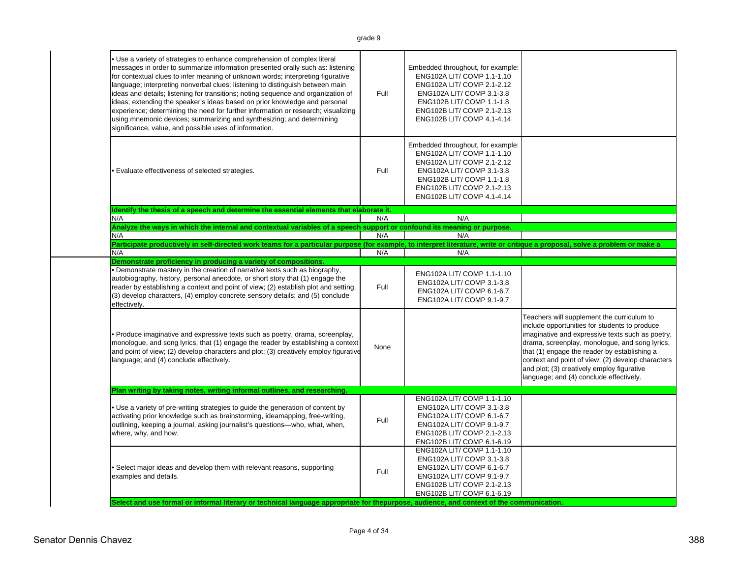| | | | |
|---|---|---|---|
| • Use a variety of strategies to enhance comprehension of complex literal messages in order to summarize information presented orally such as: listening for contextual clues to infer meaning of unknown words; interpreting figurative language; interpreting nonverbal clues; listening to distinguish between main ideas and details; listening for transitions; noting sequence and organization of ideas; extending the speaker's ideas based on prior knowledge and personal experience; determining the need for further information or research; visualizing using mnemonic devices; summarizing and synthesizing; and determining significance, value, and possible uses of information. | Full | Embedded throughout, for example: ENG102A LIT/ COMP 1.1-1.10 ENG102A LIT/ COMP 2.1-2.12 ENG102A LIT/ COMP 3.1-3.8 ENG102B LIT/ COMP 1.1-1.8 ENG102B LIT/ COMP 2.1-2.13 ENG102B LIT/ COMP 4.1-4.14 | |
| • Evaluate effectiveness of selected strategies. | Full | Embedded throughout, for example: ENG102A LIT/ COMP 1.1-1.10 ENG102A LIT/ COMP 2.1-2.12 ENG102A LIT/ COMP 3.1-3.8 ENG102B LIT/ COMP 1.1-1.8 ENG102B LIT/ COMP 2.1-2.13 ENG102B LIT/ COMP 4.1-4.14 | |
| **Identify the thesis of a speech and determine the essential elements that elaborate it.** | | | |
| N/A | N/A | N/A | |
| **Analyze the ways in which the internal and contextual variables of a speech support or confound its meaning or purpose.** | | | |
| N/A | N/A | N/A | |
| **Participate productively in self-directed work teams for a particular purpose (for example, to interpret literature, write or critique a proposal, solve a problem or make a** | | | |
| N/A | N/A | N/A | |
| **Demonstrate proficiency in producing a variety of compositions.** | | | |
| • Demonstrate mastery in the creation of narrative texts such as biography, autobiography, history, personal anecdote, or short story that (1) engage the reader by establishing a context and point of view; (2) establish plot and setting, (3) develop characters, (4) employ concrete sensory details; and (5) conclude effectively. | Full | ENG102A LIT/ COMP 1.1-1.10 ENG102A LIT/ COMP 3.1-3.8 ENG102A LIT/ COMP 6.1-6.7 ENG102A LIT/ COMP 9.1-9.7 | |
| • Produce imaginative and expressive texts such as poetry, drama, screenplay, monologue, and song lyrics, that (1) engage the reader by establishing a context and point of view; (2) develop characters and plot; (3) creatively employ figurative language; and (4) conclude effectively. | None | | Teachers will supplement the curriculum to include opportunities for students to produce imaginative and expressive texts such as poetry, drama, screenplay, monologue, and song lyrics, that (1) engage the reader by establishing a context and point of view; (2) develop characters and plot; (3) creatively employ figurative language; and (4) conclude effectively. |
| **Plan writing by taking notes, writing informal outlines, and researching.** | | | |
| • Use a variety of pre-writing strategies to guide the generation of content by activating prior knowledge such as brainstorming, ideamapping, free-writing, outlining, keeping a journal, asking journalist's questions—who, what, when, where, why, and how. | Full | ENG102A LIT/ COMP 1.1-1.10 ENG102A LIT/ COMP 3.1-3.8 ENG102A LIT/ COMP 6.1-6.7 ENG102A LIT/ COMP 9.1-9.7 ENG102B LIT/ COMP 2.1-2.13 ENG102B LIT/ COMP 6.1-6.19 | |
| • Select major ideas and develop them with relevant reasons, supporting examples and details. | Full | ENG102A LIT/ COMP 1.1-1.10 ENG102A LIT/ COMP 3.1-3.8 ENG102A LIT/ COMP 6.1-6.7 ENG102A LIT/ COMP 9.1-9.7 ENG102B LIT/ COMP 2.1-2.13 ENG102B LIT/ COMP 6.1-6.19 | |
| **Select and use formal or informal literary or technical language appropriate for thepurpose, audience, and context of the communication.** | | | |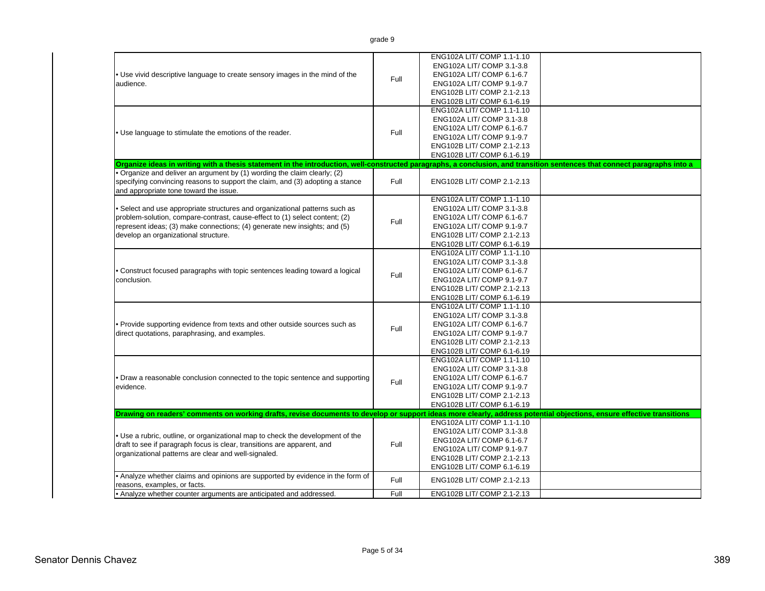| | | | |
|---|---|---|---|
| • Use vivid descriptive language to create sensory images in the mind of the audience. | Full | ENG102A LIT/ COMP 1.1-1.10<br>ENG102A LIT/ COMP 3.1-3.8<br>ENG102A LIT/ COMP 6.1-6.7<br>ENG102A LIT/ COMP 9.1-9.7<br>ENG102B LIT/ COMP 2.1-2.13<br>ENG102B LIT/ COMP 6.1-6.19 | |
| • Use language to stimulate the emotions of the reader. | Full | ENG102A LIT/ COMP 1.1-1.10<br>ENG102A LIT/ COMP 3.1-3.8<br>ENG102A LIT/ COMP 6.1-6.7<br>ENG102A LIT/ COMP 9.1-9.7<br>ENG102B LIT/ COMP 2.1-2.13<br>ENG102B LIT/ COMP 6.1-6.19 | |
| **Organize ideas in writing with a thesis statement in the introduction, well-constructed paragraphs, a conclusion, and transition sentences that connect paragraphs into a** | | | |
| • Organize and deliver an argument by (1) wording the claim clearly; (2) specifying convincing reasons to support the claim, and (3) adopting a stance and appropriate tone toward the issue. | Full | ENG102B LIT/ COMP 2.1-2.13 | |
| • Select and use appropriate structures and organizational patterns such as problem-solution, compare-contrast, cause-effect to (1) select content; (2) represent ideas; (3) make connections; (4) generate new insights; and (5) develop an organizational structure. | Full | ENG102A LIT/ COMP 1.1-1.10<br>ENG102A LIT/ COMP 3.1-3.8<br>ENG102A LIT/ COMP 6.1-6.7<br>ENG102A LIT/ COMP 9.1-9.7<br>ENG102B LIT/ COMP 2.1-2.13<br>ENG102B LIT/ COMP 6.1-6.19 | |
| • Construct focused paragraphs with topic sentences leading toward a logical conclusion. | Full | ENG102A LIT/ COMP 1.1-1.10<br>ENG102A LIT/ COMP 3.1-3.8<br>ENG102A LIT/ COMP 6.1-6.7<br>ENG102A LIT/ COMP 9.1-9.7<br>ENG102B LIT/ COMP 2.1-2.13<br>ENG102B LIT/ COMP 6.1-6.19 | |
| • Provide supporting evidence from texts and other outside sources such as direct quotations, paraphrasing, and examples. | Full | ENG102A LIT/ COMP 1.1-1.10<br>ENG102A LIT/ COMP 3.1-3.8<br>ENG102A LIT/ COMP 6.1-6.7<br>ENG102A LIT/ COMP 9.1-9.7<br>ENG102B LIT/ COMP 2.1-2.13<br>ENG102B LIT/ COMP 6.1-6.19 | |
| • Draw a reasonable conclusion connected to the topic sentence and supporting evidence. | Full | ENG102A LIT/ COMP 1.1-1.10<br>ENG102A LIT/ COMP 3.1-3.8<br>ENG102A LIT/ COMP 6.1-6.7<br>ENG102A LIT/ COMP 9.1-9.7<br>ENG102B LIT/ COMP 2.1-2.13<br>ENG102B LIT/ COMP 6.1-6.19 | |
| **Drawing on readers' comments on working drafts, revise documents to develop or support ideas more clearly, address potential objections, ensure effective transitions** | | | |
| • Use a rubric, outline, or organizational map to check the development of the draft to see if paragraph focus is clear, transitions are apparent, and organizational patterns are clear and well-signaled. | Full | ENG102A LIT/ COMP 1.1-1.10<br>ENG102A LIT/ COMP 3.1-3.8<br>ENG102A LIT/ COMP 6.1-6.7<br>ENG102A LIT/ COMP 9.1-9.7<br>ENG102B LIT/ COMP 2.1-2.13<br>ENG102B LIT/ COMP 6.1-6.19 | |
| • Analyze whether claims and opinions are supported by evidence in the form of reasons, examples, or facts. | Full | ENG102B LIT/ COMP 2.1-2.13 | |
| • Analyze whether counter arguments are anticipated and addressed. | Full | ENG102B LIT/ COMP 2.1-2.13 | |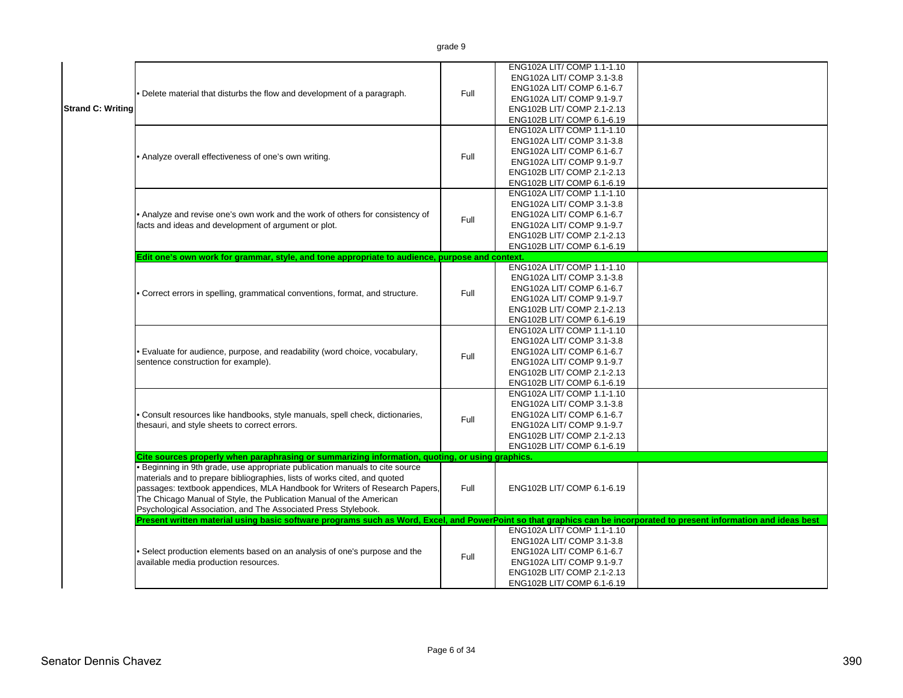| | | | | |
|---|---|---|---|---|
| **Strand C: Writing** | • Delete material that disturbs the flow and development of a paragraph. | Full | ENG102A LIT/ COMP 1.1-1.10<br>ENG102A LIT/ COMP 3.1-3.8<br>ENG102A LIT/ COMP 6.1-6.7<br>ENG102A LIT/ COMP 9.1-9.7<br>ENG102B LIT/ COMP 2.1-2.13<br>ENG102B LIT/ COMP 6.1-6.19 | |
| | • Analyze overall effectiveness of one's own writing. | Full | ENG102A LIT/ COMP 1.1-1.10<br>ENG102A LIT/ COMP 3.1-3.8<br>ENG102A LIT/ COMP 6.1-6.7<br>ENG102A LIT/ COMP 9.1-9.7<br>ENG102B LIT/ COMP 2.1-2.13<br>ENG102B LIT/ COMP 6.1-6.19 | |
| | • Analyze and revise one's own work and the work of others for consistency of facts and ideas and development of argument or plot. | Full | ENG102A LIT/ COMP 1.1-1.10<br>ENG102A LIT/ COMP 3.1-3.8<br>ENG102A LIT/ COMP 6.1-6.7<br>ENG102A LIT/ COMP 9.1-9.7<br>ENG102B LIT/ COMP 2.1-2.13<br>ENG102B LIT/ COMP 6.1-6.19 | |
| | **Edit one's own work for grammar, style, and tone appropriate to audience, purpose and context.** | | | |
| | • Correct errors in spelling, grammatical conventions, format, and structure. | Full | ENG102A LIT/ COMP 1.1-1.10<br>ENG102A LIT/ COMP 3.1-3.8<br>ENG102A LIT/ COMP 6.1-6.7<br>ENG102A LIT/ COMP 9.1-9.7<br>ENG102B LIT/ COMP 2.1-2.13<br>ENG102B LIT/ COMP 6.1-6.19 | |
| | • Evaluate for audience, purpose, and readability (word choice, vocabulary, sentence construction for example). | Full | ENG102A LIT/ COMP 1.1-1.10<br>ENG102A LIT/ COMP 3.1-3.8<br>ENG102A LIT/ COMP 6.1-6.7<br>ENG102A LIT/ COMP 9.1-9.7<br>ENG102B LIT/ COMP 2.1-2.13<br>ENG102B LIT/ COMP 6.1-6.19 | |
| | • Consult resources like handbooks, style manuals, spell check, dictionaries, thesauri, and style sheets to correct errors. | Full | ENG102A LIT/ COMP 1.1-1.10<br>ENG102A LIT/ COMP 3.1-3.8<br>ENG102A LIT/ COMP 6.1-6.7<br>ENG102A LIT/ COMP 9.1-9.7<br>ENG102B LIT/ COMP 2.1-2.13<br>ENG102B LIT/ COMP 6.1-6.19 | |
| | **Cite sources properly when paraphrasing or summarizing information, quoting, or using graphics.** | | | |
| | • Beginning in 9th grade, use appropriate publication manuals to cite source materials and to prepare bibliographies, lists of works cited, and quoted passages: textbook appendices, MLA Handbook for Writers of Research Papers, The Chicago Manual of Style, the Publication Manual of the American Psychological Association, and The Associated Press Stylebook. | Full | ENG102B LIT/ COMP 6.1-6.19 | |
| | **Present written material using basic software programs such as Word, Excel, and PowerPoint so that graphics can be incorporated to present information and ideas best** | | | |
| | • Select production elements based on an analysis of one's purpose and the available media production resources. | Full | ENG102A LIT/ COMP 1.1-1.10<br>ENG102A LIT/ COMP 3.1-3.8<br>ENG102A LIT/ COMP 6.1-6.7<br>ENG102A LIT/ COMP 9.1-9.7<br>ENG102B LIT/ COMP 2.1-2.13<br>ENG102B LIT/ COMP 6.1-6.19 | |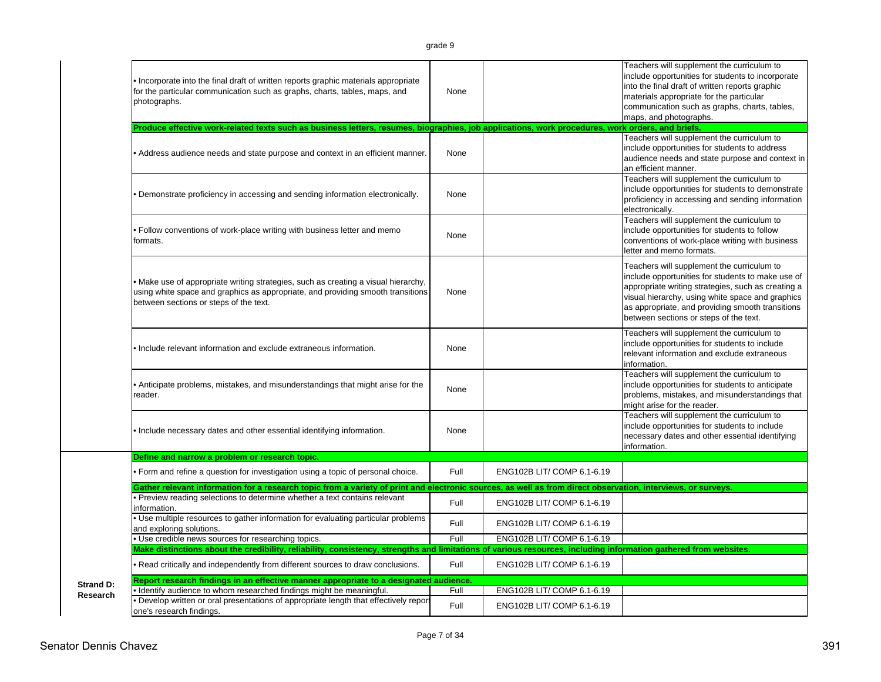| | | | | |
|---|---|---|---|---|
| | • Incorporate into the final draft of written reports graphic materials appropriate for the particular communication such as graphs, charts, tables, maps, and photographs. | None | | Teachers will supplement the curriculum to include opportunities for students to incorporate into the final draft of written reports graphic materials appropriate for the particular communication such as graphs, charts, tables, maps, and photographs. |
| | **Produce effective work-related texts such as business letters, resumes, biographies, job applications, work procedures, work orders, and briefs.** | | | |
| | • Address audience needs and state purpose and context in an efficient manner. | None | | Teachers will supplement the curriculum to include opportunities for students to address audience needs and state purpose and context in an efficient manner. |
| | • Demonstrate proficiency in accessing and sending information electronically. | None | | Teachers will supplement the curriculum to include opportunities for students to demonstrate proficiency in accessing and sending information electronically. |
| | • Follow conventions of work-place writing with business letter and memo formats. | None | | Teachers will supplement the curriculum to include opportunities for students to follow conventions of work-place writing with business letter and memo formats. |
| | • Make use of appropriate writing strategies, such as creating a visual hierarchy, using white space and graphics as appropriate, and providing smooth transitions between sections or steps of the text. | None | | Teachers will supplement the curriculum to include opportunities for students to make use of appropriate writing strategies, such as creating a visual hierarchy, using white space and graphics as appropriate, and providing smooth transitions between sections or steps of the text. |
| | • Include relevant information and exclude extraneous information. | None | | Teachers will supplement the curriculum to include opportunities for students to include relevant information and exclude extraneous information. |
| | • Anticipate problems, mistakes, and misunderstandings that might arise for the reader. | None | | Teachers will supplement the curriculum to include opportunities for students to anticipate problems, mistakes, and misunderstandings that might arise for the reader. |
| | • Include necessary dates and other essential identifying information. | None | | Teachers will supplement the curriculum to include opportunities for students to include necessary dates and other essential identifying information. |
| **Strand D: Research** | **Define and narrow a problem or research topic.** | | | |
| | • Form and refine a question for investigation using a topic of personal choice. | Full | ENG102B LIT/ COMP 6.1-6.19 | |
| | **Gather relevant information for a research topic from a variety of print and electronic sources, as well as from direct observation, interviews, or surveys.** | | | |
| | • Preview reading selections to determine whether a text contains relevant information. | Full | ENG102B LIT/ COMP 6.1-6.19 | |
| | • Use multiple resources to gather information for evaluating particular problems and exploring solutions. | Full | ENG102B LIT/ COMP 6.1-6.19 | |
| | • Use credible news sources for researching topics. | Full | ENG102B LIT/ COMP 6.1-6.19 | |
| | **Make distinctions about the credibility, reliability, consistency, strengths and limitations of various resources, including information gathered from websites.** | | | |
| | • Read critically and independently from different sources to draw conclusions. | Full | ENG102B LIT/ COMP 6.1-6.19 | |
| | **Report research findings in an effective manner appropriate to a designated audience.** | | | |
| | • Identify audience to whom researched findings might be meaningful. | Full | ENG102B LIT/ COMP 6.1-6.19 | |
| | • Develop written or oral presentations of appropriate length that effectively report one's research findings. | Full | ENG102B LIT/ COMP 6.1-6.19 | |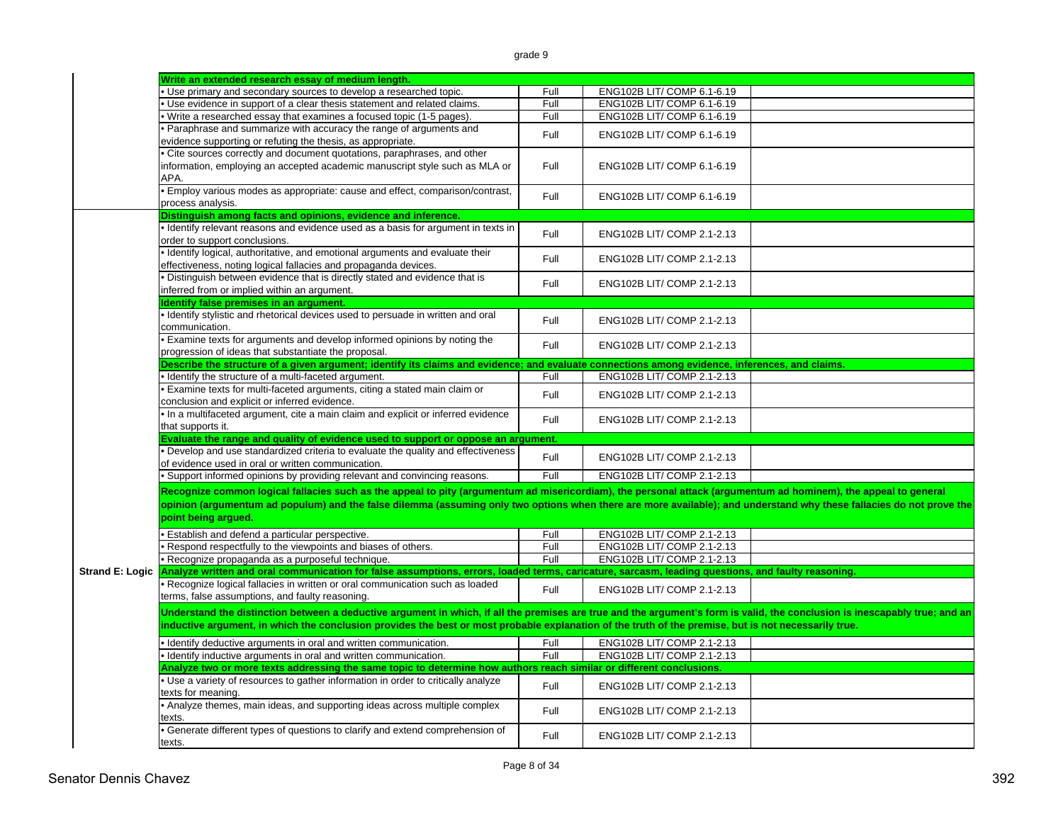| | Standard / Benchmark | Alignment | Course Reference | |
|---|---|---|---|---|
| | **Write an extended research essay of medium length.** | | | |
| | • Use primary and secondary sources to develop a researched topic. | Full | ENG102B LIT/ COMP 6.1-6.19 | |
| | • Use evidence in support of a clear thesis statement and related claims. | Full | ENG102B LIT/ COMP 6.1-6.19 | |
| | • Write a researched essay that examines a focused topic (1-5 pages). | Full | ENG102B LIT/ COMP 6.1-6.19 | |
| | • Paraphrase and summarize with accuracy the range of arguments and evidence supporting or refuting the thesis, as appropriate. | Full | ENG102B LIT/ COMP 6.1-6.19 | |
| | • Cite sources correctly and document quotations, paraphrases, and other information, employing an accepted academic manuscript style such as MLA or APA. | Full | ENG102B LIT/ COMP 6.1-6.19 | |
| | • Employ various modes as appropriate: cause and effect, comparison/contrast, process analysis. | Full | ENG102B LIT/ COMP 6.1-6.19 | |
| Strand E: Logic | **Distinguish among facts and opinions, evidence and inference.** | | | |
| | • Identify relevant reasons and evidence used as a basis for argument in texts in order to support conclusions. | Full | ENG102B LIT/ COMP 2.1-2.13 | |
| | • Identify logical, authoritative, and emotional arguments and evaluate their effectiveness, noting logical fallacies and propaganda devices. | Full | ENG102B LIT/ COMP 2.1-2.13 | |
| | • Distinguish between evidence that is directly stated and evidence that is inferred from or implied within an argument. | Full | ENG102B LIT/ COMP 2.1-2.13 | |
| | **Identify false premises in an argument.** | | | |
| | • Identify stylistic and rhetorical devices used to persuade in written and oral communication. | Full | ENG102B LIT/ COMP 2.1-2.13 | |
| | • Examine texts for arguments and develop informed opinions by noting the progression of ideas that substantiate the proposal. | Full | ENG102B LIT/ COMP 2.1-2.13 | |
| | **Describe the structure of a given argument; identify its claims and evidence; and evaluate connections among evidence, inferences, and claims.** | | | |
| | • Identify the structure of a multi-faceted argument. | Full | ENG102B LIT/ COMP 2.1-2.13 | |
| | • Examine texts for multi-faceted arguments, citing a stated main claim or conclusion and explicit or inferred evidence. | Full | ENG102B LIT/ COMP 2.1-2.13 | |
| | • In a multifaceted argument, cite a main claim and explicit or inferred evidence that supports it. | Full | ENG102B LIT/ COMP 2.1-2.13 | |
| | **Evaluate the range and quality of evidence used to support or oppose an argument.** | | | |
| | • Develop and use standardized criteria to evaluate the quality and effectiveness of evidence used in oral or written communication. | Full | ENG102B LIT/ COMP 2.1-2.13 | |
| | • Support informed opinions by providing relevant and convincing reasons. | Full | ENG102B LIT/ COMP 2.1-2.13 | |
| | **Recognize common logical fallacies such as the appeal to pity (argumentum ad misericordiam), the personal attack (argumentum ad hominem), the appeal to general opinion (argumentum ad populum) and the false dilemma (assuming only two options when there are more available); and understand why these fallacies do not prove the point being argued.** | | | |
| | • Establish and defend a particular perspective. | Full | ENG102B LIT/ COMP 2.1-2.13 | |
| | • Respond respectfully to the viewpoints and biases of others. | Full | ENG102B LIT/ COMP 2.1-2.13 | |
| | • Recognize propaganda as a purposeful technique. | Full | ENG102B LIT/ COMP 2.1-2.13 | |
| | **Analyze written and oral communication for false assumptions, errors, loaded terms, caricature, sarcasm, leading questions, and faulty reasoning.** | | | |
| | • Recognize logical fallacies in written or oral communication such as loaded terms, false assumptions, and faulty reasoning. | Full | ENG102B LIT/ COMP 2.1-2.13 | |
| | **Understand the distinction between a deductive argument in which, if all the premises are true and the argument's form is valid, the conclusion is inescapably true; and an inductive argument, in which the conclusion provides the best or most probable explanation of the truth of the premise, but is not necessarily true.** | | | |
| | • Identify deductive arguments in oral and written communication. | Full | ENG102B LIT/ COMP 2.1-2.13 | |
| | • Identify inductive arguments in oral and written communication. | Full | ENG102B LIT/ COMP 2.1-2.13 | |
| | **Analyze two or more texts addressing the same topic to determine how authors reach similar or different conclusions.** | | | |
| | • Use a variety of resources to gather information in order to critically analyze texts for meaning. | Full | ENG102B LIT/ COMP 2.1-2.13 | |
| | • Analyze themes, main ideas, and supporting ideas across multiple complex texts. | Full | ENG102B LIT/ COMP 2.1-2.13 | |
| | • Generate different types of questions to clarify and extend comprehension of texts. | Full | ENG102B LIT/ COMP 2.1-2.13 | |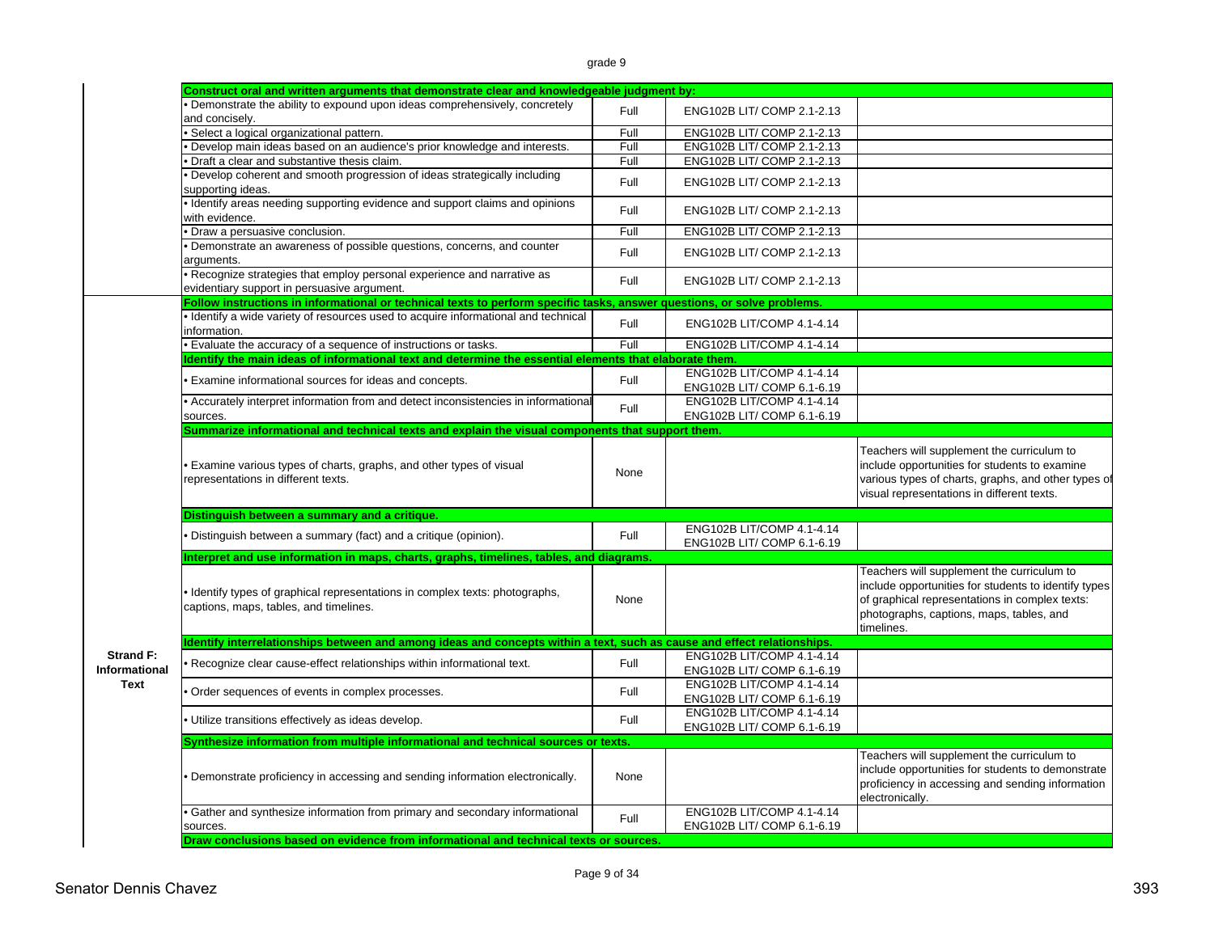| | | | | |
|---|---|---|---|---|
| | **Construct oral and written arguments that demonstrate clear and knowledgeable judgment by:** | | | |
| | • Demonstrate the ability to expound upon ideas comprehensively, concretely and concisely. | Full | ENG102B LIT/ COMP 2.1-2.13 | |
| | • Select a logical organizational pattern. | Full | ENG102B LIT/ COMP 2.1-2.13 | |
| | • Develop main ideas based on an audience's prior knowledge and interests. | Full | ENG102B LIT/ COMP 2.1-2.13 | |
| | • Draft a clear and substantive thesis claim. | Full | ENG102B LIT/ COMP 2.1-2.13 | |
| | • Develop coherent and smooth progression of ideas strategically including supporting ideas. | Full | ENG102B LIT/ COMP 2.1-2.13 | |
| | • Identify areas needing supporting evidence and support claims and opinions with evidence. | Full | ENG102B LIT/ COMP 2.1-2.13 | |
| | • Draw a persuasive conclusion. | Full | ENG102B LIT/ COMP 2.1-2.13 | |
| | • Demonstrate an awareness of possible questions, concerns, and counter arguments. | Full | ENG102B LIT/ COMP 2.1-2.13 | |
| | • Recognize strategies that employ personal experience and narrative as evidentiary support in persuasive argument. | Full | ENG102B LIT/ COMP 2.1-2.13 | |
| **Strand F: Informational Text** | **Follow instructions in informational or technical texts to perform specific tasks, answer questions, or solve problems.** | | | |
| | • Identify a wide variety of resources used to acquire informational and technical information. | Full | ENG102B LIT/COMP 4.1-4.14 | |
| | • Evaluate the accuracy of a sequence of instructions or tasks. | Full | ENG102B LIT/COMP 4.1-4.14 | |
| | **Identify the main ideas of informational text and determine the essential elements that elaborate them.** | | | |
| | • Examine informational sources for ideas and concepts. | Full | ENG102B LIT/COMP 4.1-4.14 ENG102B LIT/ COMP 6.1-6.19 | |
| | • Accurately interpret information from and detect inconsistencies in informational sources. | Full | ENG102B LIT/COMP 4.1-4.14 ENG102B LIT/ COMP 6.1-6.19 | |
| | **Summarize informational and technical texts and explain the visual components that support them.** | | | |
| | • Examine various types of charts, graphs, and other types of visual representations in different texts. | None | | Teachers will supplement the curriculum to include opportunities for students to examine various types of charts, graphs, and other types of visual representations in different texts. |
| | **Distinguish between a summary and a critique.** | | | |
| | • Distinguish between a summary (fact) and a critique (opinion). | Full | ENG102B LIT/COMP 4.1-4.14 ENG102B LIT/ COMP 6.1-6.19 | |
| | **Interpret and use information in maps, charts, graphs, timelines, tables, and diagrams.** | | | |
| | • Identify types of graphical representations in complex texts: photographs, captions, maps, tables, and timelines. | None | | Teachers will supplement the curriculum to include opportunities for students to identify types of graphical representations in complex texts: photographs, captions, maps, tables, and timelines. |
| | **Identify interrelationships between and among ideas and concepts within a text, such as cause and effect relationships.** | | | |
| | • Recognize clear cause-effect relationships within informational text. | Full | ENG102B LIT/COMP 4.1-4.14 ENG102B LIT/ COMP 6.1-6.19 | |
| | • Order sequences of events in complex processes. | Full | ENG102B LIT/COMP 4.1-4.14 ENG102B LIT/ COMP 6.1-6.19 | |
| | • Utilize transitions effectively as ideas develop. | Full | ENG102B LIT/COMP 4.1-4.14 ENG102B LIT/ COMP 6.1-6.19 | |
| | **Synthesize information from multiple informational and technical sources or texts.** | | | |
| | • Demonstrate proficiency in accessing and sending information electronically. | None | | Teachers will supplement the curriculum to include opportunities for students to demonstrate proficiency in accessing and sending information electronically. |
| | • Gather and synthesize information from primary and secondary informational sources. | Full | ENG102B LIT/COMP 4.1-4.14 ENG102B LIT/ COMP 6.1-6.19 | |
| | **Draw conclusions based on evidence from informational and technical texts or sources.** | | | |

Senator Dennis Chavez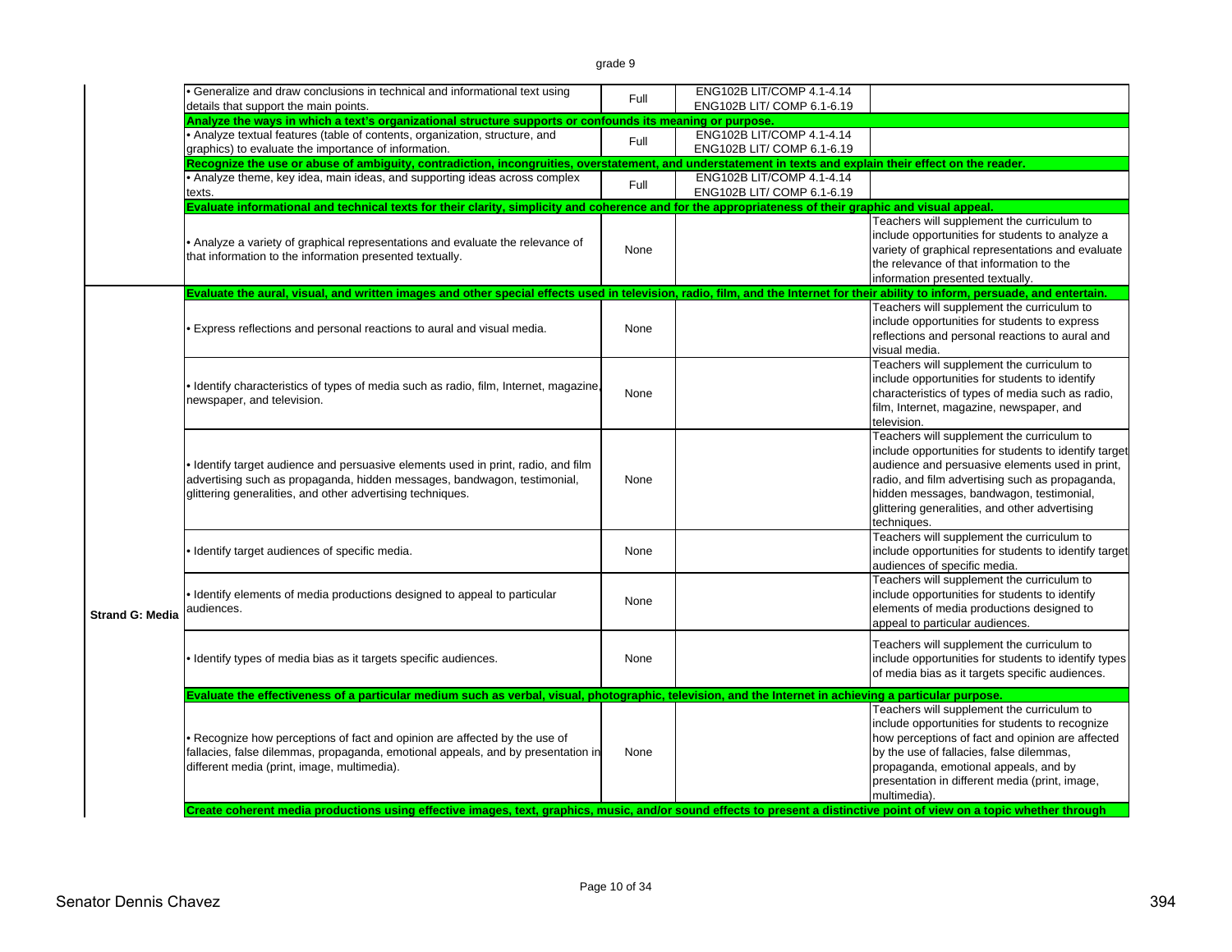grade 9

| | | | | |
|---|---|---|---|---|
| | • Generalize and draw conclusions in technical and informational text using details that support the main points. | Full | ENG102B LIT/COMP 4.1-4.14<br>ENG102B LIT/ COMP 6.1-6.19 | |
| | **Analyze the ways in which a text's organizational structure supports or confounds its meaning or purpose.** | | | |
| | • Analyze textual features (table of contents, organization, structure, and graphics) to evaluate the importance of information. | Full | ENG102B LIT/COMP 4.1-4.14<br>ENG102B LIT/ COMP 6.1-6.19 | |
| | **Recognize the use or abuse of ambiguity, contradiction, incongruities, overstatement, and understatement in texts and explain their effect on the reader.** | | | |
| | • Analyze theme, key idea, main ideas, and supporting ideas across complex texts. | Full | ENG102B LIT/COMP 4.1-4.14<br>ENG102B LIT/ COMP 6.1-6.19 | |
| | **Evaluate informational and technical texts for their clarity, simplicity and coherence and for the appropriateness of their graphic and visual appeal.** | | | |
| | • Analyze a variety of graphical representations and evaluate the relevance of that information to the information presented textually. | None | | Teachers will supplement the curriculum to include opportunities for students to analyze a variety of graphical representations and evaluate the relevance of that information to the information presented textually. |
| Strand G: Media | **Evaluate the aural, visual, and written images and other special effects used in television, radio, film, and the Internet for their ability to inform, persuade, and entertain.** | | | |
| | • Express reflections and personal reactions to aural and visual media. | None | | Teachers will supplement the curriculum to include opportunities for students to express reflections and personal reactions to aural and visual media. |
| | • Identify characteristics of types of media such as radio, film, Internet, magazine, newspaper, and television. | None | | Teachers will supplement the curriculum to include opportunities for students to identify characteristics of types of media such as radio, film, Internet, magazine, newspaper, and television. |
| | • Identify target audience and persuasive elements used in print, radio, and film advertising such as propaganda, hidden messages, bandwagon, testimonial, glittering generalities, and other advertising techniques. | None | | Teachers will supplement the curriculum to include opportunities for students to identify target audience and persuasive elements used in print, radio, and film advertising such as propaganda, hidden messages, bandwagon, testimonial, glittering generalities, and other advertising techniques. |
| | • Identify target audiences of specific media. | None | | Teachers will supplement the curriculum to include opportunities for students to identify target audiences of specific media. |
| | • Identify elements of media productions designed to appeal to particular audiences. | None | | Teachers will supplement the curriculum to include opportunities for students to identify elements of media productions designed to appeal to particular audiences. |
| | • Identify types of media bias as it targets specific audiences. | None | | Teachers will supplement the curriculum to include opportunities for students to identify types of media bias as it targets specific audiences. |
| | **Evaluate the effectiveness of a particular medium such as verbal, visual, photographic, television, and the Internet in achieving a particular purpose.** | | | |
| | • Recognize how perceptions of fact and opinion are affected by the use of fallacies, false dilemmas, propaganda, emotional appeals, and by presentation in different media (print, image, multimedia). | None | | Teachers will supplement the curriculum to include opportunities for students to recognize how perceptions of fact and opinion are affected by the use of fallacies, false dilemmas, propaganda, emotional appeals, and by presentation in different media (print, image, multimedia). |
| | **Create coherent media productions using effective images, text, graphics, music, and/or sound effects to present a distinctive point of view on a topic whether through** | | | |

Senator Dennis Chavez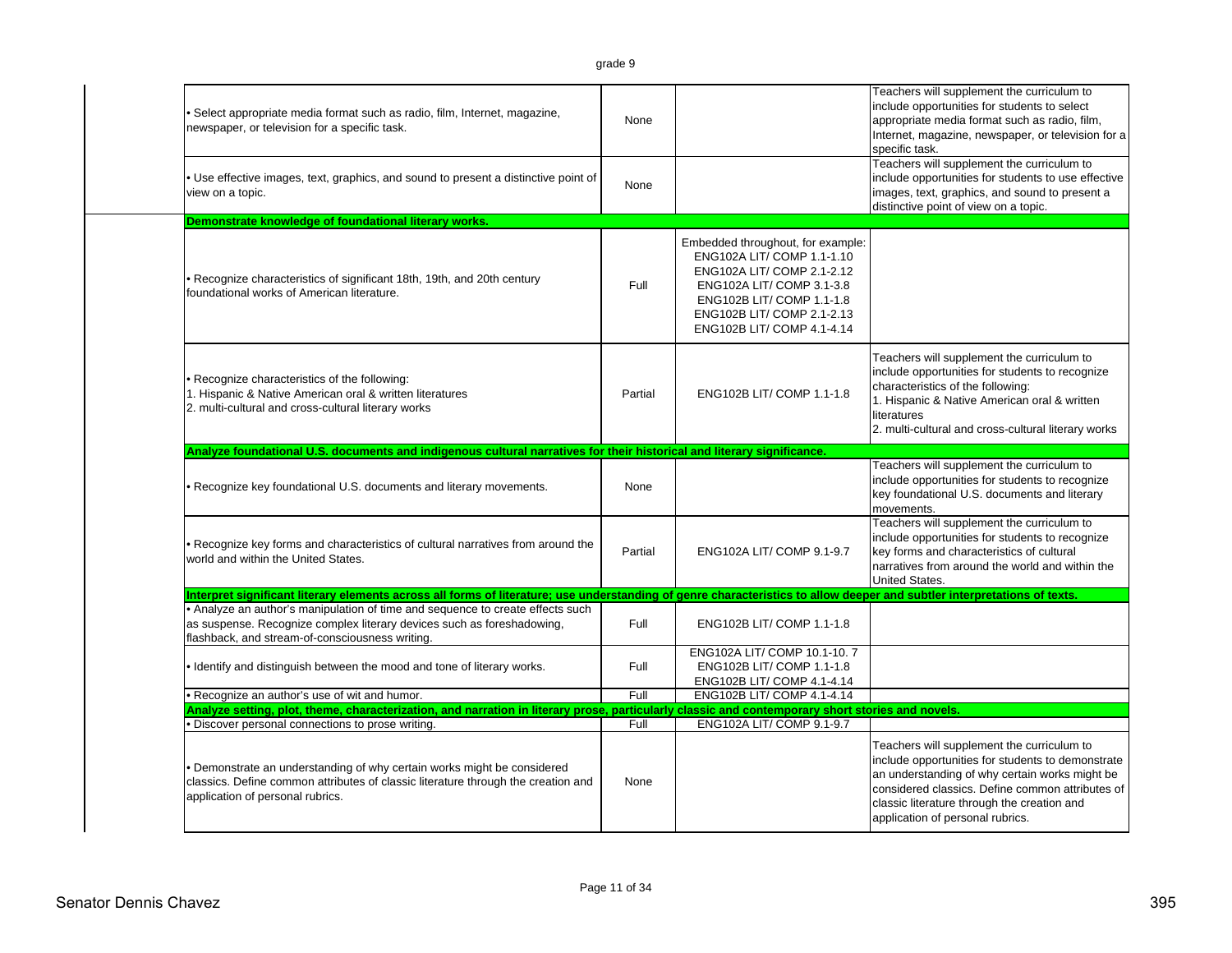grade 9

| Standard | Coverage | Location | Supplement |
|---|---|---|---|
| • Select appropriate media format such as radio, film, Internet, magazine, newspaper, or television for a specific task. | None | | Teachers will supplement the curriculum to include opportunities for students to select appropriate media format such as radio, film, Internet, magazine, newspaper, or television for a specific task. |
| • Use effective images, text, graphics, and sound to present a distinctive point of view on a topic. | None | | Teachers will supplement the curriculum to include opportunities for students to use effective images, text, graphics, and sound to present a distinctive point of view on a topic. |
| **Demonstrate knowledge of foundational literary works.** | | | |
| • Recognize characteristics of significant 18th, 19th, and 20th century foundational works of American literature. | Full | Embedded throughout, for example: ENG102A LIT/ COMP 1.1-1.10 ENG102A LIT/ COMP 2.1-2.12 ENG102A LIT/ COMP 3.1-3.8 ENG102B LIT/ COMP 1.1-1.8 ENG102B LIT/ COMP 2.1-2.13 ENG102B LIT/ COMP 4.1-4.14 | |
| • Recognize characteristics of the following: 1. Hispanic & Native American oral & written literatures 2. multi-cultural and cross-cultural literary works | Partial | ENG102B LIT/ COMP 1.1-1.8 | Teachers will supplement the curriculum to include opportunities for students to recognize characteristics of the following: 1. Hispanic & Native American oral & written literatures 2. multi-cultural and cross-cultural literary works |
| **Analyze foundational U.S. documents and indigenous cultural narratives for their historical and literary significance.** | | | |
| • Recognize key foundational U.S. documents and literary movements. | None | | Teachers will supplement the curriculum to include opportunities for students to recognize key foundational U.S. documents and literary movements. |
| • Recognize key forms and characteristics of cultural narratives from around the world and within the United States. | Partial | ENG102A LIT/ COMP 9.1-9.7 | Teachers will supplement the curriculum to include opportunities for students to recognize key forms and characteristics of cultural narratives from around the world and within the United States. |
| **Interpret significant literary elements across all forms of literature; use understanding of genre characteristics to allow deeper and subtler interpretations of texts.** | | | |
| • Analyze an author's manipulation of time and sequence to create effects such as suspense. Recognize complex literary devices such as foreshadowing, flashback, and stream-of-consciousness writing. | Full | ENG102B LIT/ COMP 1.1-1.8 | |
| • Identify and distinguish between the mood and tone of literary works. | Full | ENG102A LIT/ COMP 10.1-10. 7 ENG102B LIT/ COMP 1.1-1.8 ENG102B LIT/ COMP 4.1-4.14 | |
| • Recognize an author's use of wit and humor. | Full | ENG102B LIT/ COMP 4.1-4.14 | |
| **Analyze setting, plot, theme, characterization, and narration in literary prose, particularly classic and contemporary short stories and novels.** | | | |
| • Discover personal connections to prose writing. | Full | ENG102A LIT/ COMP 9.1-9.7 | |
| • Demonstrate an understanding of why certain works might be considered classics. Define common attributes of classic literature through the creation and application of personal rubrics. | None | | Teachers will supplement the curriculum to include opportunities for students to demonstrate an understanding of why certain works might be considered classics. Define common attributes of classic literature through the creation and application of personal rubrics. |

Senator Dennis Chavez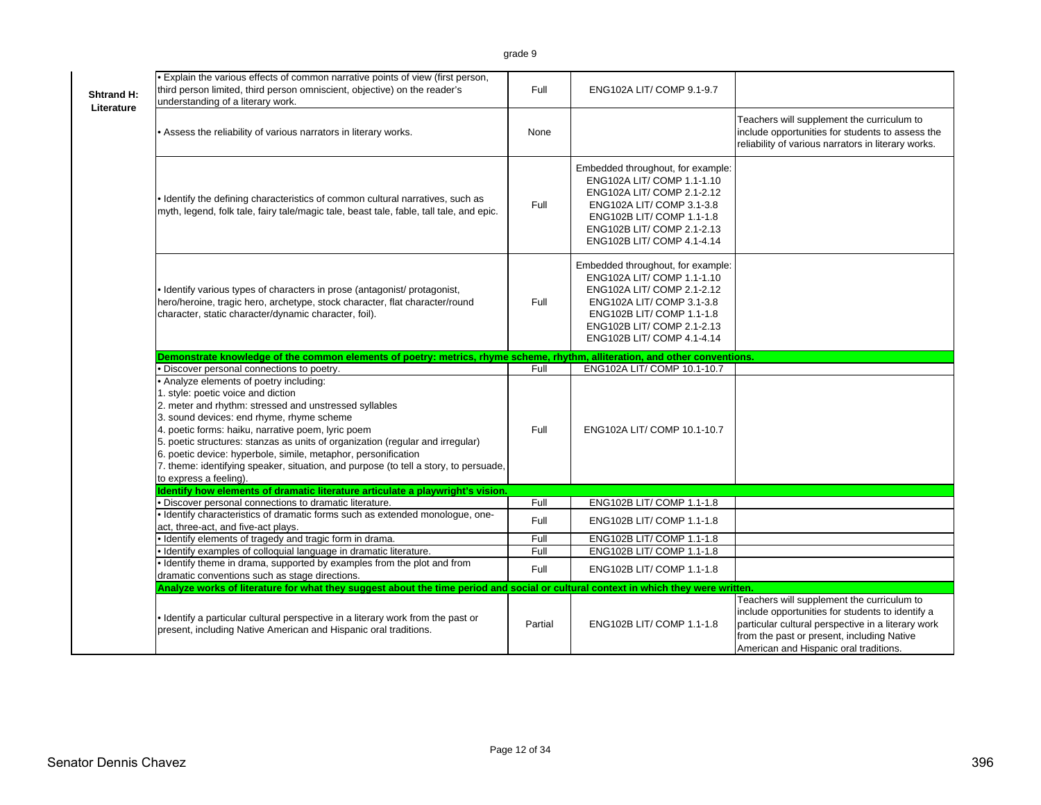| | | | | |
|---|---|---|---|---|
| **Shtrand H: Literature** | • Explain the various effects of common narrative points of view (first person, third person limited, third person omniscient, objective) on the reader's understanding of a literary work. | Full | ENG102A LIT/ COMP 9.1-9.7 | |
| | • Assess the reliability of various narrators in literary works. | None | | Teachers will supplement the curriculum to include opportunities for students to assess the reliability of various narrators in literary works. |
| | • Identify the defining characteristics of common cultural narratives, such as myth, legend, folk tale, fairy tale/magic tale, beast tale, fable, tall tale, and epic. | Full | Embedded throughout, for example: ENG102A LIT/ COMP 1.1-1.10 ENG102A LIT/ COMP 2.1-2.12 ENG102A LIT/ COMP 3.1-3.8 ENG102B LIT/ COMP 1.1-1.8 ENG102B LIT/ COMP 2.1-2.13 ENG102B LIT/ COMP 4.1-4.14 | |
| | • Identify various types of characters in prose (antagonist/ protagonist, hero/heroine, tragic hero, archetype, stock character, flat character/round character, static character/dynamic character, foil). | Full | Embedded throughout, for example: ENG102A LIT/ COMP 1.1-1.10 ENG102A LIT/ COMP 2.1-2.12 ENG102A LIT/ COMP 3.1-3.8 ENG102B LIT/ COMP 1.1-1.8 ENG102B LIT/ COMP 2.1-2.13 ENG102B LIT/ COMP 4.1-4.14 | |
| | **Demonstrate knowledge of the common elements of poetry: metrics, rhyme scheme, rhythm, alliteration, and other conventions.** | | | |
| | • Discover personal connections to poetry. | Full | ENG102A LIT/ COMP 10.1-10.7 | |
| | • Analyze elements of poetry including:<br>1. style: poetic voice and diction<br>2. meter and rhythm: stressed and unstressed syllables<br>3. sound devices: end rhyme, rhyme scheme<br>4. poetic forms: haiku, narrative poem, lyric poem<br>5. poetic structures: stanzas as units of organization (regular and irregular)<br>6. poetic device: hyperbole, simile, metaphor, personification<br>7. theme: identifying speaker, situation, and purpose (to tell a story, to persuade, to express a feeling). | Full | ENG102A LIT/ COMP 10.1-10.7 | |
| | **Identify how elements of dramatic literature articulate a playwright's vision.** | | | |
| | • Discover personal connections to dramatic literature. | Full | ENG102B LIT/ COMP 1.1-1.8 | |
| | • Identify characteristics of dramatic forms such as extended monologue, one-act, three-act, and five-act plays. | Full | ENG102B LIT/ COMP 1.1-1.8 | |
| | • Identify elements of tragedy and tragic form in drama. | Full | ENG102B LIT/ COMP 1.1-1.8 | |
| | • Identify examples of colloquial language in dramatic literature. | Full | ENG102B LIT/ COMP 1.1-1.8 | |
| | • Identify theme in drama, supported by examples from the plot and from dramatic conventions such as stage directions. | Full | ENG102B LIT/ COMP 1.1-1.8 | |
| | **Analyze works of literature for what they suggest about the time period and social or cultural context in which they were written.** | | | |
| | • Identify a particular cultural perspective in a literary work from the past or present, including Native American and Hispanic oral traditions. | Partial | ENG102B LIT/ COMP 1.1-1.8 | Teachers will supplement the curriculum to include opportunities for students to identify a particular cultural perspective in a literary work from the past or present, including Native American and Hispanic oral traditions. |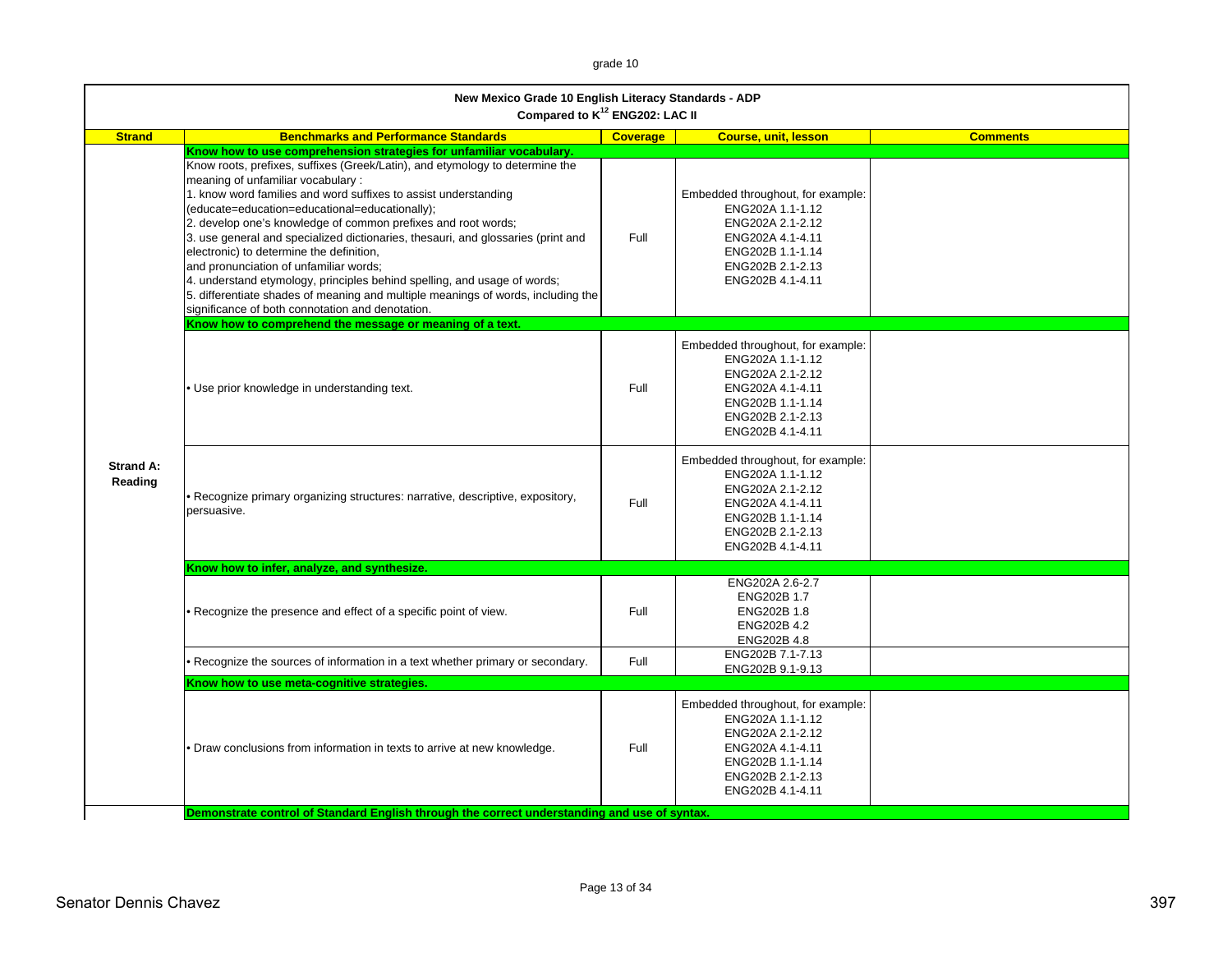## New Mexico Grade 10 English Literacy Standards - ADP

### Compared to K[12] ENG202: LAC II

| Strand | Benchmarks and Performance Standards | Coverage | Course, unit, lesson | Comments |
|---|---|---|---|---|
| Strand A: Reading | **Know how to use comprehension strategies for unfamiliar vocabulary.** | | | |
| | Know roots, prefixes, suffixes (Greek/Latin), and etymology to determine the meaning of unfamiliar vocabulary : 1. know word families and word suffixes to assist understanding (educate=education=educational=educationally); 2. develop one's knowledge of common prefixes and root words; 3. use general and specialized dictionaries, thesauri, and glossaries (print and electronic) to determine the definition, and pronunciation of unfamiliar words; 4. understand etymology, principles behind spelling, and usage of words; 5. differentiate shades of meaning and multiple meanings of words, including the significance of both connotation and denotation. | Full | Embedded throughout, for example: ENG202A 1.1-1.12 ENG202A 2.1-2.12 ENG202A 4.1-4.11 ENG202B 1.1-1.14 ENG202B 2.1-2.13 ENG202B 4.1-4.11 | |
| | **Know how to comprehend the message or meaning of a text.** | | | |
| | • Use prior knowledge in understanding text. | Full | Embedded throughout, for example: ENG202A 1.1-1.12 ENG202A 2.1-2.12 ENG202A 4.1-4.11 ENG202B 1.1-1.14 ENG202B 2.1-2.13 ENG202B 4.1-4.11 | |
| | • Recognize primary organizing structures: narrative, descriptive, expository, persuasive. | Full | Embedded throughout, for example: ENG202A 1.1-1.12 ENG202A 2.1-2.12 ENG202A 4.1-4.11 ENG202B 1.1-1.14 ENG202B 2.1-2.13 ENG202B 4.1-4.11 | |
| | **Know how to infer, analyze, and synthesize.** | | | |
| | • Recognize the presence and effect of a specific point of view. | Full | ENG202A 2.6-2.7 ENG202B 1.7 ENG202B 1.8 ENG202B 4.2 ENG202B 4.8 | |
| | • Recognize the sources of information in a text whether primary or secondary. | Full | ENG202B 7.1-7.13 ENG202B 9.1-9.13 | |
| | **Know how to use meta-cognitive strategies.** | | | |
| | • Draw conclusions from information in texts to arrive at new knowledge. | Full | Embedded throughout, for example: ENG202A 1.1-1.12 ENG202A 2.1-2.12 ENG202A 4.1-4.11 ENG202B 1.1-1.14 ENG202B 2.1-2.13 ENG202B 4.1-4.11 | |
| | **Demonstrate control of Standard English through the correct understanding and use of syntax.** | | | |

Senator Dennis Chavez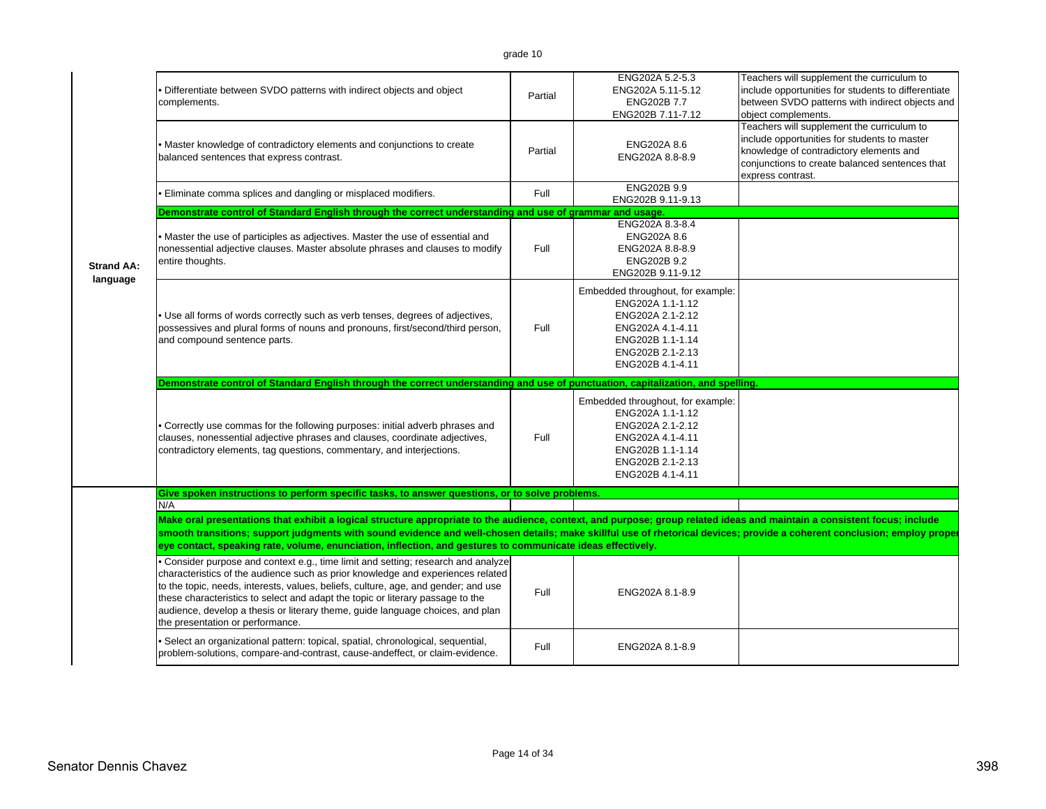| Strand | Standard | Coverage | Course Reference | Notes |
|---|---|---|---|---|
| Strand AA: language | • Differentiate between SVDO patterns with indirect objects and object complements. | Partial | ENG202A 5.2-5.3<br>ENG202A 5.11-5.12<br>ENG202B 7.7<br>ENG202B 7.11-7.12 | Teachers will supplement the curriculum to include opportunities for students to differentiate between SVDO patterns with indirect objects and object complements. |
| | • Master knowledge of contradictory elements and conjunctions to create balanced sentences that express contrast. | Partial | ENG202A 8.6<br>ENG202A 8.8-8.9 | Teachers will supplement the curriculum to include opportunities for students to master knowledge of contradictory elements and conjunctions to create balanced sentences that express contrast. |
| | • Eliminate comma splices and dangling or misplaced modifiers. | Full | ENG202B 9.9<br>ENG202B 9.11-9.13 | |
| | **Demonstrate control of Standard English through the correct understanding and use of grammar and usage.** | | | |
| | • Master the use of participles as adjectives. Master the use of essential and nonessential adjective clauses. Master absolute phrases and clauses to modify entire thoughts. | Full | ENG202A 8.3-8.4<br>ENG202A 8.6<br>ENG202A 8.8-8.9<br>ENG202B 9.2<br>ENG202B 9.11-9.12 | |
| | • Use all forms of words correctly such as verb tenses, degrees of adjectives, possessives and plural forms of nouns and pronouns, first/second/third person, and compound sentence parts. | Full | Embedded throughout, for example:<br>ENG202A 1.1-1.12<br>ENG202A 2.1-2.12<br>ENG202A 4.1-4.11<br>ENG202B 1.1-1.14<br>ENG202B 2.1-2.13<br>ENG202B 4.1-4.11 | |
| | **Demonstrate control of Standard English through the correct understanding and use of punctuation, capitalization, and spelling.** | | | |
| | • Correctly use commas for the following purposes: initial adverb phrases and clauses, nonessential adjective phrases and clauses, coordinate adjectives, contradictory elements, tag questions, commentary, and interjections. | Full | Embedded throughout, for example:<br>ENG202A 1.1-1.12<br>ENG202A 2.1-2.12<br>ENG202A 4.1-4.11<br>ENG202B 1.1-1.14<br>ENG202B 2.1-2.13<br>ENG202B 4.1-4.11 | |
| | **Give spoken instructions to perform specific tasks, to answer questions, or to solve problems.** | | | |
| | N/A | | | |
| | **Make oral presentations that exhibit a logical structure appropriate to the audience, context, and purpose; group related ideas and maintain a consistent focus; include smooth transitions; support judgments with sound evidence and well-chosen details; make skillful use of rhetorical devices; provide a coherent conclusion; employ proper eye contact, speaking rate, volume, enunciation, inflection, and gestures to communicate ideas effectively.** | | | |
| | • Consider purpose and context e.g., time limit and setting; research and analyze characteristics of the audience such as prior knowledge and experiences related to the topic, needs, interests, values, beliefs, culture, age, and gender; and use these characteristics to select and adapt the topic or literary passage to the audience, develop a thesis or literary theme, guide language choices, and plan the presentation or performance. | Full | ENG202A 8.1-8.9 | |
| | • Select an organizational pattern: topical, spatial, chronological, sequential, problem-solutions, compare-and-contrast, cause-andeffect, or claim-evidence. | Full | ENG202A 8.1-8.9 | |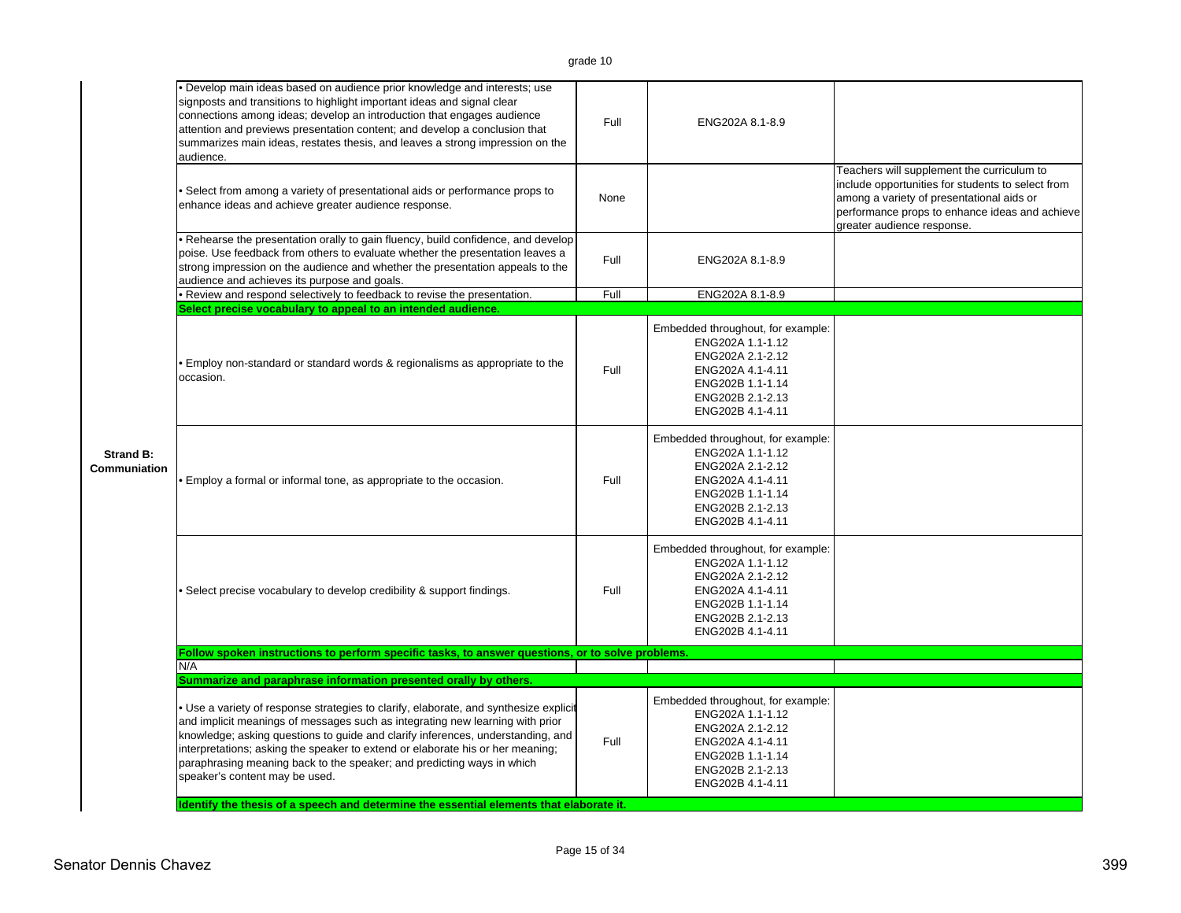grade 10

| | | | | |
|---|---|---|---|---|
| Strand B: Communiation | • Develop main ideas based on audience prior knowledge and interests; use signposts and transitions to highlight important ideas and signal clear connections among ideas; develop an introduction that engages audience attention and previews presentation content; and develop a conclusion that summarizes main ideas, restates thesis, and leaves a strong impression on the audience. | Full | ENG202A 8.1-8.9 | |
| | • Select from among a variety of presentational aids or performance props to enhance ideas and achieve greater audience response. | None | | Teachers will supplement the curriculum to include opportunities for students to select from among a variety of presentational aids or performance props to enhance ideas and achieve greater audience response. |
| | • Rehearse the presentation orally to gain fluency, build confidence, and develop poise. Use feedback from others to evaluate whether the presentation leaves a strong impression on the audience and whether the presentation appeals to the audience and achieves its purpose and goals. | Full | ENG202A 8.1-8.9 | |
| | • Review and respond selectively to feedback to revise the presentation. | Full | ENG202A 8.1-8.9 | |
| | **Select precise vocabulary to appeal to an intended audience.** | | | |
| | • Employ non-standard or standard words & regionalisms as appropriate to the occasion. | Full | Embedded throughout, for example: ENG202A 1.1-1.12 ENG202A 2.1-2.12 ENG202A 4.1-4.11 ENG202B 1.1-1.14 ENG202B 2.1-2.13 ENG202B 4.1-4.11 | |
| | • Employ a formal or informal tone, as appropriate to the occasion. | Full | Embedded throughout, for example: ENG202A 1.1-1.12 ENG202A 2.1-2.12 ENG202A 4.1-4.11 ENG202B 1.1-1.14 ENG202B 2.1-2.13 ENG202B 4.1-4.11 | |
| | • Select precise vocabulary to develop credibility & support findings. | Full | Embedded throughout, for example: ENG202A 1.1-1.12 ENG202A 2.1-2.12 ENG202A 4.1-4.11 ENG202B 1.1-1.14 ENG202B 2.1-2.13 ENG202B 4.1-4.11 | |
| | **Follow spoken instructions to perform specific tasks, to answer questions, or to solve problems.** | | | |
| | N/A | | | |
| | **Summarize and paraphrase information presented orally by others.** | | | |
| | • Use a variety of response strategies to clarify, elaborate, and synthesize explicit and implicit meanings of messages such as integrating new learning with prior knowledge; asking questions to guide and clarify inferences, understanding, and interpretations; asking the speaker to extend or elaborate his or her meaning; paraphrasing meaning back to the speaker; and predicting ways in which speaker's content may be used. | Full | Embedded throughout, for example: ENG202A 1.1-1.12 ENG202A 2.1-2.12 ENG202A 4.1-4.11 ENG202B 1.1-1.14 ENG202B 2.1-2.13 ENG202B 4.1-4.11 | |
| | **Identify the thesis of a speech and determine the essential elements that elaborate it.** | | | |

Senator Dennis Chavez